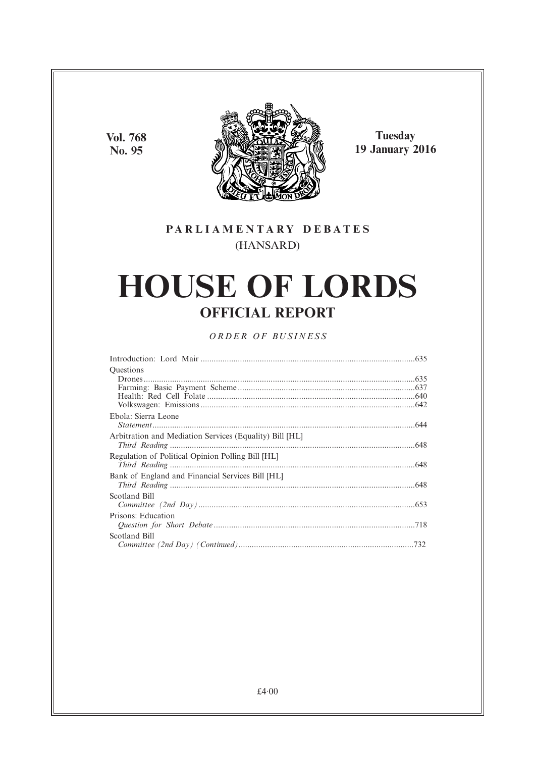Vol. 768
No. 95

Tuesday
19 January 2016

**PARLIAMENTARY DEBATES**

(HANSARD)

# HOUSE OF LORDS

## OFFICIAL REPORT

*ORDER OF BUSINESS*

Introduction: Lord Mair ....................635

Questions
- Drones ....................635
- Farming: Basic Payment Scheme ....................637
- Health: Red Cell Folate ....................640
- Volkswagen: Emissions ....................642

Ebola: Sierra Leone
*Statement* ....................644

Arbitration and Mediation Services (Equality) Bill [HL]
*Third Reading* ....................648

Regulation of Political Opinion Polling Bill [HL]
*Third Reading* ....................648

Bank of England and Financial Services Bill [HL]
*Third Reading* ....................648

Scotland Bill
*Committee (2nd Day)* ....................653

Prisons: Education
*Question for Short Debate* ....................718

Scotland Bill
*Committee (2nd Day) (Continued)* ....................732

£4·00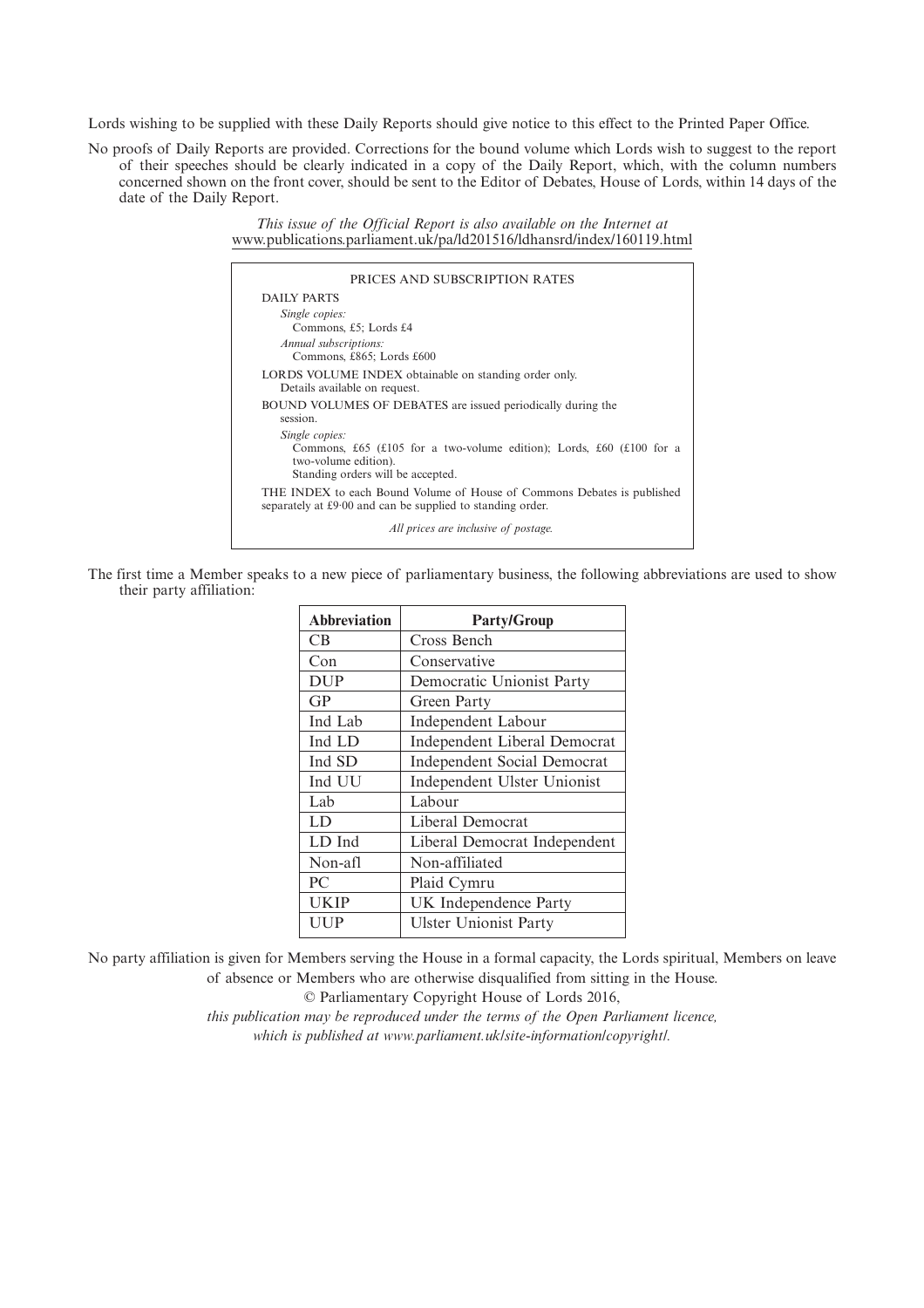Lords wishing to be supplied with these Daily Reports should give notice to this effect to the Printed Paper Office.

No proofs of Daily Reports are provided. Corrections for the bound volume which Lords wish to suggest to the report of their speeches should be clearly indicated in a copy of the Daily Report, which, with the column numbers concerned shown on the front cover, should be sent to the Editor of Debates, House of Lords, within 14 days of the date of the Daily Report.

*This issue of the Official Report is also available on the Internet at*
www.publications.parliament.uk/pa/ld201516/ldhansrd/index/160119.html

PRICES AND SUBSCRIPTION RATES

DAILY PARTS

*Single copies:*
Commons, £5; Lords £4

*Annual subscriptions:*
Commons, £865; Lords £600

LORDS VOLUME INDEX obtainable on standing order only.
Details available on request.

BOUND VOLUMES OF DEBATES are issued periodically during the session.

*Single copies:*
Commons, £65 (£105 for a two-volume edition); Lords, £60 (£100 for a two-volume edition).
Standing orders will be accepted.

THE INDEX to each Bound Volume of House of Commons Debates is published separately at £9·00 and can be supplied to standing order.

*All prices are inclusive of postage.*

The first time a Member speaks to a new piece of parliamentary business, the following abbreviations are used to show their party affiliation:

| Abbreviation | Party/Group |
| --- | --- |
| CB | Cross Bench |
| Con | Conservative |
| DUP | Democratic Unionist Party |
| GP | Green Party |
| Ind Lab | Independent Labour |
| Ind LD | Independent Liberal Democrat |
| Ind SD | Independent Social Democrat |
| Ind UU | Independent Ulster Unionist |
| Lab | Labour |
| LD | Liberal Democrat |
| LD Ind | Liberal Democrat Independent |
| Non-afl | Non-affiliated |
| PC | Plaid Cymru |
| UKIP | UK Independence Party |
| UUP | Ulster Unionist Party |

No party affiliation is given for Members serving the House in a formal capacity, the Lords spiritual, Members on leave of absence or Members who are otherwise disqualified from sitting in the House.

© Parliamentary Copyright House of Lords 2016,
*this publication may be reproduced under the terms of the Open Parliament licence, which is published at www.parliament.uk/site-information/copyright/.*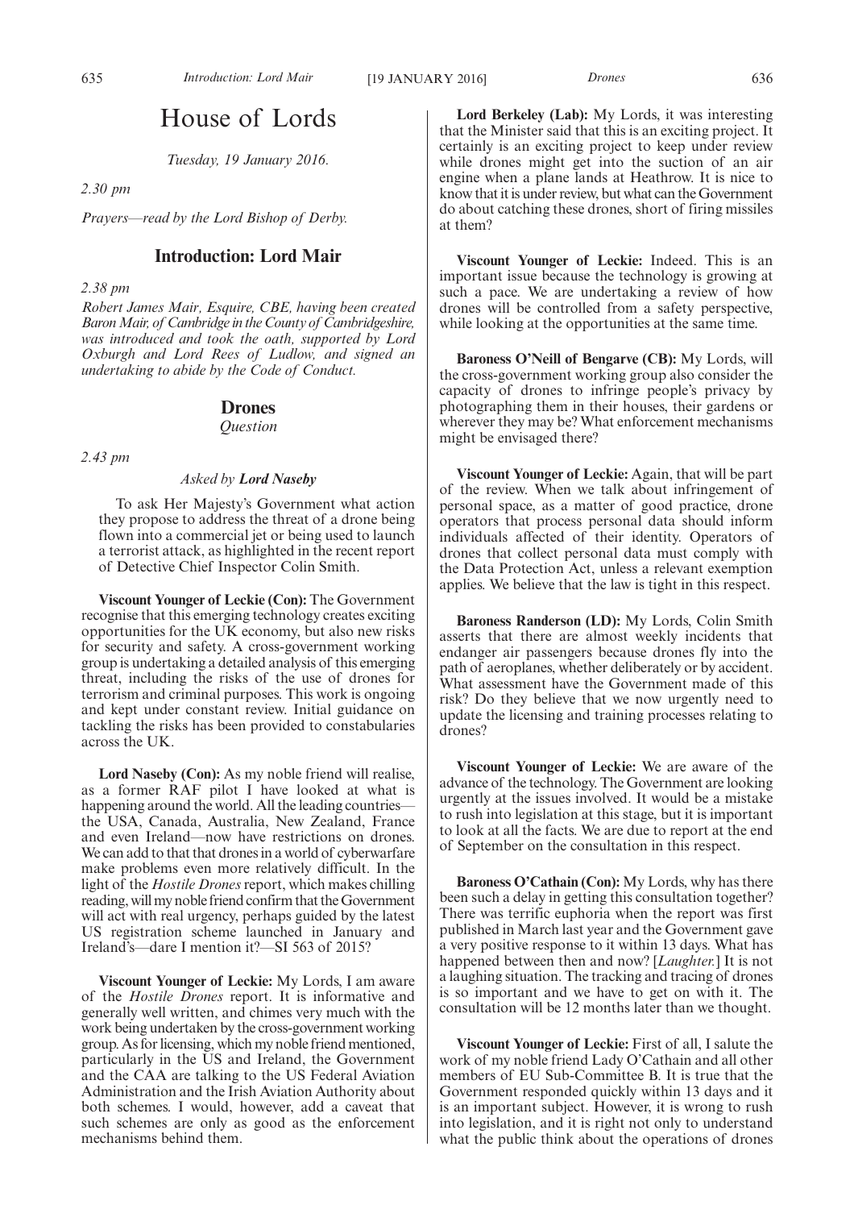# House of Lords

*Tuesday, 19 January 2016.*

*2.30 pm*

*Prayers—read by the Lord Bishop of Derby.*

## Introduction: Lord Mair

*2.38 pm*

*Robert James Mair, Esquire, CBE, having been created Baron Mair, of Cambridge in the County of Cambridgeshire, was introduced and took the oath, supported by Lord Oxburgh and Lord Rees of Ludlow, and signed an undertaking to abide by the Code of Conduct.*

## Drones

*Question*

*2.43 pm*

*Asked by* ***Lord Naseby***

To ask Her Majesty's Government what action they propose to address the threat of a drone being flown into a commercial jet or being used to launch a terrorist attack, as highlighted in the recent report of Detective Chief Inspector Colin Smith.

**Viscount Younger of Leckie (Con):** The Government recognise that this emerging technology creates exciting opportunities for the UK economy, but also new risks for security and safety. A cross-government working group is undertaking a detailed analysis of this emerging threat, including the risks of the use of drones for terrorism and criminal purposes. This work is ongoing and kept under constant review. Initial guidance on tackling the risks has been provided to constabularies across the UK.

**Lord Naseby (Con):** As my noble friend will realise, as a former RAF pilot I have looked at what is happening around the world. All the leading countries—the USA, Canada, Australia, New Zealand, France and even Ireland—now have restrictions on drones. We can add to that that drones in a world of cyberwarfare make problems even more relatively difficult. In the light of the *Hostile Drones* report, which makes chilling reading, will my noble friend confirm that the Government will act with real urgency, perhaps guided by the latest US registration scheme launched in January and Ireland's—dare I mention it?—SI 563 of 2015?

**Viscount Younger of Leckie:** My Lords, I am aware of the *Hostile Drones* report. It is informative and generally well written, and chimes very much with the work being undertaken by the cross-government working group. As for licensing, which my noble friend mentioned, particularly in the US and Ireland, the Government and the CAA are talking to the US Federal Aviation Administration and the Irish Aviation Authority about both schemes. I would, however, add a caveat that such schemes are only as good as the enforcement mechanisms behind them.

**Lord Berkeley (Lab):** My Lords, it was interesting that the Minister said that this is an exciting project. It certainly is an exciting project to keep under review while drones might get into the suction of an air engine when a plane lands at Heathrow. It is nice to know that it is under review, but what can the Government do about catching these drones, short of firing missiles at them?

**Viscount Younger of Leckie:** Indeed. This is an important issue because the technology is growing at such a pace. We are undertaking a review of how drones will be controlled from a safety perspective, while looking at the opportunities at the same time.

**Baroness O'Neill of Bengarve (CB):** My Lords, will the cross-government working group also consider the capacity of drones to infringe people's privacy by photographing them in their houses, their gardens or wherever they may be? What enforcement mechanisms might be envisaged there?

**Viscount Younger of Leckie:** Again, that will be part of the review. When we talk about infringement of personal space, as a matter of good practice, drone operators that process personal data should inform individuals affected of their identity. Operators of drones that collect personal data must comply with the Data Protection Act, unless a relevant exemption applies. We believe that the law is tight in this respect.

**Baroness Randerson (LD):** My Lords, Colin Smith asserts that there are almost weekly incidents that endanger air passengers because drones fly into the path of aeroplanes, whether deliberately or by accident. What assessment have the Government made of this risk? Do they believe that we now urgently need to update the licensing and training processes relating to drones?

**Viscount Younger of Leckie:** We are aware of the advance of the technology. The Government are looking urgently at the issues involved. It would be a mistake to rush into legislation at this stage, but it is important to look at all the facts. We are due to report at the end of September on the consultation in this respect.

**Baroness O'Cathain (Con):** My Lords, why has there been such a delay in getting this consultation together? There was terrific euphoria when the report was first published in March last year and the Government gave a very positive response to it within 13 days. What has happened between then and now? [*Laughter.*] It is not a laughing situation. The tracking and tracing of drones is so important and we have to get on with it. The consultation will be 12 months later than we thought.

**Viscount Younger of Leckie:** First of all, I salute the work of my noble friend Lady O'Cathain and all other members of EU Sub-Committee B. It is true that the Government responded quickly within 13 days and it is an important subject. However, it is wrong to rush into legislation, and it is right not only to understand what the public think about the operations of drones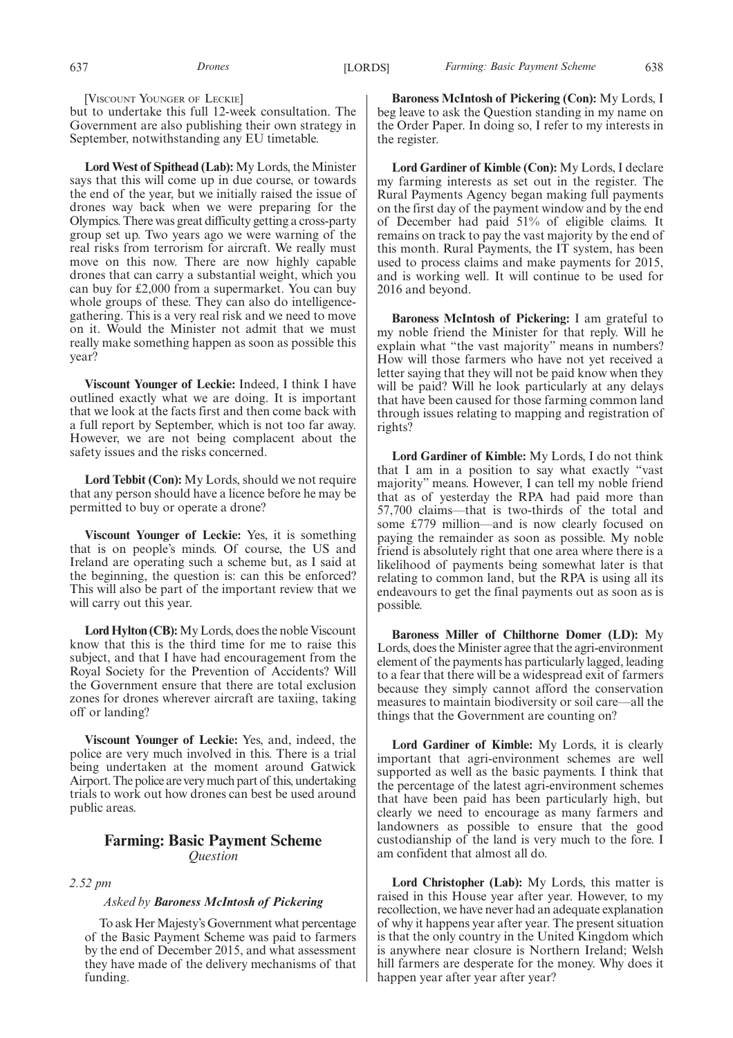[Viscount Younger of Leckie]

but to undertake this full 12-week consultation. The Government are also publishing their own strategy in September, notwithstanding any EU timetable.

**Lord West of Spithead (Lab):** My Lords, the Minister says that this will come up in due course, or towards the end of the year, but we initially raised the issue of drones way back when we were preparing for the Olympics. There was great difficulty getting a cross-party group set up. Two years ago we were warning of the real risks from terrorism for aircraft. We really must move on this now. There are now highly capable drones that can carry a substantial weight, which you can buy for £2,000 from a supermarket. You can buy whole groups of these. They can also do intelligence-gathering. This is a very real risk and we need to move on it. Would the Minister not admit that we must really make something happen as soon as possible this year?

**Viscount Younger of Leckie:** Indeed, I think I have outlined exactly what we are doing. It is important that we look at the facts first and then come back with a full report by September, which is not too far away. However, we are not being complacent about the safety issues and the risks concerned.

**Lord Tebbit (Con):** My Lords, should we not require that any person should have a licence before he may be permitted to buy or operate a drone?

**Viscount Younger of Leckie:** Yes, it is something that is on people's minds. Of course, the US and Ireland are operating such a scheme but, as I said at the beginning, the question is: can this be enforced? This will also be part of the important review that we will carry out this year.

**Lord Hylton (CB):** My Lords, does the noble Viscount know that this is the third time for me to raise this subject, and that I have had encouragement from the Royal Society for the Prevention of Accidents? Will the Government ensure that there are total exclusion zones for drones wherever aircraft are taxiing, taking off or landing?

**Viscount Younger of Leckie:** Yes, and, indeed, the police are very much involved in this. There is a trial being undertaken at the moment around Gatwick Airport. The police are very much part of this, undertaking trials to work out how drones can best be used around public areas.

## Farming: Basic Payment Scheme

*Question*

*2.52 pm*

*Asked by **Baroness McIntosh of Pickering***

To ask Her Majesty's Government what percentage of the Basic Payment Scheme was paid to farmers by the end of December 2015, and what assessment they have made of the delivery mechanisms of that funding.

**Baroness McIntosh of Pickering (Con):** My Lords, I beg leave to ask the Question standing in my name on the Order Paper. In doing so, I refer to my interests in the register.

**Lord Gardiner of Kimble (Con):** My Lords, I declare my farming interests as set out in the register. The Rural Payments Agency began making full payments on the first day of the payment window and by the end of December had paid 51% of eligible claims. It remains on track to pay the vast majority by the end of this month. Rural Payments, the IT system, has been used to process claims and make payments for 2015, and is working well. It will continue to be used for 2016 and beyond.

**Baroness McIntosh of Pickering:** I am grateful to my noble friend the Minister for that reply. Will he explain what "the vast majority" means in numbers? How will those farmers who have not yet received a letter saying that they will not be paid know when they will be paid? Will he look particularly at any delays that have been caused for those farming common land through issues relating to mapping and registration of rights?

**Lord Gardiner of Kimble:** My Lords, I do not think that I am in a position to say what exactly "vast majority" means. However, I can tell my noble friend that as of yesterday the RPA had paid more than 57,700 claims—that is two-thirds of the total and some £779 million—and is now clearly focused on paying the remainder as soon as possible. My noble friend is absolutely right that one area where there is a likelihood of payments being somewhat later is that relating to common land, but the RPA is using all its endeavours to get the final payments out as soon as is possible.

**Baroness Miller of Chilthorne Domer (LD):** My Lords, does the Minister agree that the agri-environment element of the payments has particularly lagged, leading to a fear that there will be a widespread exit of farmers because they simply cannot afford the conservation measures to maintain biodiversity or soil care—all the things that the Government are counting on?

**Lord Gardiner of Kimble:** My Lords, it is clearly important that agri-environment schemes are well supported as well as the basic payments. I think that the percentage of the latest agri-environment schemes that have been paid has been particularly high, but clearly we need to encourage as many farmers and landowners as possible to ensure that the good custodianship of the land is very much to the fore. I am confident that almost all do.

**Lord Christopher (Lab):** My Lords, this matter is raised in this House year after year. However, to my recollection, we have never had an adequate explanation of why it happens year after year. The present situation is that the only country in the United Kingdom which is anywhere near closure is Northern Ireland; Welsh hill farmers are desperate for the money. Why does it happen year after year after year?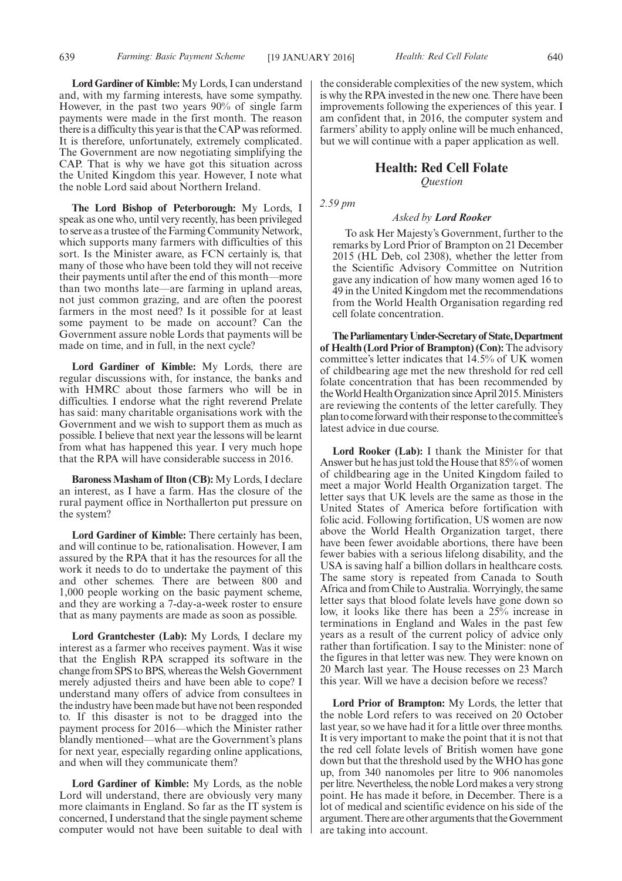**Lord Gardiner of Kimble:** My Lords, I can understand and, with my farming interests, have some sympathy. However, in the past two years 90% of single farm payments were made in the first month. The reason there is a difficulty this year is that the CAP was reformed. It is therefore, unfortunately, extremely complicated. The Government are now negotiating simplifying the CAP. That is why we have got this situation across the United Kingdom this year. However, I note what the noble Lord said about Northern Ireland.

**The Lord Bishop of Peterborough:** My Lords, I speak as one who, until very recently, has been privileged to serve as a trustee of the Farming Community Network, which supports many farmers with difficulties of this sort. Is the Minister aware, as FCN certainly is, that many of those who have been told they will not receive their payments until after the end of this month—more than two months late—are farming in upland areas, not just common grazing, and are often the poorest farmers in the most need? Is it possible for at least some payment to be made on account? Can the Government assure noble Lords that payments will be made on time, and in full, in the next cycle?

**Lord Gardiner of Kimble:** My Lords, there are regular discussions with, for instance, the banks and with HMRC about those farmers who will be in difficulties. I endorse what the right reverend Prelate has said: many charitable organisations work with the Government and we wish to support them as much as possible. I believe that next year the lessons will be learnt from what has happened this year. I very much hope that the RPA will have considerable success in 2016.

**Baroness Masham of Ilton (CB):** My Lords, I declare an interest, as I have a farm. Has the closure of the rural payment office in Northallerton put pressure on the system?

**Lord Gardiner of Kimble:** There certainly has been, and will continue to be, rationalisation. However, I am assured by the RPA that it has the resources for all the work it needs to do to undertake the payment of this and other schemes. There are between 800 and 1,000 people working on the basic payment scheme, and they are working a 7-day-a-week roster to ensure that as many payments are made as soon as possible.

**Lord Grantchester (Lab):** My Lords, I declare my interest as a farmer who receives payment. Was it wise that the English RPA scrapped its software in the change from SPS to BPS, whereas the Welsh Government merely adjusted theirs and have been able to cope? I understand many offers of advice from consultees in the industry have been made but have not been responded to. If this disaster is not to be dragged into the payment process for 2016—which the Minister rather blandly mentioned—what are the Government's plans for next year, especially regarding online applications, and when will they communicate them?

**Lord Gardiner of Kimble:** My Lords, as the noble Lord will understand, there are obviously very many more claimants in England. So far as the IT system is concerned, I understand that the single payment scheme computer would not have been suitable to deal with the considerable complexities of the new system, which is why the RPA invested in the new one. There have been improvements following the experiences of this year. I am confident that, in 2016, the computer system and farmers' ability to apply online will be much enhanced, but we will continue with a paper application as well.

## Health: Red Cell Folate

*Question*

*2.59 pm*

*Asked by* ***Lord Rooker***

To ask Her Majesty's Government, further to the remarks by Lord Prior of Brampton on 21 December 2015 (HL Deb, col 2308), whether the letter from the Scientific Advisory Committee on Nutrition gave any indication of how many women aged 16 to 49 in the United Kingdom met the recommendations from the World Health Organisation regarding red cell folate concentration.

**The Parliamentary Under-Secretary of State, Department of Health (Lord Prior of Brampton) (Con):** The advisory committee's letter indicates that 14.5% of UK women of childbearing age met the new threshold for red cell folate concentration that has been recommended by the World Health Organization since April 2015. Ministers are reviewing the contents of the letter carefully. They plan to come forward with their response to the committee's latest advice in due course.

**Lord Rooker (Lab):** I thank the Minister for that Answer but he has just told the House that 85% of women of childbearing age in the United Kingdom failed to meet a major World Health Organization target. The letter says that UK levels are the same as those in the United States of America before fortification with folic acid. Following fortification, US women are now above the World Health Organization target, there have been fewer avoidable abortions, there have been fewer babies with a serious lifelong disability, and the USA is saving half a billion dollars in healthcare costs. The same story is repeated from Canada to South Africa and from Chile to Australia. Worryingly, the same letter says that blood folate levels have gone down so low, it looks like there has been a 25% increase in terminations in England and Wales in the past few years as a result of the current policy of advice only rather than fortification. I say to the Minister: none of the figures in that letter was new. They were known on 20 March last year. The House recesses on 23 March this year. Will we have a decision before we recess?

**Lord Prior of Brampton:** My Lords, the letter that the noble Lord refers to was received on 20 October last year, so we have had it for a little over three months. It is very important to make the point that it is not that the red cell folate levels of British women have gone down but that the threshold used by the WHO has gone up, from 340 nanomoles per litre to 906 nanomoles per litre. Nevertheless, the noble Lord makes a very strong point. He has made it before, in December. There is a lot of medical and scientific evidence on his side of the argument. There are other arguments that the Government are taking into account.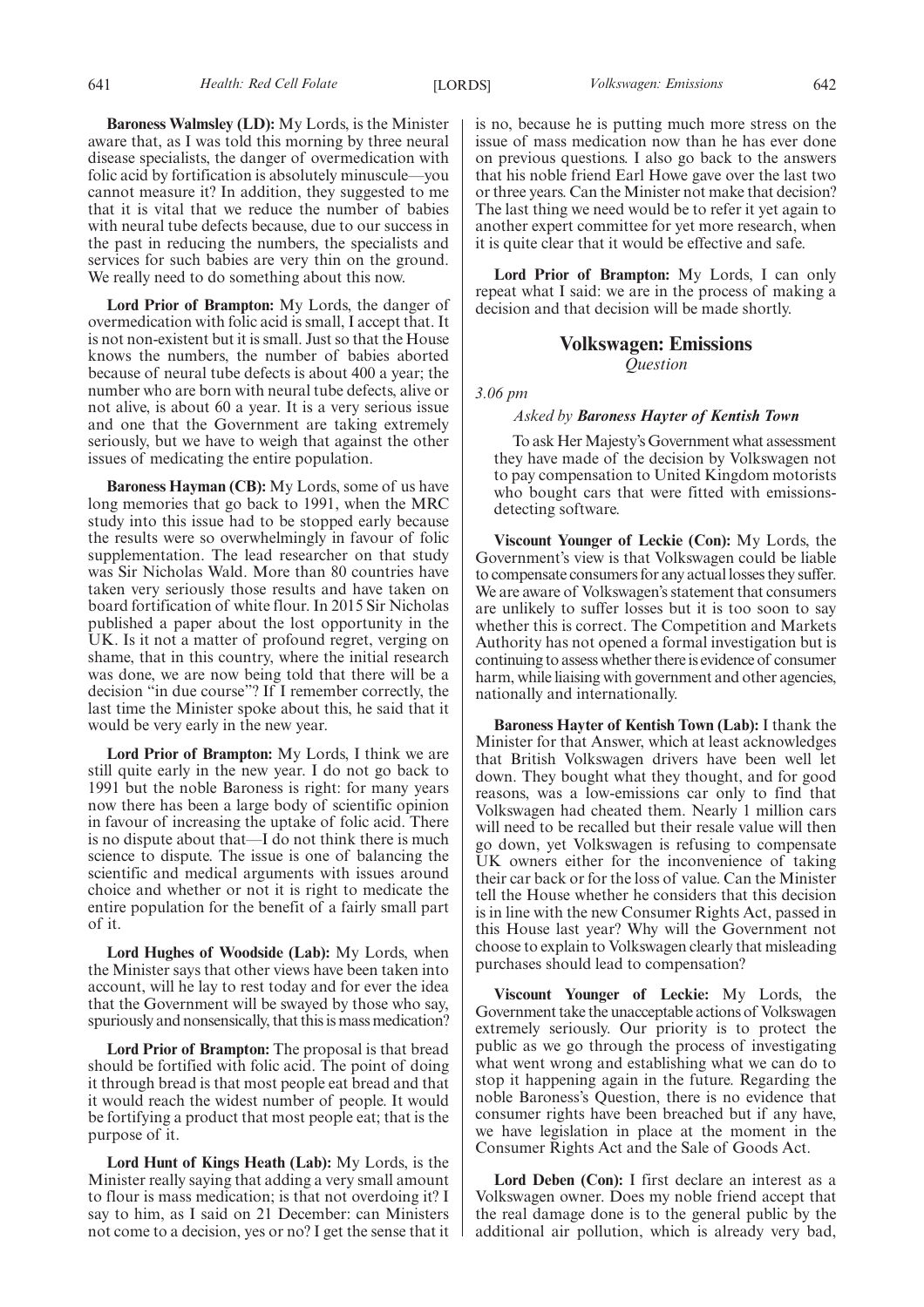**Baroness Walmsley (LD):** My Lords, is the Minister aware that, as I was told this morning by three neural disease specialists, the danger of overmedication with folic acid by fortification is absolutely minuscule—you cannot measure it? In addition, they suggested to me that it is vital that we reduce the number of babies with neural tube defects because, due to our success in the past in reducing the numbers, the specialists and services for such babies are very thin on the ground. We really need to do something about this now.

**Lord Prior of Brampton:** My Lords, the danger of overmedication with folic acid is small, I accept that. It is not non-existent but it is small. Just so that the House knows the numbers, the number of babies aborted because of neural tube defects is about 400 a year; the number who are born with neural tube defects, alive or not alive, is about 60 a year. It is a very serious issue and one that the Government are taking extremely seriously, but we have to weigh that against the other issues of medicating the entire population.

**Baroness Hayman (CB):** My Lords, some of us have long memories that go back to 1991, when the MRC study into this issue had to be stopped early because the results were so overwhelmingly in favour of folic supplementation. The lead researcher on that study was Sir Nicholas Wald. More than 80 countries have taken very seriously those results and have taken on board fortification of white flour. In 2015 Sir Nicholas published a paper about the lost opportunity in the UK. Is it not a matter of profound regret, verging on shame, that in this country, where the initial research was done, we are now being told that there will be a decision "in due course"? If I remember correctly, the last time the Minister spoke about this, he said that it would be very early in the new year.

**Lord Prior of Brampton:** My Lords, I think we are still quite early in the new year. I do not go back to 1991 but the noble Baroness is right: for many years now there has been a large body of scientific opinion in favour of increasing the uptake of folic acid. There is no dispute about that—I do not think there is much science to dispute. The issue is one of balancing the scientific and medical arguments with issues around choice and whether or not it is right to medicate the entire population for the benefit of a fairly small part of it.

**Lord Hughes of Woodside (Lab):** My Lords, when the Minister says that other views have been taken into account, will he lay to rest today and for ever the idea that the Government will be swayed by those who say, spuriously and nonsensically, that this is mass medication?

**Lord Prior of Brampton:** The proposal is that bread should be fortified with folic acid. The point of doing it through bread is that most people eat bread and that it would reach the widest number of people. It would be fortifying a product that most people eat; that is the purpose of it.

**Lord Hunt of Kings Heath (Lab):** My Lords, is the Minister really saying that adding a very small amount to flour is mass medication; is that not overdoing it? I say to him, as I said on 21 December: can Ministers not come to a decision, yes or no? I get the sense that it is no, because he is putting much more stress on the issue of mass medication now than he has ever done on previous questions. I also go back to the answers that his noble friend Earl Howe gave over the last two or three years. Can the Minister not make that decision? The last thing we need would be to refer it yet again to another expert committee for yet more research, when it is quite clear that it would be effective and safe.

**Lord Prior of Brampton:** My Lords, I can only repeat what I said: we are in the process of making a decision and that decision will be made shortly.

## Volkswagen: Emissions

*Question*

*3.06 pm*

*Asked by* ***Baroness Hayter of Kentish Town***

To ask Her Majesty's Government what assessment they have made of the decision by Volkswagen not to pay compensation to United Kingdom motorists who bought cars that were fitted with emissions-detecting software.

**Viscount Younger of Leckie (Con):** My Lords, the Government's view is that Volkswagen could be liable to compensate consumers for any actual losses they suffer. We are aware of Volkswagen's statement that consumers are unlikely to suffer losses but it is too soon to say whether this is correct. The Competition and Markets Authority has not opened a formal investigation but is continuing to assess whether there is evidence of consumer harm, while liaising with government and other agencies, nationally and internationally.

**Baroness Hayter of Kentish Town (Lab):** I thank the Minister for that Answer, which at least acknowledges that British Volkswagen drivers have been well let down. They bought what they thought, and for good reasons, was a low-emissions car only to find that Volkswagen had cheated them. Nearly 1 million cars will need to be recalled but their resale value will then go down, yet Volkswagen is refusing to compensate UK owners either for the inconvenience of taking their car back or for the loss of value. Can the Minister tell the House whether he considers that this decision is in line with the new Consumer Rights Act, passed in this House last year? Why will the Government not choose to explain to Volkswagen clearly that misleading purchases should lead to compensation?

**Viscount Younger of Leckie:** My Lords, the Government take the unacceptable actions of Volkswagen extremely seriously. Our priority is to protect the public as we go through the process of investigating what went wrong and establishing what we can do to stop it happening again in the future. Regarding the noble Baroness's Question, there is no evidence that consumer rights have been breached but if any have, we have legislation in place at the moment in the Consumer Rights Act and the Sale of Goods Act.

**Lord Deben (Con):** I first declare an interest as a Volkswagen owner. Does my noble friend accept that the real damage done is to the general public by the additional air pollution, which is already very bad,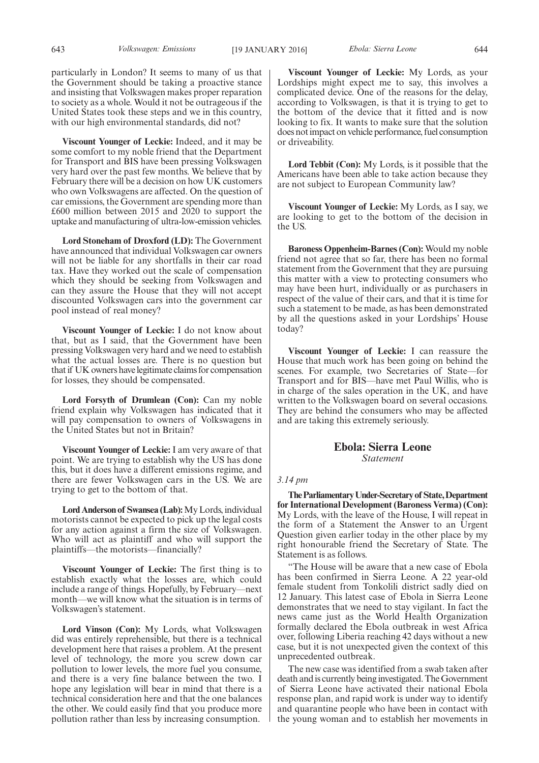particularly in London? It seems to many of us that the Government should be taking a proactive stance and insisting that Volkswagen makes proper reparation to society as a whole. Would it not be outrageous if the United States took these steps and we in this country, with our high environmental standards, did not?

**Viscount Younger of Leckie:** Indeed, and it may be some comfort to my noble friend that the Department for Transport and BIS have been pressing Volkswagen very hard over the past few months. We believe that by February there will be a decision on how UK customers who own Volkswagens are affected. On the question of car emissions, the Government are spending more than £600 million between 2015 and 2020 to support the uptake and manufacturing of ultra-low-emission vehicles.

**Lord Stoneham of Droxford (LD):** The Government have announced that individual Volkswagen car owners will not be liable for any shortfalls in their car road tax. Have they worked out the scale of compensation which they should be seeking from Volkswagen and can they assure the House that they will not accept discounted Volkswagen cars into the government car pool instead of real money?

**Viscount Younger of Leckie:** I do not know about that, but as I said, that the Government have been pressing Volkswagen very hard and we need to establish what the actual losses are. There is no question but that if UK owners have legitimate claims for compensation for losses, they should be compensated.

**Lord Forsyth of Drumlean (Con):** Can my noble friend explain why Volkswagen has indicated that it will pay compensation to owners of Volkswagens in the United States but not in Britain?

**Viscount Younger of Leckie:** I am very aware of that point. We are trying to establish why the US has done this, but it does have a different emissions regime, and there are fewer Volkswagen cars in the US. We are trying to get to the bottom of that.

**Lord Anderson of Swansea (Lab):** My Lords, individual motorists cannot be expected to pick up the legal costs for any action against a firm the size of Volkswagen. Who will act as plaintiff and who will support the plaintiffs—the motorists—financially?

**Viscount Younger of Leckie:** The first thing is to establish exactly what the losses are, which could include a range of things. Hopefully, by February—next month—we will know what the situation is in terms of Volkswagen's statement.

**Lord Vinson (Con):** My Lords, what Volkswagen did was entirely reprehensible, but there is a technical development here that raises a problem. At the present level of technology, the more you screw down car pollution to lower levels, the more fuel you consume, and there is a very fine balance between the two. I hope any legislation will bear in mind that there is a technical consideration here and that the one balances the other. We could easily find that you produce more pollution rather than less by increasing consumption.

**Viscount Younger of Leckie:** My Lords, as your Lordships might expect me to say, this involves a complicated device. One of the reasons for the delay, according to Volkswagen, is that it is trying to get to the bottom of the device that it fitted and is now looking to fix. It wants to make sure that the solution does not impact on vehicle performance, fuel consumption or driveability.

**Lord Tebbit (Con):** My Lords, is it possible that the Americans have been able to take action because they are not subject to European Community law?

**Viscount Younger of Leckie:** My Lords, as I say, we are looking to get to the bottom of the decision in the US.

**Baroness Oppenheim-Barnes (Con):** Would my noble friend not agree that so far, there has been no formal statement from the Government that they are pursuing this matter with a view to protecting consumers who may have been hurt, individually or as purchasers in respect of the value of their cars, and that it is time for such a statement to be made, as has been demonstrated by all the questions asked in your Lordships' House today?

**Viscount Younger of Leckie:** I can reassure the House that much work has been going on behind the scenes. For example, two Secretaries of State—for Transport and for BIS—have met Paul Willis, who is in charge of the sales operation in the UK, and have written to the Volkswagen board on several occasions. They are behind the consumers who may be affected and are taking this extremely seriously.

## Ebola: Sierra Leone

*Statement*

*3.14 pm*

**The Parliamentary Under-Secretary of State, Department for International Development (Baroness Verma) (Con):** My Lords, with the leave of the House, I will repeat in the form of a Statement the Answer to an Urgent Question given earlier today in the other place by my right honourable friend the Secretary of State. The Statement is as follows.

"The House will be aware that a new case of Ebola has been confirmed in Sierra Leone. A 22 year-old female student from Tonkolili district sadly died on 12 January. This latest case of Ebola in Sierra Leone demonstrates that we need to stay vigilant. In fact the news came just as the World Health Organization formally declared the Ebola outbreak in west Africa over, following Liberia reaching 42 days without a new case, but it is not unexpected given the context of this unprecedented outbreak.

The new case was identified from a swab taken after death and is currently being investigated. The Government of Sierra Leone have activated their national Ebola response plan, and rapid work is under way to identify and quarantine people who have been in contact with the young woman and to establish her movements in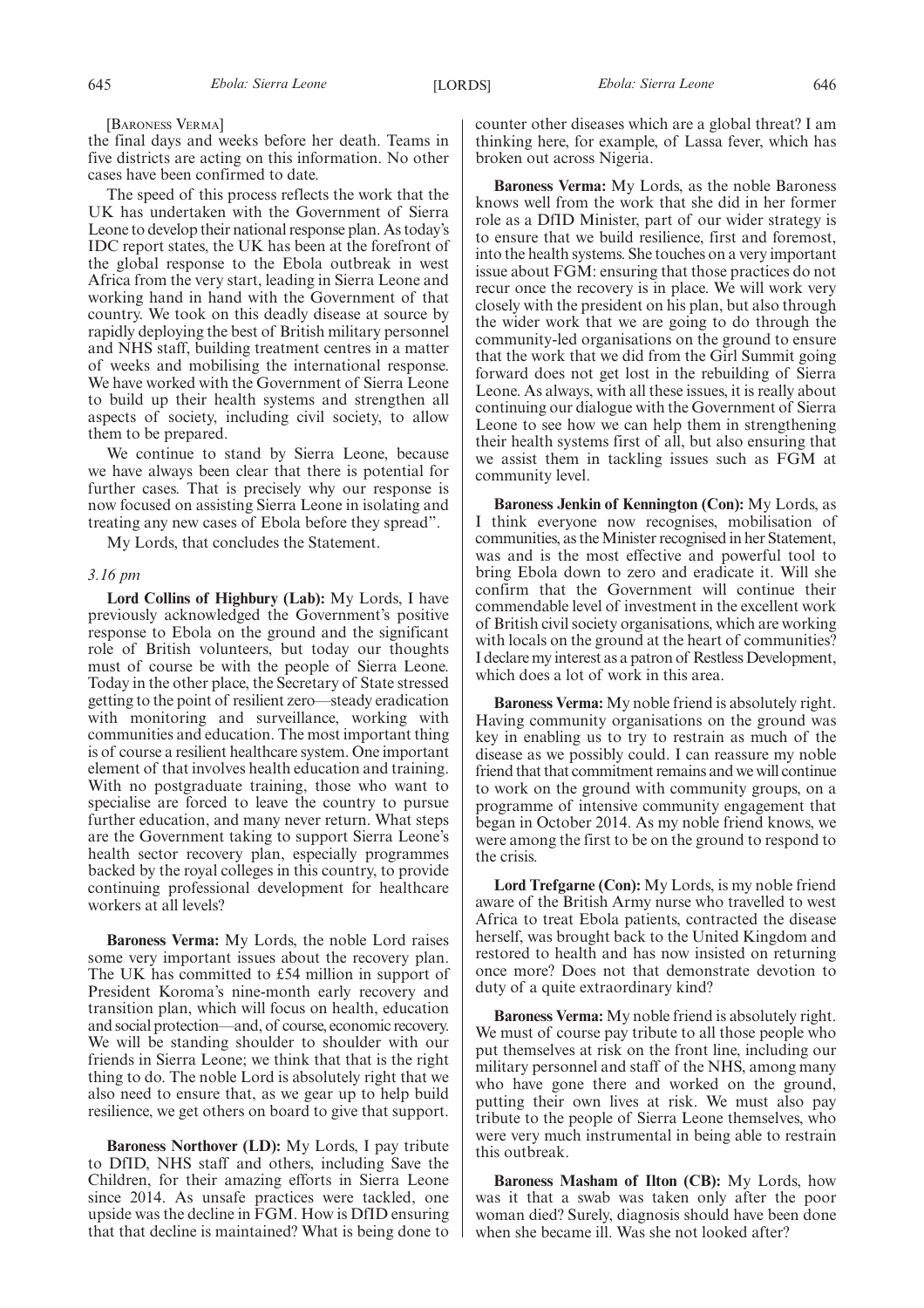[Baroness Verma]

the final days and weeks before her death. Teams in five districts are acting on this information. No other cases have been confirmed to date.

The speed of this process reflects the work that the UK has undertaken with the Government of Sierra Leone to develop their national response plan. As today's IDC report states, the UK has been at the forefront of the global response to the Ebola outbreak in west Africa from the very start, leading in Sierra Leone and working hand in hand with the Government of that country. We took on this deadly disease at source by rapidly deploying the best of British military personnel and NHS staff, building treatment centres in a matter of weeks and mobilising the international response. We have worked with the Government of Sierra Leone to build up their health systems and strengthen all aspects of society, including civil society, to allow them to be prepared.

We continue to stand by Sierra Leone, because we have always been clear that there is potential for further cases. That is precisely why our response is now focused on assisting Sierra Leone in isolating and treating any new cases of Ebola before they spread".

My Lords, that concludes the Statement.

*3.16 pm*

**Lord Collins of Highbury (Lab):** My Lords, I have previously acknowledged the Government's positive response to Ebola on the ground and the significant role of British volunteers, but today our thoughts must of course be with the people of Sierra Leone. Today in the other place, the Secretary of State stressed getting to the point of resilient zero—steady eradication with monitoring and surveillance, working with communities and education. The most important thing is of course a resilient healthcare system. One important element of that involves health education and training. With no postgraduate training, those who want to specialise are forced to leave the country to pursue further education, and many never return. What steps are the Government taking to support Sierra Leone's health sector recovery plan, especially programmes backed by the royal colleges in this country, to provide continuing professional development for healthcare workers at all levels?

**Baroness Verma:** My Lords, the noble Lord raises some very important issues about the recovery plan. The UK has committed to £54 million in support of President Koroma's nine-month early recovery and transition plan, which will focus on health, education and social protection—and, of course, economic recovery. We will be standing shoulder to shoulder with our friends in Sierra Leone; we think that that is the right thing to do. The noble Lord is absolutely right that we also need to ensure that, as we gear up to help build resilience, we get others on board to give that support.

**Baroness Northover (LD):** My Lords, I pay tribute to DfID, NHS staff and others, including Save the Children, for their amazing efforts in Sierra Leone since 2014. As unsafe practices were tackled, one upside was the decline in FGM. How is DfID ensuring that that decline is maintained? What is being done to counter other diseases which are a global threat? I am thinking here, for example, of Lassa fever, which has broken out across Nigeria.

**Baroness Verma:** My Lords, as the noble Baroness knows well from the work that she did in her former role as a DfID Minister, part of our wider strategy is to ensure that we build resilience, first and foremost, into the health systems. She touches on a very important issue about FGM: ensuring that those practices do not recur once the recovery is in place. We will work very closely with the president on his plan, but also through the wider work that we are going to do through the community-led organisations on the ground to ensure that the work that we did from the Girl Summit going forward does not get lost in the rebuilding of Sierra Leone. As always, with all these issues, it is really about continuing our dialogue with the Government of Sierra Leone to see how we can help them in strengthening their health systems first of all, but also ensuring that we assist them in tackling issues such as FGM at community level.

**Baroness Jenkin of Kennington (Con):** My Lords, as I think everyone now recognises, mobilisation of communities, as the Minister recognised in her Statement, was and is the most effective and powerful tool to bring Ebola down to zero and eradicate it. Will she confirm that the Government will continue their commendable level of investment in the excellent work of British civil society organisations, which are working with locals on the ground at the heart of communities? I declare my interest as a patron of Restless Development, which does a lot of work in this area.

**Baroness Verma:** My noble friend is absolutely right. Having community organisations on the ground was key in enabling us to try to restrain as much of the disease as we possibly could. I can reassure my noble friend that that commitment remains and we will continue to work on the ground with community groups, on a programme of intensive community engagement that began in October 2014. As my noble friend knows, we were among the first to be on the ground to respond to the crisis.

**Lord Trefgarne (Con):** My Lords, is my noble friend aware of the British Army nurse who travelled to west Africa to treat Ebola patients, contracted the disease herself, was brought back to the United Kingdom and restored to health and has now insisted on returning once more? Does not that demonstrate devotion to duty of a quite extraordinary kind?

**Baroness Verma:** My noble friend is absolutely right. We must of course pay tribute to all those people who put themselves at risk on the front line, including our military personnel and staff of the NHS, among many who have gone there and worked on the ground, putting their own lives at risk. We must also pay tribute to the people of Sierra Leone themselves, who were very much instrumental in being able to restrain this outbreak.

**Baroness Masham of Ilton (CB):** My Lords, how was it that a swab was taken only after the poor woman died? Surely, diagnosis should have been done when she became ill. Was she not looked after?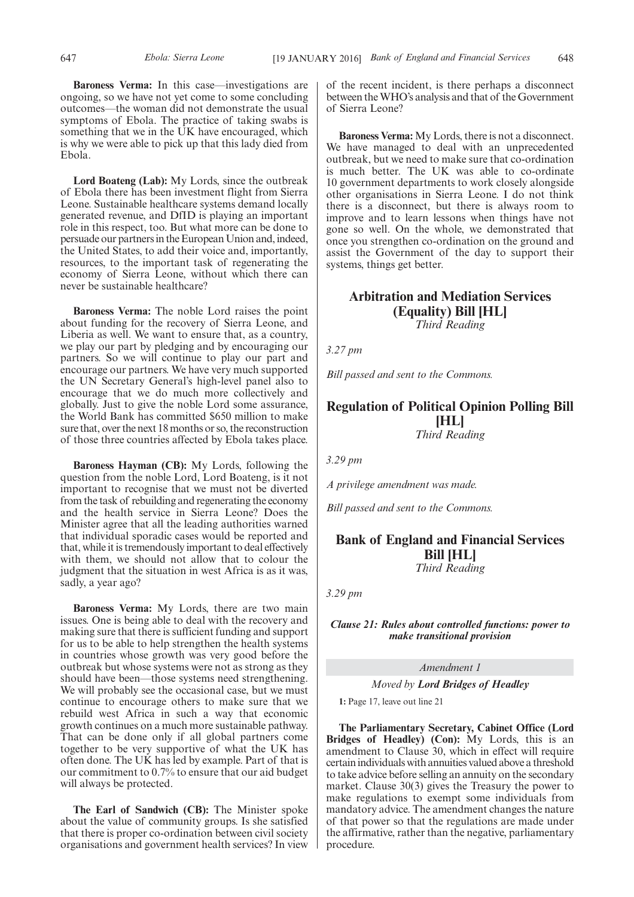**Baroness Verma:** In this case—investigations are ongoing, so we have not yet come to some concluding outcomes—the woman did not demonstrate the usual symptoms of Ebola. The practice of taking swabs is something that we in the UK have encouraged, which is why we were able to pick up that this lady died from Ebola.

**Lord Boateng (Lab):** My Lords, since the outbreak of Ebola there has been investment flight from Sierra Leone. Sustainable healthcare systems demand locally generated revenue, and DfID is playing an important role in this respect, too. But what more can be done to persuade our partners in the European Union and, indeed, the United States, to add their voice and, importantly, resources, to the important task of regenerating the economy of Sierra Leone, without which there can never be sustainable healthcare?

**Baroness Verma:** The noble Lord raises the point about funding for the recovery of Sierra Leone, and Liberia as well. We want to ensure that, as a country, we play our part by pledging and by encouraging our partners. So we will continue to play our part and encourage our partners. We have very much supported the UN Secretary General's high-level panel also to encourage that we do much more collectively and globally. Just to give the noble Lord some assurance, the World Bank has committed $650 million to make sure that, over the next 18 months or so, the reconstruction of those three countries affected by Ebola takes place.

**Baroness Hayman (CB):** My Lords, following the question from the noble Lord, Lord Boateng, is it not important to recognise that we must not be diverted from the task of rebuilding and regenerating the economy and the health service in Sierra Leone? Does the Minister agree that all the leading authorities warned that individual sporadic cases would be reported and that, while it is tremendously important to deal effectively with them, we should not allow that to colour the judgment that the situation in west Africa is as it was, sadly, a year ago?

**Baroness Verma:** My Lords, there are two main issues. One is being able to deal with the recovery and making sure that there is sufficient funding and support for us to be able to help strengthen the health systems in countries whose growth was very good before the outbreak but whose systems were not as strong as they should have been—those systems need strengthening. We will probably see the occasional case, but we must continue to encourage others to make sure that we rebuild west Africa in such a way that economic growth continues on a much more sustainable pathway. That can be done only if all global partners come together to be very supportive of what the UK has often done. The UK has led by example. Part of that is our commitment to 0.7% to ensure that our aid budget will always be protected.

**The Earl of Sandwich (CB):** The Minister spoke about the value of community groups. Is she satisfied that there is proper co-ordination between civil society organisations and government health services? In view of the recent incident, is there perhaps a disconnect between the WHO's analysis and that of the Government of Sierra Leone?

**Baroness Verma:** My Lords, there is not a disconnect. We have managed to deal with an unprecedented outbreak, but we need to make sure that co-ordination is much better. The UK was able to co-ordinate 10 government departments to work closely alongside other organisations in Sierra Leone. I do not think there is a disconnect, but there is always room to improve and to learn lessons when things have not gone so well. On the whole, we demonstrated that once you strengthen co-ordination on the ground and assist the Government of the day to support their systems, things get better.

## Arbitration and Mediation Services (Equality) Bill [HL]

*Third Reading*

*3.27 pm*

*Bill passed and sent to the Commons.*

## Regulation of Political Opinion Polling Bill [HL]

*Third Reading*

*3.29 pm*

*A privilege amendment was made.*

*Bill passed and sent to the Commons.*

## Bank of England and Financial Services Bill [HL]

*Third Reading*

*3.29 pm*

***Clause 21: Rules about controlled functions: power to make transitional provision***

*Amendment 1*

*Moved by* ***Lord Bridges of Headley***

**1:** Page 17, leave out line 21

**The Parliamentary Secretary, Cabinet Office (Lord Bridges of Headley) (Con):** My Lords, this is an amendment to Clause 30, which in effect will require certain individuals with annuities valued above a threshold to take advice before selling an annuity on the secondary market. Clause 30(3) gives the Treasury the power to make regulations to exempt some individuals from mandatory advice. The amendment changes the nature of that power so that the regulations are made under the affirmative, rather than the negative, parliamentary procedure.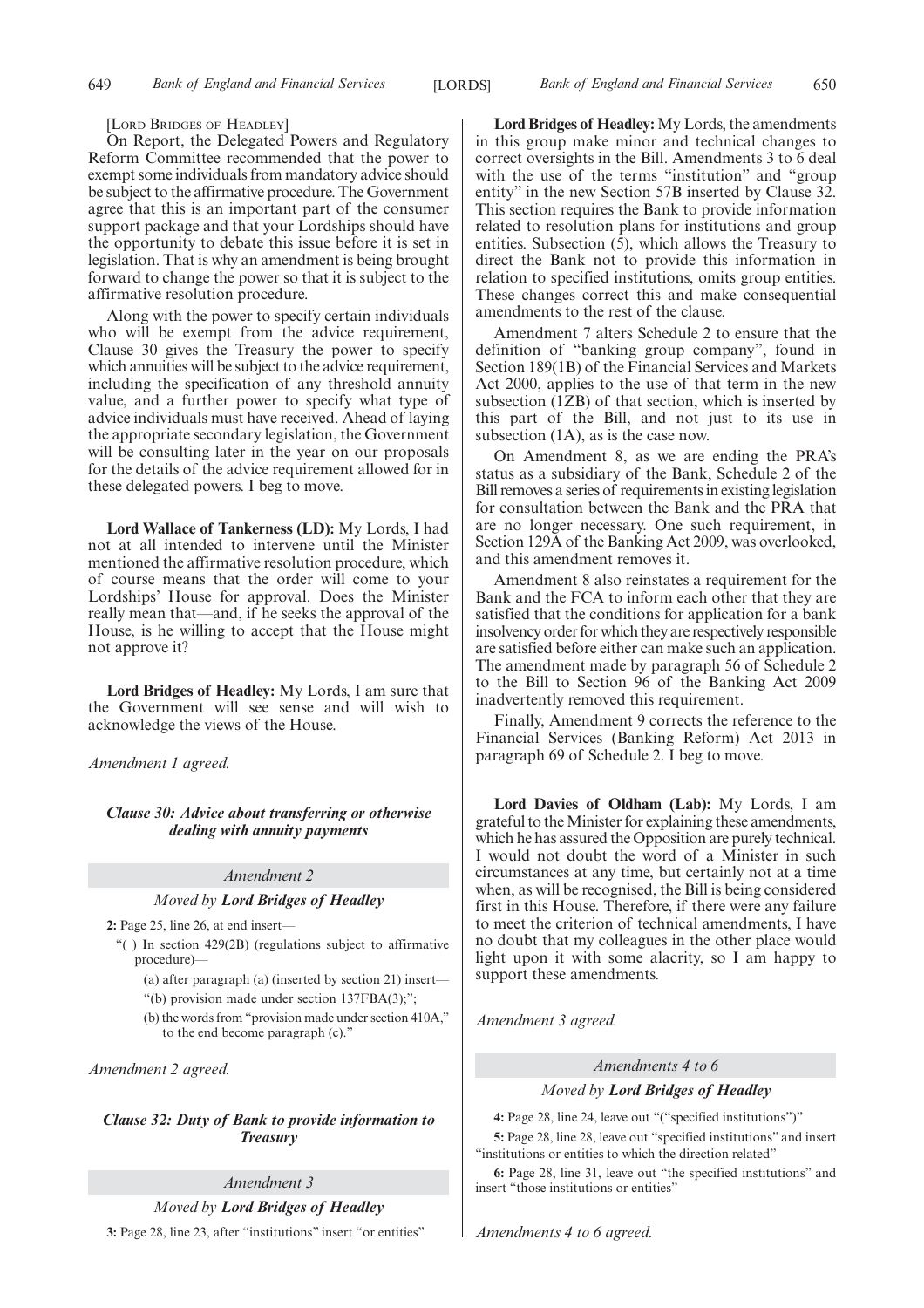[LORD BRIDGES OF HEADLEY]

On Report, the Delegated Powers and Regulatory Reform Committee recommended that the power to exempt some individuals from mandatory advice should be subject to the affirmative procedure. The Government agree that this is an important part of the consumer support package and that your Lordships should have the opportunity to debate this issue before it is set in legislation. That is why an amendment is being brought forward to change the power so that it is subject to the affirmative resolution procedure.

Along with the power to specify certain individuals who will be exempt from the advice requirement, Clause 30 gives the Treasury the power to specify which annuities will be subject to the advice requirement, including the specification of any threshold annuity value, and a further power to specify what type of advice individuals must have received. Ahead of laying the appropriate secondary legislation, the Government will be consulting later in the year on our proposals for the details of the advice requirement allowed for in these delegated powers. I beg to move.

**Lord Wallace of Tankerness (LD):** My Lords, I had not at all intended to intervene until the Minister mentioned the affirmative resolution procedure, which of course means that the order will come to your Lordships' House for approval. Does the Minister really mean that—and, if he seeks the approval of the House, is he willing to accept that the House might not approve it?

**Lord Bridges of Headley:** My Lords, I am sure that the Government will see sense and will wish to acknowledge the views of the House.

*Amendment 1 agreed.*

***Clause 30: Advice about transferring or otherwise dealing with annuity payments***

*Amendment 2*

*Moved by **Lord Bridges of Headley***

**2:** Page 25, line 26, at end insert—

"( ) In section 429(2B) (regulations subject to affirmative procedure)—

(a) after paragraph (a) (inserted by section 21) insert—

"(b) provision made under section 137FBA(3);";

(b) the words from "provision made under section 410A," to the end become paragraph (c)."

*Amendment 2 agreed.*

***Clause 32: Duty of Bank to provide information to Treasury***

*Amendment 3*

*Moved by **Lord Bridges of Headley***

**3:** Page 28, line 23, after "institutions" insert "or entities"

**Lord Bridges of Headley:** My Lords, the amendments in this group make minor and technical changes to correct oversights in the Bill. Amendments 3 to 6 deal with the use of the terms "institution" and "group entity" in the new Section 57B inserted by Clause 32. This section requires the Bank to provide information related to resolution plans for institutions and group entities. Subsection (5), which allows the Treasury to direct the Bank not to provide this information in relation to specified institutions, omits group entities. These changes correct this and make consequential amendments to the rest of the clause.

Amendment 7 alters Schedule 2 to ensure that the definition of "banking group company", found in Section 189(1B) of the Financial Services and Markets Act 2000, applies to the use of that term in the new subsection (1ZB) of that section, which is inserted by this part of the Bill, and not just to its use in subsection (1A), as is the case now.

On Amendment 8, as we are ending the PRA's status as a subsidiary of the Bank, Schedule 2 of the Bill removes a series of requirements in existing legislation for consultation between the Bank and the PRA that are no longer necessary. One such requirement, in Section 129A of the Banking Act 2009, was overlooked, and this amendment removes it.

Amendment 8 also reinstates a requirement for the Bank and the FCA to inform each other that they are satisfied that the conditions for application for a bank insolvency order for which they are respectively responsible are satisfied before either can make such an application. The amendment made by paragraph 56 of Schedule 2 to the Bill to Section 96 of the Banking Act 2009 inadvertently removed this requirement.

Finally, Amendment 9 corrects the reference to the Financial Services (Banking Reform) Act 2013 in paragraph 69 of Schedule 2. I beg to move.

**Lord Davies of Oldham (Lab):** My Lords, I am grateful to the Minister for explaining these amendments, which he has assured the Opposition are purely technical. I would not doubt the word of a Minister in such circumstances at any time, but certainly not at a time when, as will be recognised, the Bill is being considered first in this House. Therefore, if there were any failure to meet the criterion of technical amendments, I have no doubt that my colleagues in the other place would light upon it with some alacrity, so I am happy to support these amendments.

*Amendment 3 agreed.*

*Amendments 4 to 6*

*Moved by **Lord Bridges of Headley***

**4:** Page 28, line 24, leave out "("specified institutions")"

**5:** Page 28, line 28, leave out "specified institutions" and insert "institutions or entities to which the direction related"

**6:** Page 28, line 31, leave out "the specified institutions" and insert "those institutions or entities"

*Amendments 4 to 6 agreed.*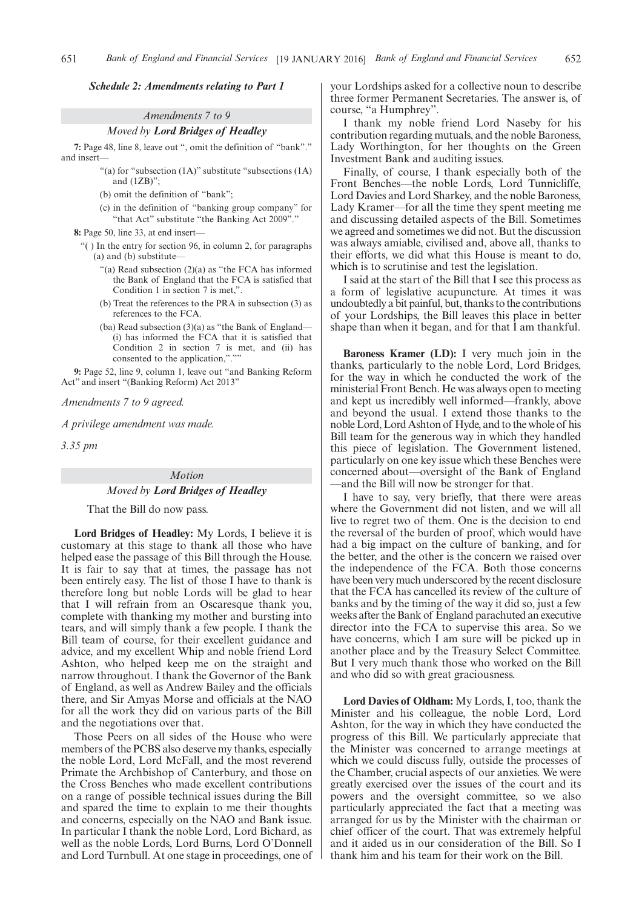### *Schedule 2: Amendments relating to Part 1*

*Amendments 7 to 9*

*Moved by* ***Lord Bridges of Headley***

**7:** Page 48, line 8, leave out ", omit the definition of "bank"." and insert—

"(a) for "subsection (1A)" substitute "subsections (1A) and (1ZB)";

(b) omit the definition of "bank";

(c) in the definition of "banking group company" for "that Act" substitute "the Banking Act 2009"."

**8:** Page 50, line 33, at end insert—

"( ) In the entry for section 96, in column 2, for paragraphs (a) and (b) substitute—

"(a) Read subsection (2)(a) as "the FCA has informed the Bank of England that the FCA is satisfied that Condition 1 in section 7 is met,".

(b) Treat the references to the PRA in subsection (3) as references to the FCA.

(ba) Read subsection (3)(a) as "the Bank of England—(i) has informed the FCA that it is satisfied that Condition 2 in section 7 is met, and (ii) has consented to the application,".""

**9:** Page 52, line 9, column 1, leave out "and Banking Reform Act" and insert "(Banking Reform) Act 2013"

*Amendments 7 to 9 agreed.*

*A privilege amendment was made.*

*3.35 pm*

*Motion*

*Moved by* ***Lord Bridges of Headley***

That the Bill do now pass.

**Lord Bridges of Headley:** My Lords, I believe it is customary at this stage to thank all those who have helped ease the passage of this Bill through the House. It is fair to say that at times, the passage has not been entirely easy. The list of those I have to thank is therefore long but noble Lords will be glad to hear that I will refrain from an Oscaresque thank you, complete with thanking my mother and bursting into tears, and will simply thank a few people. I thank the Bill team of course, for their excellent guidance and advice, and my excellent Whip and noble friend Lord Ashton, who helped keep me on the straight and narrow throughout. I thank the Governor of the Bank of England, as well as Andrew Bailey and the officials there, and Sir Amyas Morse and officials at the NAO for all the work they did on various parts of the Bill and the negotiations over that.

Those Peers on all sides of the House who were members of the PCBS also deserve my thanks, especially the noble Lord, Lord McFall, and the most reverend Primate the Archbishop of Canterbury, and those on the Cross Benches who made excellent contributions on a range of possible technical issues during the Bill and spared the time to explain to me their thoughts and concerns, especially on the NAO and Bank issue. In particular I thank the noble Lord, Lord Bichard, as well as the noble Lords, Lord Burns, Lord O'Donnell and Lord Turnbull. At one stage in proceedings, one of your Lordships asked for a collective noun to describe three former Permanent Secretaries. The answer is, of course, "a Humphrey".

I thank my noble friend Lord Naseby for his contribution regarding mutuals, and the noble Baroness, Lady Worthington, for her thoughts on the Green Investment Bank and auditing issues.

Finally, of course, I thank especially both of the Front Benches—the noble Lords, Lord Tunnicliffe, Lord Davies and Lord Sharkey, and the noble Baroness, Lady Kramer—for all the time they spent meeting me and discussing detailed aspects of the Bill. Sometimes we agreed and sometimes we did not. But the discussion was always amiable, civilised and, above all, thanks to their efforts, we did what this House is meant to do, which is to scrutinise and test the legislation.

I said at the start of the Bill that I see this process as a form of legislative acupuncture. At times it was undoubtedly a bit painful, but, thanks to the contributions of your Lordships, the Bill leaves this place in better shape than when it began, and for that I am thankful.

**Baroness Kramer (LD):** I very much join in the thanks, particularly to the noble Lord, Lord Bridges, for the way in which he conducted the work of the ministerial Front Bench. He was always open to meeting and kept us incredibly well informed—frankly, above and beyond the usual. I extend those thanks to the noble Lord, Lord Ashton of Hyde, and to the whole of his Bill team for the generous way in which they handled this piece of legislation. The Government listened, particularly on one key issue which these Benches were concerned about—oversight of the Bank of England—and the Bill will now be stronger for that.

I have to say, very briefly, that there were areas where the Government did not listen, and we will all live to regret two of them. One is the decision to end the reversal of the burden of proof, which would have had a big impact on the culture of banking, and for the better, and the other is the concern we raised over the independence of the FCA. Both those concerns have been very much underscored by the recent disclosure that the FCA has cancelled its review of the culture of banks and by the timing of the way it did so, just a few weeks after the Bank of England parachuted an executive director into the FCA to supervise this area. So we have concerns, which I am sure will be picked up in another place and by the Treasury Select Committee. But I very much thank those who worked on the Bill and who did so with great graciousness.

**Lord Davies of Oldham:** My Lords, I, too, thank the Minister and his colleague, the noble Lord, Lord Ashton, for the way in which they have conducted the progress of this Bill. We particularly appreciate that the Minister was concerned to arrange meetings at which we could discuss fully, outside the processes of the Chamber, crucial aspects of our anxieties. We were greatly exercised over the issues of the court and its powers and the oversight committee, so we also particularly appreciated the fact that a meeting was arranged for us by the Minister with the chairman or chief officer of the court. That was extremely helpful and it aided us in our consideration of the Bill. So I thank him and his team for their work on the Bill.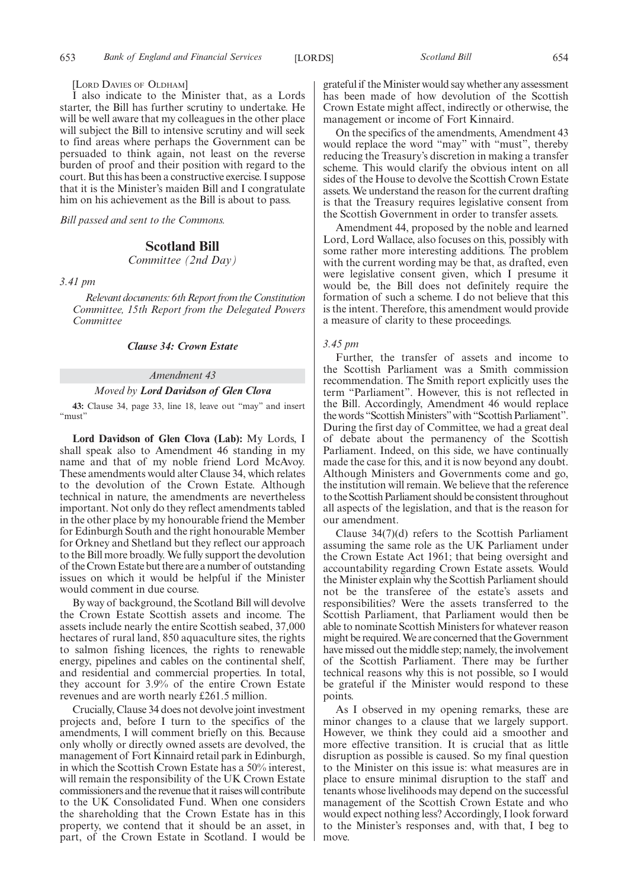[LORD DAVIES OF OLDHAM]

I also indicate to the Minister that, as a Lords starter, the Bill has further scrutiny to undertake. He will be well aware that my colleagues in the other place will subject the Bill to intensive scrutiny and will seek to find areas where perhaps the Government can be persuaded to think again, not least on the reverse burden of proof and their position with regard to the court. But this has been a constructive exercise. I suppose that it is the Minister's maiden Bill and I congratulate him on his achievement as the Bill is about to pass.

*Bill passed and sent to the Commons.*

## Scotland Bill

*Committee (2nd Day)*

*3.41 pm*

*Relevant documents: 6th Report from the Constitution Committee, 15th Report from the Delegated Powers Committee*

### *Clause 34: Crown Estate*

*Amendment 43*

*Moved by **Lord Davidson of Glen Clova***

**43:** Clause 34, page 33, line 18, leave out "may" and insert "must"

**Lord Davidson of Glen Clova (Lab):** My Lords, I shall speak also to Amendment 46 standing in my name and that of my noble friend Lord McAvoy. These amendments would alter Clause 34, which relates to the devolution of the Crown Estate. Although technical in nature, the amendments are nevertheless important. Not only do they reflect amendments tabled in the other place by my honourable friend the Member for Edinburgh South and the right honourable Member for Orkney and Shetland but they reflect our approach to the Bill more broadly. We fully support the devolution of the Crown Estate but there are a number of outstanding issues on which it would be helpful if the Minister would comment in due course.

By way of background, the Scotland Bill will devolve the Crown Estate Scottish assets and income. The assets include nearly the entire Scottish seabed, 37,000 hectares of rural land, 850 aquaculture sites, the rights to salmon fishing licences, the rights to renewable energy, pipelines and cables on the continental shelf, and residential and commercial properties. In total, they account for 3.9% of the entire Crown Estate revenues and are worth nearly £261.5 million.

Crucially, Clause 34 does not devolve joint investment projects and, before I turn to the specifics of the amendments, I will comment briefly on this. Because only wholly or directly owned assets are devolved, the management of Fort Kinnaird retail park in Edinburgh, in which the Scottish Crown Estate has a 50% interest, will remain the responsibility of the UK Crown Estate commissioners and the revenue that it raises will contribute to the UK Consolidated Fund. When one considers the shareholding that the Crown Estate has in this property, we contend that it should be an asset, in part, of the Crown Estate in Scotland. I would be grateful if the Minister would say whether any assessment has been made of how devolution of the Scottish Crown Estate might affect, indirectly or otherwise, the management or income of Fort Kinnaird.

On the specifics of the amendments, Amendment 43 would replace the word "may" with "must", thereby reducing the Treasury's discretion in making a transfer scheme. This would clarify the obvious intent on all sides of the House to devolve the Scottish Crown Estate assets. We understand the reason for the current drafting is that the Treasury requires legislative consent from the Scottish Government in order to transfer assets.

Amendment 44, proposed by the noble and learned Lord, Lord Wallace, also focuses on this, possibly with some rather more interesting additions. The problem with the current wording may be that, as drafted, even were legislative consent given, which I presume it would be, the Bill does not definitely require the formation of such a scheme. I do not believe that this is the intent. Therefore, this amendment would provide a measure of clarity to these proceedings.

*3.45 pm*

Further, the transfer of assets and income to the Scottish Parliament was a Smith commission recommendation. The Smith report explicitly uses the term "Parliament". However, this is not reflected in the Bill. Accordingly, Amendment 46 would replace the words "Scottish Ministers" with "Scottish Parliament". During the first day of Committee, we had a great deal of debate about the permanency of the Scottish Parliament. Indeed, on this side, we have continually made the case for this, and it is now beyond any doubt. Although Ministers and Governments come and go, the institution will remain. We believe that the reference to the Scottish Parliament should be consistent throughout all aspects of the legislation, and that is the reason for our amendment.

Clause 34(7)(d) refers to the Scottish Parliament assuming the same role as the UK Parliament under the Crown Estate Act 1961; that being oversight and accountability regarding Crown Estate assets. Would the Minister explain why the Scottish Parliament should not be the transferee of the estate's assets and responsibilities? Were the assets transferred to the Scottish Parliament, that Parliament would then be able to nominate Scottish Ministers for whatever reason might be required. We are concerned that the Government have missed out the middle step; namely, the involvement of the Scottish Parliament. There may be further technical reasons why this is not possible, so I would be grateful if the Minister would respond to these points.

As I observed in my opening remarks, these are minor changes to a clause that we largely support. However, we think they could aid a smoother and more effective transition. It is crucial that as little disruption as possible is caused. So my final question to the Minister on this issue is: what measures are in place to ensure minimal disruption to the staff and tenants whose livelihoods may depend on the successful management of the Scottish Crown Estate and who would expect nothing less? Accordingly, I look forward to the Minister's responses and, with that, I beg to move.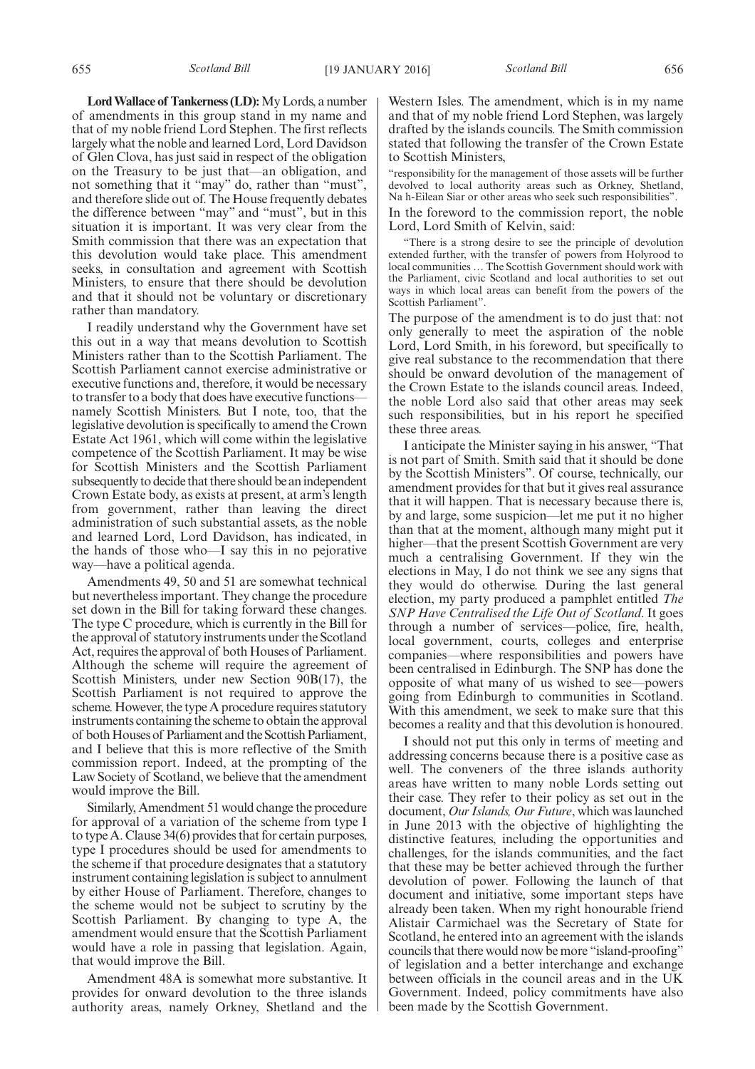**Lord Wallace of Tankerness (LD):** My Lords, a number of amendments in this group stand in my name and that of my noble friend Lord Stephen. The first reflects largely what the noble and learned Lord, Lord Davidson of Glen Clova, has just said in respect of the obligation on the Treasury to be just that—an obligation, and not something that it "may" do, rather than "must", and therefore slide out of. The House frequently debates the difference between "may" and "must", but in this situation it is important. It was very clear from the Smith commission that there was an expectation that this devolution would take place. This amendment seeks, in consultation and agreement with Scottish Ministers, to ensure that there should be devolution and that it should not be voluntary or discretionary rather than mandatory.

I readily understand why the Government have set this out in a way that means devolution to Scottish Ministers rather than to the Scottish Parliament. The Scottish Parliament cannot exercise administrative or executive functions and, therefore, it would be necessary to transfer to a body that does have executive functions—namely Scottish Ministers. But I note, too, that the legislative devolution is specifically to amend the Crown Estate Act 1961, which will come within the legislative competence of the Scottish Parliament. It may be wise for Scottish Ministers and the Scottish Parliament subsequently to decide that there should be an independent Crown Estate body, as exists at present, at arm's length from government, rather than leaving the direct administration of such substantial assets, as the noble and learned Lord, Lord Davidson, has indicated, in the hands of those who—I say this in no pejorative way—have a political agenda.

Amendments 49, 50 and 51 are somewhat technical but nevertheless important. They change the procedure set down in the Bill for taking forward these changes. The type C procedure, which is currently in the Bill for the approval of statutory instruments under the Scotland Act, requires the approval of both Houses of Parliament. Although the scheme will require the agreement of Scottish Ministers, under new Section 90B(17), the Scottish Parliament is not required to approve the scheme. However, the type A procedure requires statutory instruments containing the scheme to obtain the approval of both Houses of Parliament and the Scottish Parliament, and I believe that this is more reflective of the Smith commission report. Indeed, at the prompting of the Law Society of Scotland, we believe that the amendment would improve the Bill.

Similarly, Amendment 51 would change the procedure for approval of a variation of the scheme from type I to type A. Clause 34(6) provides that for certain purposes, type I procedures should be used for amendments to the scheme if that procedure designates that a statutory instrument containing legislation is subject to annulment by either House of Parliament. Therefore, changes to the scheme would not be subject to scrutiny by the Scottish Parliament. By changing to type A, the amendment would ensure that the Scottish Parliament would have a role in passing that legislation. Again, that would improve the Bill.

Amendment 48A is somewhat more substantive. It provides for onward devolution to the three islands authority areas, namely Orkney, Shetland and the Western Isles. The amendment, which is in my name and that of my noble friend Lord Stephen, was largely drafted by the islands councils. The Smith commission stated that following the transfer of the Crown Estate to Scottish Ministers,

"responsibility for the management of those assets will be further devolved to local authority areas such as Orkney, Shetland, Na h-Eilean Siar or other areas who seek such responsibilities".

In the foreword to the commission report, the noble Lord, Lord Smith of Kelvin, said:

> "There is a strong desire to see the principle of devolution extended further, with the transfer of powers from Holyrood to local communities … The Scottish Government should work with the Parliament, civic Scotland and local authorities to set out ways in which local areas can benefit from the powers of the Scottish Parliament".

The purpose of the amendment is to do just that: not only generally to meet the aspiration of the noble Lord, Lord Smith, in his foreword, but specifically to give real substance to the recommendation that there should be onward devolution of the management of the Crown Estate to the islands council areas. Indeed, the noble Lord also said that other areas may seek such responsibilities, but in his report he specified these three areas.

I anticipate the Minister saying in his answer, "That is not part of Smith. Smith said that it should be done by the Scottish Ministers". Of course, technically, our amendment provides for that but it gives real assurance that it will happen. That is necessary because there is, by and large, some suspicion—let me put it no higher than that at the moment, although many might put it higher—that the present Scottish Government are very much a centralising Government. If they win the elections in May, I do not think we see any signs that they would do otherwise. During the last general election, my party produced a pamphlet entitled *The SNP Have Centralised the Life Out of Scotland*. It goes through a number of services—police, fire, health, local government, courts, colleges and enterprise companies—where responsibilities and powers have been centralised in Edinburgh. The SNP has done the opposite of what many of us wished to see—powers going from Edinburgh to communities in Scotland. With this amendment, we seek to make sure that this becomes a reality and that this devolution is honoured.

I should not put this only in terms of meeting and addressing concerns because there is a positive case as well. The conveners of the three islands authority areas have written to many noble Lords setting out their case. They refer to their policy as set out in the document, *Our Islands, Our Future*, which was launched in June 2013 with the objective of highlighting the distinctive features, including the opportunities and challenges, for the islands communities, and the fact that these may be better achieved through the further devolution of power. Following the launch of that document and initiative, some important steps have already been taken. When my right honourable friend Alistair Carmichael was the Secretary of State for Scotland, he entered into an agreement with the islands councils that there would now be more "island-proofing" of legislation and a better interchange and exchange between officials in the council areas and in the UK Government. Indeed, policy commitments have also been made by the Scottish Government.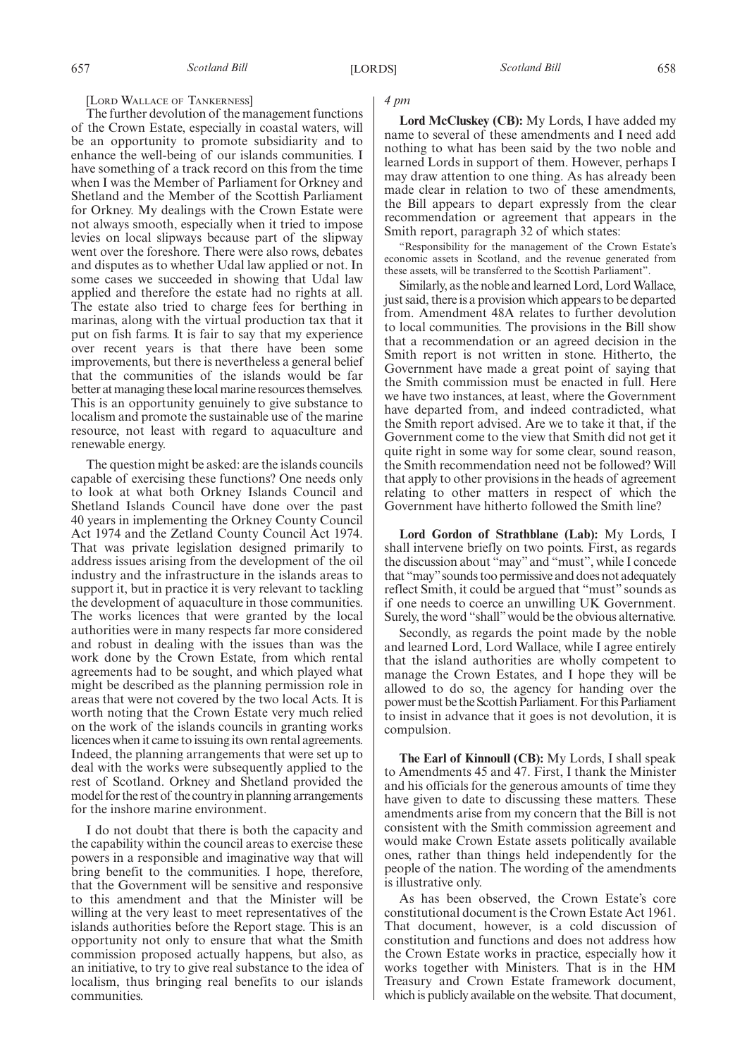[Lord Wallace of Tankerness]

The further devolution of the management functions of the Crown Estate, especially in coastal waters, will be an opportunity to promote subsidiarity and to enhance the well-being of our islands communities. I have something of a track record on this from the time when I was the Member of Parliament for Orkney and Shetland and the Member of the Scottish Parliament for Orkney. My dealings with the Crown Estate were not always smooth, especially when it tried to impose levies on local slipways because part of the slipway went over the foreshore. There were also rows, debates and disputes as to whether Udal law applied or not. In some cases we succeeded in showing that Udal law applied and therefore the estate had no rights at all. The estate also tried to charge fees for berthing in marinas, along with the virtual production tax that it put on fish farms. It is fair to say that my experience over recent years is that there have been some improvements, but there is nevertheless a general belief that the communities of the islands would be far better at managing these local marine resources themselves. This is an opportunity genuinely to give substance to localism and promote the sustainable use of the marine resource, not least with regard to aquaculture and renewable energy.

The question might be asked: are the islands councils capable of exercising these functions? One needs only to look at what both Orkney Islands Council and Shetland Islands Council have done over the past 40 years in implementing the Orkney County Council Act 1974 and the Zetland County Council Act 1974. That was private legislation designed primarily to address issues arising from the development of the oil industry and the infrastructure in the islands areas to support it, but in practice it is very relevant to tackling the development of aquaculture in those communities. The works licences that were granted by the local authorities were in many respects far more considered and robust in dealing with the issues than was the work done by the Crown Estate, from which rental agreements had to be sought, and which played what might be described as the planning permission role in areas that were not covered by the two local Acts. It is worth noting that the Crown Estate very much relied on the work of the islands councils in granting works licences when it came to issuing its own rental agreements. Indeed, the planning arrangements that were set up to deal with the works were subsequently applied to the rest of Scotland. Orkney and Shetland provided the model for the rest of the country in planning arrangements for the inshore marine environment.

I do not doubt that there is both the capacity and the capability within the council areas to exercise these powers in a responsible and imaginative way that will bring benefit to the communities. I hope, therefore, that the Government will be sensitive and responsive to this amendment and that the Minister will be willing at the very least to meet representatives of the islands authorities before the Report stage. This is an opportunity not only to ensure that what the Smith commission proposed actually happens, but also, as an initiative, to try to give real substance to the idea of localism, thus bringing real benefits to our islands communities.

*4 pm*

**Lord McCluskey (CB):** My Lords, I have added my name to several of these amendments and I need add nothing to what has been said by the two noble and learned Lords in support of them. However, perhaps I may draw attention to one thing. As has already been made clear in relation to two of these amendments, the Bill appears to depart expressly from the clear recommendation or agreement that appears in the Smith report, paragraph 32 of which states:

"Responsibility for the management of the Crown Estate's economic assets in Scotland, and the revenue generated from these assets, will be transferred to the Scottish Parliament".

Similarly, as the noble and learned Lord, Lord Wallace, just said, there is a provision which appears to be departed from. Amendment 48A relates to further devolution to local communities. The provisions in the Bill show that a recommendation or an agreed decision in the Smith report is not written in stone. Hitherto, the Government have made a great point of saying that the Smith commission must be enacted in full. Here we have two instances, at least, where the Government have departed from, and indeed contradicted, what the Smith report advised. Are we to take it that, if the Government come to the view that Smith did not get it quite right in some way for some clear, sound reason, the Smith recommendation need not be followed? Will that apply to other provisions in the heads of agreement relating to other matters in respect of which the Government have hitherto followed the Smith line?

**Lord Gordon of Strathblane (Lab):** My Lords, I shall intervene briefly on two points. First, as regards the discussion about "may" and "must", while I concede that "may" sounds too permissive and does not adequately reflect Smith, it could be argued that "must" sounds as if one needs to coerce an unwilling UK Government. Surely, the word "shall" would be the obvious alternative.

Secondly, as regards the point made by the noble and learned Lord, Lord Wallace, while I agree entirely that the island authorities are wholly competent to manage the Crown Estates, and I hope they will be allowed to do so, the agency for handing over the power must be the Scottish Parliament. For this Parliament to insist in advance that it goes is not devolution, it is compulsion.

**The Earl of Kinnoull (CB):** My Lords, I shall speak to Amendments 45 and 47. First, I thank the Minister and his officials for the generous amounts of time they have given to date to discussing these matters. These amendments arise from my concern that the Bill is not consistent with the Smith commission agreement and would make Crown Estate assets politically available ones, rather than things held independently for the people of the nation. The wording of the amendments is illustrative only.

As has been observed, the Crown Estate's core constitutional document is the Crown Estate Act 1961. That document, however, is a cold discussion of constitution and functions and does not address how the Crown Estate works in practice, especially how it works together with Ministers. That is in the HM Treasury and Crown Estate framework document, which is publicly available on the website. That document,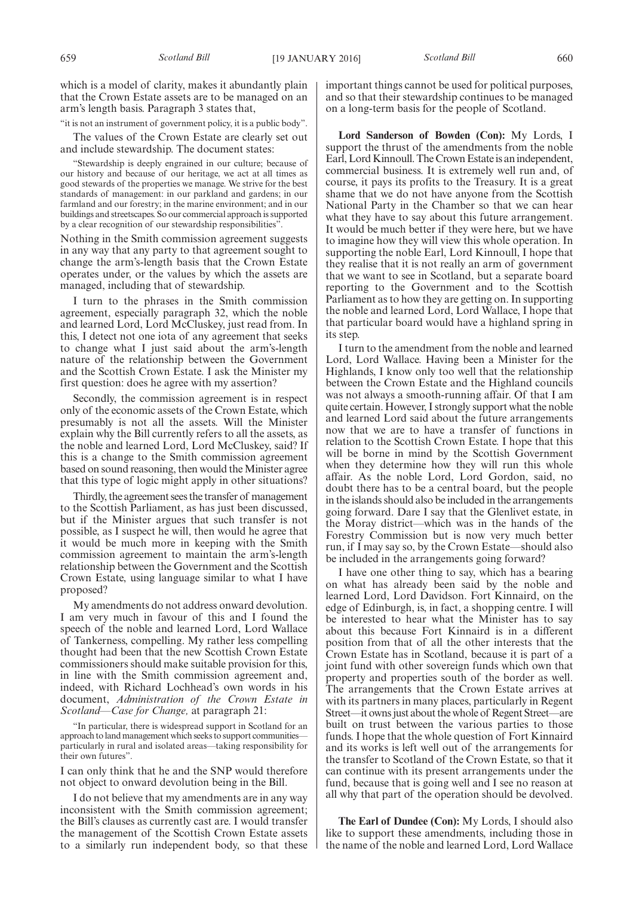which is a model of clarity, makes it abundantly plain that the Crown Estate assets are to be managed on an arm's length basis. Paragraph 3 states that,

"it is not an instrument of government policy, it is a public body".

The values of the Crown Estate are clearly set out and include stewardship. The document states:

"Stewardship is deeply engrained in our culture; because of our history and because of our heritage, we act at all times as good stewards of the properties we manage. We strive for the best standards of management: in our parkland and gardens; in our farmland and our forestry; in the marine environment; and in our buildings and streetscapes. So our commercial approach is supported by a clear recognition of our stewardship responsibilities".

Nothing in the Smith commission agreement suggests in any way that any party to that agreement sought to change the arm's-length basis that the Crown Estate operates under, or the values by which the assets are managed, including that of stewardship.

I turn to the phrases in the Smith commission agreement, especially paragraph 32, which the noble and learned Lord, Lord McCluskey, just read from. In this, I detect not one iota of any agreement that seeks to change what I just said about the arm's-length nature of the relationship between the Government and the Scottish Crown Estate. I ask the Minister my first question: does he agree with my assertion?

Secondly, the commission agreement is in respect only of the economic assets of the Crown Estate, which presumably is not all the assets. Will the Minister explain why the Bill currently refers to all the assets, as the noble and learned Lord, Lord McCluskey, said? If this is a change to the Smith commission agreement based on sound reasoning, then would the Minister agree that this type of logic might apply in other situations?

Thirdly, the agreement sees the transfer of management to the Scottish Parliament, as has just been discussed, but if the Minister argues that such transfer is not possible, as I suspect he will, then would he agree that it would be much more in keeping with the Smith commission agreement to maintain the arm's-length relationship between the Government and the Scottish Crown Estate, using language similar to what I have proposed?

My amendments do not address onward devolution. I am very much in favour of this and I found the speech of the noble and learned Lord, Lord Wallace of Tankerness, compelling. My rather less compelling thought had been that the new Scottish Crown Estate commissioners should make suitable provision for this, in line with the Smith commission agreement and, indeed, with Richard Lochhead's own words in his document, *Administration of the Crown Estate in Scotland—Case for Change,* at paragraph 21:

"In particular, there is widespread support in Scotland for an approach to land management which seeks to support communities—particularly in rural and isolated areas—taking responsibility for their own futures".

I can only think that he and the SNP would therefore not object to onward devolution being in the Bill.

I do not believe that my amendments are in any way inconsistent with the Smith commission agreement; the Bill's clauses as currently cast are. I would transfer the management of the Scottish Crown Estate assets to a similarly run independent body, so that these important things cannot be used for political purposes, and so that their stewardship continues to be managed on a long-term basis for the people of Scotland.

**Lord Sanderson of Bowden (Con):** My Lords, I support the thrust of the amendments from the noble Earl, Lord Kinnoull. The Crown Estate is an independent, commercial business. It is extremely well run and, of course, it pays its profits to the Treasury. It is a great shame that we do not have anyone from the Scottish National Party in the Chamber so that we can hear what they have to say about this future arrangement. It would be much better if they were here, but we have to imagine how they will view this whole operation. In supporting the noble Earl, Lord Kinnoull, I hope that they realise that it is not really an arm of government that we want to see in Scotland, but a separate board reporting to the Government and to the Scottish Parliament as to how they are getting on. In supporting the noble and learned Lord, Lord Wallace, I hope that that particular board would have a highland spring in its step.

I turn to the amendment from the noble and learned Lord, Lord Wallace. Having been a Minister for the Highlands, I know only too well that the relationship between the Crown Estate and the Highland councils was not always a smooth-running affair. Of that I am quite certain. However, I strongly support what the noble and learned Lord said about the future arrangements now that we are to have a transfer of functions in relation to the Scottish Crown Estate. I hope that this will be borne in mind by the Scottish Government when they determine how they will run this whole affair. As the noble Lord, Lord Gordon, said, no doubt there has to be a central board, but the people in the islands should also be included in the arrangements going forward. Dare I say that the Glenlivet estate, in the Moray district—which was in the hands of the Forestry Commission but is now very much better run, if I may say so, by the Crown Estate—should also be included in the arrangements going forward?

I have one other thing to say, which has a bearing on what has already been said by the noble and learned Lord, Lord Davidson. Fort Kinnaird, on the edge of Edinburgh, is, in fact, a shopping centre. I will be interested to hear what the Minister has to say about this because Fort Kinnaird is in a different position from that of all the other interests that the Crown Estate has in Scotland, because it is part of a joint fund with other sovereign funds which own that property and properties south of the border as well. The arrangements that the Crown Estate arrives at with its partners in many places, particularly in Regent Street—it owns just about the whole of Regent Street—are built on trust between the various parties to those funds. I hope that the whole question of Fort Kinnaird and its works is left well out of the arrangements for the transfer to Scotland of the Crown Estate, so that it can continue with its present arrangements under the fund, because that is going well and I see no reason at all why that part of the operation should be devolved.

**The Earl of Dundee (Con):** My Lords, I should also like to support these amendments, including those in the name of the noble and learned Lord, Lord Wallace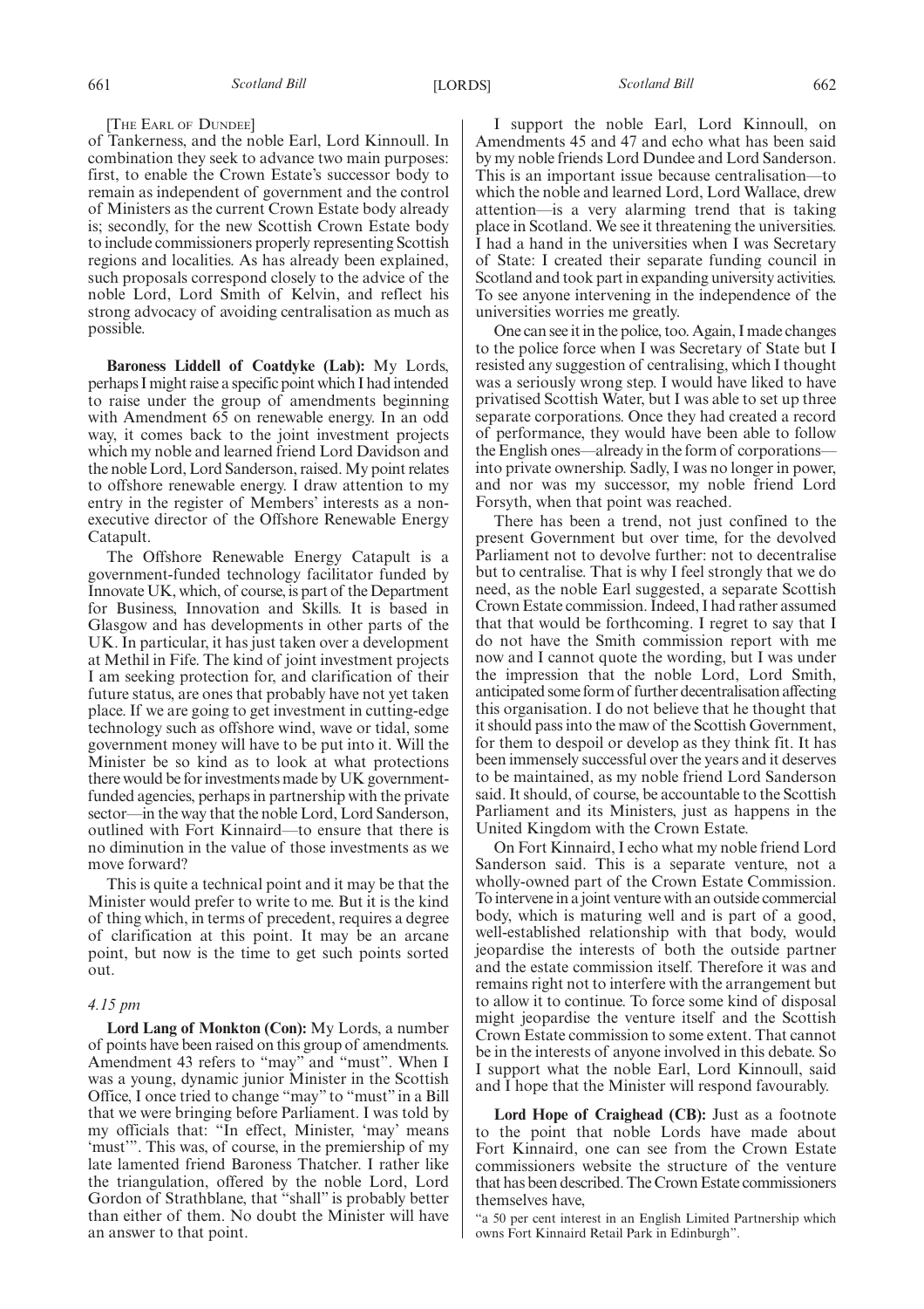[THE EARL OF DUNDEE]

of Tankerness, and the noble Earl, Lord Kinnoull. In combination they seek to advance two main purposes: first, to enable the Crown Estate's successor body to remain as independent of government and the control of Ministers as the current Crown Estate body already is; secondly, for the new Scottish Crown Estate body to include commissioners properly representing Scottish regions and localities. As has already been explained, such proposals correspond closely to the advice of the noble Lord, Lord Smith of Kelvin, and reflect his strong advocacy of avoiding centralisation as much as possible.

**Baroness Liddell of Coatdyke (Lab):** My Lords, perhaps I might raise a specific point which I had intended to raise under the group of amendments beginning with Amendment 65 on renewable energy. In an odd way, it comes back to the joint investment projects which my noble and learned friend Lord Davidson and the noble Lord, Lord Sanderson, raised. My point relates to offshore renewable energy. I draw attention to my entry in the register of Members' interests as a non-executive director of the Offshore Renewable Energy Catapult.

The Offshore Renewable Energy Catapult is a government-funded technology facilitator funded by Innovate UK, which, of course, is part of the Department for Business, Innovation and Skills. It is based in Glasgow and has developments in other parts of the UK. In particular, it has just taken over a development at Methil in Fife. The kind of joint investment projects I am seeking protection for, and clarification of their future status, are ones that probably have not yet taken place. If we are going to get investment in cutting-edge technology such as offshore wind, wave or tidal, some government money will have to be put into it. Will the Minister be so kind as to look at what protections there would be for investments made by UK government-funded agencies, perhaps in partnership with the private sector—in the way that the noble Lord, Lord Sanderson, outlined with Fort Kinnaird—to ensure that there is no diminution in the value of those investments as we move forward?

This is quite a technical point and it may be that the Minister would prefer to write to me. But it is the kind of thing which, in terms of precedent, requires a degree of clarification at this point. It may be an arcane point, but now is the time to get such points sorted out.

*4.15 pm*

**Lord Lang of Monkton (Con):** My Lords, a number of points have been raised on this group of amendments. Amendment 43 refers to "may" and "must". When I was a young, dynamic junior Minister in the Scottish Office, I once tried to change "may" to "must" in a Bill that we were bringing before Parliament. I was told by my officials that: "In effect, Minister, 'may' means 'must'". This was, of course, in the premiership of my late lamented friend Baroness Thatcher. I rather like the triangulation, offered by the noble Lord, Lord Gordon of Strathblane, that "shall" is probably better than either of them. No doubt the Minister will have an answer to that point.

I support the noble Earl, Lord Kinnoull, on Amendments 45 and 47 and echo what has been said by my noble friends Lord Dundee and Lord Sanderson. This is an important issue because centralisation—to which the noble and learned Lord, Lord Wallace, drew attention—is a very alarming trend that is taking place in Scotland. We see it threatening the universities. I had a hand in the universities when I was Secretary of State: I created their separate funding council in Scotland and took part in expanding university activities. To see anyone intervening in the independence of the universities worries me greatly.

One can see it in the police, too. Again, I made changes to the police force when I was Secretary of State but I resisted any suggestion of centralising, which I thought was a seriously wrong step. I would have liked to have privatised Scottish Water, but I was able to set up three separate corporations. Once they had created a record of performance, they would have been able to follow the English ones—already in the form of corporations—into private ownership. Sadly, I was no longer in power, and nor was my successor, my noble friend Lord Forsyth, when that point was reached.

There has been a trend, not just confined to the present Government but over time, for the devolved Parliament not to devolve further: not to decentralise but to centralise. That is why I feel strongly that we do need, as the noble Earl suggested, a separate Scottish Crown Estate commission. Indeed, I had rather assumed that that would be forthcoming. I regret to say that I do not have the Smith commission report with me now and I cannot quote the wording, but I was under the impression that the noble Lord, Lord Smith, anticipated some form of further decentralisation affecting this organisation. I do not believe that he thought that it should pass into the maw of the Scottish Government, for them to despoil or develop as they think fit. It has been immensely successful over the years and it deserves to be maintained, as my noble friend Lord Sanderson said. It should, of course, be accountable to the Scottish Parliament and its Ministers, just as happens in the United Kingdom with the Crown Estate.

On Fort Kinnaird, I echo what my noble friend Lord Sanderson said. This is a separate venture, not a wholly-owned part of the Crown Estate Commission. To intervene in a joint venture with an outside commercial body, which is maturing well and is part of a good, well-established relationship with that body, would jeopardise the interests of both the outside partner and the estate commission itself. Therefore it was and remains right not to interfere with the arrangement but to allow it to continue. To force some kind of disposal might jeopardise the venture itself and the Scottish Crown Estate commission to some extent. That cannot be in the interests of anyone involved in this debate. So I support what the noble Earl, Lord Kinnoull, said and I hope that the Minister will respond favourably.

**Lord Hope of Craighead (CB):** Just as a footnote to the point that noble Lords have made about Fort Kinnaird, one can see from the Crown Estate commissioners website the structure of the venture that has been described. The Crown Estate commissioners themselves have,

"a 50 per cent interest in an English Limited Partnership which owns Fort Kinnaird Retail Park in Edinburgh".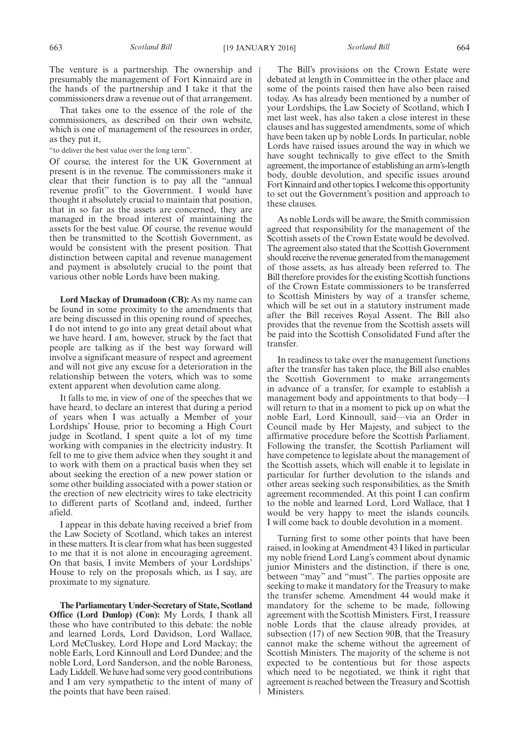The venture is a partnership. The ownership and presumably the management of Fort Kinnaird are in the hands of the partnership and I take it that the commissioners draw a revenue out of that arrangement.

That takes one to the essence of the role of the commissioners, as described on their own website, which is one of management of the resources in order, as they put it,

"to deliver the best value over the long term".

Of course, the interest for the UK Government at present is in the revenue. The commissioners make it clear that their function is to pay all the "annual revenue profit" to the Government. I would have thought it absolutely crucial to maintain that position, that in so far as the assets are concerned, they are managed in the broad interest of maintaining the assets for the best value. Of course, the revenue would then be transmitted to the Scottish Government, as would be consistent with the present position. That distinction between capital and revenue management and payment is absolutely crucial to the point that various other noble Lords have been making.

**Lord Mackay of Drumadoon (CB):** As my name can be found in some proximity to the amendments that are being discussed in this opening round of speeches, I do not intend to go into any great detail about what we have heard. I am, however, struck by the fact that people are talking as if the best way forward will involve a significant measure of respect and agreement and will not give any excuse for a deterioration in the relationship between the voters, which was to some extent apparent when devolution came along.

It falls to me, in view of one of the speeches that we have heard, to declare an interest that during a period of years when I was actually a Member of your Lordships' House, prior to becoming a High Court judge in Scotland, I spent quite a lot of my time working with companies in the electricity industry. It fell to me to give them advice when they sought it and to work with them on a practical basis when they set about seeking the erection of a new power station or some other building associated with a power station or the erection of new electricity wires to take electricity to different parts of Scotland and, indeed, further afield.

I appear in this debate having received a brief from the Law Society of Scotland, which takes an interest in these matters. It is clear from what has been suggested to me that it is not alone in encouraging agreement. On that basis, I invite Members of your Lordships' House to rely on the proposals which, as I say, are proximate to my signature.

**The Parliamentary Under-Secretary of State, Scotland Office (Lord Dunlop) (Con):** My Lords, I thank all those who have contributed to this debate: the noble and learned Lords, Lord Davidson, Lord Wallace, Lord McCluskey, Lord Hope and Lord Mackay; the noble Earls, Lord Kinnoull and Lord Dundee; and the noble Lord, Lord Sanderson, and the noble Baroness, Lady Liddell. We have had some very good contributions and I am very sympathetic to the intent of many of the points that have been raised.

The Bill's provisions on the Crown Estate were debated at length in Committee in the other place and some of the points raised then have also been raised today. As has already been mentioned by a number of your Lordships, the Law Society of Scotland, which I met last week, has also taken a close interest in these clauses and has suggested amendments, some of which have been taken up by noble Lords. In particular, noble Lords have raised issues around the way in which we have sought technically to give effect to the Smith agreement, the importance of establishing an arm's-length body, double devolution, and specific issues around Fort Kinnaird and other topics. I welcome this opportunity to set out the Government's position and approach to these clauses.

As noble Lords will be aware, the Smith commission agreed that responsibility for the management of the Scottish assets of the Crown Estate would be devolved. The agreement also stated that the Scottish Government should receive the revenue generated from the management of those assets, as has already been referred to. The Bill therefore provides for the existing Scottish functions of the Crown Estate commissioners to be transferred to Scottish Ministers by way of a transfer scheme, which will be set out in a statutory instrument made after the Bill receives Royal Assent. The Bill also provides that the revenue from the Scottish assets will be paid into the Scottish Consolidated Fund after the transfer.

In readiness to take over the management functions after the transfer has taken place, the Bill also enables the Scottish Government to make arrangements in advance of a transfer, for example to establish a management body and appointments to that body—I will return to that in a moment to pick up on what the noble Earl, Lord Kinnoull, said—via an Order in Council made by Her Majesty, and subject to the affirmative procedure before the Scottish Parliament. Following the transfer, the Scottish Parliament will have competence to legislate about the management of the Scottish assets, which will enable it to legislate in particular for further devolution to the islands and other areas seeking such responsibilities, as the Smith agreement recommended. At this point I can confirm to the noble and learned Lord, Lord Wallace, that I would be very happy to meet the islands councils. I will come back to double devolution in a moment.

Turning first to some other points that have been raised, in looking at Amendment 43 I liked in particular my noble friend Lord Lang's comment about dynamic junior Ministers and the distinction, if there is one, between "may" and "must". The parties opposite are seeking to make it mandatory for the Treasury to make the transfer scheme. Amendment 44 would make it mandatory for the scheme to be made, following agreement with the Scottish Ministers. First, I reassure noble Lords that the clause already provides, at subsection (17) of new Section 90B, that the Treasury cannot make the scheme without the agreement of Scottish Ministers. The majority of the scheme is not expected to be contentious but for those aspects which need to be negotiated, we think it right that agreement is reached between the Treasury and Scottish Ministers.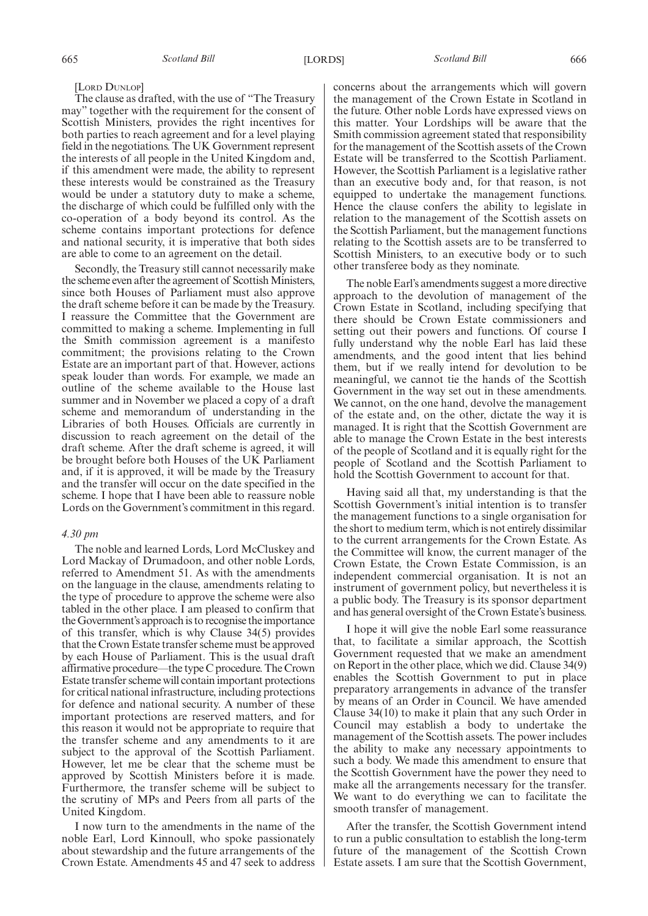[LORD DUNLOP]

The clause as drafted, with the use of "The Treasury may" together with the requirement for the consent of Scottish Ministers, provides the right incentives for both parties to reach agreement and for a level playing field in the negotiations. The UK Government represent the interests of all people in the United Kingdom and, if this amendment were made, the ability to represent these interests would be constrained as the Treasury would be under a statutory duty to make a scheme, the discharge of which could be fulfilled only with the co-operation of a body beyond its control. As the scheme contains important protections for defence and national security, it is imperative that both sides are able to come to an agreement on the detail.

Secondly, the Treasury still cannot necessarily make the scheme even after the agreement of Scottish Ministers, since both Houses of Parliament must also approve the draft scheme before it can be made by the Treasury. I reassure the Committee that the Government are committed to making a scheme. Implementing in full the Smith commission agreement is a manifesto commitment; the provisions relating to the Crown Estate are an important part of that. However, actions speak louder than words. For example, we made an outline of the scheme available to the House last summer and in November we placed a copy of a draft scheme and memorandum of understanding in the Libraries of both Houses. Officials are currently in discussion to reach agreement on the detail of the draft scheme. After the draft scheme is agreed, it will be brought before both Houses of the UK Parliament and, if it is approved, it will be made by the Treasury and the transfer will occur on the date specified in the scheme. I hope that I have been able to reassure noble Lords on the Government's commitment in this regard.

*4.30 pm*

The noble and learned Lords, Lord McCluskey and Lord Mackay of Drumadoon, and other noble Lords, referred to Amendment 51. As with the amendments on the language in the clause, amendments relating to the type of procedure to approve the scheme were also tabled in the other place. I am pleased to confirm that the Government's approach is to recognise the importance of this transfer, which is why Clause 34(5) provides that the Crown Estate transfer scheme must be approved by each House of Parliament. This is the usual draft affirmative procedure—the type C procedure. The Crown Estate transfer scheme will contain important protections for critical national infrastructure, including protections for defence and national security. A number of these important protections are reserved matters, and for this reason it would not be appropriate to require that the transfer scheme and any amendments to it are subject to the approval of the Scottish Parliament. However, let me be clear that the scheme must be approved by Scottish Ministers before it is made. Furthermore, the transfer scheme will be subject to the scrutiny of MPs and Peers from all parts of the United Kingdom.

I now turn to the amendments in the name of the noble Earl, Lord Kinnoull, who spoke passionately about stewardship and the future arrangements of the Crown Estate. Amendments 45 and 47 seek to address concerns about the arrangements which will govern the management of the Crown Estate in Scotland in the future. Other noble Lords have expressed views on this matter. Your Lordships will be aware that the Smith commission agreement stated that responsibility for the management of the Scottish assets of the Crown Estate will be transferred to the Scottish Parliament. However, the Scottish Parliament is a legislative rather than an executive body and, for that reason, is not equipped to undertake the management functions. Hence the clause confers the ability to legislate in relation to the management of the Scottish assets on the Scottish Parliament, but the management functions relating to the Scottish assets are to be transferred to Scottish Ministers, to an executive body or to such other transferee body as they nominate.

The noble Earl's amendments suggest a more directive approach to the devolution of management of the Crown Estate in Scotland, including specifying that there should be Crown Estate commissioners and setting out their powers and functions. Of course I fully understand why the noble Earl has laid these amendments, and the good intent that lies behind them, but if we really intend for devolution to be meaningful, we cannot tie the hands of the Scottish Government in the way set out in these amendments. We cannot, on the one hand, devolve the management of the estate and, on the other, dictate the way it is managed. It is right that the Scottish Government are able to manage the Crown Estate in the best interests of the people of Scotland and it is equally right for the people of Scotland and the Scottish Parliament to hold the Scottish Government to account for that.

Having said all that, my understanding is that the Scottish Government's initial intention is to transfer the management functions to a single organisation for the short to medium term, which is not entirely dissimilar to the current arrangements for the Crown Estate. As the Committee will know, the current manager of the Crown Estate, the Crown Estate Commission, is an independent commercial organisation. It is not an instrument of government policy, but nevertheless it is a public body. The Treasury is its sponsor department and has general oversight of the Crown Estate's business.

I hope it will give the noble Earl some reassurance that, to facilitate a similar approach, the Scottish Government requested that we make an amendment on Report in the other place, which we did. Clause 34(9) enables the Scottish Government to put in place preparatory arrangements in advance of the transfer by means of an Order in Council. We have amended Clause 34(10) to make it plain that any such Order in Council may establish a body to undertake the management of the Scottish assets. The power includes the ability to make any necessary appointments to such a body. We made this amendment to ensure that the Scottish Government have the power they need to make all the arrangements necessary for the transfer. We want to do everything we can to facilitate the smooth transfer of management.

After the transfer, the Scottish Government intend to run a public consultation to establish the long-term future of the management of the Scottish Crown Estate assets. I am sure that the Scottish Government,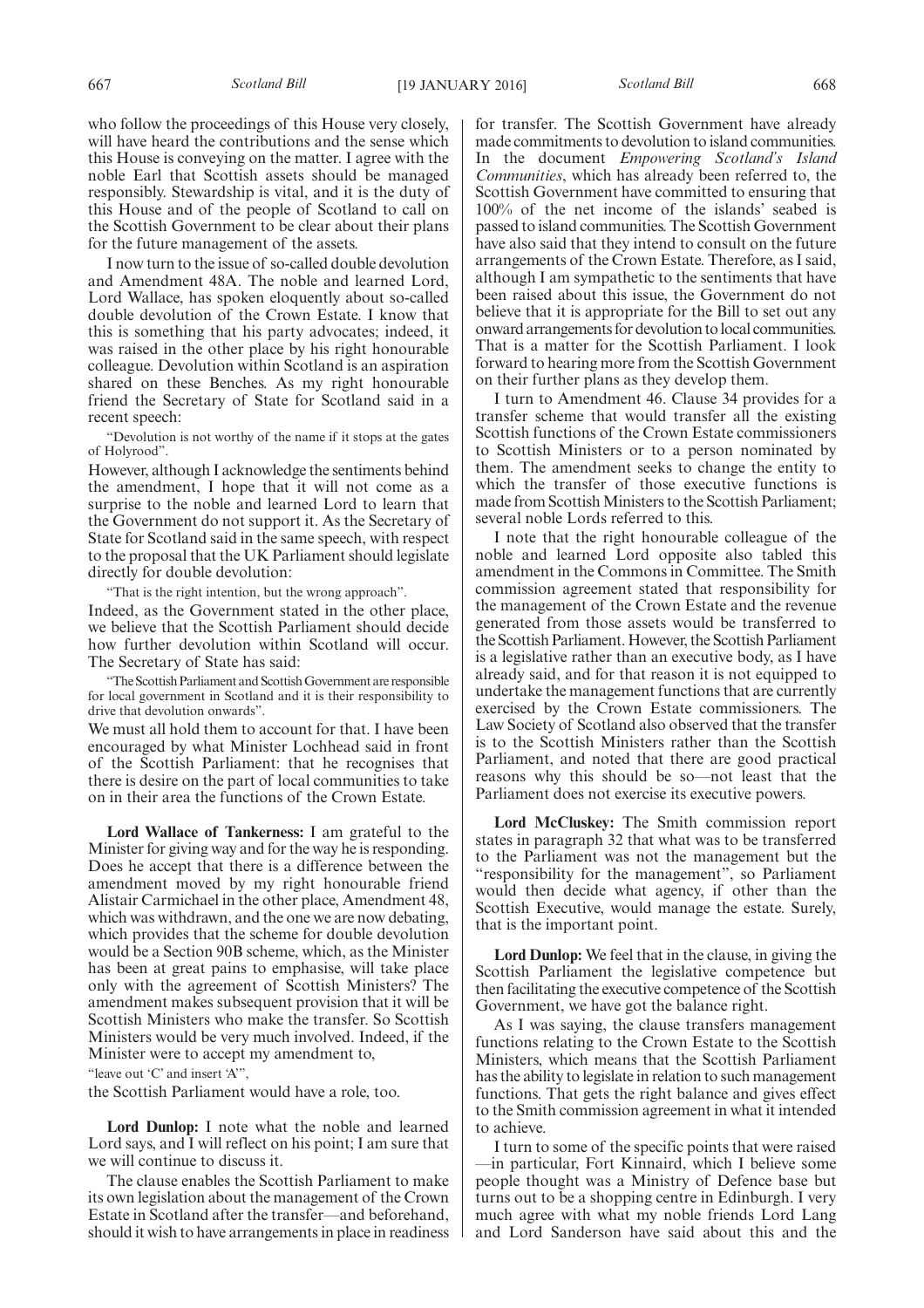who follow the proceedings of this House very closely, will have heard the contributions and the sense which this House is conveying on the matter. I agree with the noble Earl that Scottish assets should be managed responsibly. Stewardship is vital, and it is the duty of this House and of the people of Scotland to call on the Scottish Government to be clear about their plans for the future management of the assets.

I now turn to the issue of so-called double devolution and Amendment 48A. The noble and learned Lord, Lord Wallace, has spoken eloquently about so-called double devolution of the Crown Estate. I know that this is something that his party advocates; indeed, it was raised in the other place by his right honourable colleague. Devolution within Scotland is an aspiration shared on these Benches. As my right honourable friend the Secretary of State for Scotland said in a recent speech:

"Devolution is not worthy of the name if it stops at the gates of Holyrood".

However, although I acknowledge the sentiments behind the amendment, I hope that it will not come as a surprise to the noble and learned Lord to learn that the Government do not support it. As the Secretary of State for Scotland said in the same speech, with respect to the proposal that the UK Parliament should legislate directly for double devolution:

"That is the right intention, but the wrong approach".

Indeed, as the Government stated in the other place, we believe that the Scottish Parliament should decide how further devolution within Scotland will occur. The Secretary of State has said:

"The Scottish Parliament and Scottish Government are responsible for local government in Scotland and it is their responsibility to drive that devolution onwards".

We must all hold them to account for that. I have been encouraged by what Minister Lochhead said in front of the Scottish Parliament: that he recognises that there is desire on the part of local communities to take on in their area the functions of the Crown Estate.

**Lord Wallace of Tankerness:** I am grateful to the Minister for giving way and for the way he is responding. Does he accept that there is a difference between the amendment moved by my right honourable friend Alistair Carmichael in the other place, Amendment 48, which was withdrawn, and the one we are now debating, which provides that the scheme for double devolution would be a Section 90B scheme, which, as the Minister has been at great pains to emphasise, will take place only with the agreement of Scottish Ministers? The amendment makes subsequent provision that it will be Scottish Ministers who make the transfer. So Scottish Ministers would be very much involved. Indeed, if the Minister were to accept my amendment to,

"leave out 'C' and insert 'A'",

the Scottish Parliament would have a role, too.

**Lord Dunlop:** I note what the noble and learned Lord says, and I will reflect on his point; I am sure that we will continue to discuss it.

The clause enables the Scottish Parliament to make its own legislation about the management of the Crown Estate in Scotland after the transfer—and beforehand, should it wish to have arrangements in place in readiness for transfer. The Scottish Government have already made commitments to devolution to island communities. In the document *Empowering Scotland's Island Communities*, which has already been referred to, the Scottish Government have committed to ensuring that 100% of the net income of the islands' seabed is passed to island communities. The Scottish Government have also said that they intend to consult on the future arrangements of the Crown Estate. Therefore, as I said, although I am sympathetic to the sentiments that have been raised about this issue, the Government do not believe that it is appropriate for the Bill to set out any onward arrangements for devolution to local communities. That is a matter for the Scottish Parliament. I look forward to hearing more from the Scottish Government on their further plans as they develop them.

I turn to Amendment 46. Clause 34 provides for a transfer scheme that would transfer all the existing Scottish functions of the Crown Estate commissioners to Scottish Ministers or to a person nominated by them. The amendment seeks to change the entity to which the transfer of those executive functions is made from Scottish Ministers to the Scottish Parliament; several noble Lords referred to this.

I note that the right honourable colleague of the noble and learned Lord opposite also tabled this amendment in the Commons in Committee. The Smith commission agreement stated that responsibility for the management of the Crown Estate and the revenue generated from those assets would be transferred to the Scottish Parliament. However, the Scottish Parliament is a legislative rather than an executive body, as I have already said, and for that reason it is not equipped to undertake the management functions that are currently exercised by the Crown Estate commissioners. The Law Society of Scotland also observed that the transfer is to the Scottish Ministers rather than the Scottish Parliament, and noted that there are good practical reasons why this should be so—not least that the Parliament does not exercise its executive powers.

**Lord McCluskey:** The Smith commission report states in paragraph 32 that what was to be transferred to the Parliament was not the management but the "responsibility for the management", so Parliament would then decide what agency, if other than the Scottish Executive, would manage the estate. Surely, that is the important point.

**Lord Dunlop:** We feel that in the clause, in giving the Scottish Parliament the legislative competence but then facilitating the executive competence of the Scottish Government, we have got the balance right.

As I was saying, the clause transfers management functions relating to the Crown Estate to the Scottish Ministers, which means that the Scottish Parliament has the ability to legislate in relation to such management functions. That gets the right balance and gives effect to the Smith commission agreement in what it intended to achieve.

I turn to some of the specific points that were raised—in particular, Fort Kinnaird, which I believe some people thought was a Ministry of Defence base but turns out to be a shopping centre in Edinburgh. I very much agree with what my noble friends Lord Lang and Lord Sanderson have said about this and the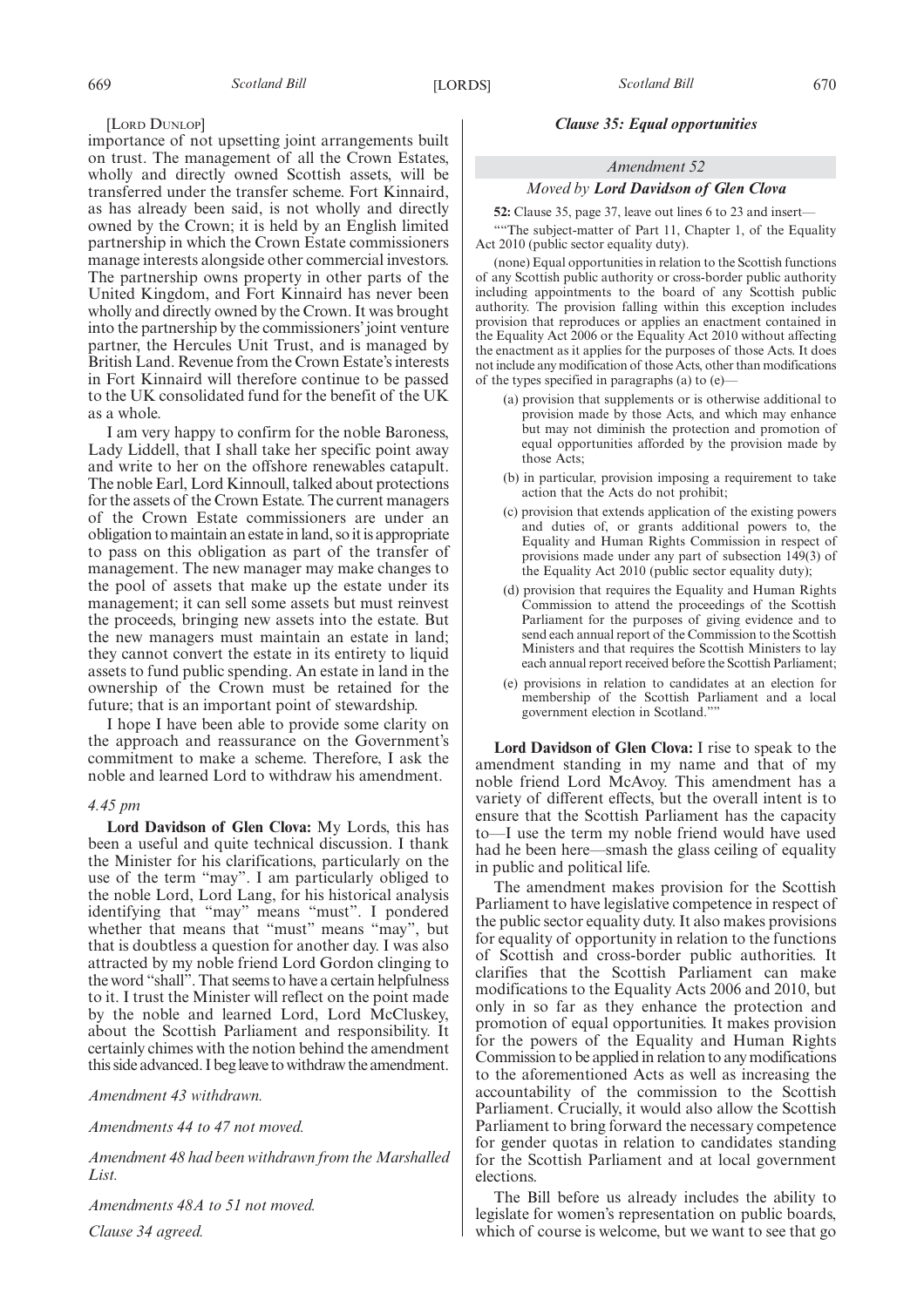[LORD DUNLOP]

importance of not upsetting joint arrangements built on trust. The management of all the Crown Estates, wholly and directly owned Scottish assets, will be transferred under the transfer scheme. Fort Kinnaird, as has already been said, is not wholly and directly owned by the Crown; it is held by an English limited partnership in which the Crown Estate commissioners manage interests alongside other commercial investors. The partnership owns property in other parts of the United Kingdom, and Fort Kinnaird has never been wholly and directly owned by the Crown. It was brought into the partnership by the commissioners' joint venture partner, the Hercules Unit Trust, and is managed by British Land. Revenue from the Crown Estate's interests in Fort Kinnaird will therefore continue to be passed to the UK consolidated fund for the benefit of the UK as a whole.

I am very happy to confirm for the noble Baroness, Lady Liddell, that I shall take her specific point away and write to her on the offshore renewables catapult. The noble Earl, Lord Kinnoull, talked about protections for the assets of the Crown Estate. The current managers of the Crown Estate commissioners are under an obligation to maintain an estate in land, so it is appropriate to pass on this obligation as part of the transfer of management. The new manager may make changes to the pool of assets that make up the estate under its management; it can sell some assets but must reinvest the proceeds, bringing new assets into the estate. But the new managers must maintain an estate in land; they cannot convert the estate in its entirety to liquid assets to fund public spending. An estate in land in the ownership of the Crown must be retained for the future; that is an important point of stewardship.

I hope I have been able to provide some clarity on the approach and reassurance on the Government's commitment to make a scheme. Therefore, I ask the noble and learned Lord to withdraw his amendment.

*4.45 pm*

**Lord Davidson of Glen Clova:** My Lords, this has been a useful and quite technical discussion. I thank the Minister for his clarifications, particularly on the use of the term "may". I am particularly obliged to the noble Lord, Lord Lang, for his historical analysis identifying that "may" means "must". I pondered whether that means that "must" means "may", but that is doubtless a question for another day. I was also attracted by my noble friend Lord Gordon clinging to the word "shall". That seems to have a certain helpfulness to it. I trust the Minister will reflect on the point made by the noble and learned Lord, Lord McCluskey, about the Scottish Parliament and responsibility. It certainly chimes with the notion behind the amendment this side advanced. I beg leave to withdraw the amendment.

*Amendment 43 withdrawn.*

*Amendments 44 to 47 not moved.*

*Amendment 48 had been withdrawn from the Marshalled List.*

*Amendments 48A to 51 not moved.*

*Clause 34 agreed.*

### *Clause 35: Equal opportunities*

#### *Amendment 52*

#### *Moved by* ***Lord Davidson of Glen Clova***

**52:** Clause 35, page 37, leave out lines 6 to 23 and insert—

""The subject-matter of Part 11, Chapter 1, of the Equality Act 2010 (public sector equality duty).

(none) Equal opportunities in relation to the Scottish functions of any Scottish public authority or cross-border public authority including appointments to the board of any Scottish public authority. The provision falling within this exception includes provision that reproduces or applies an enactment contained in the Equality Act 2006 or the Equality Act 2010 without affecting the enactment as it applies for the purposes of those Acts. It does not include any modification of those Acts, other than modifications of the types specified in paragraphs (a) to (e)—

(a) provision that supplements or is otherwise additional to provision made by those Acts, and which may enhance but may not diminish the protection and promotion of equal opportunities afforded by the provision made by those Acts;

(b) in particular, provision imposing a requirement to take action that the Acts do not prohibit;

(c) provision that extends application of the existing powers and duties of, or grants additional powers to, the Equality and Human Rights Commission in respect of provisions made under any part of subsection 149(3) of the Equality Act 2010 (public sector equality duty);

(d) provision that requires the Equality and Human Rights Commission to attend the proceedings of the Scottish Parliament for the purposes of giving evidence and to send each annual report of the Commission to the Scottish Ministers and that requires the Scottish Ministers to lay each annual report received before the Scottish Parliament;

(e) provisions in relation to candidates at an election for membership of the Scottish Parliament and a local government election in Scotland.""

**Lord Davidson of Glen Clova:** I rise to speak to the amendment standing in my name and that of my noble friend Lord McAvoy. This amendment has a variety of different effects, but the overall intent is to ensure that the Scottish Parliament has the capacity to—I use the term my noble friend would have used had he been here—smash the glass ceiling of equality in public and political life.

The amendment makes provision for the Scottish Parliament to have legislative competence in respect of the public sector equality duty. It also makes provisions for equality of opportunity in relation to the functions of Scottish and cross-border public authorities. It clarifies that the Scottish Parliament can make modifications to the Equality Acts 2006 and 2010, but only in so far as they enhance the protection and promotion of equal opportunities. It makes provision for the powers of the Equality and Human Rights Commission to be applied in relation to any modifications to the aforementioned Acts as well as increasing the accountability of the commission to the Scottish Parliament. Crucially, it would also allow the Scottish Parliament to bring forward the necessary competence for gender quotas in relation to candidates standing for the Scottish Parliament and at local government elections.

The Bill before us already includes the ability to legislate for women's representation on public boards, which of course is welcome, but we want to see that go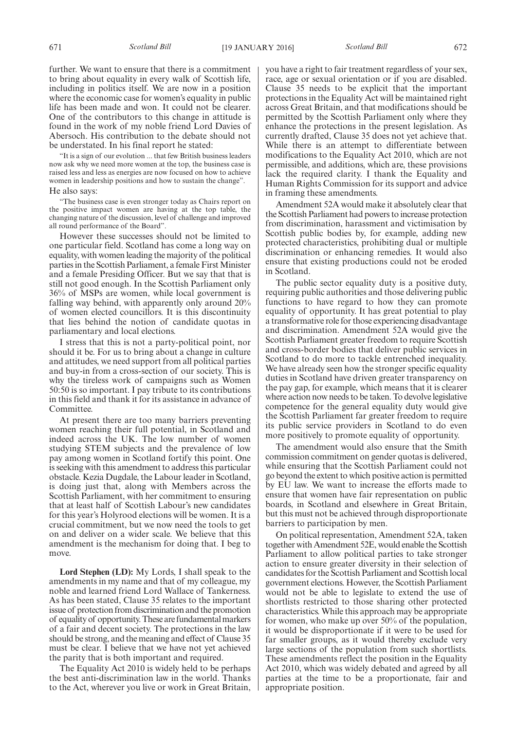further. We want to ensure that there is a commitment to bring about equality in every walk of Scottish life, including in politics itself. We are now in a position where the economic case for women's equality in public life has been made and won. It could not be clearer. One of the contributors to this change in attitude is found in the work of my noble friend Lord Davies of Abersoch. His contribution to the debate should not be understated. In his final report he stated:

> "It is a sign of our evolution ... that few British business leaders now ask why we need more women at the top, the business case is raised less and less as energies are now focused on how to achieve women in leadership positions and how to sustain the change".

He also says:

> "The business case is even stronger today as Chairs report on the positive impact women are having at the top table, the changing nature of the discussion, level of challenge and improved all round performance of the Board".

However these successes should not be limited to one particular field. Scotland has come a long way on equality, with women leading the majority of the political parties in the Scottish Parliament, a female First Minister and a female Presiding Officer. But we say that that is still not good enough. In the Scottish Parliament only 36% of MSPs are women, while local government is falling way behind, with apparently only around 20% of women elected councillors. It is this discontinuity that lies behind the notion of candidate quotas in parliamentary and local elections.

I stress that this is not a party-political point, nor should it be. For us to bring about a change in culture and attitudes, we need support from all political parties and buy-in from a cross-section of our society. This is why the tireless work of campaigns such as Women 50:50 is so important. I pay tribute to its contributions in this field and thank it for its assistance in advance of Committee.

At present there are too many barriers preventing women reaching their full potential, in Scotland and indeed across the UK. The low number of women studying STEM subjects and the prevalence of low pay among women in Scotland fortify this point. One is seeking with this amendment to address this particular obstacle. Kezia Dugdale, the Labour leader in Scotland, is doing just that, along with Members across the Scottish Parliament, with her commitment to ensuring that at least half of Scottish Labour's new candidates for this year's Holyrood elections will be women. It is a crucial commitment, but we now need the tools to get on and deliver on a wider scale. We believe that this amendment is the mechanism for doing that. I beg to move.

**Lord Stephen (LD):** My Lords, I shall speak to the amendments in my name and that of my colleague, my noble and learned friend Lord Wallace of Tankerness. As has been stated, Clause 35 relates to the important issue of protection from discrimination and the promotion of equality of opportunity. These are fundamental markers of a fair and decent society. The protections in the law should be strong, and the meaning and effect of Clause 35 must be clear. I believe that we have not yet achieved the parity that is both important and required.

The Equality Act 2010 is widely held to be perhaps the best anti-discrimination law in the world. Thanks to the Act, wherever you live or work in Great Britain, you have a right to fair treatment regardless of your sex, race, age or sexual orientation or if you are disabled. Clause 35 needs to be explicit that the important protections in the Equality Act will be maintained right across Great Britain, and that modifications should be permitted by the Scottish Parliament only where they enhance the protections in the present legislation. As currently drafted, Clause 35 does not yet achieve that. While there is an attempt to differentiate between modifications to the Equality Act 2010, which are not permissible, and additions, which are, these provisions lack the required clarity. I thank the Equality and Human Rights Commission for its support and advice in framing these amendments.

Amendment 52A would make it absolutely clear that the Scottish Parliament had powers to increase protection from discrimination, harassment and victimisation by Scottish public bodies by, for example, adding new protected characteristics, prohibiting dual or multiple discrimination or enhancing remedies. It would also ensure that existing productions could not be eroded in Scotland.

The public sector equality duty is a positive duty, requiring public authorities and those delivering public functions to have regard to how they can promote equality of opportunity. It has great potential to play a transformative role for those experiencing disadvantage and discrimination. Amendment 52A would give the Scottish Parliament greater freedom to require Scottish and cross-border bodies that deliver public services in Scotland to do more to tackle entrenched inequality. We have already seen how the stronger specific equality duties in Scotland have driven greater transparency on the pay gap, for example, which means that it is clearer where action now needs to be taken. To devolve legislative competence for the general equality duty would give the Scottish Parliament far greater freedom to require its public service providers in Scotland to do even more positively to promote equality of opportunity.

The amendment would also ensure that the Smith commission commitment on gender quotas is delivered, while ensuring that the Scottish Parliament could not go beyond the extent to which positive action is permitted by EU law. We want to increase the efforts made to ensure that women have fair representation on public boards, in Scotland and elsewhere in Great Britain, but this must not be achieved through disproportionate barriers to participation by men.

On political representation, Amendment 52A, taken together with Amendment 52E, would enable the Scottish Parliament to allow political parties to take stronger action to ensure greater diversity in their selection of candidates for the Scottish Parliament and Scottish local government elections. However, the Scottish Parliament would not be able to legislate to extend the use of shortlists restricted to those sharing other protected characteristics. While this approach may be appropriate for women, who make up over 50% of the population, it would be disproportionate if it were to be used for far smaller groups, as it would thereby exclude very large sections of the population from such shortlists. These amendments reflect the position in the Equality Act 2010, which was widely debated and agreed by all parties at the time to be a proportionate, fair and appropriate position.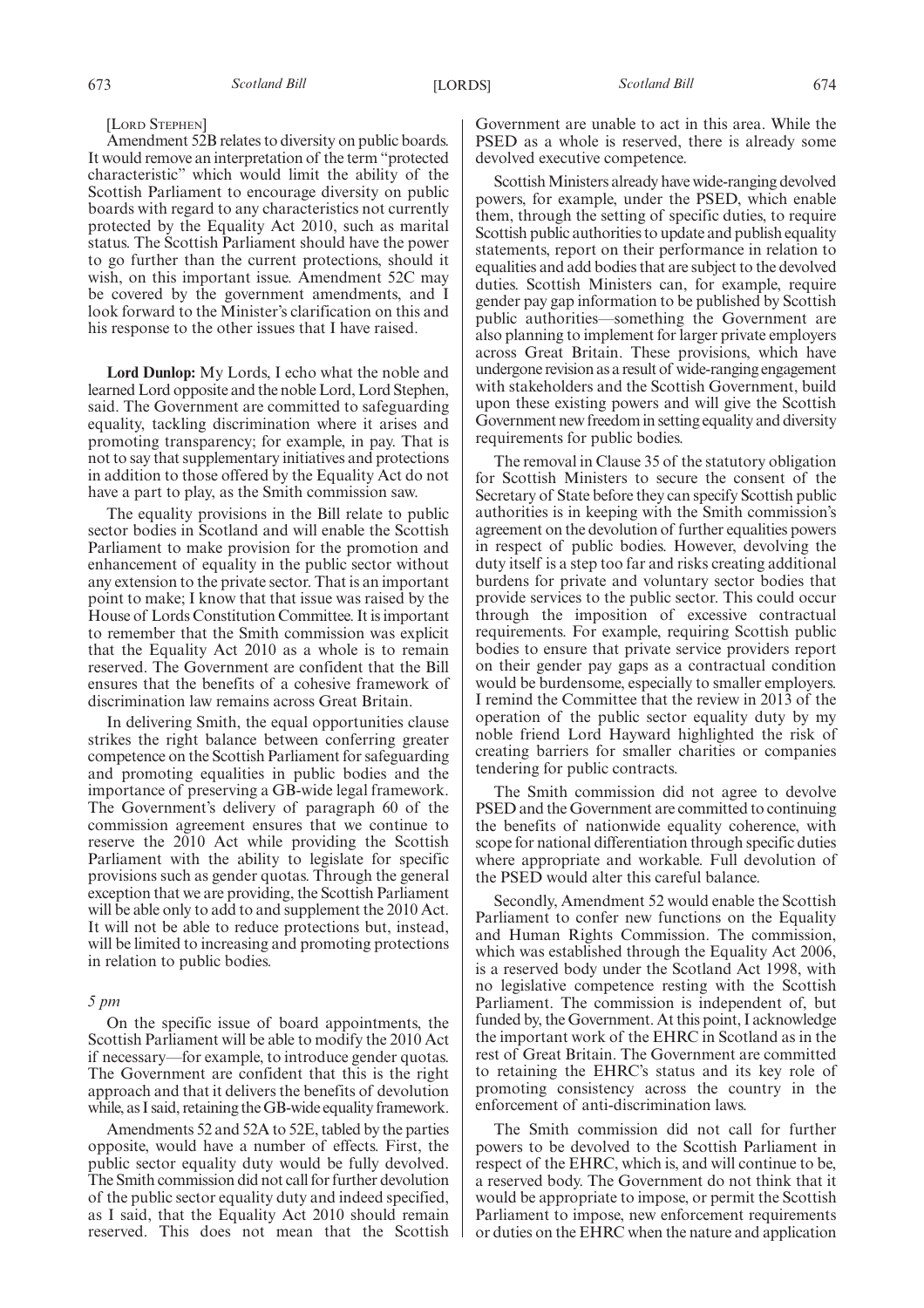[LORD STEPHEN]

Amendment 52B relates to diversity on public boards. It would remove an interpretation of the term "protected characteristic" which would limit the ability of the Scottish Parliament to encourage diversity on public boards with regard to any characteristics not currently protected by the Equality Act 2010, such as marital status. The Scottish Parliament should have the power to go further than the current protections, should it wish, on this important issue. Amendment 52C may be covered by the government amendments, and I look forward to the Minister's clarification on this and his response to the other issues that I have raised.

**Lord Dunlop:** My Lords, I echo what the noble and learned Lord opposite and the noble Lord, Lord Stephen, said. The Government are committed to safeguarding equality, tackling discrimination where it arises and promoting transparency; for example, in pay. That is not to say that supplementary initiatives and protections in addition to those offered by the Equality Act do not have a part to play, as the Smith commission saw.

The equality provisions in the Bill relate to public sector bodies in Scotland and will enable the Scottish Parliament to make provision for the promotion and enhancement of equality in the public sector without any extension to the private sector. That is an important point to make; I know that that issue was raised by the House of Lords Constitution Committee. It is important to remember that the Smith commission was explicit that the Equality Act 2010 as a whole is to remain reserved. The Government are confident that the Bill ensures that the benefits of a cohesive framework of discrimination law remains across Great Britain.

In delivering Smith, the equal opportunities clause strikes the right balance between conferring greater competence on the Scottish Parliament for safeguarding and promoting equalities in public bodies and the importance of preserving a GB-wide legal framework. The Government's delivery of paragraph 60 of the commission agreement ensures that we continue to reserve the 2010 Act while providing the Scottish Parliament with the ability to legislate for specific provisions such as gender quotas. Through the general exception that we are providing, the Scottish Parliament will be able only to add to and supplement the 2010 Act. It will not be able to reduce protections but, instead, will be limited to increasing and promoting protections in relation to public bodies.

*5 pm*

On the specific issue of board appointments, the Scottish Parliament will be able to modify the 2010 Act if necessary—for example, to introduce gender quotas. The Government are confident that this is the right approach and that it delivers the benefits of devolution while, as I said, retaining the GB-wide equality framework.

Amendments 52 and 52A to 52E, tabled by the parties opposite, would have a number of effects. First, the public sector equality duty would be fully devolved. The Smith commission did not call for further devolution of the public sector equality duty and indeed specified, as I said, that the Equality Act 2010 should remain reserved. This does not mean that the Scottish Government are unable to act in this area. While the PSED as a whole is reserved, there is already some devolved executive competence.

Scottish Ministers already have wide-ranging devolved powers, for example, under the PSED, which enable them, through the setting of specific duties, to require Scottish public authorities to update and publish equality statements, report on their performance in relation to equalities and add bodies that are subject to the devolved duties. Scottish Ministers can, for example, require gender pay gap information to be published by Scottish public authorities—something the Government are also planning to implement for larger private employers across Great Britain. These provisions, which have undergone revision as a result of wide-ranging engagement with stakeholders and the Scottish Government, build upon these existing powers and will give the Scottish Government new freedom in setting equality and diversity requirements for public bodies.

The removal in Clause 35 of the statutory obligation for Scottish Ministers to secure the consent of the Secretary of State before they can specify Scottish public authorities is in keeping with the Smith commission's agreement on the devolution of further equalities powers in respect of public bodies. However, devolving the duty itself is a step too far and risks creating additional burdens for private and voluntary sector bodies that provide services to the public sector. This could occur through the imposition of excessive contractual requirements. For example, requiring Scottish public bodies to ensure that private service providers report on their gender pay gaps as a contractual condition would be burdensome, especially to smaller employers. I remind the Committee that the review in 2013 of the operation of the public sector equality duty by my noble friend Lord Hayward highlighted the risk of creating barriers for smaller charities or companies tendering for public contracts.

The Smith commission did not agree to devolve PSED and the Government are committed to continuing the benefits of nationwide equality coherence, with scope for national differentiation through specific duties where appropriate and workable. Full devolution of the PSED would alter this careful balance.

Secondly, Amendment 52 would enable the Scottish Parliament to confer new functions on the Equality and Human Rights Commission. The commission, which was established through the Equality Act 2006, is a reserved body under the Scotland Act 1998, with no legislative competence resting with the Scottish Parliament. The commission is independent of, but funded by, the Government. At this point, I acknowledge the important work of the EHRC in Scotland as in the rest of Great Britain. The Government are committed to retaining the EHRC's status and its key role of promoting consistency across the country in the enforcement of anti-discrimination laws.

The Smith commission did not call for further powers to be devolved to the Scottish Parliament in respect of the EHRC, which is, and will continue to be, a reserved body. The Government do not think that it would be appropriate to impose, or permit the Scottish Parliament to impose, new enforcement requirements or duties on the EHRC when the nature and application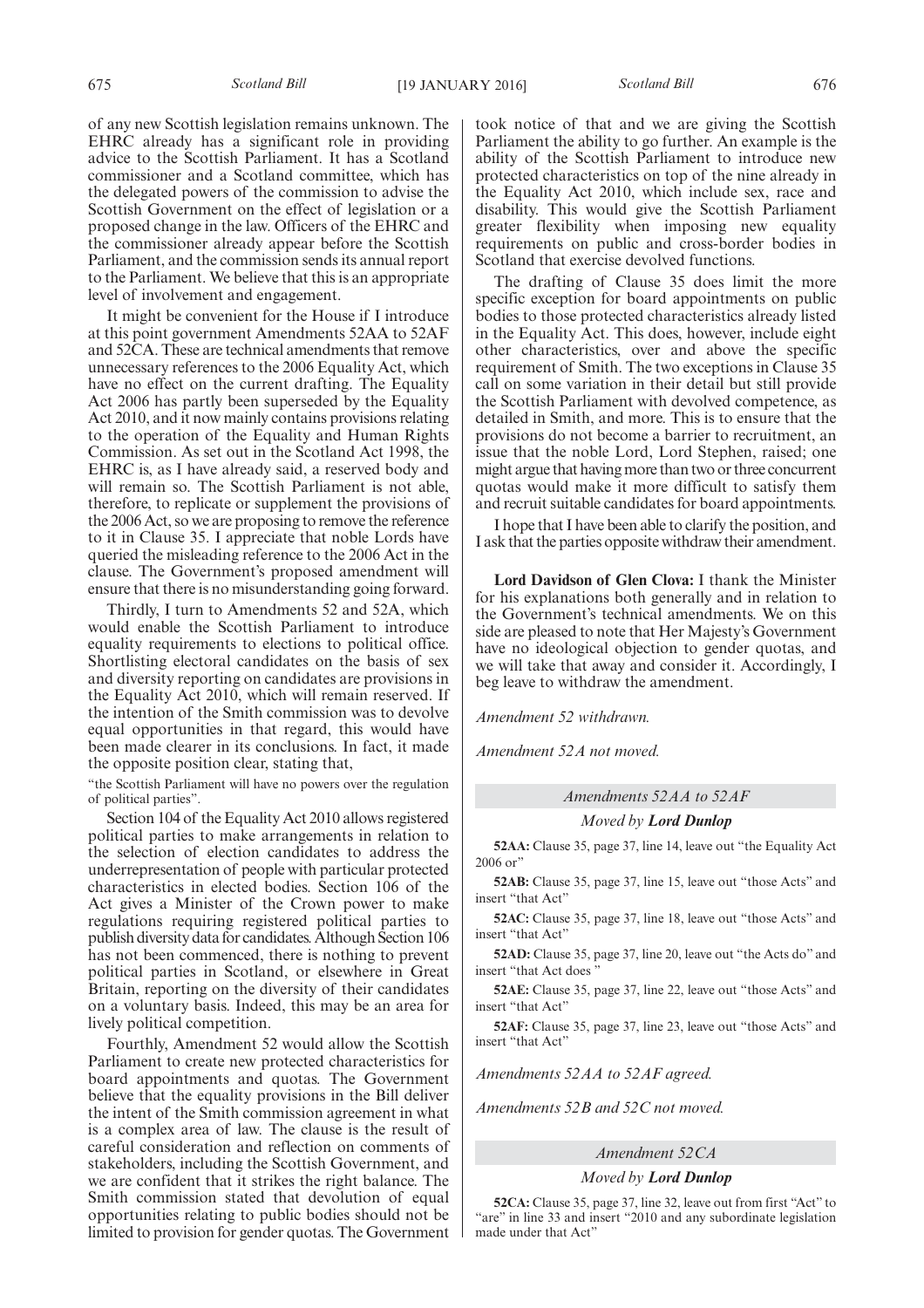of any new Scottish legislation remains unknown. The EHRC already has a significant role in providing advice to the Scottish Parliament. It has a Scotland commissioner and a Scotland committee, which has the delegated powers of the commission to advise the Scottish Government on the effect of legislation or a proposed change in the law. Officers of the EHRC and the commissioner already appear before the Scottish Parliament, and the commission sends its annual report to the Parliament. We believe that this is an appropriate level of involvement and engagement.

It might be convenient for the House if I introduce at this point government Amendments 52AA to 52AF and 52CA. These are technical amendments that remove unnecessary references to the 2006 Equality Act, which have no effect on the current drafting. The Equality Act 2006 has partly been superseded by the Equality Act 2010, and it now mainly contains provisions relating to the operation of the Equality and Human Rights Commission. As set out in the Scotland Act 1998, the EHRC is, as I have already said, a reserved body and will remain so. The Scottish Parliament is not able, therefore, to replicate or supplement the provisions of the 2006 Act, so we are proposing to remove the reference to it in Clause 35. I appreciate that noble Lords have queried the misleading reference to the 2006 Act in the clause. The Government's proposed amendment will ensure that there is no misunderstanding going forward.

Thirdly, I turn to Amendments 52 and 52A, which would enable the Scottish Parliament to introduce equality requirements to elections to political office. Shortlisting electoral candidates on the basis of sex and diversity reporting on candidates are provisions in the Equality Act 2010, which will remain reserved. If the intention of the Smith commission was to devolve equal opportunities in that regard, this would have been made clearer in its conclusions. In fact, it made the opposite position clear, stating that,

"the Scottish Parliament will have no powers over the regulation of political parties".

Section 104 of the Equality Act 2010 allows registered political parties to make arrangements in relation to the selection of election candidates to address the underrepresentation of people with particular protected characteristics in elected bodies. Section 106 of the Act gives a Minister of the Crown power to make regulations requiring registered political parties to publish diversity data for candidates. Although Section 106 has not been commenced, there is nothing to prevent political parties in Scotland, or elsewhere in Great Britain, reporting on the diversity of their candidates on a voluntary basis. Indeed, this may be an area for lively political competition.

Fourthly, Amendment 52 would allow the Scottish Parliament to create new protected characteristics for board appointments and quotas. The Government believe that the equality provisions in the Bill deliver the intent of the Smith commission agreement in what is a complex area of law. The clause is the result of careful consideration and reflection on comments of stakeholders, including the Scottish Government, and we are confident that it strikes the right balance. The Smith commission stated that devolution of equal opportunities relating to public bodies should not be limited to provision for gender quotas. The Government took notice of that and we are giving the Scottish Parliament the ability to go further. An example is the ability of the Scottish Parliament to introduce new protected characteristics on top of the nine already in the Equality Act 2010, which include sex, race and disability. This would give the Scottish Parliament greater flexibility when imposing new equality requirements on public and cross-border bodies in Scotland that exercise devolved functions.

The drafting of Clause 35 does limit the more specific exception for board appointments on public bodies to those protected characteristics already listed in the Equality Act. This does, however, include eight other characteristics, over and above the specific requirement of Smith. The two exceptions in Clause 35 call on some variation in their detail but still provide the Scottish Parliament with devolved competence, as detailed in Smith, and more. This is to ensure that the provisions do not become a barrier to recruitment, an issue that the noble Lord, Lord Stephen, raised; one might argue that having more than two or three concurrent quotas would make it more difficult to satisfy them and recruit suitable candidates for board appointments.

I hope that I have been able to clarify the position, and I ask that the parties opposite withdraw their amendment.

**Lord Davidson of Glen Clova:** I thank the Minister for his explanations both generally and in relation to the Government's technical amendments. We on this side are pleased to note that Her Majesty's Government have no ideological objection to gender quotas, and we will take that away and consider it. Accordingly, I beg leave to withdraw the amendment.

*Amendment 52 withdrawn.*

*Amendment 52A not moved.*

### *Amendments 52AA to 52AF*

*Moved by* ***Lord Dunlop***

**52AA:** Clause 35, page 37, line 14, leave out "the Equality Act 2006 or"

**52AB:** Clause 35, page 37, line 15, leave out "those Acts" and insert "that Act"

**52AC:** Clause 35, page 37, line 18, leave out "those Acts" and insert "that Act"

**52AD:** Clause 35, page 37, line 20, leave out "the Acts do" and insert "that Act does "

**52AE:** Clause 35, page 37, line 22, leave out "those Acts" and insert "that Act"

**52AF:** Clause 35, page 37, line 23, leave out "those Acts" and insert "that Act"

*Amendments 52AA to 52AF agreed.*

*Amendments 52B and 52C not moved.*

### *Amendment 52CA*

*Moved by* ***Lord Dunlop***

**52CA:** Clause 35, page 37, line 32, leave out from first "Act" to "are" in line 33 and insert "2010 and any subordinate legislation made under that Act"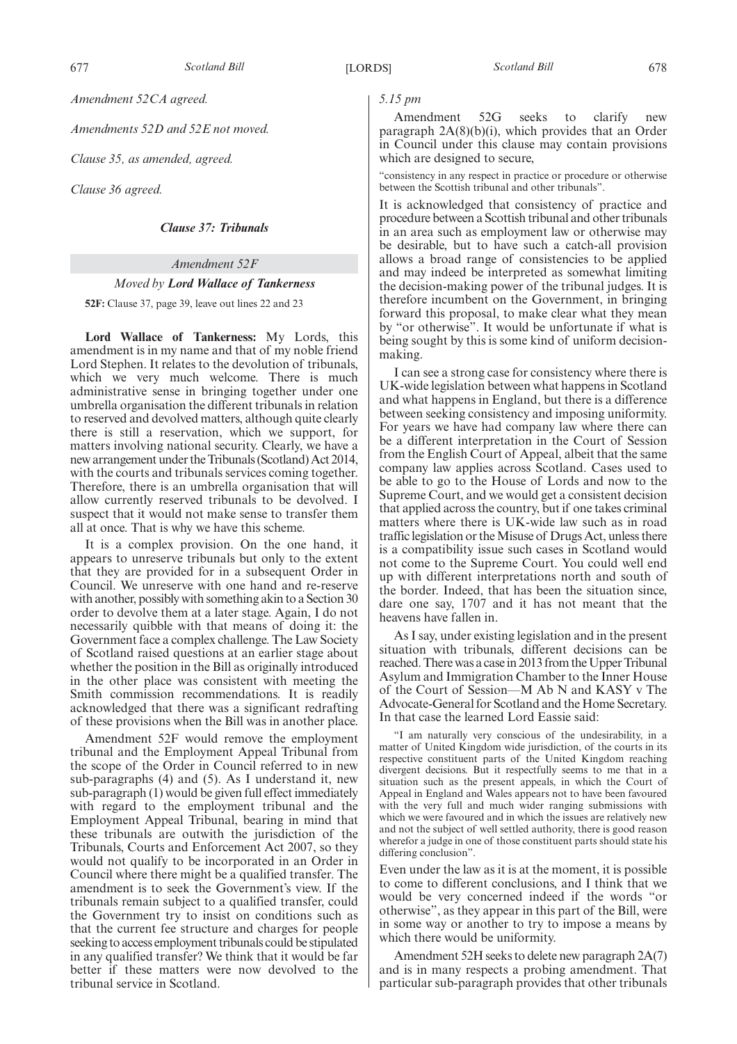*Amendment 52CA agreed.*

*Amendments 52D and 52E not moved.*

*Clause 35, as amended, agreed.*

*Clause 36 agreed.*

## *Clause 37: Tribunals*

### *Amendment 52F*

#### *Moved by **Lord Wallace of Tankerness***

**52F:** Clause 37, page 39, leave out lines 22 and 23

**Lord Wallace of Tankerness:** My Lords, this amendment is in my name and that of my noble friend Lord Stephen. It relates to the devolution of tribunals, which we very much welcome. There is much administrative sense in bringing together under one umbrella organisation the different tribunals in relation to reserved and devolved matters, although quite clearly there is still a reservation, which we support, for matters involving national security. Clearly, we have a new arrangement under the Tribunals (Scotland) Act 2014, with the courts and tribunals services coming together. Therefore, there is an umbrella organisation that will allow currently reserved tribunals to be devolved. I suspect that it would not make sense to transfer them all at once. That is why we have this scheme.

It is a complex provision. On the one hand, it appears to unreserve tribunals but only to the extent that they are provided for in a subsequent Order in Council. We unreserve with one hand and re-reserve with another, possibly with something akin to a Section 30 order to devolve them at a later stage. Again, I do not necessarily quibble with that means of doing it: the Government face a complex challenge. The Law Society of Scotland raised questions at an earlier stage about whether the position in the Bill as originally introduced in the other place was consistent with meeting the Smith commission recommendations. It is readily acknowledged that there was a significant redrafting of these provisions when the Bill was in another place.

Amendment 52F would remove the employment tribunal and the Employment Appeal Tribunal from the scope of the Order in Council referred to in new sub-paragraphs (4) and (5). As I understand it, new sub-paragraph (1) would be given full effect immediately with regard to the employment tribunal and the Employment Appeal Tribunal, bearing in mind that these tribunals are outwith the jurisdiction of the Tribunals, Courts and Enforcement Act 2007, so they would not qualify to be incorporated in an Order in Council where there might be a qualified transfer. The amendment is to seek the Government's view. If the tribunals remain subject to a qualified transfer, could the Government try to insist on conditions such as that the current fee structure and charges for people seeking to access employment tribunals could be stipulated in any qualified transfer? We think that it would be far better if these matters were now devolved to the tribunal service in Scotland.

*5.15 pm*

Amendment 52G seeks to clarify new paragraph 2A(8)(b)(i), which provides that an Order in Council under this clause may contain provisions which are designed to secure,

"consistency in any respect in practice or procedure or otherwise between the Scottish tribunal and other tribunals".

It is acknowledged that consistency of practice and procedure between a Scottish tribunal and other tribunals in an area such as employment law or otherwise may be desirable, but to have such a catch-all provision allows a broad range of consistencies to be applied and may indeed be interpreted as somewhat limiting the decision-making power of the tribunal judges. It is therefore incumbent on the Government, in bringing forward this proposal, to make clear what they mean by "or otherwise". It would be unfortunate if what is being sought by this is some kind of uniform decision-making.

I can see a strong case for consistency where there is UK-wide legislation between what happens in Scotland and what happens in England, but there is a difference between seeking consistency and imposing uniformity. For years we have had company law where there can be a different interpretation in the Court of Session from the English Court of Appeal, albeit that the same company law applies across Scotland. Cases used to be able to go to the House of Lords and now to the Supreme Court, and we would get a consistent decision that applied across the country, but if one takes criminal matters where there is UK-wide law such as in road traffic legislation or the Misuse of Drugs Act, unless there is a compatibility issue such cases in Scotland would not come to the Supreme Court. You could well end up with different interpretations north and south of the border. Indeed, that has been the situation since, dare one say, 1707 and it has not meant that the heavens have fallen in.

As I say, under existing legislation and in the present situation with tribunals, different decisions can be reached. There was a case in 2013 from the Upper Tribunal Asylum and Immigration Chamber to the Inner House of the Court of Session—M Ab N and KASY v The Advocate-General for Scotland and the Home Secretary. In that case the learned Lord Eassie said:

"I am naturally very conscious of the undesirability, in a matter of United Kingdom wide jurisdiction, of the courts in its respective constituent parts of the United Kingdom reaching divergent decisions. But it respectfully seems to me that in a situation such as the present appeals, in which the Court of Appeal in England and Wales appears not to have been favoured with the very full and much wider ranging submissions with which we were favoured and in which the issues are relatively new and not the subject of well settled authority, there is good reason wherefor a judge in one of those constituent parts should state his differing conclusion".

Even under the law as it is at the moment, it is possible to come to different conclusions, and I think that we would be very concerned indeed if the words "or otherwise", as they appear in this part of the Bill, were in some way or another to try to impose a means by which there would be uniformity.

Amendment 52H seeks to delete new paragraph 2A(7) and is in many respects a probing amendment. That particular sub-paragraph provides that other tribunals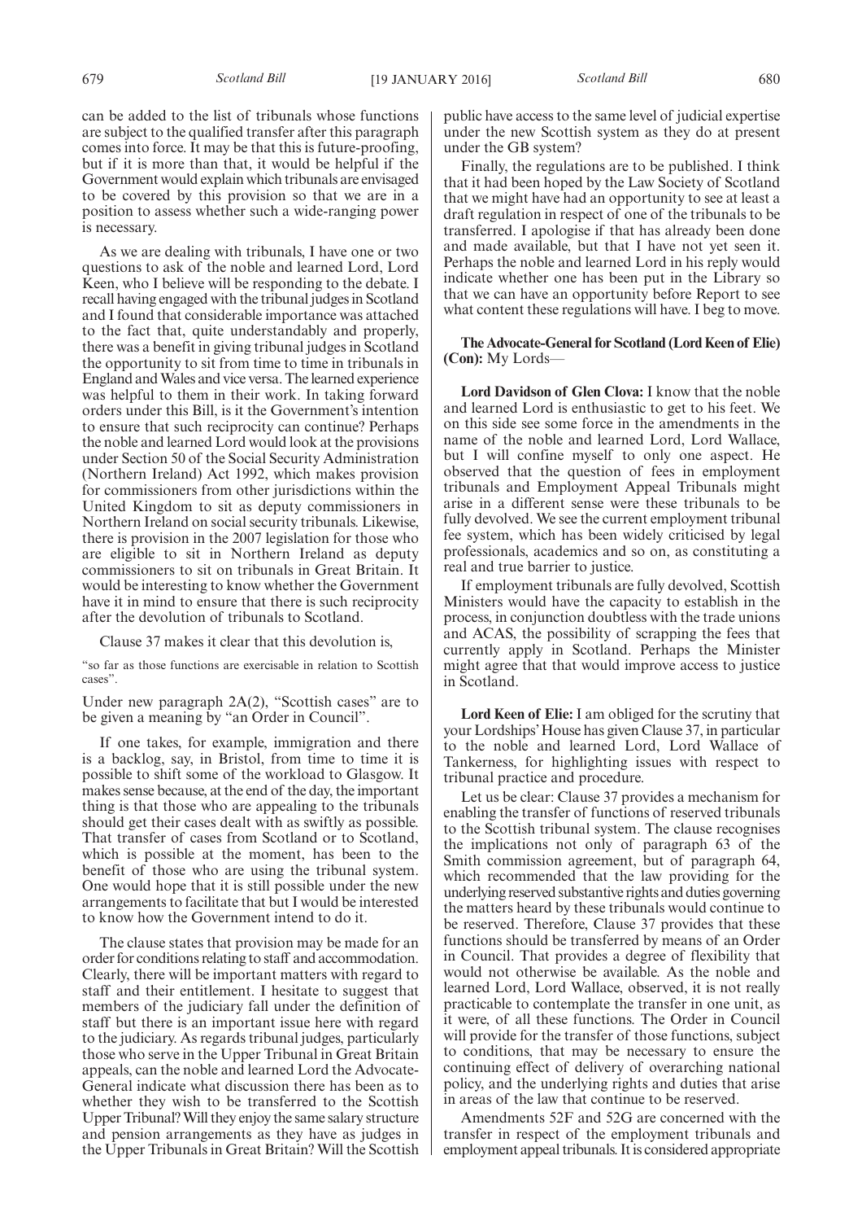can be added to the list of tribunals whose functions are subject to the qualified transfer after this paragraph comes into force. It may be that this is future-proofing, but if it is more than that, it would be helpful if the Government would explain which tribunals are envisaged to be covered by this provision so that we are in a position to assess whether such a wide-ranging power is necessary.

As we are dealing with tribunals, I have one or two questions to ask of the noble and learned Lord, Lord Keen, who I believe will be responding to the debate. I recall having engaged with the tribunal judges in Scotland and I found that considerable importance was attached to the fact that, quite understandably and properly, there was a benefit in giving tribunal judges in Scotland the opportunity to sit from time to time in tribunals in England and Wales and vice versa. The learned experience was helpful to them in their work. In taking forward orders under this Bill, is it the Government's intention to ensure that such reciprocity can continue? Perhaps the noble and learned Lord would look at the provisions under Section 50 of the Social Security Administration (Northern Ireland) Act 1992, which makes provision for commissioners from other jurisdictions within the United Kingdom to sit as deputy commissioners in Northern Ireland on social security tribunals. Likewise, there is provision in the 2007 legislation for those who are eligible to sit in Northern Ireland as deputy commissioners to sit on tribunals in Great Britain. It would be interesting to know whether the Government have it in mind to ensure that there is such reciprocity after the devolution of tribunals to Scotland.

Clause 37 makes it clear that this devolution is,

"so far as those functions are exercisable in relation to Scottish cases".

Under new paragraph 2A(2), "Scottish cases" are to be given a meaning by "an Order in Council".

If one takes, for example, immigration and there is a backlog, say, in Bristol, from time to time it is possible to shift some of the workload to Glasgow. It makes sense because, at the end of the day, the important thing is that those who are appealing to the tribunals should get their cases dealt with as swiftly as possible. That transfer of cases from Scotland or to Scotland, which is possible at the moment, has been to the benefit of those who are using the tribunal system. One would hope that it is still possible under the new arrangements to facilitate that but I would be interested to know how the Government intend to do it.

The clause states that provision may be made for an order for conditions relating to staff and accommodation. Clearly, there will be important matters with regard to staff and their entitlement. I hesitate to suggest that members of the judiciary fall under the definition of staff but there is an important issue here with regard to the judiciary. As regards tribunal judges, particularly those who serve in the Upper Tribunal in Great Britain appeals, can the noble and learned Lord the Advocate-General indicate what discussion there has been as to whether they wish to be transferred to the Scottish Upper Tribunal? Will they enjoy the same salary structure and pension arrangements as they have as judges in the Upper Tribunals in Great Britain? Will the Scottish public have access to the same level of judicial expertise under the new Scottish system as they do at present under the GB system?

Finally, the regulations are to be published. I think that it had been hoped by the Law Society of Scotland that we might have had an opportunity to see at least a draft regulation in respect of one of the tribunals to be transferred. I apologise if that has already been done and made available, but that I have not yet seen it. Perhaps the noble and learned Lord in his reply would indicate whether one has been put in the Library so that we can have an opportunity before Report to see what content these regulations will have. I beg to move.

**The Advocate-General for Scotland (Lord Keen of Elie) (Con):** My Lords—

**Lord Davidson of Glen Clova:** I know that the noble and learned Lord is enthusiastic to get to his feet. We on this side see some force in the amendments in the name of the noble and learned Lord, Lord Wallace, but I will confine myself to only one aspect. He observed that the question of fees in employment tribunals and Employment Appeal Tribunals might arise in a different sense were these tribunals to be fully devolved. We see the current employment tribunal fee system, which has been widely criticised by legal professionals, academics and so on, as constituting a real and true barrier to justice.

If employment tribunals are fully devolved, Scottish Ministers would have the capacity to establish in the process, in conjunction doubtless with the trade unions and ACAS, the possibility of scrapping the fees that currently apply in Scotland. Perhaps the Minister might agree that that would improve access to justice in Scotland.

**Lord Keen of Elie:** I am obliged for the scrutiny that your Lordships' House has given Clause 37, in particular to the noble and learned Lord, Lord Wallace of Tankerness, for highlighting issues with respect to tribunal practice and procedure.

Let us be clear: Clause 37 provides a mechanism for enabling the transfer of functions of reserved tribunals to the Scottish tribunal system. The clause recognises the implications not only of paragraph 63 of the Smith commission agreement, but of paragraph 64, which recommended that the law providing for the underlying reserved substantive rights and duties governing the matters heard by these tribunals would continue to be reserved. Therefore, Clause 37 provides that these functions should be transferred by means of an Order in Council. That provides a degree of flexibility that would not otherwise be available. As the noble and learned Lord, Lord Wallace, observed, it is not really practicable to contemplate the transfer in one unit, as it were, of all these functions. The Order in Council will provide for the transfer of those functions, subject to conditions, that may be necessary to ensure the continuing effect of delivery of overarching national policy, and the underlying rights and duties that arise in areas of the law that continue to be reserved.

Amendments 52F and 52G are concerned with the transfer in respect of the employment tribunals and employment appeal tribunals. It is considered appropriate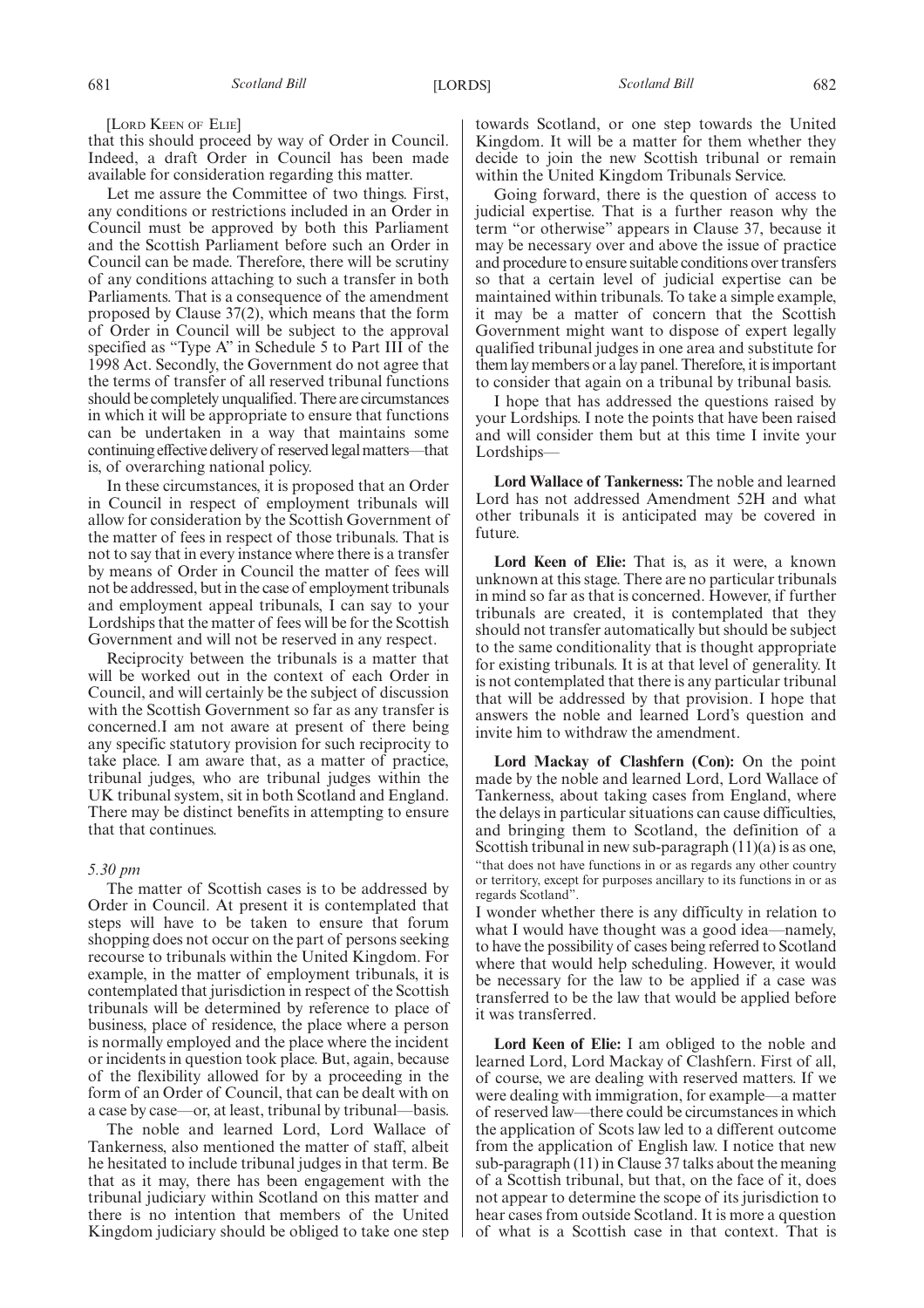[LORD KEEN OF ELIE]

that this should proceed by way of Order in Council. Indeed, a draft Order in Council has been made available for consideration regarding this matter.

Let me assure the Committee of two things. First, any conditions or restrictions included in an Order in Council must be approved by both this Parliament and the Scottish Parliament before such an Order in Council can be made. Therefore, there will be scrutiny of any conditions attaching to such a transfer in both Parliaments. That is a consequence of the amendment proposed by Clause 37(2), which means that the form of Order in Council will be subject to the approval specified as "Type A" in Schedule 5 to Part III of the 1998 Act. Secondly, the Government do not agree that the terms of transfer of all reserved tribunal functions should be completely unqualified. There are circumstances in which it will be appropriate to ensure that functions can be undertaken in a way that maintains some continuing effective delivery of reserved legal matters—that is, of overarching national policy.

In these circumstances, it is proposed that an Order in Council in respect of employment tribunals will allow for consideration by the Scottish Government of the matter of fees in respect of those tribunals. That is not to say that in every instance where there is a transfer by means of Order in Council the matter of fees will not be addressed, but in the case of employment tribunals and employment appeal tribunals, I can say to your Lordships that the matter of fees will be for the Scottish Government and will not be reserved in any respect.

Reciprocity between the tribunals is a matter that will be worked out in the context of each Order in Council, and will certainly be the subject of discussion with the Scottish Government so far as any transfer is concerned. I am not aware at present of there being any specific statutory provision for such reciprocity to take place. I am aware that, as a matter of practice, tribunal judges, who are tribunal judges within the UK tribunal system, sit in both Scotland and England. There may be distinct benefits in attempting to ensure that that continues.

*5.30 pm*

The matter of Scottish cases is to be addressed by Order in Council. At present it is contemplated that steps will have to be taken to ensure that forum shopping does not occur on the part of persons seeking recourse to tribunals within the United Kingdom. For example, in the matter of employment tribunals, it is contemplated that jurisdiction in respect of the Scottish tribunals will be determined by reference to place of business, place of residence, the place where a person is normally employed and the place where the incident or incidents in question took place. But, again, because of the flexibility allowed for by a proceeding in the form of an Order of Council, that can be dealt with on a case by case—or, at least, tribunal by tribunal—basis.

The noble and learned Lord, Lord Wallace of Tankerness, also mentioned the matter of staff, albeit he hesitated to include tribunal judges in that term. Be that as it may, there has been engagement with the tribunal judiciary within Scotland on this matter and there is no intention that members of the United Kingdom judiciary should be obliged to take one step towards Scotland, or one step towards the United Kingdom. It will be a matter for them whether they decide to join the new Scottish tribunal or remain within the United Kingdom Tribunals Service.

Going forward, there is the question of access to judicial expertise. That is a further reason why the term "or otherwise" appears in Clause 37, because it may be necessary over and above the issue of practice and procedure to ensure suitable conditions over transfers so that a certain level of judicial expertise can be maintained within tribunals. To take a simple example, it may be a matter of concern that the Scottish Government might want to dispose of expert legally qualified tribunal judges in one area and substitute for them lay members or a lay panel. Therefore, it is important to consider that again on a tribunal by tribunal basis.

I hope that has addressed the questions raised by your Lordships. I note the points that have been raised and will consider them but at this time I invite your Lordships—

**Lord Wallace of Tankerness:** The noble and learned Lord has not addressed Amendment 52H and what other tribunals it is anticipated may be covered in future.

**Lord Keen of Elie:** That is, as it were, a known unknown at this stage. There are no particular tribunals in mind so far as that is concerned. However, if further tribunals are created, it is contemplated that they should not transfer automatically but should be subject to the same conditionality that is thought appropriate for existing tribunals. It is at that level of generality. It is not contemplated that there is any particular tribunal that will be addressed by that provision. I hope that answers the noble and learned Lord's question and invite him to withdraw the amendment.

**Lord Mackay of Clashfern (Con):** On the point made by the noble and learned Lord, Lord Wallace of Tankerness, about taking cases from England, where the delays in particular situations can cause difficulties, and bringing them to Scotland, the definition of a Scottish tribunal in new sub-paragraph (11)(a) is as one,

"that does not have functions in or as regards any other country or territory, except for purposes ancillary to its functions in or as regards Scotland".

I wonder whether there is any difficulty in relation to what I would have thought was a good idea—namely, to have the possibility of cases being referred to Scotland where that would help scheduling. However, it would be necessary for the law to be applied if a case was transferred to be the law that would be applied before it was transferred.

**Lord Keen of Elie:** I am obliged to the noble and learned Lord, Lord Mackay of Clashfern. First of all, of course, we are dealing with reserved matters. If we were dealing with immigration, for example—a matter of reserved law—there could be circumstances in which the application of Scots law led to a different outcome from the application of English law. I notice that new sub-paragraph (11) in Clause 37 talks about the meaning of a Scottish tribunal, but that, on the face of it, does not appear to determine the scope of its jurisdiction to hear cases from outside Scotland. It is more a question of what is a Scottish case in that context. That is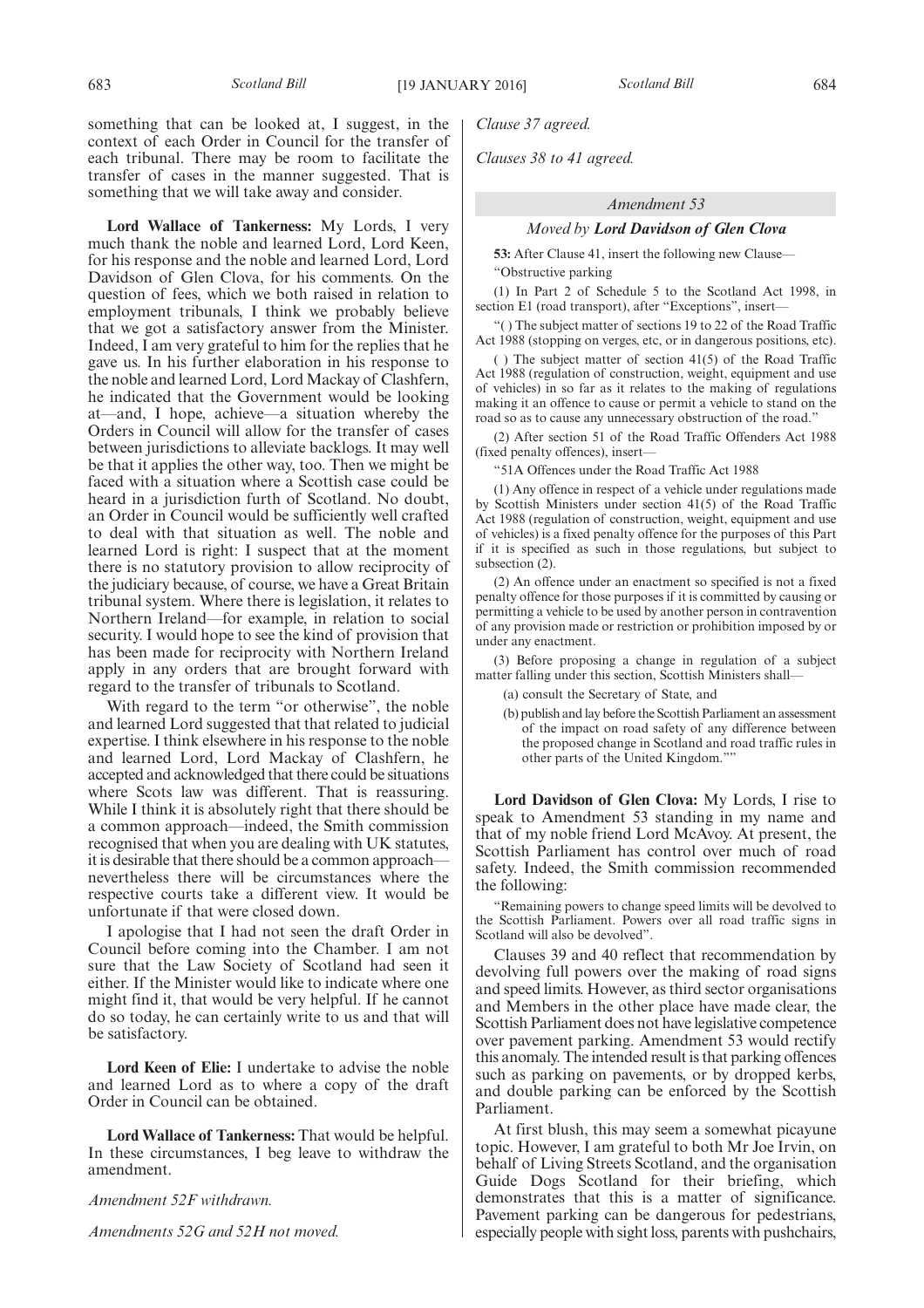something that can be looked at, I suggest, in the context of each Order in Council for the transfer of each tribunal. There may be room to facilitate the transfer of cases in the manner suggested. That is something that we will take away and consider.

**Lord Wallace of Tankerness:** My Lords, I very much thank the noble and learned Lord, Lord Keen, for his response and the noble and learned Lord, Lord Davidson of Glen Clova, for his comments. On the question of fees, which we both raised in relation to employment tribunals, I think we probably believe that we got a satisfactory answer from the Minister. Indeed, I am very grateful to him for the replies that he gave us. In his further elaboration in his response to the noble and learned Lord, Lord Mackay of Clashfern, he indicated that the Government would be looking at—and, I hope, achieve—a situation whereby the Orders in Council will allow for the transfer of cases between jurisdictions to alleviate backlogs. It may well be that it applies the other way, too. Then we might be faced with a situation where a Scottish case could be heard in a jurisdiction furth of Scotland. No doubt, an Order in Council would be sufficiently well crafted to deal with that situation as well. The noble and learned Lord is right: I suspect that at the moment there is no statutory provision to allow reciprocity of the judiciary because, of course, we have a Great Britain tribunal system. Where there is legislation, it relates to Northern Ireland—for example, in relation to social security. I would hope to see the kind of provision that has been made for reciprocity with Northern Ireland apply in any orders that are brought forward with regard to the transfer of tribunals to Scotland.

With regard to the term "or otherwise", the noble and learned Lord suggested that that related to judicial expertise. I think elsewhere in his response to the noble and learned Lord, Lord Mackay of Clashfern, he accepted and acknowledged that there could be situations where Scots law was different. That is reassuring. While I think it is absolutely right that there should be a common approach—indeed, the Smith commission recognised that when you are dealing with UK statutes, it is desirable that there should be a common approach—nevertheless there will be circumstances where the respective courts take a different view. It would be unfortunate if that were closed down.

I apologise that I had not seen the draft Order in Council before coming into the Chamber. I am not sure that the Law Society of Scotland had seen it either. If the Minister would like to indicate where one might find it, that would be very helpful. If he cannot do so today, he can certainly write to us and that will be satisfactory.

**Lord Keen of Elie:** I undertake to advise the noble and learned Lord as to where a copy of the draft Order in Council can be obtained.

**Lord Wallace of Tankerness:** That would be helpful. In these circumstances, I beg leave to withdraw the amendment.

*Amendment 52F withdrawn.*

*Amendments 52G and 52H not moved.*

*Clause 37 agreed.*

*Clauses 38 to 41 agreed.*

### *Amendment 53*

#### *Moved by **Lord Davidson of Glen Clova***

**53:** After Clause 41, insert the following new Clause—

"Obstructive parking

(1) In Part 2 of Schedule 5 to the Scotland Act 1998, in section E1 (road transport), after "Exceptions", insert—

"( ) The subject matter of sections 19 to 22 of the Road Traffic Act 1988 (stopping on verges, etc, or in dangerous positions, etc).

( ) The subject matter of section 41(5) of the Road Traffic Act 1988 (regulation of construction, weight, equipment and use of vehicles) in so far as it relates to the making of regulations making it an offence to cause or permit a vehicle to stand on the road so as to cause any unnecessary obstruction of the road."

(2) After section 51 of the Road Traffic Offenders Act 1988 (fixed penalty offences), insert—

"51A Offences under the Road Traffic Act 1988

(1) Any offence in respect of a vehicle under regulations made by Scottish Ministers under section 41(5) of the Road Traffic Act 1988 (regulation of construction, weight, equipment and use of vehicles) is a fixed penalty offence for the purposes of this Part if it is specified as such in those regulations, but subject to subsection (2).

(2) An offence under an enactment so specified is not a fixed penalty offence for those purposes if it is committed by causing or permitting a vehicle to be used by another person in contravention of any provision made or restriction or prohibition imposed by or under any enactment.

(3) Before proposing a change in regulation of a subject matter falling under this section, Scottish Ministers shall—

(a) consult the Secretary of State, and

(b) publish and lay before the Scottish Parliament an assessment of the impact on road safety of any difference between the proposed change in Scotland and road traffic rules in other parts of the United Kingdom.""

**Lord Davidson of Glen Clova:** My Lords, I rise to speak to Amendment 53 standing in my name and that of my noble friend Lord McAvoy. At present, the Scottish Parliament has control over much of road safety. Indeed, the Smith commission recommended the following:

"Remaining powers to change speed limits will be devolved to the Scottish Parliament. Powers over all road traffic signs in Scotland will also be devolved".

Clauses 39 and 40 reflect that recommendation by devolving full powers over the making of road signs and speed limits. However, as third sector organisations and Members in the other place have made clear, the Scottish Parliament does not have legislative competence over pavement parking. Amendment 53 would rectify this anomaly. The intended result is that parking offences such as parking on pavements, or by dropped kerbs, and double parking can be enforced by the Scottish Parliament.

At first blush, this may seem a somewhat picayune topic. However, I am grateful to both Mr Joe Irvin, on behalf of Living Streets Scotland, and the organisation Guide Dogs Scotland for their briefing, which demonstrates that this is a matter of significance. Pavement parking can be dangerous for pedestrians, especially people with sight loss, parents with pushchairs,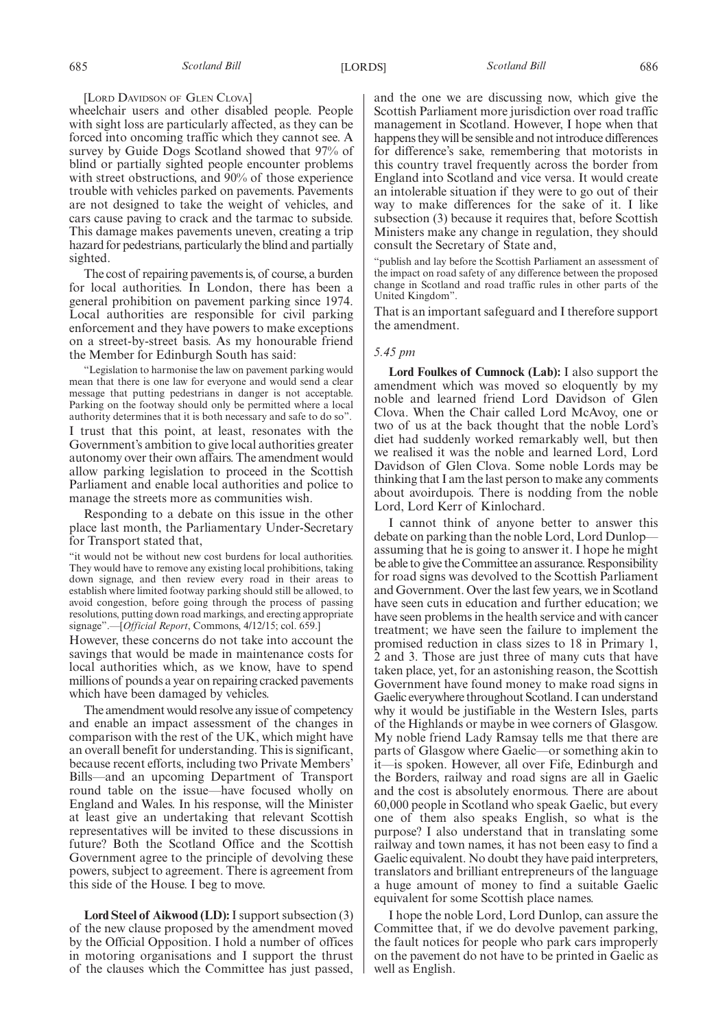[LORD DAVIDSON OF GLEN CLOVA]

wheelchair users and other disabled people. People with sight loss are particularly affected, as they can be forced into oncoming traffic which they cannot see. A survey by Guide Dogs Scotland showed that 97% of blind or partially sighted people encounter problems with street obstructions, and 90% of those experience trouble with vehicles parked on pavements. Pavements are not designed to take the weight of vehicles, and cars cause paving to crack and the tarmac to subside. This damage makes pavements uneven, creating a trip hazard for pedestrians, particularly the blind and partially sighted.

The cost of repairing pavements is, of course, a burden for local authorities. In London, there has been a general prohibition on pavement parking since 1974. Local authorities are responsible for civil parking enforcement and they have powers to make exceptions on a street-by-street basis. As my honourable friend the Member for Edinburgh South has said:

"Legislation to harmonise the law on pavement parking would mean that there is one law for everyone and would send a clear message that putting pedestrians in danger is not acceptable. Parking on the footway should only be permitted where a local authority determines that it is both necessary and safe to do so".

I trust that this point, at least, resonates with the Government's ambition to give local authorities greater autonomy over their own affairs. The amendment would allow parking legislation to proceed in the Scottish Parliament and enable local authorities and police to manage the streets more as communities wish.

Responding to a debate on this issue in the other place last month, the Parliamentary Under-Secretary for Transport stated that,

"it would not be without new cost burdens for local authorities. They would have to remove any existing local prohibitions, taking down signage, and then review every road in their areas to establish where limited footway parking should still be allowed, to avoid congestion, before going through the process of passing resolutions, putting down road markings, and erecting appropriate signage".—[*Official Report*, Commons, 4/12/15; col. 659.]

However, these concerns do not take into account the savings that would be made in maintenance costs for local authorities which, as we know, have to spend millions of pounds a year on repairing cracked pavements which have been damaged by vehicles.

The amendment would resolve any issue of competency and enable an impact assessment of the changes in comparison with the rest of the UK, which might have an overall benefit for understanding. This is significant, because recent efforts, including two Private Members' Bills—and an upcoming Department of Transport round table on the issue—have focused wholly on England and Wales. In his response, will the Minister at least give an undertaking that relevant Scottish representatives will be invited to these discussions in future? Both the Scotland Office and the Scottish Government agree to the principle of devolving these powers, subject to agreement. There is agreement from this side of the House. I beg to move.

**Lord Steel of Aikwood (LD):** I support subsection (3) of the new clause proposed by the amendment moved by the Official Opposition. I hold a number of offices in motoring organisations and I support the thrust of the clauses which the Committee has just passed, and the one we are discussing now, which give the Scottish Parliament more jurisdiction over road traffic management in Scotland. However, I hope when that happens they will be sensible and not introduce differences for difference's sake, remembering that motorists in this country travel frequently across the border from England into Scotland and vice versa. It would create an intolerable situation if they were to go out of their way to make differences for the sake of it. I like subsection (3) because it requires that, before Scottish Ministers make any change in regulation, they should consult the Secretary of State and,

"publish and lay before the Scottish Parliament an assessment of the impact on road safety of any difference between the proposed change in Scotland and road traffic rules in other parts of the United Kingdom".

That is an important safeguard and I therefore support the amendment.

*5.45 pm*

**Lord Foulkes of Cumnock (Lab):** I also support the amendment which was moved so eloquently by my noble and learned friend Lord Davidson of Glen Clova. When the Chair called Lord McAvoy, one or two of us at the back thought that the noble Lord's diet had suddenly worked remarkably well, but then we realised it was the noble and learned Lord, Lord Davidson of Glen Clova. Some noble Lords may be thinking that I am the last person to make any comments about avoirdupois. There is nodding from the noble Lord, Lord Kerr of Kinlochard.

I cannot think of anyone better to answer this debate on parking than the noble Lord, Lord Dunlop—assuming that he is going to answer it. I hope he might be able to give the Committee an assurance. Responsibility for road signs was devolved to the Scottish Parliament and Government. Over the last few years, we in Scotland have seen cuts in education and further education; we have seen problems in the health service and with cancer treatment; we have seen the failure to implement the promised reduction in class sizes to 18 in Primary 1, 2 and 3. Those are just three of many cuts that have taken place, yet, for an astonishing reason, the Scottish Government have found money to make road signs in Gaelic everywhere throughout Scotland. I can understand why it would be justifiable in the Western Isles, parts of the Highlands or maybe in wee corners of Glasgow. My noble friend Lady Ramsay tells me that there are parts of Glasgow where Gaelic—or something akin to it—is spoken. However, all over Fife, Edinburgh and the Borders, railway and road signs are all in Gaelic and the cost is absolutely enormous. There are about 60,000 people in Scotland who speak Gaelic, but every one of them also speaks English, so what is the purpose? I also understand that in translating some railway and town names, it has not been easy to find a Gaelic equivalent. No doubt they have paid interpreters, translators and brilliant entrepreneurs of the language a huge amount of money to find a suitable Gaelic equivalent for some Scottish place names.

I hope the noble Lord, Lord Dunlop, can assure the Committee that, if we do devolve pavement parking, the fault notices for people who park cars improperly on the pavement do not have to be printed in Gaelic as well as English.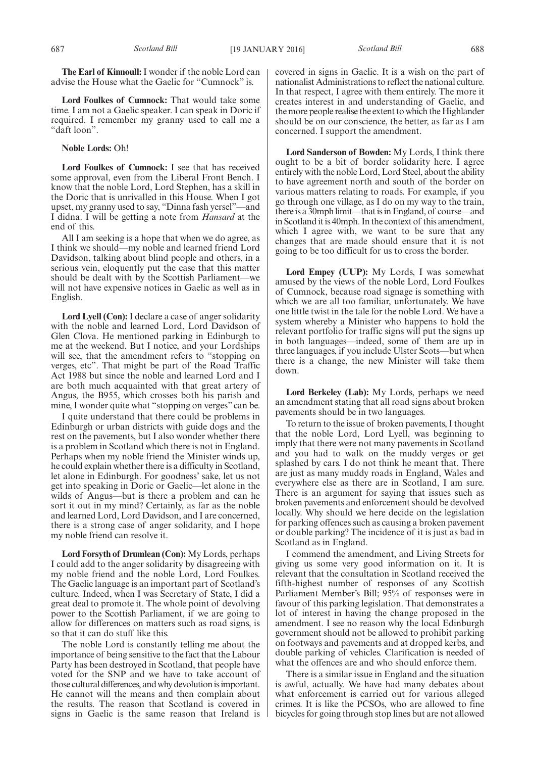**The Earl of Kinnoull:** I wonder if the noble Lord can advise the House what the Gaelic for "Cumnock" is.

**Lord Foulkes of Cumnock:** That would take some time. I am not a Gaelic speaker. I can speak in Doric if required. I remember my granny used to call me a "daft loon".

**Noble Lords:** Oh!

**Lord Foulkes of Cumnock:** I see that has received some approval, even from the Liberal Front Bench. I know that the noble Lord, Lord Stephen, has a skill in the Doric that is unrivalled in this House. When I got upset, my granny used to say, "Dinna fash yersel"—and I didna. I will be getting a note from *Hansard* at the end of this.

All I am seeking is a hope that when we do agree, as I think we should—my noble and learned friend Lord Davidson, talking about blind people and others, in a serious vein, eloquently put the case that this matter should be dealt with by the Scottish Parliament—we will not have expensive notices in Gaelic as well as in English.

**Lord Lyell (Con):** I declare a case of anger solidarity with the noble and learned Lord, Lord Davidson of Glen Clova. He mentioned parking in Edinburgh to me at the weekend. But I notice, and your Lordships will see, that the amendment refers to "stopping on verges, etc". That might be part of the Road Traffic Act 1988 but since the noble and learned Lord and I are both much acquainted with that great artery of Angus, the B955, which crosses both his parish and mine, I wonder quite what "stopping on verges" can be.

I quite understand that there could be problems in Edinburgh or urban districts with guide dogs and the rest on the pavements, but I also wonder whether there is a problem in Scotland which there is not in England. Perhaps when my noble friend the Minister winds up, he could explain whether there is a difficulty in Scotland, let alone in Edinburgh. For goodness' sake, let us not get into speaking in Doric or Gaelic—let alone in the wilds of Angus—but is there a problem and can he sort it out in my mind? Certainly, as far as the noble and learned Lord, Lord Davidson, and I are concerned, there is a strong case of anger solidarity, and I hope my noble friend can resolve it.

**Lord Forsyth of Drumlean (Con):** My Lords, perhaps I could add to the anger solidarity by disagreeing with my noble friend and the noble Lord, Lord Foulkes. The Gaelic language is an important part of Scotland's culture. Indeed, when I was Secretary of State, I did a great deal to promote it. The whole point of devolving power to the Scottish Parliament, if we are going to allow for differences on matters such as road signs, is so that it can do stuff like this.

The noble Lord is constantly telling me about the importance of being sensitive to the fact that the Labour Party has been destroyed in Scotland, that people have voted for the SNP and we have to take account of those cultural differences, and why devolution is important. He cannot will the means and then complain about the results. The reason that Scotland is covered in signs in Gaelic is the same reason that Ireland is covered in signs in Gaelic. It is a wish on the part of nationalist Administrations to reflect the national culture. In that respect, I agree with them entirely. The more it creates interest in and understanding of Gaelic, and the more people realise the extent to which the Highlander should be on our conscience, the better, as far as I am concerned. I support the amendment.

**Lord Sanderson of Bowden:** My Lords, I think there ought to be a bit of border solidarity here. I agree entirely with the noble Lord, Lord Steel, about the ability to have agreement north and south of the border on various matters relating to roads. For example, if you go through one village, as I do on my way to the train, there is a 30mph limit—that is in England, of course—and in Scotland it is 40mph. In the context of this amendment, which I agree with, we want to be sure that any changes that are made should ensure that it is not going to be too difficult for us to cross the border.

**Lord Empey (UUP):** My Lords, I was somewhat amused by the views of the noble Lord, Lord Foulkes of Cumnock, because road signage is something with which we are all too familiar, unfortunately. We have one little twist in the tale for the noble Lord. We have a system whereby a Minister who happens to hold the relevant portfolio for traffic signs will put the signs up in both languages—indeed, some of them are up in three languages, if you include Ulster Scots—but when there is a change, the new Minister will take them down.

**Lord Berkeley (Lab):** My Lords, perhaps we need an amendment stating that all road signs about broken pavements should be in two languages.

To return to the issue of broken pavements, I thought that the noble Lord, Lord Lyell, was beginning to imply that there were not many pavements in Scotland and you had to walk on the muddy verges or get splashed by cars. I do not think he meant that. There are just as many muddy roads in England, Wales and everywhere else as there are in Scotland, I am sure. There is an argument for saying that issues such as broken pavements and enforcement should be devolved locally. Why should we here decide on the legislation for parking offences such as causing a broken pavement or double parking? The incidence of it is just as bad in Scotland as in England.

I commend the amendment, and Living Streets for giving us some very good information on it. It is relevant that the consultation in Scotland received the fifth-highest number of responses of any Scottish Parliament Member's Bill; 95% of responses were in favour of this parking legislation. That demonstrates a lot of interest in having the change proposed in the amendment. I see no reason why the local Edinburgh government should not be allowed to prohibit parking on footways and pavements and at dropped kerbs, and double parking of vehicles. Clarification is needed of what the offences are and who should enforce them.

There is a similar issue in England and the situation is awful, actually. We have had many debates about what enforcement is carried out for various alleged crimes. It is like the PCSOs, who are allowed to fine bicycles for going through stop lines but are not allowed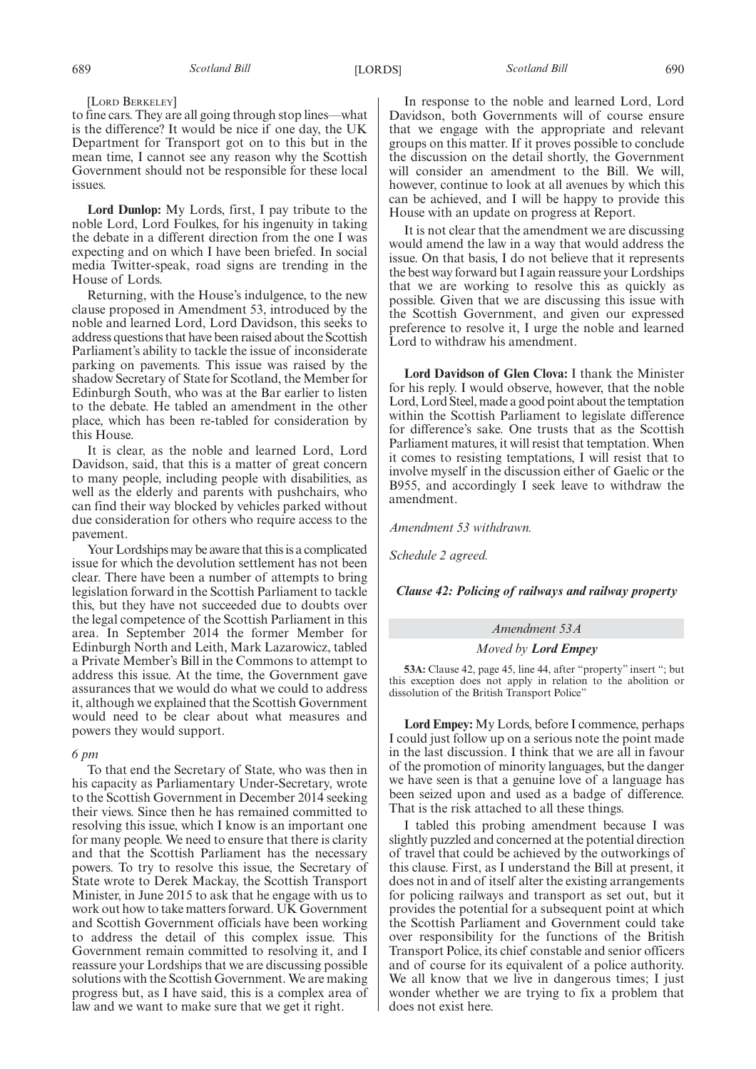[Lord Berkeley]

to fine cars. They are all going through stop lines—what is the difference? It would be nice if one day, the UK Department for Transport got on to this but in the mean time, I cannot see any reason why the Scottish Government should not be responsible for these local issues.

**Lord Dunlop:** My Lords, first, I pay tribute to the noble Lord, Lord Foulkes, for his ingenuity in taking the debate in a different direction from the one I was expecting and on which I have been briefed. In social media Twitter-speak, road signs are trending in the House of Lords.

Returning, with the House's indulgence, to the new clause proposed in Amendment 53, introduced by the noble and learned Lord, Lord Davidson, this seeks to address questions that have been raised about the Scottish Parliament's ability to tackle the issue of inconsiderate parking on pavements. This issue was raised by the shadow Secretary of State for Scotland, the Member for Edinburgh South, who was at the Bar earlier to listen to the debate. He tabled an amendment in the other place, which has been re-tabled for consideration by this House.

It is clear, as the noble and learned Lord, Lord Davidson, said, that this is a matter of great concern to many people, including people with disabilities, as well as the elderly and parents with pushchairs, who can find their way blocked by vehicles parked without due consideration for others who require access to the pavement.

Your Lordships may be aware that this is a complicated issue for which the devolution settlement has not been clear. There have been a number of attempts to bring legislation forward in the Scottish Parliament to tackle this, but they have not succeeded due to doubts over the legal competence of the Scottish Parliament in this area. In September 2014 the former Member for Edinburgh North and Leith, Mark Lazarowicz, tabled a Private Member's Bill in the Commons to attempt to address this issue. At the time, the Government gave assurances that we would do what we could to address it, although we explained that the Scottish Government would need to be clear about what measures and powers they would support.

*6 pm*

To that end the Secretary of State, who was then in his capacity as Parliamentary Under-Secretary, wrote to the Scottish Government in December 2014 seeking their views. Since then he has remained committed to resolving this issue, which I know is an important one for many people. We need to ensure that there is clarity and that the Scottish Parliament has the necessary powers. To try to resolve this issue, the Secretary of State wrote to Derek Mackay, the Scottish Transport Minister, in June 2015 to ask that he engage with us to work out how to take matters forward. UK Government and Scottish Government officials have been working to address the detail of this complex issue. This Government remain committed to resolving it, and I reassure your Lordships that we are discussing possible solutions with the Scottish Government. We are making progress but, as I have said, this is a complex area of law and we want to make sure that we get it right.

In response to the noble and learned Lord, Lord Davidson, both Governments will of course ensure that we engage with the appropriate and relevant groups on this matter. If it proves possible to conclude the discussion on the detail shortly, the Government will consider an amendment to the Bill. We will, however, continue to look at all avenues by which this can be achieved, and I will be happy to provide this House with an update on progress at Report.

It is not clear that the amendment we are discussing would amend the law in a way that would address the issue. On that basis, I do not believe that it represents the best way forward but I again reassure your Lordships that we are working to resolve this as quickly as possible. Given that we are discussing this issue with the Scottish Government, and given our expressed preference to resolve it, I urge the noble and learned Lord to withdraw his amendment.

**Lord Davidson of Glen Clova:** I thank the Minister for his reply. I would observe, however, that the noble Lord, Lord Steel, made a good point about the temptation within the Scottish Parliament to legislate difference for difference's sake. One trusts that as the Scottish Parliament matures, it will resist that temptation. When it comes to resisting temptations, I will resist that to involve myself in the discussion either of Gaelic or the B955, and accordingly I seek leave to withdraw the amendment.

*Amendment 53 withdrawn.*

*Schedule 2 agreed.*

### *Clause 42: Policing of railways and railway property*

*Amendment 53A*

*Moved by* ***Lord Empey***

**53A:** Clause 42, page 45, line 44, after "property" insert "; but this exception does not apply in relation to the abolition or dissolution of the British Transport Police"

**Lord Empey:** My Lords, before I commence, perhaps I could just follow up on a serious note the point made in the last discussion. I think that we are all in favour of the promotion of minority languages, but the danger we have seen is that a genuine love of a language has been seized upon and used as a badge of difference. That is the risk attached to all these things.

I tabled this probing amendment because I was slightly puzzled and concerned at the potential direction of travel that could be achieved by the outworkings of this clause. First, as I understand the Bill at present, it does not in and of itself alter the existing arrangements for policing railways and transport as set out, but it provides the potential for a subsequent point at which the Scottish Parliament and Government could take over responsibility for the functions of the British Transport Police, its chief constable and senior officers and of course for its equivalent of a police authority. We all know that we live in dangerous times; I just wonder whether we are trying to fix a problem that does not exist here.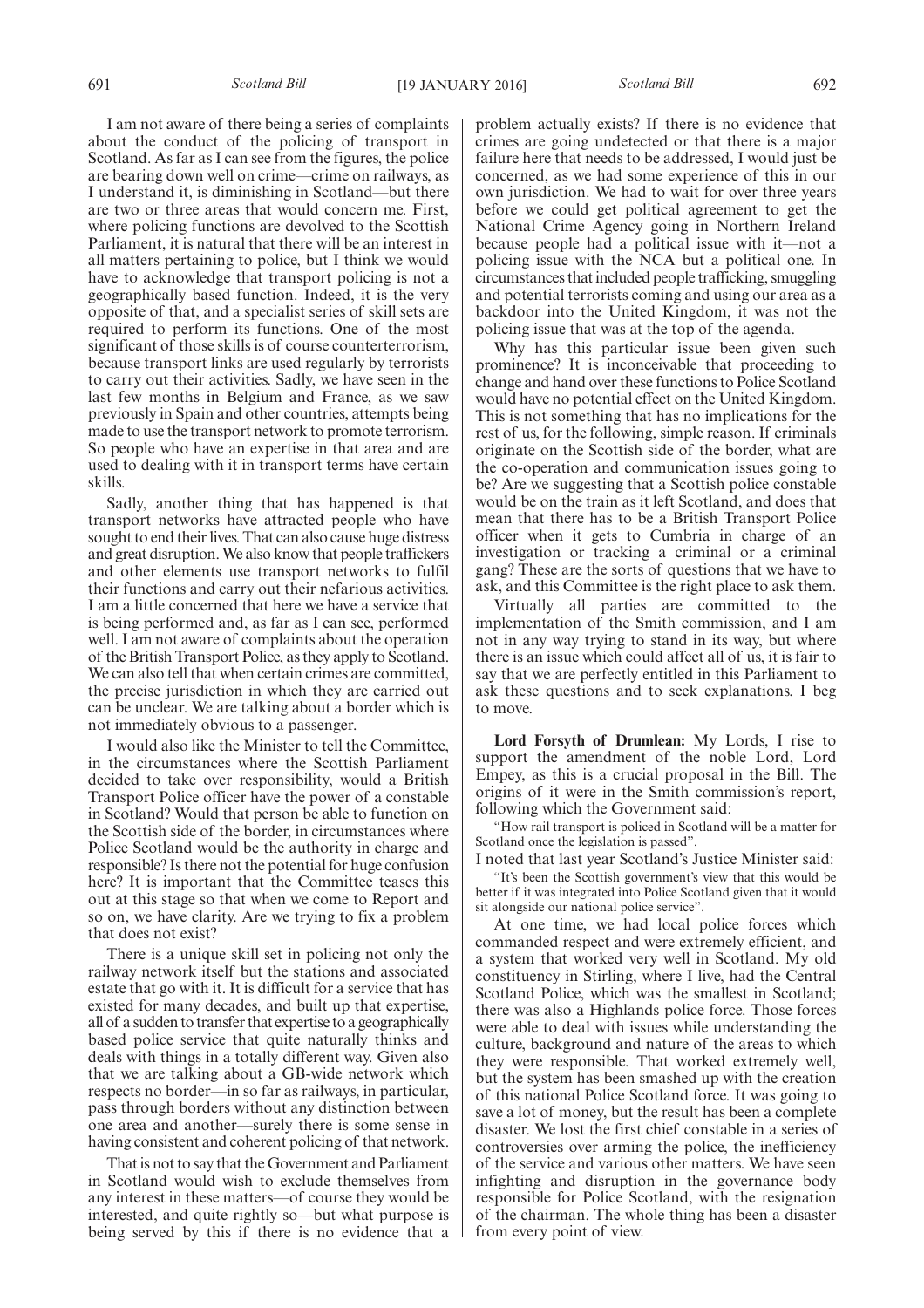I am not aware of there being a series of complaints about the conduct of the policing of transport in Scotland. As far as I can see from the figures, the police are bearing down well on crime—crime on railways, as I understand it, is diminishing in Scotland—but there are two or three areas that would concern me. First, where policing functions are devolved to the Scottish Parliament, it is natural that there will be an interest in all matters pertaining to police, but I think we would have to acknowledge that transport policing is not a geographically based function. Indeed, it is the very opposite of that, and a specialist series of skill sets are required to perform its functions. One of the most significant of those skills is of course counterterrorism, because transport links are used regularly by terrorists to carry out their activities. Sadly, we have seen in the last few months in Belgium and France, as we saw previously in Spain and other countries, attempts being made to use the transport network to promote terrorism. So people who have an expertise in that area and are used to dealing with it in transport terms have certain skills.

Sadly, another thing that has happened is that transport networks have attracted people who have sought to end their lives. That can also cause huge distress and great disruption. We also know that people traffickers and other elements use transport networks to fulfil their functions and carry out their nefarious activities. I am a little concerned that here we have a service that is being performed and, as far as I can see, performed well. I am not aware of complaints about the operation of the British Transport Police, as they apply to Scotland. We can also tell that when certain crimes are committed, the precise jurisdiction in which they are carried out can be unclear. We are talking about a border which is not immediately obvious to a passenger.

I would also like the Minister to tell the Committee, in the circumstances where the Scottish Parliament decided to take over responsibility, would a British Transport Police officer have the power of a constable in Scotland? Would that person be able to function on the Scottish side of the border, in circumstances where Police Scotland would be the authority in charge and responsible? Is there not the potential for huge confusion here? It is important that the Committee teases this out at this stage so that when we come to Report and so on, we have clarity. Are we trying to fix a problem that does not exist?

There is a unique skill set in policing not only the railway network itself but the stations and associated estate that go with it. It is difficult for a service that has existed for many decades, and built up that expertise, all of a sudden to transfer that expertise to a geographically based police service that quite naturally thinks and deals with things in a totally different way. Given also that we are talking about a GB-wide network which respects no border—in so far as railways, in particular, pass through borders without any distinction between one area and another—surely there is some sense in having consistent and coherent policing of that network.

That is not to say that the Government and Parliament in Scotland would wish to exclude themselves from any interest in these matters—of course they would be interested, and quite rightly so—but what purpose is being served by this if there is no evidence that a problem actually exists? If there is no evidence that crimes are going undetected or that there is a major failure here that needs to be addressed, I would just be concerned, as we had some experience of this in our own jurisdiction. We had to wait for over three years before we could get political agreement to get the National Crime Agency going in Northern Ireland because people had a political issue with it—not a policing issue with the NCA but a political one. In circumstances that included people trafficking, smuggling and potential terrorists coming and using our area as a backdoor into the United Kingdom, it was not the policing issue that was at the top of the agenda.

Why has this particular issue been given such prominence? It is inconceivable that proceeding to change and hand over these functions to Police Scotland would have no potential effect on the United Kingdom. This is not something that has no implications for the rest of us, for the following, simple reason. If criminals originate on the Scottish side of the border, what are the co-operation and communication issues going to be? Are we suggesting that a Scottish police constable would be on the train as it left Scotland, and does that mean that there has to be a British Transport Police officer when it gets to Cumbria in charge of an investigation or tracking a criminal or a criminal gang? These are the sorts of questions that we have to ask, and this Committee is the right place to ask them.

Virtually all parties are committed to the implementation of the Smith commission, and I am not in any way trying to stand in its way, but where there is an issue which could affect all of us, it is fair to say that we are perfectly entitled in this Parliament to ask these questions and to seek explanations. I beg to move.

**Lord Forsyth of Drumlean:** My Lords, I rise to support the amendment of the noble Lord, Lord Empey, as this is a crucial proposal in the Bill. The origins of it were in the Smith commission's report, following which the Government said:

"How rail transport is policed in Scotland will be a matter for Scotland once the legislation is passed".

I noted that last year Scotland's Justice Minister said:

"It's been the Scottish government's view that this would be better if it was integrated into Police Scotland given that it would sit alongside our national police service".

At one time, we had local police forces which commanded respect and were extremely efficient, and a system that worked very well in Scotland. My old constituency in Stirling, where I live, had the Central Scotland Police, which was the smallest in Scotland; there was also a Highlands police force. Those forces were able to deal with issues while understanding the culture, background and nature of the areas to which they were responsible. That worked extremely well, but the system has been smashed up with the creation of this national Police Scotland force. It was going to save a lot of money, but the result has been a complete disaster. We lost the first chief constable in a series of controversies over arming the police, the inefficiency of the service and various other matters. We have seen infighting and disruption in the governance body responsible for Police Scotland, with the resignation of the chairman. The whole thing has been a disaster from every point of view.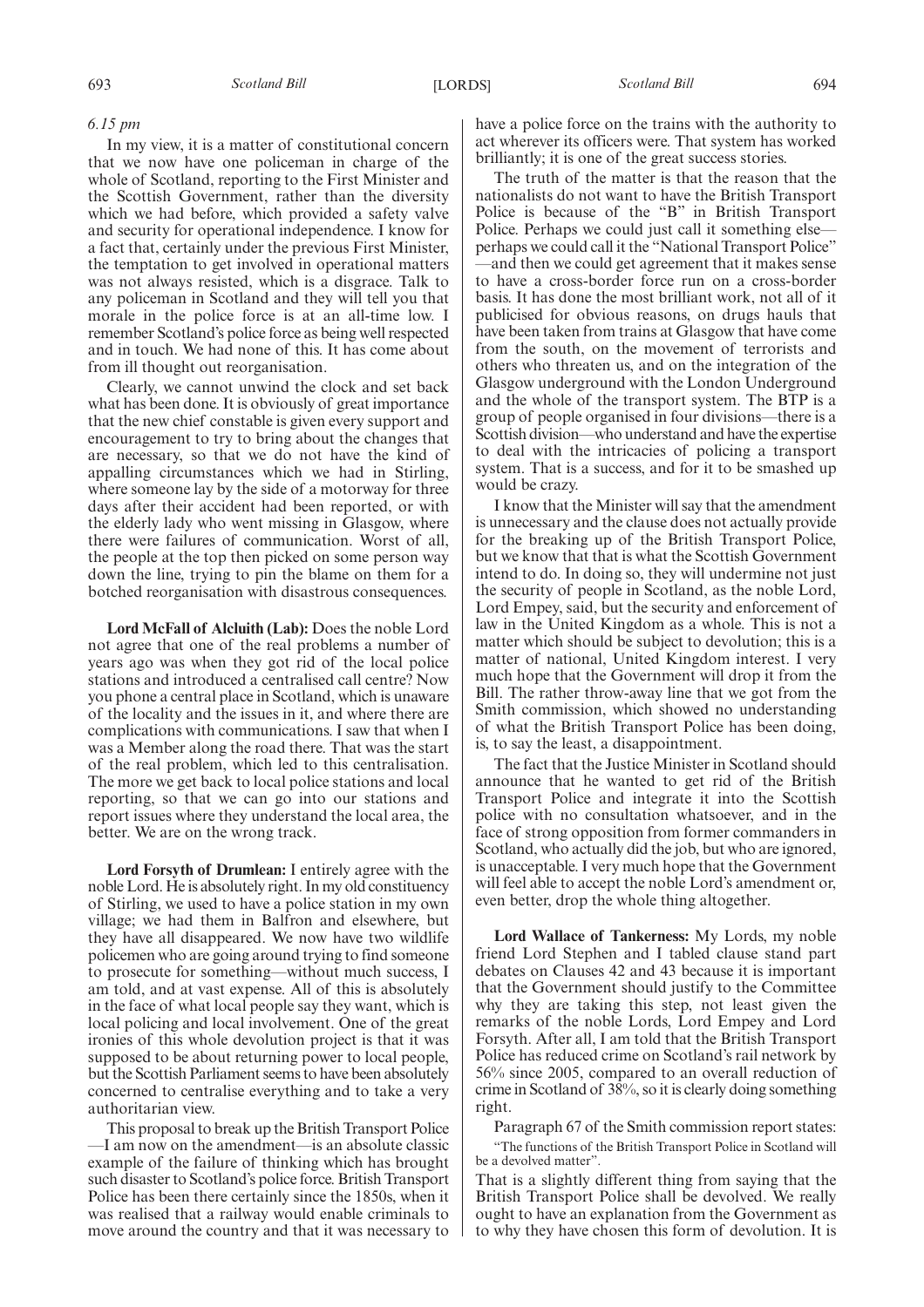*6.15 pm*

In my view, it is a matter of constitutional concern that we now have one policeman in charge of the whole of Scotland, reporting to the First Minister and the Scottish Government, rather than the diversity which we had before, which provided a safety valve and security for operational independence. I know for a fact that, certainly under the previous First Minister, the temptation to get involved in operational matters was not always resisted, which is a disgrace. Talk to any policeman in Scotland and they will tell you that morale in the police force is at an all-time low. I remember Scotland's police force as being well respected and in touch. We had none of this. It has come about from ill thought out reorganisation.

Clearly, we cannot unwind the clock and set back what has been done. It is obviously of great importance that the new chief constable is given every support and encouragement to try to bring about the changes that are necessary, so that we do not have the kind of appalling circumstances which we had in Stirling, where someone lay by the side of a motorway for three days after their accident had been reported, or with the elderly lady who went missing in Glasgow, where there were failures of communication. Worst of all, the people at the top then picked on some person way down the line, trying to pin the blame on them for a botched reorganisation with disastrous consequences.

**Lord McFall of Alcluith (Lab):** Does the noble Lord not agree that one of the real problems a number of years ago was when they got rid of the local police stations and introduced a centralised call centre? Now you phone a central place in Scotland, which is unaware of the locality and the issues in it, and where there are complications with communications. I saw that when I was a Member along the road there. That was the start of the real problem, which led to this centralisation. The more we get back to local police stations and local reporting, so that we can go into our stations and report issues where they understand the local area, the better. We are on the wrong track.

**Lord Forsyth of Drumlean:** I entirely agree with the noble Lord. He is absolutely right. In my old constituency of Stirling, we used to have a police station in my own village; we had them in Balfron and elsewhere, but they have all disappeared. We now have two wildlife policemen who are going around trying to find someone to prosecute for something—without much success, I am told, and at vast expense. All of this is absolutely in the face of what local people say they want, which is local policing and local involvement. One of the great ironies of this whole devolution project is that it was supposed to be about returning power to local people, but the Scottish Parliament seems to have been absolutely concerned to centralise everything and to take a very authoritarian view.

This proposal to break up the British Transport Police —I am now on the amendment—is an absolute classic example of the failure of thinking which has brought such disaster to Scotland's police force. British Transport Police has been there certainly since the 1850s, when it was realised that a railway would enable criminals to move around the country and that it was necessary to have a police force on the trains with the authority to act wherever its officers were. That system has worked brilliantly; it is one of the great success stories.

The truth of the matter is that the reason that the nationalists do not want to have the British Transport Police is because of the "B" in British Transport Police. Perhaps we could just call it something else— perhaps we could call it the "National Transport Police" —and then we could get agreement that it makes sense to have a cross-border force run on a cross-border basis. It has done the most brilliant work, not all of it publicised for obvious reasons, on drugs hauls that have been taken from trains at Glasgow that have come from the south, on the movement of terrorists and others who threaten us, and on the integration of the Glasgow underground with the London Underground and the whole of the transport system. The BTP is a group of people organised in four divisions—there is a Scottish division—who understand and have the expertise to deal with the intricacies of policing a transport system. That is a success, and for it to be smashed up would be crazy.

I know that the Minister will say that the amendment is unnecessary and the clause does not actually provide for the breaking up of the British Transport Police, but we know that that is what the Scottish Government intend to do. In doing so, they will undermine not just the security of people in Scotland, as the noble Lord, Lord Empey, said, but the security and enforcement of law in the United Kingdom as a whole. This is not a matter which should be subject to devolution; this is a matter of national, United Kingdom interest. I very much hope that the Government will drop it from the Bill. The rather throw-away line that we got from the Smith commission, which showed no understanding of what the British Transport Police has been doing, is, to say the least, a disappointment.

The fact that the Justice Minister in Scotland should announce that he wanted to get rid of the British Transport Police and integrate it into the Scottish police with no consultation whatsoever, and in the face of strong opposition from former commanders in Scotland, who actually did the job, but who are ignored, is unacceptable. I very much hope that the Government will feel able to accept the noble Lord's amendment or, even better, drop the whole thing altogether.

**Lord Wallace of Tankerness:** My Lords, my noble friend Lord Stephen and I tabled clause stand part debates on Clauses 42 and 43 because it is important that the Government should justify to the Committee why they are taking this step, not least given the remarks of the noble Lords, Lord Empey and Lord Forsyth. After all, I am told that the British Transport Police has reduced crime on Scotland's rail network by 56% since 2005, compared to an overall reduction of crime in Scotland of 38%, so it is clearly doing something right.

Paragraph 67 of the Smith commission report states:

"The functions of the British Transport Police in Scotland will be a devolved matter".

That is a slightly different thing from saying that the British Transport Police shall be devolved. We really ought to have an explanation from the Government as to why they have chosen this form of devolution. It is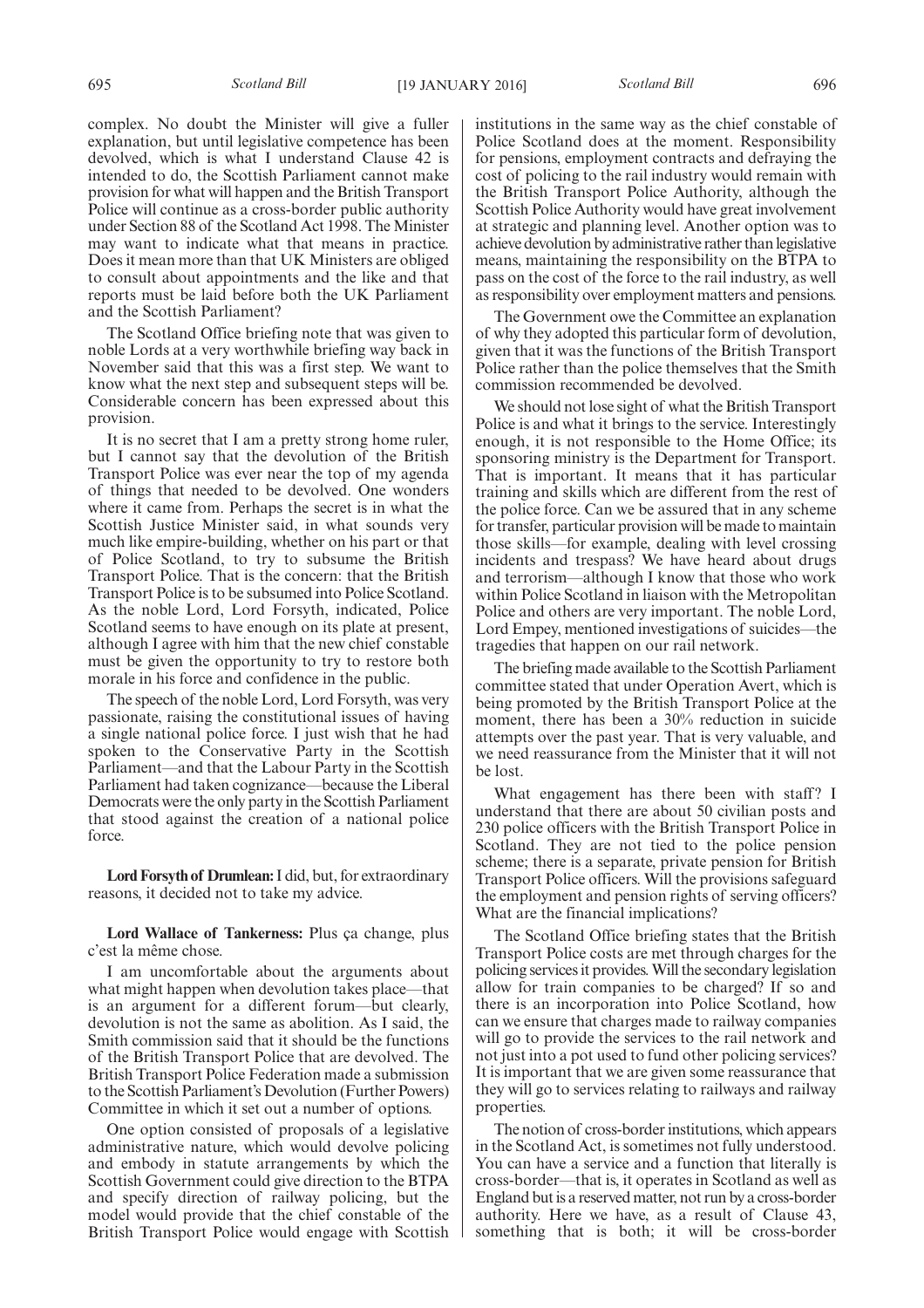complex. No doubt the Minister will give a fuller explanation, but until legislative competence has been devolved, which is what I understand Clause 42 is intended to do, the Scottish Parliament cannot make provision for what will happen and the British Transport Police will continue as a cross-border public authority under Section 88 of the Scotland Act 1998. The Minister may want to indicate what that means in practice. Does it mean more than that UK Ministers are obliged to consult about appointments and the like and that reports must be laid before both the UK Parliament and the Scottish Parliament?

The Scotland Office briefing note that was given to noble Lords at a very worthwhile briefing way back in November said that this was a first step. We want to know what the next step and subsequent steps will be. Considerable concern has been expressed about this provision.

It is no secret that I am a pretty strong home ruler, but I cannot say that the devolution of the British Transport Police was ever near the top of my agenda of things that needed to be devolved. One wonders where it came from. Perhaps the secret is in what the Scottish Justice Minister said, in what sounds very much like empire-building, whether on his part or that of Police Scotland, to try to subsume the British Transport Police. That is the concern: that the British Transport Police is to be subsumed into Police Scotland. As the noble Lord, Lord Forsyth, indicated, Police Scotland seems to have enough on its plate at present, although I agree with him that the new chief constable must be given the opportunity to try to restore both morale in his force and confidence in the public.

The speech of the noble Lord, Lord Forsyth, was very passionate, raising the constitutional issues of having a single national police force. I just wish that he had spoken to the Conservative Party in the Scottish Parliament—and that the Labour Party in the Scottish Parliament had taken cognizance—because the Liberal Democrats were the only party in the Scottish Parliament that stood against the creation of a national police force.

**Lord Forsyth of Drumlean:** I did, but, for extraordinary reasons, it decided not to take my advice.

**Lord Wallace of Tankerness:** Plus ça change, plus c'est la même chose.

I am uncomfortable about the arguments about what might happen when devolution takes place—that is an argument for a different forum—but clearly, devolution is not the same as abolition. As I said, the Smith commission said that it should be the functions of the British Transport Police that are devolved. The British Transport Police Federation made a submission to the Scottish Parliament's Devolution (Further Powers) Committee in which it set out a number of options.

One option consisted of proposals of a legislative administrative nature, which would devolve policing and embody in statute arrangements by which the Scottish Government could give direction to the BTPA and specify direction of railway policing, but the model would provide that the chief constable of the British Transport Police would engage with Scottish institutions in the same way as the chief constable of Police Scotland does at the moment. Responsibility for pensions, employment contracts and defraying the cost of policing to the rail industry would remain with the British Transport Police Authority, although the Scottish Police Authority would have great involvement at strategic and planning level. Another option was to achieve devolution by administrative rather than legislative means, maintaining the responsibility on the BTPA to pass on the cost of the force to the rail industry, as well as responsibility over employment matters and pensions.

The Government owe the Committee an explanation of why they adopted this particular form of devolution, given that it was the functions of the British Transport Police rather than the police themselves that the Smith commission recommended be devolved.

We should not lose sight of what the British Transport Police is and what it brings to the service. Interestingly enough, it is not responsible to the Home Office; its sponsoring ministry is the Department for Transport. That is important. It means that it has particular training and skills which are different from the rest of the police force. Can we be assured that in any scheme for transfer, particular provision will be made to maintain those skills—for example, dealing with level crossing incidents and trespass? We have heard about drugs and terrorism—although I know that those who work within Police Scotland in liaison with the Metropolitan Police and others are very important. The noble Lord, Lord Empey, mentioned investigations of suicides—the tragedies that happen on our rail network.

The briefing made available to the Scottish Parliament committee stated that under Operation Avert, which is being promoted by the British Transport Police at the moment, there has been a 30% reduction in suicide attempts over the past year. That is very valuable, and we need reassurance from the Minister that it will not be lost.

What engagement has there been with staff? I understand that there are about 50 civilian posts and 230 police officers with the British Transport Police in Scotland. They are not tied to the police pension scheme; there is a separate, private pension for British Transport Police officers. Will the provisions safeguard the employment and pension rights of serving officers? What are the financial implications?

The Scotland Office briefing states that the British Transport Police costs are met through charges for the policing services it provides. Will the secondary legislation allow for train companies to be charged? If so and there is an incorporation into Police Scotland, how can we ensure that charges made to railway companies will go to provide the services to the rail network and not just into a pot used to fund other policing services? It is important that we are given some reassurance that they will go to services relating to railways and railway properties.

The notion of cross-border institutions, which appears in the Scotland Act, is sometimes not fully understood. You can have a service and a function that literally is cross-border—that is, it operates in Scotland as well as England but is a reserved matter, not run by a cross-border authority. Here we have, as a result of Clause 43, something that is both; it will be cross-border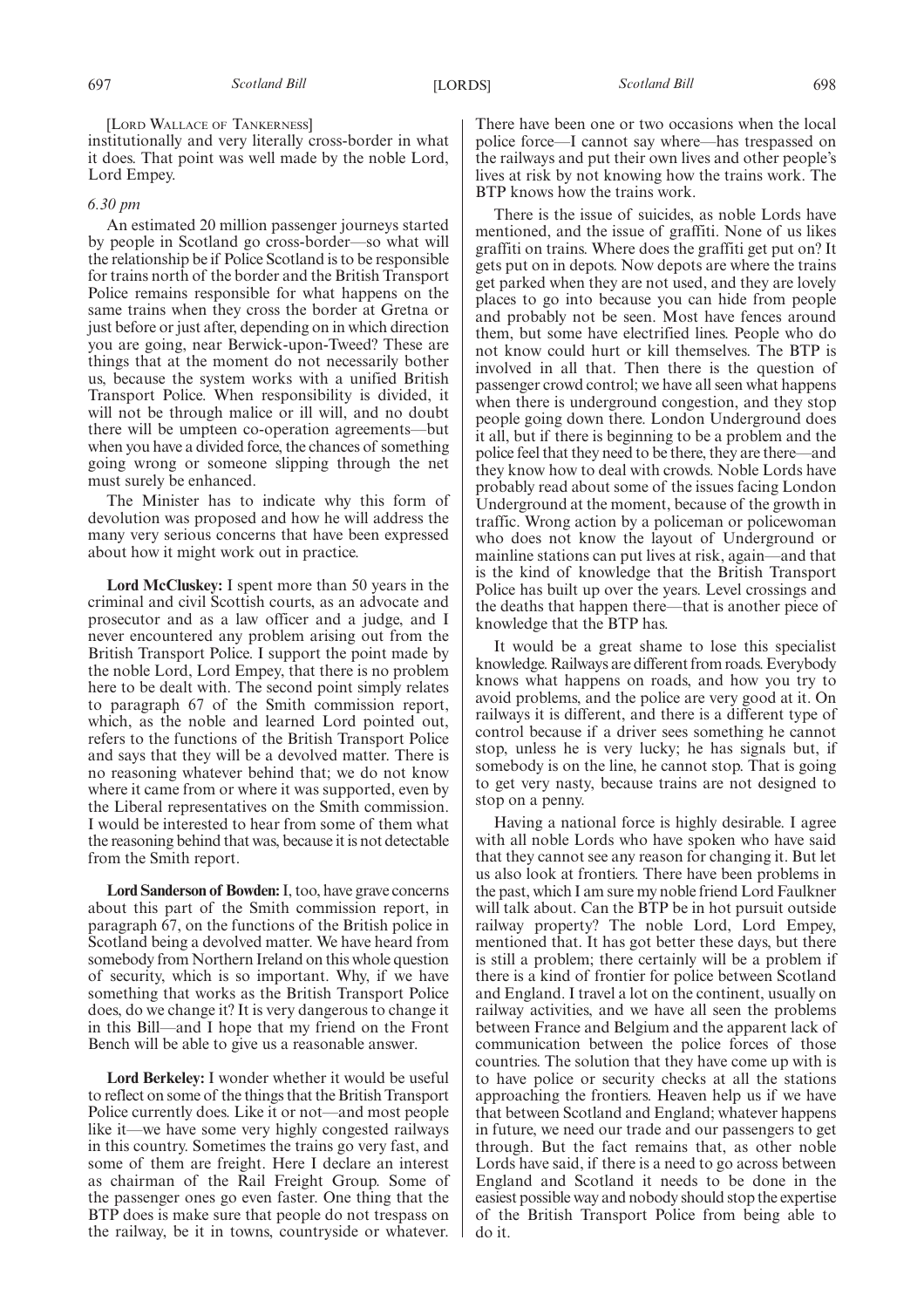[LORD WALLACE OF TANKERNESS]

institutionally and very literally cross-border in what it does. That point was well made by the noble Lord, Lord Empey.

*6.30 pm*

An estimated 20 million passenger journeys started by people in Scotland go cross-border—so what will the relationship be if Police Scotland is to be responsible for trains north of the border and the British Transport Police remains responsible for what happens on the same trains when they cross the border at Gretna or just before or just after, depending on in which direction you are going, near Berwick-upon-Tweed? These are things that at the moment do not necessarily bother us, because the system works with a unified British Transport Police. When responsibility is divided, it will not be through malice or ill will, and no doubt there will be umpteen co-operation agreements—but when you have a divided force, the chances of something going wrong or someone slipping through the net must surely be enhanced.

The Minister has to indicate why this form of devolution was proposed and how he will address the many very serious concerns that have been expressed about how it might work out in practice.

**Lord McCluskey:** I spent more than 50 years in the criminal and civil Scottish courts, as an advocate and prosecutor and as a law officer and a judge, and I never encountered any problem arising out from the British Transport Police. I support the point made by the noble Lord, Lord Empey, that there is no problem here to be dealt with. The second point simply relates to paragraph 67 of the Smith commission report, which, as the noble and learned Lord pointed out, refers to the functions of the British Transport Police and says that they will be a devolved matter. There is no reasoning whatever behind that; we do not know where it came from or where it was supported, even by the Liberal representatives on the Smith commission. I would be interested to hear from some of them what the reasoning behind that was, because it is not detectable from the Smith report.

**Lord Sanderson of Bowden:** I, too, have grave concerns about this part of the Smith commission report, in paragraph 67, on the functions of the British police in Scotland being a devolved matter. We have heard from somebody from Northern Ireland on this whole question of security, which is so important. Why, if we have something that works as the British Transport Police does, do we change it? It is very dangerous to change it in this Bill—and I hope that my friend on the Front Bench will be able to give us a reasonable answer.

**Lord Berkeley:** I wonder whether it would be useful to reflect on some of the things that the British Transport Police currently does. Like it or not—and most people like it—we have some very highly congested railways in this country. Sometimes the trains go very fast, and some of them are freight. Here I declare an interest as chairman of the Rail Freight Group. Some of the passenger ones go even faster. One thing that the BTP does is make sure that people do not trespass on the railway, be it in towns, countryside or whatever. There have been one or two occasions when the local police force—I cannot say where—has trespassed on the railways and put their own lives and other people's lives at risk by not knowing how the trains work. The BTP knows how the trains work.

There is the issue of suicides, as noble Lords have mentioned, and the issue of graffiti. None of us likes graffiti on trains. Where does the graffiti get put on? It gets put on in depots. Now depots are where the trains get parked when they are not used, and they are lovely places to go into because you can hide from people and probably not be seen. Most have fences around them, but some have electrified lines. People who do not know could hurt or kill themselves. The BTP is involved in all that. Then there is the question of passenger crowd control; we have all seen what happens when there is underground congestion, and they stop people going down there. London Underground does it all, but if there is beginning to be a problem and the police feel that they need to be there, they are there—and they know how to deal with crowds. Noble Lords have probably read about some of the issues facing London Underground at the moment, because of the growth in traffic. Wrong action by a policeman or policewoman who does not know the layout of Underground or mainline stations can put lives at risk, again—and that is the kind of knowledge that the British Transport Police has built up over the years. Level crossings and the deaths that happen there—that is another piece of knowledge that the BTP has.

It would be a great shame to lose this specialist knowledge. Railways are different from roads. Everybody knows what happens on roads, and how you try to avoid problems, and the police are very good at it. On railways it is different, and there is a different type of control because if a driver sees something he cannot stop, unless he is very lucky; he has signals but, if somebody is on the line, he cannot stop. That is going to get very nasty, because trains are not designed to stop on a penny.

Having a national force is highly desirable. I agree with all noble Lords who have spoken who have said that they cannot see any reason for changing it. But let us also look at frontiers. There have been problems in the past, which I am sure my noble friend Lord Faulkner will talk about. Can the BTP be in hot pursuit outside railway property? The noble Lord, Lord Empey, mentioned that. It has got better these days, but there is still a problem; there certainly will be a problem if there is a kind of frontier for police between Scotland and England. I travel a lot on the continent, usually on railway activities, and we have all seen the problems between France and Belgium and the apparent lack of communication between the police forces of those countries. The solution that they have come up with is to have police or security checks at all the stations approaching the frontiers. Heaven help us if we have that between Scotland and England; whatever happens in future, we need our trade and our passengers to get through. But the fact remains that, as other noble Lords have said, if there is a need to go across between England and Scotland it needs to be done in the easiest possible way and nobody should stop the expertise of the British Transport Police from being able to do it.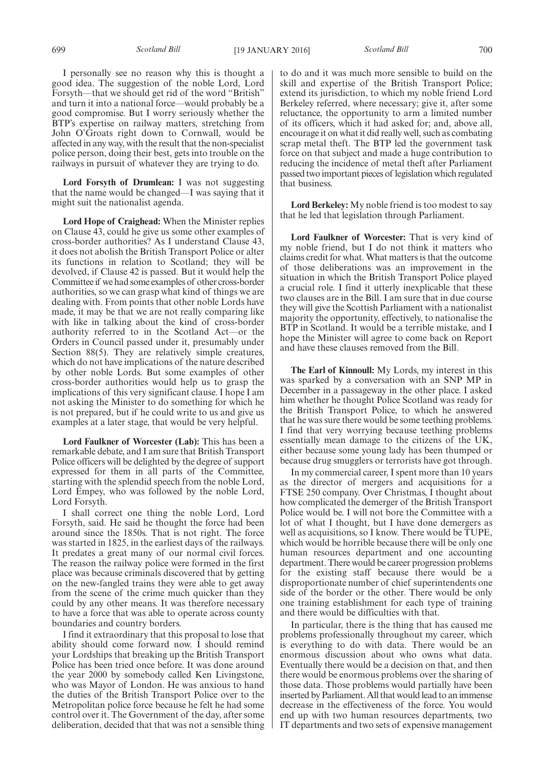I personally see no reason why this is thought a good idea. The suggestion of the noble Lord, Lord Forsyth—that we should get rid of the word "British" and turn it into a national force—would probably be a good compromise. But I worry seriously whether the BTP's expertise on railway matters, stretching from John O'Groats right down to Cornwall, would be affected in any way, with the result that the non-specialist police person, doing their best, gets into trouble on the railways in pursuit of whatever they are trying to do.

**Lord Forsyth of Drumlean:** I was not suggesting that the name would be changed—I was saying that it might suit the nationalist agenda.

**Lord Hope of Craighead:** When the Minister replies on Clause 43, could he give us some other examples of cross-border authorities? As I understand Clause 43, it does not abolish the British Transport Police or alter its functions in relation to Scotland; they will be devolved, if Clause 42 is passed. But it would help the Committee if we had some examples of other cross-border authorities, so we can grasp what kind of things we are dealing with. From points that other noble Lords have made, it may be that we are not really comparing like with like in talking about the kind of cross-border authority referred to in the Scotland Act—or the Orders in Council passed under it, presumably under Section 88(5). They are relatively simple creatures, which do not have implications of the nature described by other noble Lords. But some examples of other cross-border authorities would help us to grasp the implications of this very significant clause. I hope I am not asking the Minister to do something for which he is not prepared, but if he could write to us and give us examples at a later stage, that would be very helpful.

**Lord Faulkner of Worcester (Lab):** This has been a remarkable debate, and I am sure that British Transport Police officers will be delighted by the degree of support expressed for them in all parts of the Committee, starting with the splendid speech from the noble Lord, Lord Empey, who was followed by the noble Lord, Lord Forsyth.

I shall correct one thing the noble Lord, Lord Forsyth, said. He said he thought the force had been around since the 1850s. That is not right. The force was started in 1825, in the earliest days of the railways. It predates a great many of our normal civil forces. The reason the railway police were formed in the first place was because criminals discovered that by getting on the new-fangled trains they were able to get away from the scene of the crime much quicker than they could by any other means. It was therefore necessary to have a force that was able to operate across county boundaries and country borders.

I find it extraordinary that this proposal to lose that ability should come forward now. I should remind your Lordships that breaking up the British Transport Police has been tried once before. It was done around the year 2000 by somebody called Ken Livingstone, who was Mayor of London. He was anxious to hand the duties of the British Transport Police over to the Metropolitan police force because he felt he had some control over it. The Government of the day, after some deliberation, decided that that was not a sensible thing to do and it was much more sensible to build on the skill and expertise of the British Transport Police; extend its jurisdiction, to which my noble friend Lord Berkeley referred, where necessary; give it, after some reluctance, the opportunity to arm a limited number of its officers, which it had asked for; and, above all, encourage it on what it did really well, such as combating scrap metal theft. The BTP led the government task force on that subject and made a huge contribution to reducing the incidence of metal theft after Parliament passed two important pieces of legislation which regulated that business.

**Lord Berkeley:** My noble friend is too modest to say that he led that legislation through Parliament.

**Lord Faulkner of Worcester:** That is very kind of my noble friend, but I do not think it matters who claims credit for what. What matters is that the outcome of those deliberations was an improvement in the situation in which the British Transport Police played a crucial role. I find it utterly inexplicable that these two clauses are in the Bill. I am sure that in due course they will give the Scottish Parliament with a nationalist majority the opportunity, effectively, to nationalise the BTP in Scotland. It would be a terrible mistake, and I hope the Minister will agree to come back on Report and have these clauses removed from the Bill.

**The Earl of Kinnoull:** My Lords, my interest in this was sparked by a conversation with an SNP MP in December in a passageway in the other place. I asked him whether he thought Police Scotland was ready for the British Transport Police, to which he answered that he was sure there would be some teething problems. I find that very worrying because teething problems essentially mean damage to the citizens of the UK, either because some young lady has been thumped or because drug smugglers or terrorists have got through.

In my commercial career, I spent more than 10 years as the director of mergers and acquisitions for a FTSE 250 company. Over Christmas, I thought about how complicated the demerger of the British Transport Police would be. I will not bore the Committee with a lot of what I thought, but I have done demergers as well as acquisitions, so I know. There would be TUPE, which would be horrible because there will be only one human resources department and one accounting department. There would be career progression problems for the existing staff because there would be a disproportionate number of chief superintendents one side of the border or the other. There would be only one training establishment for each type of training and there would be difficulties with that.

In particular, there is the thing that has caused me problems professionally throughout my career, which is everything to do with data. There would be an enormous discussion about who owns what data. Eventually there would be a decision on that, and then there would be enormous problems over the sharing of those data. Those problems would partially have been inserted by Parliament. All that would lead to an immense decrease in the effectiveness of the force. You would end up with two human resources departments, two IT departments and two sets of expensive management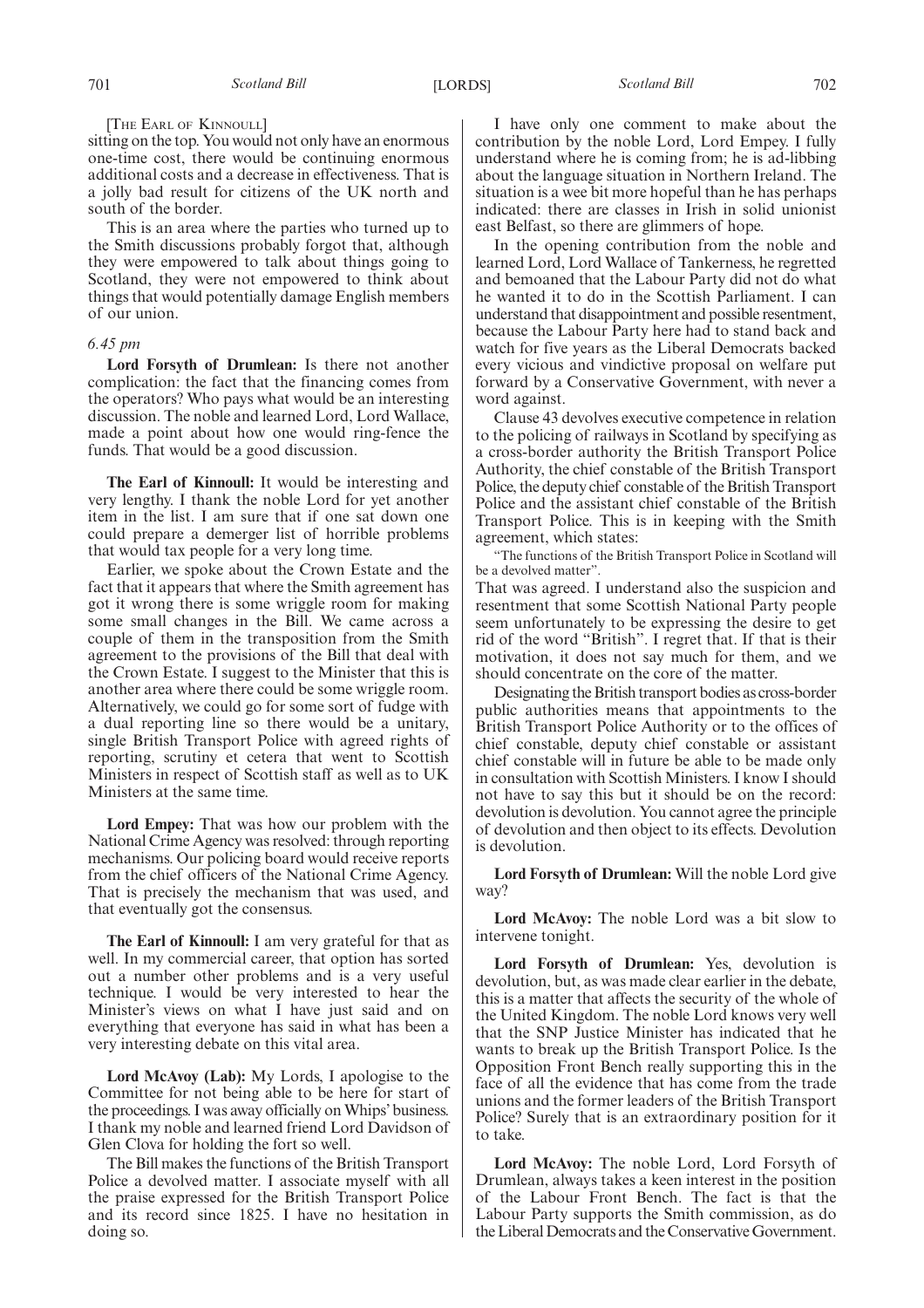[The Earl of Kinnoull]

sitting on the top. You would not only have an enormous one-time cost, there would be continuing enormous additional costs and a decrease in effectiveness. That is a jolly bad result for citizens of the UK north and south of the border.

This is an area where the parties who turned up to the Smith discussions probably forgot that, although they were empowered to talk about things going to Scotland, they were not empowered to think about things that would potentially damage English members of our union.

*6.45 pm*

**Lord Forsyth of Drumlean:** Is there not another complication: the fact that the financing comes from the operators? Who pays what would be an interesting discussion. The noble and learned Lord, Lord Wallace, made a point about how one would ring-fence the funds. That would be a good discussion.

**The Earl of Kinnoull:** It would be interesting and very lengthy. I thank the noble Lord for yet another item in the list. I am sure that if one sat down one could prepare a demerger list of horrible problems that would tax people for a very long time.

Earlier, we spoke about the Crown Estate and the fact that it appears that where the Smith agreement has got it wrong there is some wriggle room for making some small changes in the Bill. We came across a couple of them in the transposition from the Smith agreement to the provisions of the Bill that deal with the Crown Estate. I suggest to the Minister that this is another area where there could be some wriggle room. Alternatively, we could go for some sort of fudge with a dual reporting line so there would be a unitary, single British Transport Police with agreed rights of reporting, scrutiny et cetera that went to Scottish Ministers in respect of Scottish staff as well as to UK Ministers at the same time.

**Lord Empey:** That was how our problem with the National Crime Agency was resolved: through reporting mechanisms. Our policing board would receive reports from the chief officers of the National Crime Agency. That is precisely the mechanism that was used, and that eventually got the consensus.

**The Earl of Kinnoull:** I am very grateful for that as well. In my commercial career, that option has sorted out a number other problems and is a very useful technique. I would be very interested to hear the Minister's views on what I have just said and on everything that everyone has said in what has been a very interesting debate on this vital area.

**Lord McAvoy (Lab):** My Lords, I apologise to the Committee for not being able to be here for start of the proceedings. I was away officially on Whips' business. I thank my noble and learned friend Lord Davidson of Glen Clova for holding the fort so well.

The Bill makes the functions of the British Transport Police a devolved matter. I associate myself with all the praise expressed for the British Transport Police and its record since 1825. I have no hesitation in doing so.

I have only one comment to make about the contribution by the noble Lord, Lord Empey. I fully understand where he is coming from; he is ad-libbing about the language situation in Northern Ireland. The situation is a wee bit more hopeful than he has perhaps indicated: there are classes in Irish in solid unionist east Belfast, so there are glimmers of hope.

In the opening contribution from the noble and learned Lord, Lord Wallace of Tankerness, he regretted and bemoaned that the Labour Party did not do what he wanted it to do in the Scottish Parliament. I can understand that disappointment and possible resentment, because the Labour Party here had to stand back and watch for five years as the Liberal Democrats backed every vicious and vindictive proposal on welfare put forward by a Conservative Government, with never a word against.

Clause 43 devolves executive competence in relation to the policing of railways in Scotland by specifying as a cross-border authority the British Transport Police Authority, the chief constable of the British Transport Police, the deputy chief constable of the British Transport Police and the assistant chief constable of the British Transport Police. This is in keeping with the Smith agreement, which states:

"The functions of the British Transport Police in Scotland will be a devolved matter".

That was agreed. I understand also the suspicion and resentment that some Scottish National Party people seem unfortunately to be expressing the desire to get rid of the word "British". I regret that. If that is their motivation, it does not say much for them, and we should concentrate on the core of the matter.

Designating the British transport bodies as cross-border public authorities means that appointments to the British Transport Police Authority or to the offices of chief constable, deputy chief constable or assistant chief constable will in future be able to be made only in consultation with Scottish Ministers. I know I should not have to say this but it should be on the record: devolution is devolution. You cannot agree the principle of devolution and then object to its effects. Devolution is devolution.

**Lord Forsyth of Drumlean:** Will the noble Lord give way?

**Lord McAvoy:** The noble Lord was a bit slow to intervene tonight.

**Lord Forsyth of Drumlean:** Yes, devolution is devolution, but, as was made clear earlier in the debate, this is a matter that affects the security of the whole of the United Kingdom. The noble Lord knows very well that the SNP Justice Minister has indicated that he wants to break up the British Transport Police. Is the Opposition Front Bench really supporting this in the face of all the evidence that has come from the trade unions and the former leaders of the British Transport Police? Surely that is an extraordinary position for it to take.

**Lord McAvoy:** The noble Lord, Lord Forsyth of Drumlean, always takes a keen interest in the position of the Labour Front Bench. The fact is that the Labour Party supports the Smith commission, as do the Liberal Democrats and the Conservative Government.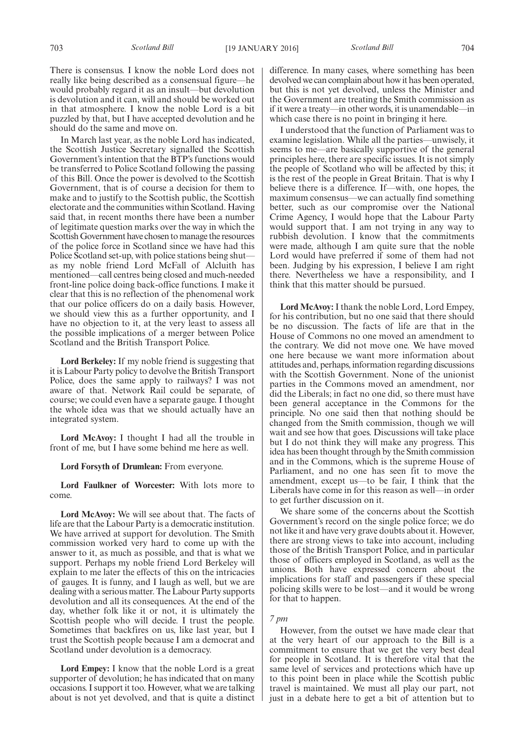There is consensus. I know the noble Lord does not really like being described as a consensual figure—he would probably regard it as an insult—but devolution is devolution and it can, will and should be worked out in that atmosphere. I know the noble Lord is a bit puzzled by that, but I have accepted devolution and he should do the same and move on.

In March last year, as the noble Lord has indicated, the Scottish Justice Secretary signalled the Scottish Government's intention that the BTP's functions would be transferred to Police Scotland following the passing of this Bill. Once the power is devolved to the Scottish Government, that is of course a decision for them to make and to justify to the Scottish public, the Scottish electorate and the communities within Scotland. Having said that, in recent months there have been a number of legitimate question marks over the way in which the Scottish Government have chosen to manage the resources of the police force in Scotland since we have had this Police Scotland set-up, with police stations being shut—as my noble friend Lord McFall of Alcluith has mentioned—call centres being closed and much-needed front-line police doing back-office functions. I make it clear that this is no reflection of the phenomenal work that our police officers do on a daily basis. However, we should view this as a further opportunity, and I have no objection to it, at the very least to assess all the possible implications of a merger between Police Scotland and the British Transport Police.

**Lord Berkeley:** If my noble friend is suggesting that it is Labour Party policy to devolve the British Transport Police, does the same apply to railways? I was not aware of that. Network Rail could be separate, of course; we could even have a separate gauge. I thought the whole idea was that we should actually have an integrated system.

**Lord McAvoy:** I thought I had all the trouble in front of me, but I have some behind me here as well.

**Lord Forsyth of Drumlean:** From everyone.

**Lord Faulkner of Worcester:** With lots more to come.

**Lord McAvoy:** We will see about that. The facts of life are that the Labour Party is a democratic institution. We have arrived at support for devolution. The Smith commission worked very hard to come up with the answer to it, as much as possible, and that is what we support. Perhaps my noble friend Lord Berkeley will explain to me later the effects of this on the intricacies of gauges. It is funny, and I laugh as well, but we are dealing with a serious matter. The Labour Party supports devolution and all its consequences. At the end of the day, whether folk like it or not, it is ultimately the Scottish people who will decide. I trust the people. Sometimes that backfires on us, like last year, but I trust the Scottish people because I am a democrat and Scotland under devolution is a democracy.

**Lord Empey:** I know that the noble Lord is a great supporter of devolution; he has indicated that on many occasions. I support it too. However, what we are talking about is not yet devolved, and that is quite a distinct difference. In many cases, where something has been devolved we can complain about how it has been operated, but this is not yet devolved, unless the Minister and the Government are treating the Smith commission as if it were a treaty—in other words, it is unamendable—in which case there is no point in bringing it here.

I understood that the function of Parliament was to examine legislation. While all the parties—unwisely, it seems to me—are basically supportive of the general principles here, there are specific issues. It is not simply the people of Scotland who will be affected by this; it is the rest of the people in Great Britain. That is why I believe there is a difference. If—with, one hopes, the maximum consensus—we can actually find something better, such as our compromise over the National Crime Agency, I would hope that the Labour Party would support that. I am not trying in any way to rubbish devolution. I know that the commitments were made, although I am quite sure that the noble Lord would have preferred if some of them had not been. Judging by his expression, I believe I am right there. Nevertheless we have a responsibility, and I think that this matter should be pursued.

**Lord McAvoy:** I thank the noble Lord, Lord Empey, for his contribution, but no one said that there should be no discussion. The facts of life are that in the House of Commons no one moved an amendment to the contrary. We did not move one. We have moved one here because we want more information about attitudes and, perhaps, information regarding discussions with the Scottish Government. None of the unionist parties in the Commons moved an amendment, nor did the Liberals; in fact no one did, so there must have been general acceptance in the Commons for the principle. No one said then that nothing should be changed from the Smith commission, though we will wait and see how that goes. Discussions will take place but I do not think they will make any progress. This idea has been thought through by the Smith commission and in the Commons, which is the supreme House of Parliament, and no one has seen fit to move the amendment, except us—to be fair, I think that the Liberals have come in for this reason as well—in order to get further discussion on it.

We share some of the concerns about the Scottish Government's record on the single police force; we do not like it and have very grave doubts about it. However, there are strong views to take into account, including those of the British Transport Police, and in particular those of officers employed in Scotland, as well as the unions. Both have expressed concern about the implications for staff and passengers if these special policing skills were to be lost—and it would be wrong for that to happen.

*7 pm*

However, from the outset we have made clear that at the very heart of our approach to the Bill is a commitment to ensure that we get the very best deal for people in Scotland. It is therefore vital that the same level of services and protections which have up to this point been in place while the Scottish public travel is maintained. We must all play our part, not just in a debate here to get a bit of attention but to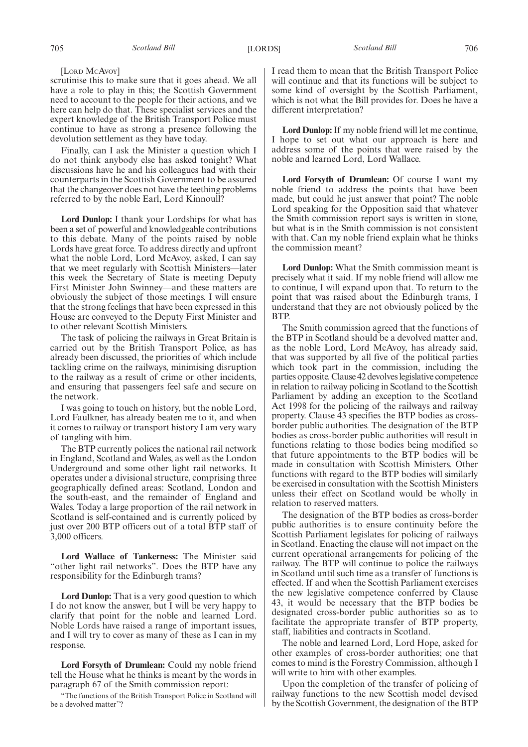[Lord McAvoy]

scrutinise this to make sure that it goes ahead. We all have a role to play in this; the Scottish Government need to account to the people for their actions, and we here can help do that. These specialist services and the expert knowledge of the British Transport Police must continue to have as strong a presence following the devolution settlement as they have today.

Finally, can I ask the Minister a question which I do not think anybody else has asked tonight? What discussions have he and his colleagues had with their counterparts in the Scottish Government to be assured that the changeover does not have the teething problems referred to by the noble Earl, Lord Kinnoull?

**Lord Dunlop:** I thank your Lordships for what has been a set of powerful and knowledgeable contributions to this debate. Many of the points raised by noble Lords have great force. To address directly and upfront what the noble Lord, Lord McAvoy, asked, I can say that we meet regularly with Scottish Ministers—later this week the Secretary of State is meeting Deputy First Minister John Swinney—and these matters are obviously the subject of those meetings. I will ensure that the strong feelings that have been expressed in this House are conveyed to the Deputy First Minister and to other relevant Scottish Ministers.

The task of policing the railways in Great Britain is carried out by the British Transport Police, as has already been discussed, the priorities of which include tackling crime on the railways, minimising disruption to the railway as a result of crime or other incidents, and ensuring that passengers feel safe and secure on the network.

I was going to touch on history, but the noble Lord, Lord Faulkner, has already beaten me to it, and when it comes to railway or transport history I am very wary of tangling with him.

The BTP currently polices the national rail network in England, Scotland and Wales, as well as the London Underground and some other light rail networks. It operates under a divisional structure, comprising three geographically defined areas: Scotland, London and the south-east, and the remainder of England and Wales. Today a large proportion of the rail network in Scotland is self-contained and is currently policed by just over 200 BTP officers out of a total BTP staff of 3,000 officers.

**Lord Wallace of Tankerness:** The Minister said "other light rail networks". Does the BTP have any responsibility for the Edinburgh trams?

**Lord Dunlop:** That is a very good question to which I do not know the answer, but I will be very happy to clarify that point for the noble and learned Lord. Noble Lords have raised a range of important issues, and I will try to cover as many of these as I can in my response.

**Lord Forsyth of Drumlean:** Could my noble friend tell the House what he thinks is meant by the words in paragraph 67 of the Smith commission report:

"The functions of the British Transport Police in Scotland will be a devolved matter"?

I read them to mean that the British Transport Police will continue and that its functions will be subject to some kind of oversight by the Scottish Parliament, which is not what the Bill provides for. Does he have a different interpretation?

**Lord Dunlop:** If my noble friend will let me continue, I hope to set out what our approach is here and address some of the points that were raised by the noble and learned Lord, Lord Wallace.

**Lord Forsyth of Drumlean:** Of course I want my noble friend to address the points that have been made, but could he just answer that point? The noble Lord speaking for the Opposition said that whatever the Smith commission report says is written in stone, but what is in the Smith commission is not consistent with that. Can my noble friend explain what he thinks the commission meant?

**Lord Dunlop:** What the Smith commission meant is precisely what it said. If my noble friend will allow me to continue, I will expand upon that. To return to the point that was raised about the Edinburgh trams, I understand that they are not obviously policed by the BTP.

The Smith commission agreed that the functions of the BTP in Scotland should be a devolved matter and, as the noble Lord, Lord McAvoy, has already said, that was supported by all five of the political parties which took part in the commission, including the parties opposite. Clause 42 devolves legislative competence in relation to railway policing in Scotland to the Scottish Parliament by adding an exception to the Scotland Act 1998 for the policing of the railways and railway property. Clause 43 specifies the BTP bodies as cross-border public authorities. The designation of the BTP bodies as cross-border public authorities will result in functions relating to those bodies being modified so that future appointments to the BTP bodies will be made in consultation with Scottish Ministers. Other functions with regard to the BTP bodies will similarly be exercised in consultation with the Scottish Ministers unless their effect on Scotland would be wholly in relation to reserved matters.

The designation of the BTP bodies as cross-border public authorities is to ensure continuity before the Scottish Parliament legislates for policing of railways in Scotland. Enacting the clause will not impact on the current operational arrangements for policing of the railway. The BTP will continue to police the railways in Scotland until such time as a transfer of functions is effected. If and when the Scottish Parliament exercises the new legislative competence conferred by Clause 43, it would be necessary that the BTP bodies be designated cross-border public authorities so as to facilitate the appropriate transfer of BTP property, staff, liabilities and contracts in Scotland.

The noble and learned Lord, Lord Hope, asked for other examples of cross-border authorities; one that comes to mind is the Forestry Commission, although I will write to him with other examples.

Upon the completion of the transfer of policing of railway functions to the new Scottish model devised by the Scottish Government, the designation of the BTP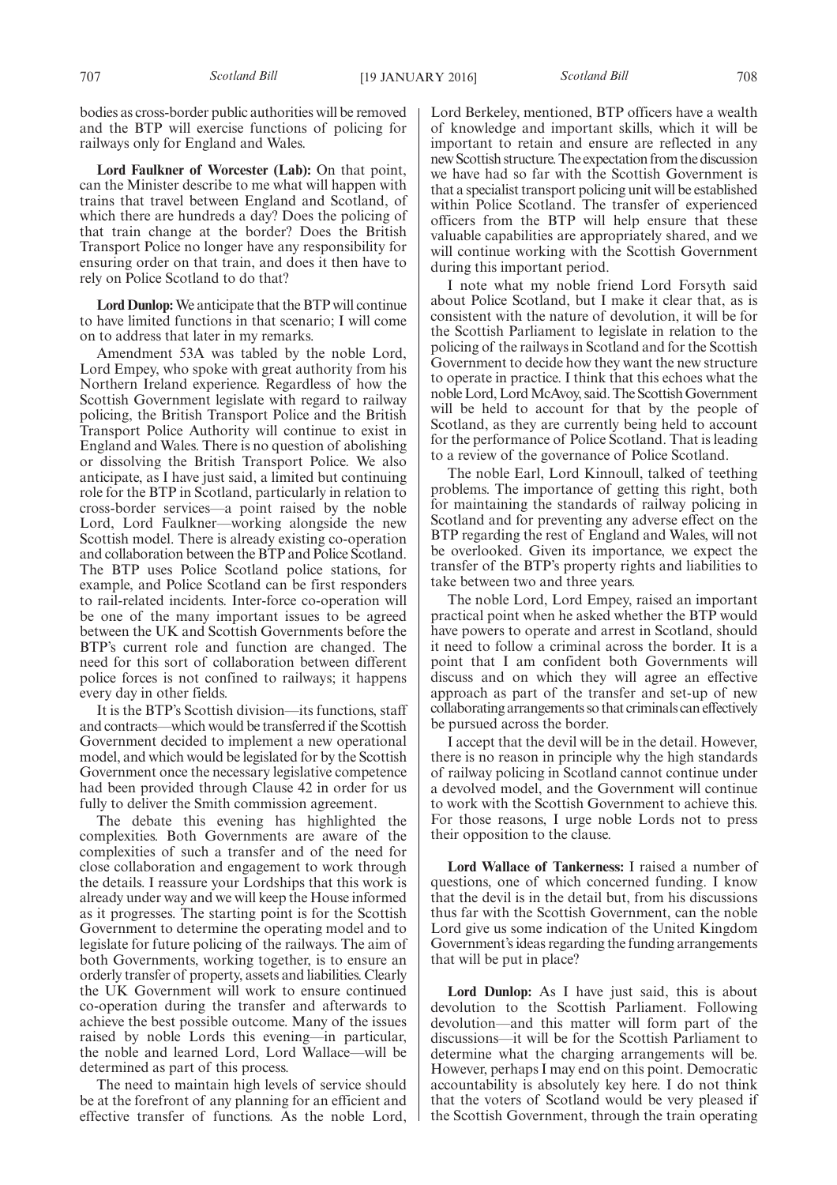bodies as cross-border public authorities will be removed and the BTP will exercise functions of policing for railways only for England and Wales.

**Lord Faulkner of Worcester (Lab):** On that point, can the Minister describe to me what will happen with trains that travel between England and Scotland, of which there are hundreds a day? Does the policing of that train change at the border? Does the British Transport Police no longer have any responsibility for ensuring order on that train, and does it then have to rely on Police Scotland to do that?

**Lord Dunlop:** We anticipate that the BTP will continue to have limited functions in that scenario; I will come on to address that later in my remarks.

Amendment 53A was tabled by the noble Lord, Lord Empey, who spoke with great authority from his Northern Ireland experience. Regardless of how the Scottish Government legislate with regard to railway policing, the British Transport Police and the British Transport Police Authority will continue to exist in England and Wales. There is no question of abolishing or dissolving the British Transport Police. We also anticipate, as I have just said, a limited but continuing role for the BTP in Scotland, particularly in relation to cross-border services—a point raised by the noble Lord, Lord Faulkner—working alongside the new Scottish model. There is already existing co-operation and collaboration between the BTP and Police Scotland. The BTP uses Police Scotland police stations, for example, and Police Scotland can be first responders to rail-related incidents. Inter-force co-operation will be one of the many important issues to be agreed between the UK and Scottish Governments before the BTP's current role and function are changed. The need for this sort of collaboration between different police forces is not confined to railways; it happens every day in other fields.

It is the BTP's Scottish division—its functions, staff and contracts—which would be transferred if the Scottish Government decided to implement a new operational model, and which would be legislated for by the Scottish Government once the necessary legislative competence had been provided through Clause 42 in order for us fully to deliver the Smith commission agreement.

The debate this evening has highlighted the complexities. Both Governments are aware of the complexities of such a transfer and of the need for close collaboration and engagement to work through the details. I reassure your Lordships that this work is already under way and we will keep the House informed as it progresses. The starting point is for the Scottish Government to determine the operating model and to legislate for future policing of the railways. The aim of both Governments, working together, is to ensure an orderly transfer of property, assets and liabilities. Clearly the UK Government will work to ensure continued co-operation during the transfer and afterwards to achieve the best possible outcome. Many of the issues raised by noble Lords this evening—in particular, the noble and learned Lord, Lord Wallace—will be determined as part of this process.

The need to maintain high levels of service should be at the forefront of any planning for an efficient and effective transfer of functions. As the noble Lord, Lord Berkeley, mentioned, BTP officers have a wealth of knowledge and important skills, which it will be important to retain and ensure are reflected in any new Scottish structure. The expectation from the discussion we have had so far with the Scottish Government is that a specialist transport policing unit will be established within Police Scotland. The transfer of experienced officers from the BTP will help ensure that these valuable capabilities are appropriately shared, and we will continue working with the Scottish Government during this important period.

I note what my noble friend Lord Forsyth said about Police Scotland, but I make it clear that, as is consistent with the nature of devolution, it will be for the Scottish Parliament to legislate in relation to the policing of the railways in Scotland and for the Scottish Government to decide how they want the new structure to operate in practice. I think that this echoes what the noble Lord, Lord McAvoy, said. The Scottish Government will be held to account for that by the people of Scotland, as they are currently being held to account for the performance of Police Scotland. That is leading to a review of the governance of Police Scotland.

The noble Earl, Lord Kinnoull, talked of teething problems. The importance of getting this right, both for maintaining the standards of railway policing in Scotland and for preventing any adverse effect on the BTP regarding the rest of England and Wales, will not be overlooked. Given its importance, we expect the transfer of the BTP's property rights and liabilities to take between two and three years.

The noble Lord, Lord Empey, raised an important practical point when he asked whether the BTP would have powers to operate and arrest in Scotland, should it need to follow a criminal across the border. It is a point that I am confident both Governments will discuss and on which they will agree an effective approach as part of the transfer and set-up of new collaborating arrangements so that criminals can effectively be pursued across the border.

I accept that the devil will be in the detail. However, there is no reason in principle why the high standards of railway policing in Scotland cannot continue under a devolved model, and the Government will continue to work with the Scottish Government to achieve this. For those reasons, I urge noble Lords not to press their opposition to the clause.

**Lord Wallace of Tankerness:** I raised a number of questions, one of which concerned funding. I know that the devil is in the detail but, from his discussions thus far with the Scottish Government, can the noble Lord give us some indication of the United Kingdom Government's ideas regarding the funding arrangements that will be put in place?

**Lord Dunlop:** As I have just said, this is about devolution to the Scottish Parliament. Following devolution—and this matter will form part of the discussions—it will be for the Scottish Parliament to determine what the charging arrangements will be. However, perhaps I may end on this point. Democratic accountability is absolutely key here. I do not think that the voters of Scotland would be very pleased if the Scottish Government, through the train operating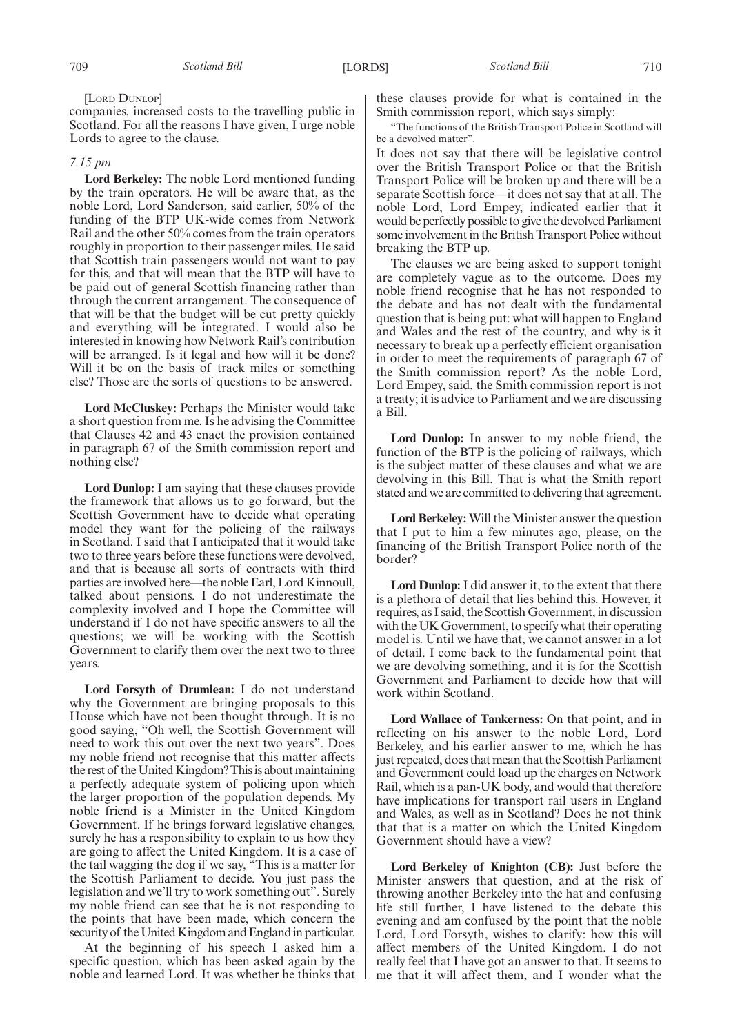[LORD DUNLOP]

companies, increased costs to the travelling public in Scotland. For all the reasons I have given, I urge noble Lords to agree to the clause.

*7.15 pm*

**Lord Berkeley:** The noble Lord mentioned funding by the train operators. He will be aware that, as the noble Lord, Lord Sanderson, said earlier, 50% of the funding of the BTP UK-wide comes from Network Rail and the other 50% comes from the train operators roughly in proportion to their passenger miles. He said that Scottish train passengers would not want to pay for this, and that will mean that the BTP will have to be paid out of general Scottish financing rather than through the current arrangement. The consequence of that will be that the budget will be cut pretty quickly and everything will be integrated. I would also be interested in knowing how Network Rail's contribution will be arranged. Is it legal and how will it be done? Will it be on the basis of track miles or something else? Those are the sorts of questions to be answered.

**Lord McCluskey:** Perhaps the Minister would take a short question from me. Is he advising the Committee that Clauses 42 and 43 enact the provision contained in paragraph 67 of the Smith commission report and nothing else?

**Lord Dunlop:** I am saying that these clauses provide the framework that allows us to go forward, but the Scottish Government have to decide what operating model they want for the policing of the railways in Scotland. I said that I anticipated that it would take two to three years before these functions were devolved, and that is because all sorts of contracts with third parties are involved here—the noble Earl, Lord Kinnoull, talked about pensions. I do not underestimate the complexity involved and I hope the Committee will understand if I do not have specific answers to all the questions; we will be working with the Scottish Government to clarify them over the next two to three years.

**Lord Forsyth of Drumlean:** I do not understand why the Government are bringing proposals to this House which have not been thought through. It is no good saying, "Oh well, the Scottish Government will need to work this out over the next two years". Does my noble friend not recognise that this matter affects the rest of the United Kingdom? This is about maintaining a perfectly adequate system of policing upon which the larger proportion of the population depends. My noble friend is a Minister in the United Kingdom Government. If he brings forward legislative changes, surely he has a responsibility to explain to us how they are going to affect the United Kingdom. It is a case of the tail wagging the dog if we say, "This is a matter for the Scottish Parliament to decide. You just pass the legislation and we'll try to work something out". Surely my noble friend can see that he is not responding to the points that have been made, which concern the security of the United Kingdom and England in particular.

At the beginning of his speech I asked him a specific question, which has been asked again by the noble and learned Lord. It was whether he thinks that these clauses provide for what is contained in the Smith commission report, which says simply:

"The functions of the British Transport Police in Scotland will be a devolved matter".

It does not say that there will be legislative control over the British Transport Police or that the British Transport Police will be broken up and there will be a separate Scottish force—it does not say that at all. The noble Lord, Lord Empey, indicated earlier that it would be perfectly possible to give the devolved Parliament some involvement in the British Transport Police without breaking the BTP up.

The clauses we are being asked to support tonight are completely vague as to the outcome. Does my noble friend recognise that he has not responded to the debate and has not dealt with the fundamental question that is being put: what will happen to England and Wales and the rest of the country, and why is it necessary to break up a perfectly efficient organisation in order to meet the requirements of paragraph 67 of the Smith commission report? As the noble Lord, Lord Empey, said, the Smith commission report is not a treaty; it is advice to Parliament and we are discussing a Bill.

**Lord Dunlop:** In answer to my noble friend, the function of the BTP is the policing of railways, which is the subject matter of these clauses and what we are devolving in this Bill. That is what the Smith report stated and we are committed to delivering that agreement.

**Lord Berkeley:** Will the Minister answer the question that I put to him a few minutes ago, please, on the financing of the British Transport Police north of the border?

**Lord Dunlop:** I did answer it, to the extent that there is a plethora of detail that lies behind this. However, it requires, as I said, the Scottish Government, in discussion with the UK Government, to specify what their operating model is. Until we have that, we cannot answer in a lot of detail. I come back to the fundamental point that we are devolving something, and it is for the Scottish Government and Parliament to decide how that will work within Scotland.

**Lord Wallace of Tankerness:** On that point, and in reflecting on his answer to the noble Lord, Lord Berkeley, and his earlier answer to me, which he has just repeated, does that mean that the Scottish Parliament and Government could load up the charges on Network Rail, which is a pan-UK body, and would that therefore have implications for transport rail users in England and Wales, as well as in Scotland? Does he not think that that is a matter on which the United Kingdom Government should have a view?

**Lord Berkeley of Knighton (CB):** Just before the Minister answers that question, and at the risk of throwing another Berkeley into the hat and confusing life still further, I have listened to the debate this evening and am confused by the point that the noble Lord, Lord Forsyth, wishes to clarify: how this will affect members of the United Kingdom. I do not really feel that I have got an answer to that. It seems to me that it will affect them, and I wonder what the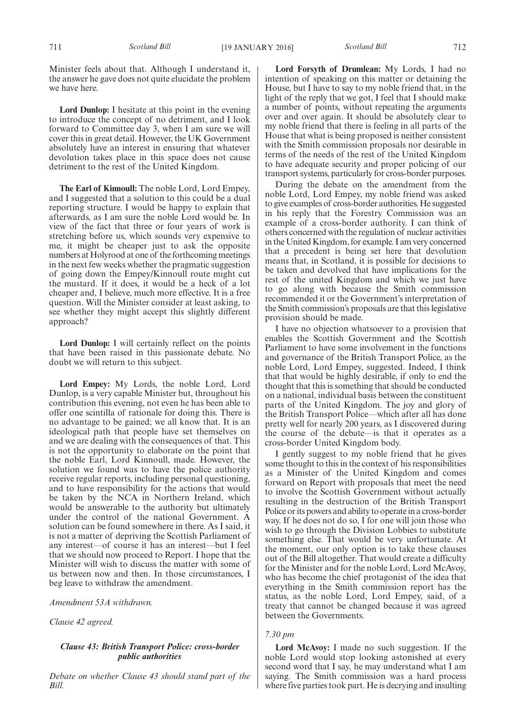Minister feels about that. Although I understand it, the answer he gave does not quite elucidate the problem we have here.

**Lord Dunlop:** I hesitate at this point in the evening to introduce the concept of no detriment, and I look forward to Committee day 3, when I am sure we will cover this in great detail. However, the UK Government absolutely have an interest in ensuring that whatever devolution takes place in this space does not cause detriment to the rest of the United Kingdom.

**The Earl of Kinnoull:** The noble Lord, Lord Empey, and I suggested that a solution to this could be a dual reporting structure. I would be happy to explain that afterwards, as I am sure the noble Lord would be. In view of the fact that three or four years of work is stretching before us, which sounds very expensive to me, it might be cheaper just to ask the opposite numbers at Holyrood at one of the forthcoming meetings in the next few weeks whether the pragmatic suggestion of going down the Empey/Kinnoull route might cut the mustard. If it does, it would be a heck of a lot cheaper and, I believe, much more effective. It is a free question. Will the Minister consider at least asking, to see whether they might accept this slightly different approach?

**Lord Dunlop:** I will certainly reflect on the points that have been raised in this passionate debate. No doubt we will return to this subject.

**Lord Empey:** My Lords, the noble Lord, Lord Dunlop, is a very capable Minister but, throughout his contribution this evening, not even he has been able to offer one scintilla of rationale for doing this. There is no advantage to be gained; we all know that. It is an ideological path that people have set themselves on and we are dealing with the consequences of that. This is not the opportunity to elaborate on the point that the noble Earl, Lord Kinnoull, made. However, the solution we found was to have the police authority receive regular reports, including personal questioning, and to have responsibility for the actions that would be taken by the NCA in Northern Ireland, which would be answerable to the authority but ultimately under the control of the national Government. A solution can be found somewhere in there. As I said, it is not a matter of depriving the Scottish Parliament of any interest—of course it has an interest—but I feel that we should now proceed to Report. I hope that the Minister will wish to discuss the matter with some of us between now and then. In those circumstances, I beg leave to withdraw the amendment.

*Amendment 53A withdrawn.*

*Clause 42 agreed.*

### *Clause 43: British Transport Police: cross-border public authorities*

*Debate on whether Clause 43 should stand part of the Bill.*

**Lord Forsyth of Drumlean:** My Lords, I had no intention of speaking on this matter or detaining the House, but I have to say to my noble friend that, in the light of the reply that we got, I feel that I should make a number of points, without repeating the arguments over and over again. It should be absolutely clear to my noble friend that there is feeling in all parts of the House that what is being proposed is neither consistent with the Smith commission proposals nor desirable in terms of the needs of the rest of the United Kingdom to have adequate security and proper policing of our transport systems, particularly for cross-border purposes.

During the debate on the amendment from the noble Lord, Lord Empey, my noble friend was asked to give examples of cross-border authorities. He suggested in his reply that the Forestry Commission was an example of a cross-border authority. I can think of others concerned with the regulation of nuclear activities in the United Kingdom, for example. I am very concerned that a precedent is being set here that devolution means that, in Scotland, it is possible for decisions to be taken and devolved that have implications for the rest of the united Kingdom and which we just have to go along with because the Smith commission recommended it or the Government's interpretation of the Smith commission's proposals are that this legislative provision should be made.

I have no objection whatsoever to a provision that enables the Scottish Government and the Scottish Parliament to have some involvement in the functions and governance of the British Transport Police, as the noble Lord, Lord Empey, suggested. Indeed, I think that that would be highly desirable, if only to end the thought that this is something that should be conducted on a national, individual basis between the constituent parts of the United Kingdom. The joy and glory of the British Transport Police—which after all has done pretty well for nearly 200 years, as I discovered during the course of the debate—is that it operates as a cross-border United Kingdom body.

I gently suggest to my noble friend that he gives some thought to this in the context of his responsibilities as a Minister of the United Kingdom and comes forward on Report with proposals that meet the need to involve the Scottish Government without actually resulting in the destruction of the British Transport Police or its powers and ability to operate in a cross-border way. If he does not do so, I for one will join those who wish to go through the Division Lobbies to substitute something else. That would be very unfortunate. At the moment, our only option is to take these clauses out of the Bill altogether. That would create a difficulty for the Minister and for the noble Lord, Lord McAvoy, who has become the chief protagonist of the idea that everything in the Smith commission report has the status, as the noble Lord, Lord Empey, said, of a treaty that cannot be changed because it was agreed between the Governments.

*7.30 pm*

**Lord McAvoy:** I made no such suggestion. If the noble Lord would stop looking astonished at every second word that I say, he may understand what I am saying. The Smith commission was a hard process where five parties took part. He is decrying and insulting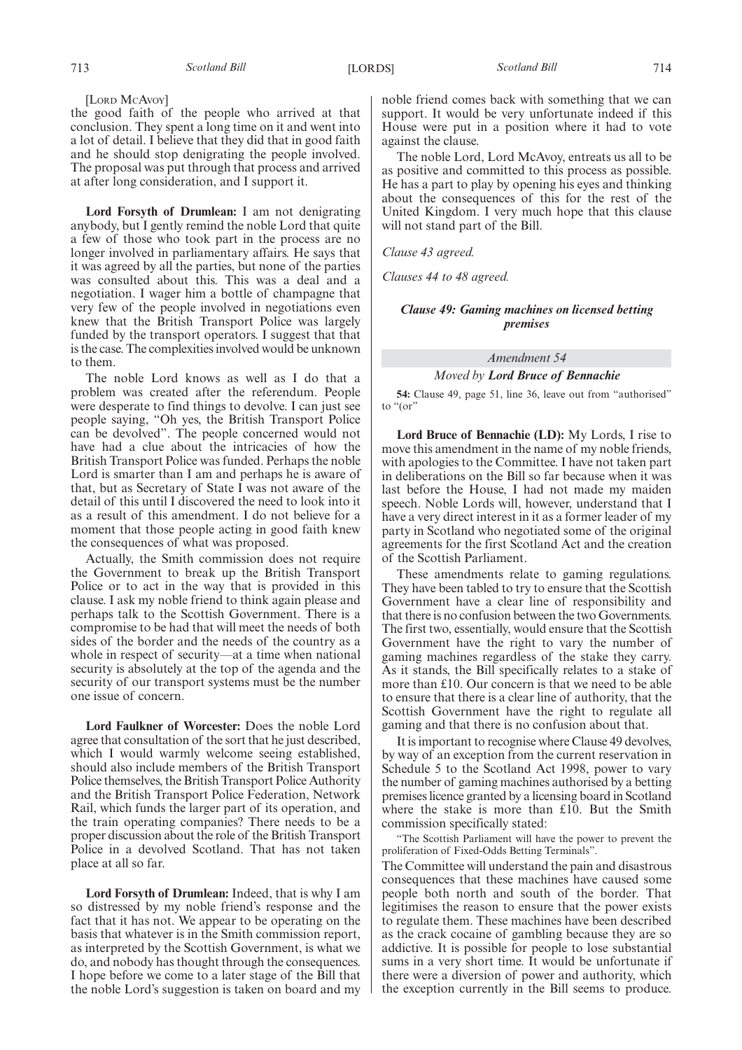[LORD MCAVOY]

the good faith of the people who arrived at that conclusion. They spent a long time on it and went into a lot of detail. I believe that they did that in good faith and he should stop denigrating the people involved. The proposal was put through that process and arrived at after long consideration, and I support it.

**Lord Forsyth of Drumlean:** I am not denigrating anybody, but I gently remind the noble Lord that quite a few of those who took part in the process are no longer involved in parliamentary affairs. He says that it was agreed by all the parties, but none of the parties was consulted about this. This was a deal and a negotiation. I wager him a bottle of champagne that very few of the people involved in negotiations even knew that the British Transport Police was largely funded by the transport operators. I suggest that that is the case. The complexities involved would be unknown to them.

The noble Lord knows as well as I do that a problem was created after the referendum. People were desperate to find things to devolve. I can just see people saying, "Oh yes, the British Transport Police can be devolved". The people concerned would not have had a clue about the intricacies of how the British Transport Police was funded. Perhaps the noble Lord is smarter than I am and perhaps he is aware of that, but as Secretary of State I was not aware of the detail of this until I discovered the need to look into it as a result of this amendment. I do not believe for a moment that those people acting in good faith knew the consequences of what was proposed.

Actually, the Smith commission does not require the Government to break up the British Transport Police or to act in the way that is provided in this clause. I ask my noble friend to think again please and perhaps talk to the Scottish Government. There is a compromise to be had that will meet the needs of both sides of the border and the needs of the country as a whole in respect of security—at a time when national security is absolutely at the top of the agenda and the security of our transport systems must be the number one issue of concern.

**Lord Faulkner of Worcester:** Does the noble Lord agree that consultation of the sort that he just described, which I would warmly welcome seeing established, should also include members of the British Transport Police themselves, the British Transport Police Authority and the British Transport Police Federation, Network Rail, which funds the larger part of its operation, and the train operating companies? There needs to be a proper discussion about the role of the British Transport Police in a devolved Scotland. That has not taken place at all so far.

**Lord Forsyth of Drumlean:** Indeed, that is why I am so distressed by my noble friend's response and the fact that it has not. We appear to be operating on the basis that whatever is in the Smith commission report, as interpreted by the Scottish Government, is what we do, and nobody has thought through the consequences. I hope before we come to a later stage of the Bill that the noble Lord's suggestion is taken on board and my noble friend comes back with something that we can support. It would be very unfortunate indeed if this House were put in a position where it had to vote against the clause.

The noble Lord, Lord McAvoy, entreats us all to be as positive and committed to this process as possible. He has a part to play by opening his eyes and thinking about the consequences of this for the rest of the United Kingdom. I very much hope that this clause will not stand part of the Bill.

*Clause 43 agreed.*

*Clauses 44 to 48 agreed.*

### *Clause 49: Gaming machines on licensed betting premises*

*Amendment 54*

*Moved by* ***Lord Bruce of Bennachie***

**54:** Clause 49, page 51, line 36, leave out from "authorised" to "(or"

**Lord Bruce of Bennachie (LD):** My Lords, I rise to move this amendment in the name of my noble friends, with apologies to the Committee. I have not taken part in deliberations on the Bill so far because when it was last before the House, I had not made my maiden speech. Noble Lords will, however, understand that I have a very direct interest in it as a former leader of my party in Scotland who negotiated some of the original agreements for the first Scotland Act and the creation of the Scottish Parliament.

These amendments relate to gaming regulations. They have been tabled to try to ensure that the Scottish Government have a clear line of responsibility and that there is no confusion between the two Governments. The first two, essentially, would ensure that the Scottish Government have the right to vary the number of gaming machines regardless of the stake they carry. As it stands, the Bill specifically relates to a stake of more than £10. Our concern is that we need to be able to ensure that there is a clear line of authority, that the Scottish Government have the right to regulate all gaming and that there is no confusion about that.

It is important to recognise where Clause 49 devolves, by way of an exception from the current reservation in Schedule 5 to the Scotland Act 1998, power to vary the number of gaming machines authorised by a betting premises licence granted by a licensing board in Scotland where the stake is more than £10. But the Smith commission specifically stated:

"The Scottish Parliament will have the power to prevent the proliferation of Fixed-Odds Betting Terminals".

The Committee will understand the pain and disastrous consequences that these machines have caused some people both north and south of the border. That legitimises the reason to ensure that the power exists to regulate them. These machines have been described as the crack cocaine of gambling because they are so addictive. It is possible for people to lose substantial sums in a very short time. It would be unfortunate if there were a diversion of power and authority, which the exception currently in the Bill seems to produce.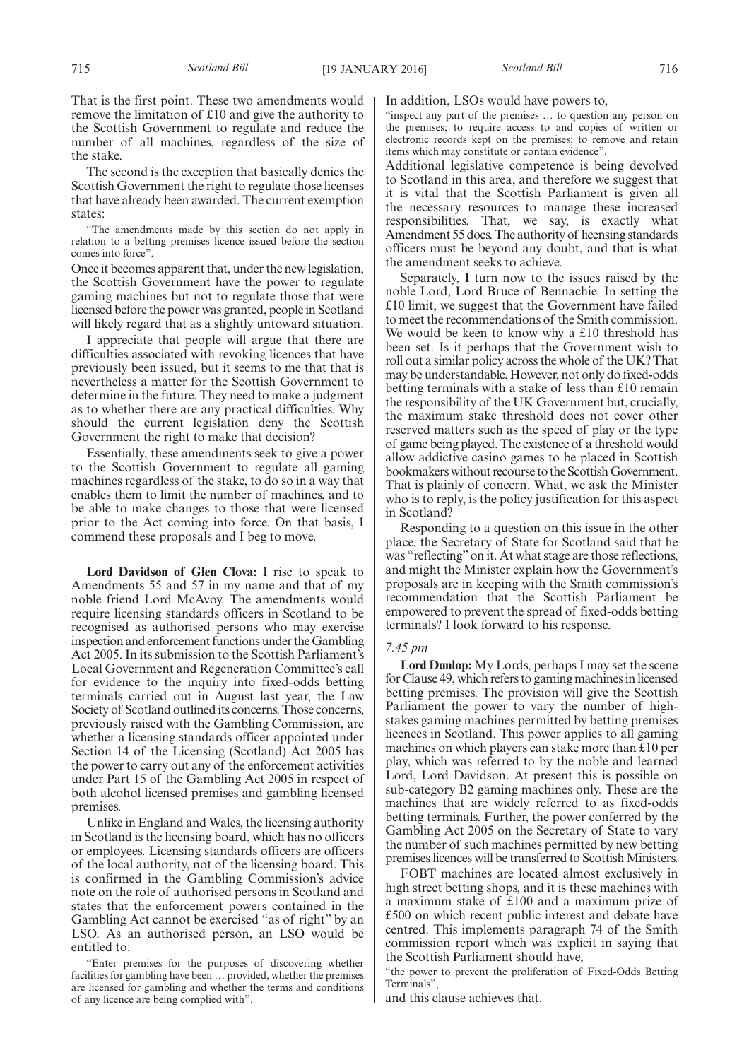That is the first point. These two amendments would remove the limitation of £10 and give the authority to the Scottish Government to regulate and reduce the number of all machines, regardless of the size of the stake.

The second is the exception that basically denies the Scottish Government the right to regulate those licenses that have already been awarded. The current exemption states:

"The amendments made by this section do not apply in relation to a betting premises licence issued before the section comes into force".

Once it becomes apparent that, under the new legislation, the Scottish Government have the power to regulate gaming machines but not to regulate those that were licensed before the power was granted, people in Scotland will likely regard that as a slightly untoward situation.

I appreciate that people will argue that there are difficulties associated with revoking licences that have previously been issued, but it seems to me that that is nevertheless a matter for the Scottish Government to determine in the future. They need to make a judgment as to whether there are any practical difficulties. Why should the current legislation deny the Scottish Government the right to make that decision?

Essentially, these amendments seek to give a power to the Scottish Government to regulate all gaming machines regardless of the stake, to do so in a way that enables them to limit the number of machines, and to be able to make changes to those that were licensed prior to the Act coming into force. On that basis, I commend these proposals and I beg to move.

**Lord Davidson of Glen Clova:** I rise to speak to Amendments 55 and 57 in my name and that of my noble friend Lord McAvoy. The amendments would require licensing standards officers in Scotland to be recognised as authorised persons who may exercise inspection and enforcement functions under the Gambling Act 2005. In its submission to the Scottish Parliament's Local Government and Regeneration Committee's call for evidence to the inquiry into fixed-odds betting terminals carried out in August last year, the Law Society of Scotland outlined its concerns. Those concerns, previously raised with the Gambling Commission, are whether a licensing standards officer appointed under Section 14 of the Licensing (Scotland) Act 2005 has the power to carry out any of the enforcement activities under Part 15 of the Gambling Act 2005 in respect of both alcohol licensed premises and gambling licensed premises.

Unlike in England and Wales, the licensing authority in Scotland is the licensing board, which has no officers or employees. Licensing standards officers are officers of the local authority, not of the licensing board. This is confirmed in the Gambling Commission's advice note on the role of authorised persons in Scotland and states that the enforcement powers contained in the Gambling Act cannot be exercised "as of right" by an LSO. As an authorised person, an LSO would be entitled to:

"Enter premises for the purposes of discovering whether facilities for gambling have been … provided, whether the premises are licensed for gambling and whether the terms and conditions of any licence are being complied with".

In addition, LSOs would have powers to,

"inspect any part of the premises … to question any person on the premises; to require access to and copies of written or electronic records kept on the premises; to remove and retain items which may constitute or contain evidence".

Additional legislative competence is being devolved to Scotland in this area, and therefore we suggest that it is vital that the Scottish Parliament is given all the necessary resources to manage these increased responsibilities. That, we say, is exactly what Amendment 55 does. The authority of licensing standards officers must be beyond any doubt, and that is what the amendment seeks to achieve.

Separately, I turn now to the issues raised by the noble Lord, Lord Bruce of Bennachie. In setting the £10 limit, we suggest that the Government have failed to meet the recommendations of the Smith commission. We would be keen to know why a £10 threshold has been set. Is it perhaps that the Government wish to roll out a similar policy across the whole of the UK? That may be understandable. However, not only do fixed-odds betting terminals with a stake of less than £10 remain the responsibility of the UK Government but, crucially, the maximum stake threshold does not cover other reserved matters such as the speed of play or the type of game being played. The existence of a threshold would allow addictive casino games to be placed in Scottish bookmakers without recourse to the Scottish Government. That is plainly of concern. What, we ask the Minister who is to reply, is the policy justification for this aspect in Scotland?

Responding to a question on this issue in the other place, the Secretary of State for Scotland said that he was "reflecting" on it. At what stage are those reflections, and might the Minister explain how the Government's proposals are in keeping with the Smith commission's recommendation that the Scottish Parliament be empowered to prevent the spread of fixed-odds betting terminals? I look forward to his response.

*7.45 pm*

**Lord Dunlop:** My Lords, perhaps I may set the scene for Clause 49, which refers to gaming machines in licensed betting premises. The provision will give the Scottish Parliament the power to vary the number of high-stakes gaming machines permitted by betting premises licences in Scotland. This power applies to all gaming machines on which players can stake more than £10 per play, which was referred to by the noble and learned Lord, Lord Davidson. At present this is possible on sub-category B2 gaming machines only. These are the machines that are widely referred to as fixed-odds betting terminals. Further, the power conferred by the Gambling Act 2005 on the Secretary of State to vary the number of such machines permitted by new betting premises licences will be transferred to Scottish Ministers.

FOBT machines are located almost exclusively in high street betting shops, and it is these machines with a maximum stake of £100 and a maximum prize of £500 on which recent public interest and debate have centred. This implements paragraph 74 of the Smith commission report which was explicit in saying that the Scottish Parliament should have,

"the power to prevent the proliferation of Fixed-Odds Betting Terminals",

and this clause achieves that.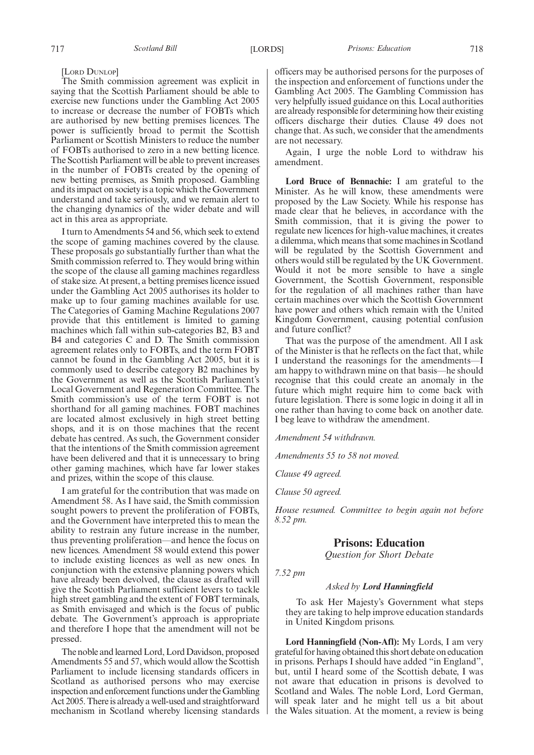[Lord Dunlop]

The Smith commission agreement was explicit in saying that the Scottish Parliament should be able to exercise new functions under the Gambling Act 2005 to increase or decrease the number of FOBTs which are authorised by new betting premises licences. The power is sufficiently broad to permit the Scottish Parliament or Scottish Ministers to reduce the number of FOBTs authorised to zero in a new betting licence. The Scottish Parliament will be able to prevent increases in the number of FOBTs created by the opening of new betting premises, as Smith proposed. Gambling and its impact on society is a topic which the Government understand and take seriously, and we remain alert to the changing dynamics of the wider debate and will act in this area as appropriate.

I turn to Amendments 54 and 56, which seek to extend the scope of gaming machines covered by the clause. These proposals go substantially further than what the Smith commission referred to. They would bring within the scope of the clause all gaming machines regardless of stake size. At present, a betting premises licence issued under the Gambling Act 2005 authorises its holder to make up to four gaming machines available for use. The Categories of Gaming Machine Regulations 2007 provide that this entitlement is limited to gaming machines which fall within sub-categories B2, B3 and B4 and categories C and D. The Smith commission agreement relates only to FOBTs, and the term FOBT cannot be found in the Gambling Act 2005, but it is commonly used to describe category B2 machines by the Government as well as the Scottish Parliament's Local Government and Regeneration Committee. The Smith commission's use of the term FOBT is not shorthand for all gaming machines. FOBT machines are located almost exclusively in high street betting shops, and it is on those machines that the recent debate has centred. As such, the Government consider that the intentions of the Smith commission agreement have been delivered and that it is unnecessary to bring other gaming machines, which have far lower stakes and prizes, within the scope of this clause.

I am grateful for the contribution that was made on Amendment 58. As I have said, the Smith commission sought powers to prevent the proliferation of FOBTs, and the Government have interpreted this to mean the ability to restrain any future increase in the number, thus preventing proliferation—and hence the focus on new licences. Amendment 58 would extend this power to include existing licences as well as new ones. In conjunction with the extensive planning powers which have already been devolved, the clause as drafted will give the Scottish Parliament sufficient levers to tackle high street gambling and the extent of FOBT terminals, as Smith envisaged and which is the focus of public debate. The Government's approach is appropriate and therefore I hope that the amendment will not be pressed.

The noble and learned Lord, Lord Davidson, proposed Amendments 55 and 57, which would allow the Scottish Parliament to include licensing standards officers in Scotland as authorised persons who may exercise inspection and enforcement functions under the Gambling Act 2005. There is already a well-used and straightforward mechanism in Scotland whereby licensing standards officers may be authorised persons for the purposes of the inspection and enforcement of functions under the Gambling Act 2005. The Gambling Commission has very helpfully issued guidance on this. Local authorities are already responsible for determining how their existing officers discharge their duties. Clause 49 does not change that. As such, we consider that the amendments are not necessary.

Again, I urge the noble Lord to withdraw his amendment.

**Lord Bruce of Bennachie:** I am grateful to the Minister. As he will know, these amendments were proposed by the Law Society. While his response has made clear that he believes, in accordance with the Smith commission, that it is giving the power to regulate new licences for high-value machines, it creates a dilemma, which means that some machines in Scotland will be regulated by the Scottish Government and others would still be regulated by the UK Government. Would it not be more sensible to have a single Government, the Scottish Government, responsible for the regulation of all machines rather than have certain machines over which the Scottish Government have power and others which remain with the United Kingdom Government, causing potential confusion and future conflict?

That was the purpose of the amendment. All I ask of the Minister is that he reflects on the fact that, while I understand the reasonings for the amendments—I am happy to withdrawn mine on that basis—he should recognise that this could create an anomaly in the future which might require him to come back with future legislation. There is some logic in doing it all in one rather than having to come back on another date. I beg leave to withdraw the amendment.

*Amendment 54 withdrawn.*

*Amendments 55 to 58 not moved.*

*Clause 49 agreed.*

*Clause 50 agreed.*

*House resumed. Committee to begin again not before 8.52 pm.*

## Prisons: Education

*Question for Short Debate*

*7.52 pm*

*Asked by* ***Lord Hanningfield***

To ask Her Majesty's Government what steps they are taking to help improve education standards in United Kingdom prisons.

**Lord Hanningfield (Non-Afl):** My Lords, I am very grateful for having obtained this short debate on education in prisons. Perhaps I should have added "in England", but, until I heard some of the Scottish debate, I was not aware that education in prisons is devolved to Scotland and Wales. The noble Lord, Lord German, will speak later and he might tell us a bit about the Wales situation. At the moment, a review is being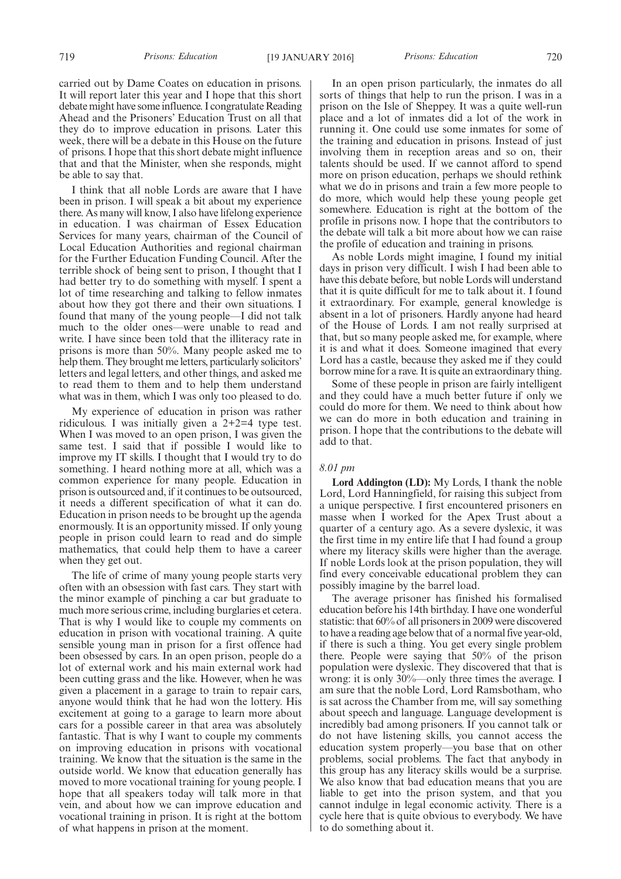carried out by Dame Coates on education in prisons. It will report later this year and I hope that this short debate might have some influence. I congratulate Reading Ahead and the Prisoners' Education Trust on all that they do to improve education in prisons. Later this week, there will be a debate in this House on the future of prisons. I hope that this short debate might influence that and that the Minister, when she responds, might be able to say that.

I think that all noble Lords are aware that I have been in prison. I will speak a bit about my experience there. As many will know, I also have lifelong experience in education. I was chairman of Essex Education Services for many years, chairman of the Council of Local Education Authorities and regional chairman for the Further Education Funding Council. After the terrible shock of being sent to prison, I thought that I had better try to do something with myself. I spent a lot of time researching and talking to fellow inmates about how they got there and their own situations. I found that many of the young people—I did not talk much to the older ones—were unable to read and write. I have since been told that the illiteracy rate in prisons is more than 50%. Many people asked me to help them. They brought me letters, particularly solicitors' letters and legal letters, and other things, and asked me to read them to them and to help them understand what was in them, which I was only too pleased to do.

My experience of education in prison was rather ridiculous. I was initially given a 2+2=4 type test. When I was moved to an open prison, I was given the same test. I said that if possible I would like to improve my IT skills. I thought that I would try to do something. I heard nothing more at all, which was a common experience for many people. Education in prison is outsourced and, if it continues to be outsourced, it needs a different specification of what it can do. Education in prison needs to be brought up the agenda enormously. It is an opportunity missed. If only young people in prison could learn to read and do simple mathematics, that could help them to have a career when they get out.

The life of crime of many young people starts very often with an obsession with fast cars. They start with the minor example of pinching a car but graduate to much more serious crime, including burglaries et cetera. That is why I would like to couple my comments on education in prison with vocational training. A quite sensible young man in prison for a first offence had been obsessed by cars. In an open prison, people do a lot of external work and his main external work had been cutting grass and the like. However, when he was given a placement in a garage to train to repair cars, anyone would think that he had won the lottery. His excitement at going to a garage to learn more about cars for a possible career in that area was absolutely fantastic. That is why I want to couple my comments on improving education in prisons with vocational training. We know that the situation is the same in the outside world. We know that education generally has moved to more vocational training for young people. I hope that all speakers today will talk more in that vein, and about how we can improve education and vocational training in prison. It is right at the bottom of what happens in prison at the moment.

In an open prison particularly, the inmates do all sorts of things that help to run the prison. I was in a prison on the Isle of Sheppey. It was a quite well-run place and a lot of inmates did a lot of the work in running it. One could use some inmates for some of the training and education in prisons. Instead of just involving them in reception areas and so on, their talents should be used. If we cannot afford to spend more on prison education, perhaps we should rethink what we do in prisons and train a few more people to do more, which would help these young people get somewhere. Education is right at the bottom of the profile in prisons now. I hope that the contributors to the debate will talk a bit more about how we can raise the profile of education and training in prisons.

As noble Lords might imagine, I found my initial days in prison very difficult. I wish I had been able to have this debate before, but noble Lords will understand that it is quite difficult for me to talk about it. I found it extraordinary. For example, general knowledge is absent in a lot of prisoners. Hardly anyone had heard of the House of Lords. I am not really surprised at that, but so many people asked me, for example, where it is and what it does. Someone imagined that every Lord has a castle, because they asked me if they could borrow mine for a rave. It is quite an extraordinary thing.

Some of these people in prison are fairly intelligent and they could have a much better future if only we could do more for them. We need to think about how we can do more in both education and training in prison. I hope that the contributions to the debate will add to that.

*8.01 pm*

**Lord Addington (LD):** My Lords, I thank the noble Lord, Lord Hanningfield, for raising this subject from a unique perspective. I first encountered prisoners en masse when I worked for the Apex Trust about a quarter of a century ago. As a severe dyslexic, it was the first time in my entire life that I had found a group where my literacy skills were higher than the average. If noble Lords look at the prison population, they will find every conceivable educational problem they can possibly imagine by the barrel load.

The average prisoner has finished his formalised education before his 14th birthday. I have one wonderful statistic: that 60% of all prisoners in 2009 were discovered to have a reading age below that of a normal five year-old, if there is such a thing. You get every single problem there. People were saying that 50% of the prison population were dyslexic. They discovered that that is wrong: it is only 30%—only three times the average. I am sure that the noble Lord, Lord Ramsbotham, who is sat across the Chamber from me, will say something about speech and language. Language development is incredibly bad among prisoners. If you cannot talk or do not have listening skills, you cannot access the education system properly—you base that on other problems, social problems. The fact that anybody in this group has any literacy skills would be a surprise. We also know that bad education means that you are liable to get into the prison system, and that you cannot indulge in legal economic activity. There is a cycle here that is quite obvious to everybody. We have to do something about it.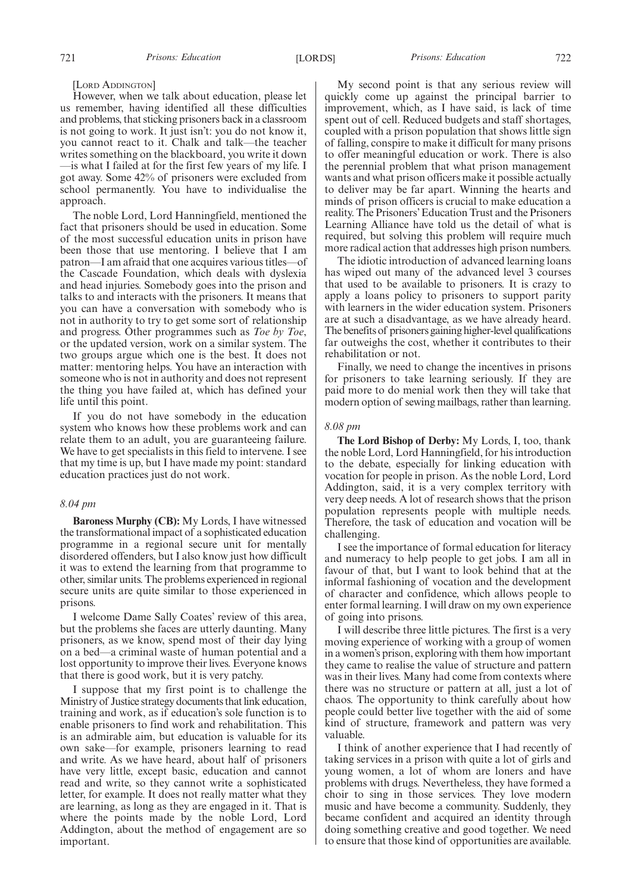[LORD ADDINGTON]

However, when we talk about education, please let us remember, having identified all these difficulties and problems, that sticking prisoners back in a classroom is not going to work. It just isn't: you do not know it, you cannot react to it. Chalk and talk—the teacher writes something on the blackboard, you write it down—is what I failed at for the first few years of my life. I got away. Some 42% of prisoners were excluded from school permanently. You have to individualise the approach.

The noble Lord, Lord Hanningfield, mentioned the fact that prisoners should be used in education. Some of the most successful education units in prison have been those that use mentoring. I believe that I am patron—I am afraid that one acquires various titles—of the Cascade Foundation, which deals with dyslexia and head injuries. Somebody goes into the prison and talks to and interacts with the prisoners. It means that you can have a conversation with somebody who is not in authority to try to get some sort of relationship and progress. Other programmes such as *Toe by Toe*, or the updated version, work on a similar system. The two groups argue which one is the best. It does not matter: mentoring helps. You have an interaction with someone who is not in authority and does not represent the thing you have failed at, which has defined your life until this point.

If you do not have somebody in the education system who knows how these problems work and can relate them to an adult, you are guaranteeing failure. We have to get specialists in this field to intervene. I see that my time is up, but I have made my point: standard education practices just do not work.

*8.04 pm*

**Baroness Murphy (CB):** My Lords, I have witnessed the transformational impact of a sophisticated education programme in a regional secure unit for mentally disordered offenders, but I also know just how difficult it was to extend the learning from that programme to other, similar units. The problems experienced in regional secure units are quite similar to those experienced in prisons.

I welcome Dame Sally Coates' review of this area, but the problems she faces are utterly daunting. Many prisoners, as we know, spend most of their day lying on a bed—a criminal waste of human potential and a lost opportunity to improve their lives. Everyone knows that there is good work, but it is very patchy.

I suppose that my first point is to challenge the Ministry of Justice strategy documents that link education, training and work, as if education's sole function is to enable prisoners to find work and rehabilitation. This is an admirable aim, but education is valuable for its own sake—for example, prisoners learning to read and write. As we have heard, about half of prisoners have very little, except basic, education and cannot read and write, so they cannot write a sophisticated letter, for example. It does not really matter what they are learning, as long as they are engaged in it. That is where the points made by the noble Lord, Lord Addington, about the method of engagement are so important.

My second point is that any serious review will quickly come up against the principal barrier to improvement, which, as I have said, is lack of time spent out of cell. Reduced budgets and staff shortages, coupled with a prison population that shows little sign of falling, conspire to make it difficult for many prisons to offer meaningful education or work. There is also the perennial problem that what prison management wants and what prison officers make it possible actually to deliver may be far apart. Winning the hearts and minds of prison officers is crucial to make education a reality. The Prisoners' Education Trust and the Prisoners Learning Alliance have told us the detail of what is required, but solving this problem will require much more radical action that addresses high prison numbers.

The idiotic introduction of advanced learning loans has wiped out many of the advanced level 3 courses that used to be available to prisoners. It is crazy to apply a loans policy to prisoners to support parity with learners in the wider education system. Prisoners are at such a disadvantage, as we have already heard. The benefits of prisoners gaining higher-level qualifications far outweighs the cost, whether it contributes to their rehabilitation or not.

Finally, we need to change the incentives in prisons for prisoners to take learning seriously. If they are paid more to do menial work then they will take that modern option of sewing mailbags, rather than learning.

*8.08 pm*

**The Lord Bishop of Derby:** My Lords, I, too, thank the noble Lord, Lord Hanningfield, for his introduction to the debate, especially for linking education with vocation for people in prison. As the noble Lord, Lord Addington, said, it is a very complex territory with very deep needs. A lot of research shows that the prison population represents people with multiple needs. Therefore, the task of education and vocation will be challenging.

I see the importance of formal education for literacy and numeracy to help people to get jobs. I am all in favour of that, but I want to look behind that at the informal fashioning of vocation and the development of character and confidence, which allows people to enter formal learning. I will draw on my own experience of going into prisons.

I will describe three little pictures. The first is a very moving experience of working with a group of women in a women's prison, exploring with them how important they came to realise the value of structure and pattern was in their lives. Many had come from contexts where there was no structure or pattern at all, just a lot of chaos. The opportunity to think carefully about how people could better live together with the aid of some kind of structure, framework and pattern was very valuable.

I think of another experience that I had recently of taking services in a prison with quite a lot of girls and young women, a lot of whom are loners and have problems with drugs. Nevertheless, they have formed a choir to sing in those services. They love modern music and have become a community. Suddenly, they became confident and acquired an identity through doing something creative and good together. We need to ensure that those kind of opportunities are available.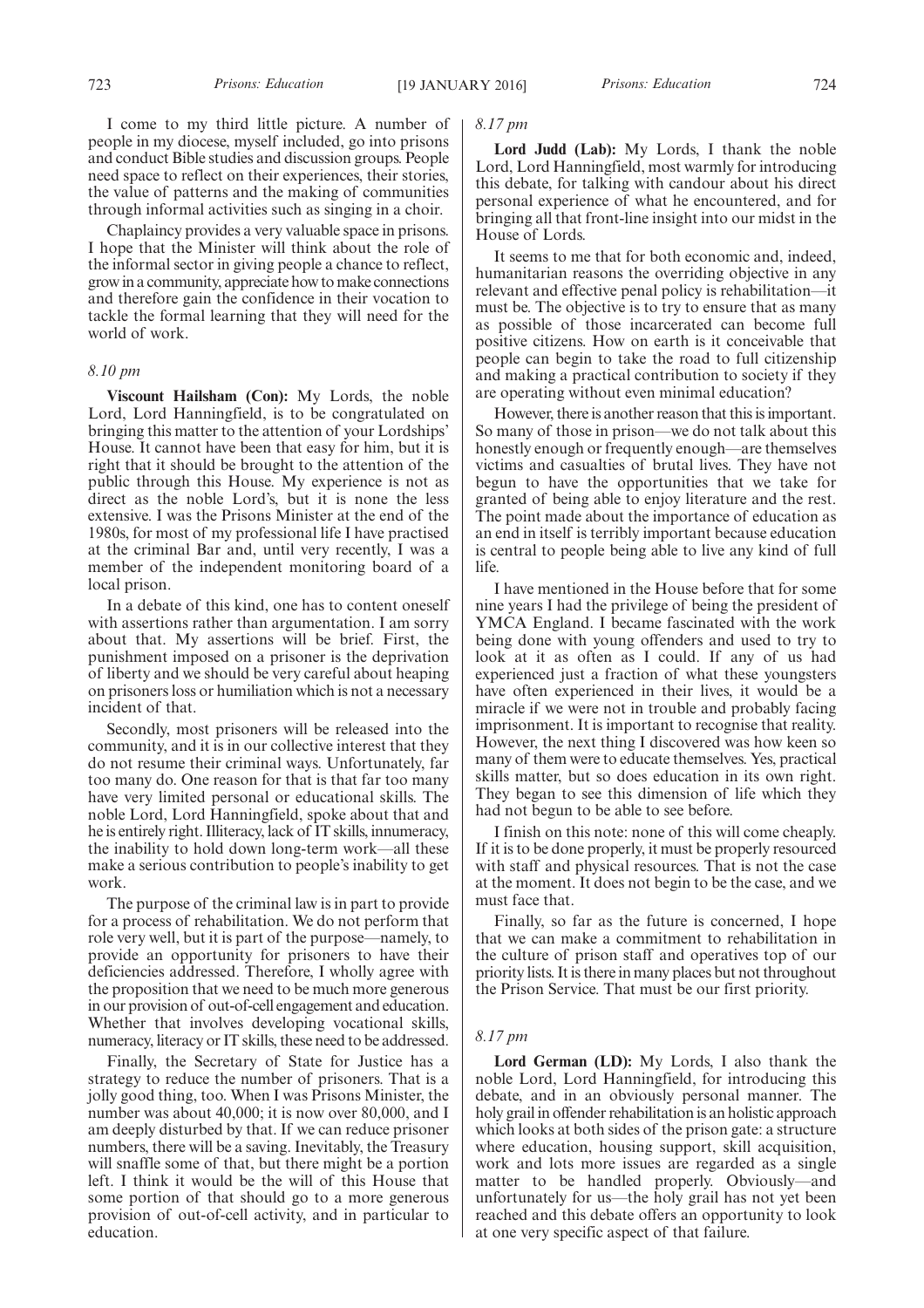I come to my third little picture. A number of people in my diocese, myself included, go into prisons and conduct Bible studies and discussion groups. People need space to reflect on their experiences, their stories, the value of patterns and the making of communities through informal activities such as singing in a choir.

Chaplaincy provides a very valuable space in prisons. I hope that the Minister will think about the role of the informal sector in giving people a chance to reflect, grow in a community, appreciate how to make connections and therefore gain the confidence in their vocation to tackle the formal learning that they will need for the world of work.

*8.10 pm*

**Viscount Hailsham (Con):** My Lords, the noble Lord, Lord Hanningfield, is to be congratulated on bringing this matter to the attention of your Lordships' House. It cannot have been that easy for him, but it is right that it should be brought to the attention of the public through this House. My experience is not as direct as the noble Lord's, but it is none the less extensive. I was the Prisons Minister at the end of the 1980s, for most of my professional life I have practised at the criminal Bar and, until very recently, I was a member of the independent monitoring board of a local prison.

In a debate of this kind, one has to content oneself with assertions rather than argumentation. I am sorry about that. My assertions will be brief. First, the punishment imposed on a prisoner is the deprivation of liberty and we should be very careful about heaping on prisoners loss or humiliation which is not a necessary incident of that.

Secondly, most prisoners will be released into the community, and it is in our collective interest that they do not resume their criminal ways. Unfortunately, far too many do. One reason for that is that far too many have very limited personal or educational skills. The noble Lord, Lord Hanningfield, spoke about that and he is entirely right. Illiteracy, lack of IT skills, innumeracy, the inability to hold down long-term work—all these make a serious contribution to people's inability to get work.

The purpose of the criminal law is in part to provide for a process of rehabilitation. We do not perform that role very well, but it is part of the purpose—namely, to provide an opportunity for prisoners to have their deficiencies addressed. Therefore, I wholly agree with the proposition that we need to be much more generous in our provision of out-of-cell engagement and education. Whether that involves developing vocational skills, numeracy, literacy or IT skills, these need to be addressed.

Finally, the Secretary of State for Justice has a strategy to reduce the number of prisoners. That is a jolly good thing, too. When I was Prisons Minister, the number was about 40,000; it is now over 80,000, and I am deeply disturbed by that. If we can reduce prisoner numbers, there will be a saving. Inevitably, the Treasury will snaffle some of that, but there might be a portion left. I think it would be the will of this House that some portion of that should go to a more generous provision of out-of-cell activity, and in particular to education.

*8.17 pm*

**Lord Judd (Lab):** My Lords, I thank the noble Lord, Lord Hanningfield, most warmly for introducing this debate, for talking with candour about his direct personal experience of what he encountered, and for bringing all that front-line insight into our midst in the House of Lords.

It seems to me that for both economic and, indeed, humanitarian reasons the overriding objective in any relevant and effective penal policy is rehabilitation—it must be. The objective is to try to ensure that as many as possible of those incarcerated can become full positive citizens. How on earth is it conceivable that people can begin to take the road to full citizenship and making a practical contribution to society if they are operating without even minimal education?

However, there is another reason that this is important. So many of those in prison—we do not talk about this honestly enough or frequently enough—are themselves victims and casualties of brutal lives. They have not begun to have the opportunities that we take for granted of being able to enjoy literature and the rest. The point made about the importance of education as an end in itself is terribly important because education is central to people being able to live any kind of full life.

I have mentioned in the House before that for some nine years I had the privilege of being the president of YMCA England. I became fascinated with the work being done with young offenders and used to try to look at it as often as I could. If any of us had experienced just a fraction of what these youngsters have often experienced in their lives, it would be a miracle if we were not in trouble and probably facing imprisonment. It is important to recognise that reality. However, the next thing I discovered was how keen so many of them were to educate themselves. Yes, practical skills matter, but so does education in its own right. They began to see this dimension of life which they had not begun to be able to see before.

I finish on this note: none of this will come cheaply. If it is to be done properly, it must be properly resourced with staff and physical resources. That is not the case at the moment. It does not begin to be the case, and we must face that.

Finally, so far as the future is concerned, I hope that we can make a commitment to rehabilitation in the culture of prison staff and operatives top of our priority lists. It is there in many places but not throughout the Prison Service. That must be our first priority.

*8.17 pm*

**Lord German (LD):** My Lords, I also thank the noble Lord, Lord Hanningfield, for introducing this debate, and in an obviously personal manner. The holy grail in offender rehabilitation is an holistic approach which looks at both sides of the prison gate: a structure where education, housing support, skill acquisition, work and lots more issues are regarded as a single matter to be handled properly. Obviously—and unfortunately for us—the holy grail has not yet been reached and this debate offers an opportunity to look at one very specific aspect of that failure.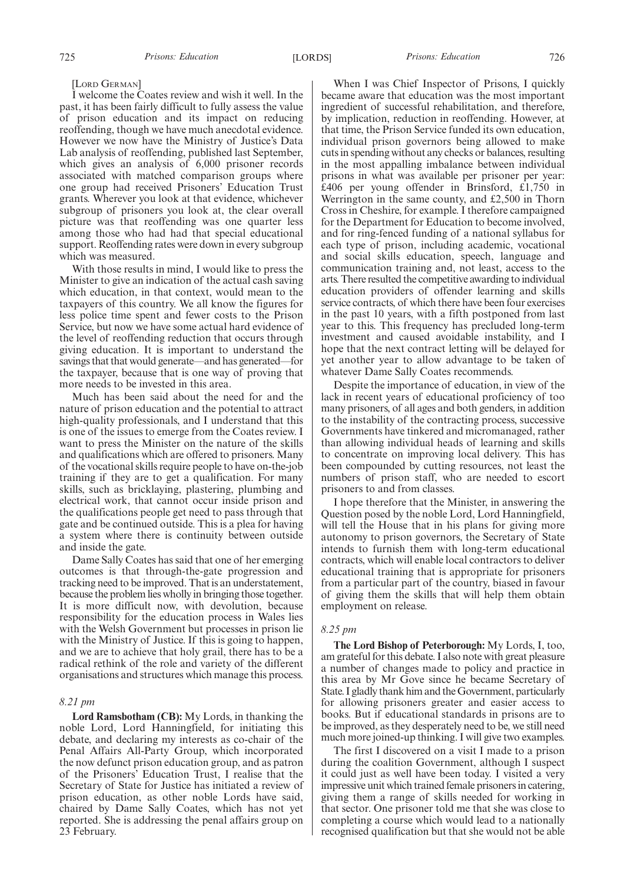[LORD GERMAN]

I welcome the Coates review and wish it well. In the past, it has been fairly difficult to fully assess the value of prison education and its impact on reducing reoffending, though we have much anecdotal evidence. However we now have the Ministry of Justice's Data Lab analysis of reoffending, published last September, which gives an analysis of 6,000 prisoner records associated with matched comparison groups where one group had received Prisoners' Education Trust grants. Wherever you look at that evidence, whichever subgroup of prisoners you look at, the clear overall picture was that reoffending was one quarter less among those who had had that special educational support. Reoffending rates were down in every subgroup which was measured.

With those results in mind, I would like to press the Minister to give an indication of the actual cash saving which education, in that context, would mean to the taxpayers of this country. We all know the figures for less police time spent and fewer costs to the Prison Service, but now we have some actual hard evidence of the level of reoffending reduction that occurs through giving education. It is important to understand the savings that that would generate—and has generated—for the taxpayer, because that is one way of proving that more needs to be invested in this area.

Much has been said about the need for and the nature of prison education and the potential to attract high-quality professionals, and I understand that this is one of the issues to emerge from the Coates review. I want to press the Minister on the nature of the skills and qualifications which are offered to prisoners. Many of the vocational skills require people to have on-the-job training if they are to get a qualification. For many skills, such as bricklaying, plastering, plumbing and electrical work, that cannot occur inside prison and the qualifications people get need to pass through that gate and be continued outside. This is a plea for having a system where there is continuity between outside and inside the gate.

Dame Sally Coates has said that one of her emerging outcomes is that through-the-gate progression and tracking need to be improved. That is an understatement, because the problem lies wholly in bringing those together. It is more difficult now, with devolution, because responsibility for the education process in Wales lies with the Welsh Government but processes in prison lie with the Ministry of Justice. If this is going to happen, and we are to achieve that holy grail, there has to be a radical rethink of the role and variety of the different organisations and structures which manage this process.

*8.21 pm*

**Lord Ramsbotham (CB):** My Lords, in thanking the noble Lord, Lord Hanningfield, for initiating this debate, and declaring my interests as co-chair of the Penal Affairs All-Party Group, which incorporated the now defunct prison education group, and as patron of the Prisoners' Education Trust, I realise that the Secretary of State for Justice has initiated a review of prison education, as other noble Lords have said, chaired by Dame Sally Coates, which has not yet reported. She is addressing the penal affairs group on 23 February.

When I was Chief Inspector of Prisons, I quickly became aware that education was the most important ingredient of successful rehabilitation, and therefore, by implication, reduction in reoffending. However, at that time, the Prison Service funded its own education, individual prison governors being allowed to make cuts in spending without any checks or balances, resulting in the most appalling imbalance between individual prisons in what was available per prisoner per year: £406 per young offender in Brinsford, £1,750 in Werrington in the same county, and £2,500 in Thorn Cross in Cheshire, for example. I therefore campaigned for the Department for Education to become involved, and for ring-fenced funding of a national syllabus for each type of prison, including academic, vocational and social skills education, speech, language and communication training and, not least, access to the arts. There resulted the competitive awarding to individual education providers of offender learning and skills service contracts, of which there have been four exercises in the past 10 years, with a fifth postponed from last year to this. This frequency has precluded long-term investment and caused avoidable instability, and I hope that the next contract letting will be delayed for yet another year to allow advantage to be taken of whatever Dame Sally Coates recommends.

Despite the importance of education, in view of the lack in recent years of educational proficiency of too many prisoners, of all ages and both genders, in addition to the instability of the contracting process, successive Governments have tinkered and micromanaged, rather than allowing individual heads of learning and skills to concentrate on improving local delivery. This has been compounded by cutting resources, not least the numbers of prison staff, who are needed to escort prisoners to and from classes.

I hope therefore that the Minister, in answering the Question posed by the noble Lord, Lord Hanningfield, will tell the House that in his plans for giving more autonomy to prison governors, the Secretary of State intends to furnish them with long-term educational contracts, which will enable local contractors to deliver educational training that is appropriate for prisoners from a particular part of the country, biased in favour of giving them the skills that will help them obtain employment on release.

*8.25 pm*

**The Lord Bishop of Peterborough:** My Lords, I, too, am grateful for this debate. I also note with great pleasure a number of changes made to policy and practice in this area by Mr Gove since he became Secretary of State. I gladly thank him and the Government, particularly for allowing prisoners greater and easier access to books. But if educational standards in prisons are to be improved, as they desperately need to be, we still need much more joined-up thinking. I will give two examples.

The first I discovered on a visit I made to a prison during the coalition Government, although I suspect it could just as well have been today. I visited a very impressive unit which trained female prisoners in catering, giving them a range of skills needed for working in that sector. One prisoner told me that she was close to completing a course which would lead to a nationally recognised qualification but that she would not be able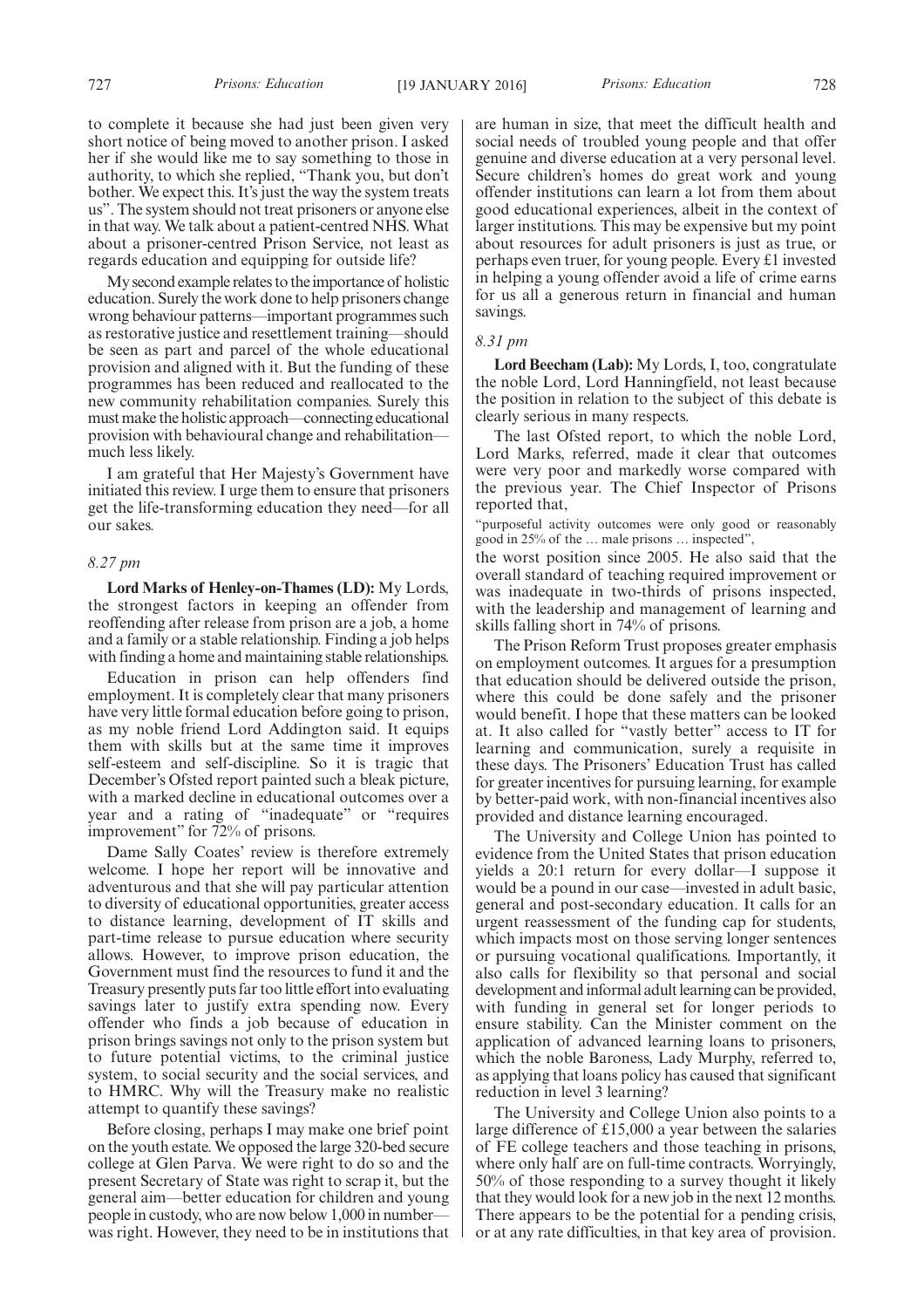to complete it because she had just been given very short notice of being moved to another prison. I asked her if she would like me to say something to those in authority, to which she replied, "Thank you, but don't bother. We expect this. It's just the way the system treats us". The system should not treat prisoners or anyone else in that way. We talk about a patient-centred NHS. What about a prisoner-centred Prison Service, not least as regards education and equipping for outside life?

My second example relates to the importance of holistic education. Surely the work done to help prisoners change wrong behaviour patterns—important programmes such as restorative justice and resettlement training—should be seen as part and parcel of the whole educational provision and aligned with it. But the funding of these programmes has been reduced and reallocated to the new community rehabilitation companies. Surely this must make the holistic approach—connecting educational provision with behavioural change and rehabilitation—much less likely.

I am grateful that Her Majesty's Government have initiated this review. I urge them to ensure that prisoners get the life-transforming education they need—for all our sakes.

*8.27 pm*

**Lord Marks of Henley-on-Thames (LD):** My Lords, the strongest factors in keeping an offender from reoffending after release from prison are a job, a home and a family or a stable relationship. Finding a job helps with finding a home and maintaining stable relationships.

Education in prison can help offenders find employment. It is completely clear that many prisoners have very little formal education before going to prison, as my noble friend Lord Addington said. It equips them with skills but at the same time it improves self-esteem and self-discipline. So it is tragic that December's Ofsted report painted such a bleak picture, with a marked decline in educational outcomes over a year and a rating of "inadequate" or "requires improvement" for 72% of prisons.

Dame Sally Coates' review is therefore extremely welcome. I hope her report will be innovative and adventurous and that she will pay particular attention to diversity of educational opportunities, greater access to distance learning, development of IT skills and part-time release to pursue education where security allows. However, to improve prison education, the Government must find the resources to fund it and the Treasury presently puts far too little effort into evaluating savings later to justify extra spending now. Every offender who finds a job because of education in prison brings savings not only to the prison system but to future potential victims, to the criminal justice system, to social security and the social services, and to HMRC. Why will the Treasury make no realistic attempt to quantify these savings?

Before closing, perhaps I may make one brief point on the youth estate. We opposed the large 320-bed secure college at Glen Parva. We were right to do so and the present Secretary of State was right to scrap it, but the general aim—better education for children and young people in custody, who are now below 1,000 in number—was right. However, they need to be in institutions that are human in size, that meet the difficult health and social needs of troubled young people and that offer genuine and diverse education at a very personal level. Secure children's homes do great work and young offender institutions can learn a lot from them about good educational experiences, albeit in the context of larger institutions. This may be expensive but my point about resources for adult prisoners is just as true, or perhaps even truer, for young people. Every £1 invested in helping a young offender avoid a life of crime earns for us all a generous return in financial and human savings.

*8.31 pm*

**Lord Beecham (Lab):** My Lords, I, too, congratulate the noble Lord, Lord Hanningfield, not least because the position in relation to the subject of this debate is clearly serious in many respects.

The last Ofsted report, to which the noble Lord, Lord Marks, referred, made it clear that outcomes were very poor and markedly worse compared with the previous year. The Chief Inspector of Prisons reported that,

"purposeful activity outcomes were only good or reasonably good in 25% of the … male prisons … inspected",

the worst position since 2005. He also said that the overall standard of teaching required improvement or was inadequate in two-thirds of prisons inspected, with the leadership and management of learning and skills falling short in 74% of prisons.

The Prison Reform Trust proposes greater emphasis on employment outcomes. It argues for a presumption that education should be delivered outside the prison, where this could be done safely and the prisoner would benefit. I hope that these matters can be looked at. It also called for "vastly better" access to IT for learning and communication, surely a requisite in these days. The Prisoners' Education Trust has called for greater incentives for pursuing learning, for example by better-paid work, with non-financial incentives also provided and distance learning encouraged.

The University and College Union has pointed to evidence from the United States that prison education yields a 20:1 return for every dollar—I suppose it would be a pound in our case—invested in adult basic, general and post-secondary education. It calls for an urgent reassessment of the funding cap for students, which impacts most on those serving longer sentences or pursuing vocational qualifications. Importantly, it also calls for flexibility so that personal and social development and informal adult learning can be provided, with funding in general set for longer periods to ensure stability. Can the Minister comment on the application of advanced learning loans to prisoners, which the noble Baroness, Lady Murphy, referred to, as applying that loans policy has caused that significant reduction in level 3 learning?

The University and College Union also points to a large difference of £15,000 a year between the salaries of FE college teachers and those teaching in prisons, where only half are on full-time contracts. Worryingly, 50% of those responding to a survey thought it likely that they would look for a new job in the next 12 months. There appears to be the potential for a pending crisis, or at any rate difficulties, in that key area of provision.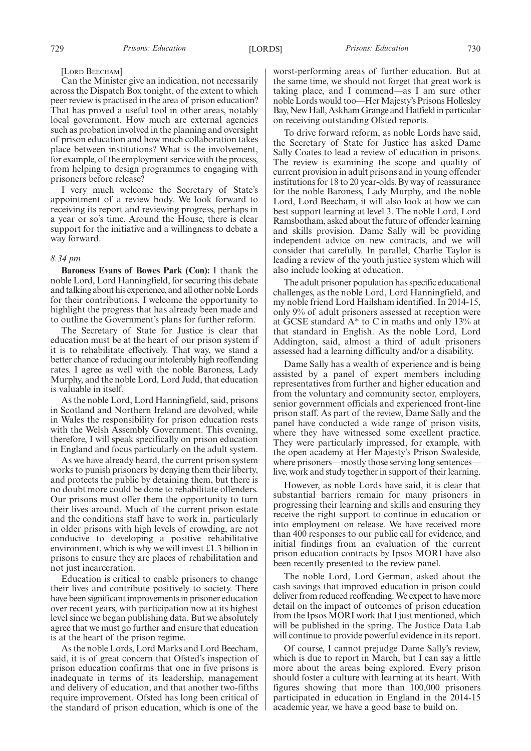[LORD BEECHAM]

Can the Minister give an indication, not necessarily across the Dispatch Box tonight, of the extent to which peer review is practised in the area of prison education? That has proved a useful tool in other areas, notably local government. How much are external agencies such as probation involved in the planning and oversight of prison education and how much collaboration takes place between institutions? What is the involvement, for example, of the employment service with the process, from helping to design programmes to engaging with prisoners before release?

I very much welcome the Secretary of State's appointment of a review body. We look forward to receiving its report and reviewing progress, perhaps in a year or so's time. Around the House, there is clear support for the initiative and a willingness to debate a way forward.

*8.34 pm*

**Baroness Evans of Bowes Park (Con):** I thank the noble Lord, Lord Hanningfield, for securing this debate and talking about his experience, and all other noble Lords for their contributions. I welcome the opportunity to highlight the progress that has already been made and to outline the Government's plans for further reform.

The Secretary of State for Justice is clear that education must be at the heart of our prison system if it is to rehabilitate effectively. That way, we stand a better chance of reducing our intolerably high reoffending rates. I agree as well with the noble Baroness, Lady Murphy, and the noble Lord, Lord Judd, that education is valuable in itself.

As the noble Lord, Lord Hanningfield, said, prisons in Scotland and Northern Ireland are devolved, while in Wales the responsibility for prison education rests with the Welsh Assembly Government. This evening, therefore, I will speak specifically on prison education in England and focus particularly on the adult system.

As we have already heard, the current prison system works to punish prisoners by denying them their liberty, and protects the public by detaining them, but there is no doubt more could be done to rehabilitate offenders. Our prisons must offer them the opportunity to turn their lives around. Much of the current prison estate and the conditions staff have to work in, particularly in older prisons with high levels of crowding, are not conducive to developing a positive rehabilitative environment, which is why we will invest £1.3 billion in prisons to ensure they are places of rehabilitation and not just incarceration.

Education is critical to enable prisoners to change their lives and contribute positively to society. There have been significant improvements in prisoner education over recent years, with participation now at its highest level since we began publishing data. But we absolutely agree that we must go further and ensure that education is at the heart of the prison regime.

As the noble Lords, Lord Marks and Lord Beecham, said, it is of great concern that Ofsted's inspection of prison education confirms that one in five prisons is inadequate in terms of its leadership, management and delivery of education, and that another two-fifths require improvement. Ofsted has long been critical of the standard of prison education, which is one of the worst-performing areas of further education. But at the same time, we should not forget that great work is taking place, and I commend—as I am sure other noble Lords would too—Her Majesty's Prisons Hollesley Bay, New Hall, Askham Grange and Hatfield in particular on receiving outstanding Ofsted reports.

To drive forward reform, as noble Lords have said, the Secretary of State for Justice has asked Dame Sally Coates to lead a review of education in prisons. The review is examining the scope and quality of current provision in adult prisons and in young offender institutions for 18 to 20 year-olds. By way of reassurance for the noble Baroness, Lady Murphy, and the noble Lord, Lord Beecham, it will also look at how we can best support learning at level 3. The noble Lord, Lord Ramsbotham, asked about the future of offender learning and skills provision. Dame Sally will be providing independent advice on new contracts, and we will consider that carefully. In parallel, Charlie Taylor is leading a review of the youth justice system which will also include looking at education.

The adult prisoner population has specific educational challenges, as the noble Lord, Lord Hanningfield, and my noble friend Lord Hailsham identified. In 2014-15, only 9% of adult prisoners assessed at reception were at GCSE standard A* to C in maths and only 13% at that standard in English. As the noble Lord, Lord Addington, said, almost a third of adult prisoners assessed had a learning difficulty and/or a disability.

Dame Sally has a wealth of experience and is being assisted by a panel of expert members including representatives from further and higher education and from the voluntary and community sector, employers, senior government officials and experienced front-line prison staff. As part of the review, Dame Sally and the panel have conducted a wide range of prison visits, where they have witnessed some excellent practice. They were particularly impressed, for example, with the open academy at Her Majesty's Prison Swaleside, where prisoners—mostly those serving long sentences—live, work and study together in support of their learning.

However, as noble Lords have said, it is clear that substantial barriers remain for many prisoners in progressing their learning and skills and ensuring they receive the right support to continue in education or into employment on release. We have received more than 400 responses to our public call for evidence, and initial findings from an evaluation of the current prison education contracts by Ipsos MORI have also been recently presented to the review panel.

The noble Lord, Lord German, asked about the cash savings that improved education in prison could deliver from reduced reoffending. We expect to have more detail on the impact of outcomes of prison education from the Ipsos MORI work that I just mentioned, which will be published in the spring. The Justice Data Lab will continue to provide powerful evidence in its report.

Of course, I cannot prejudge Dame Sally's review, which is due to report in March, but I can say a little more about the areas being explored. Every prison should foster a culture with learning at its heart. With figures showing that more than 100,000 prisoners participated in education in England in the 2014-15 academic year, we have a good base to build on.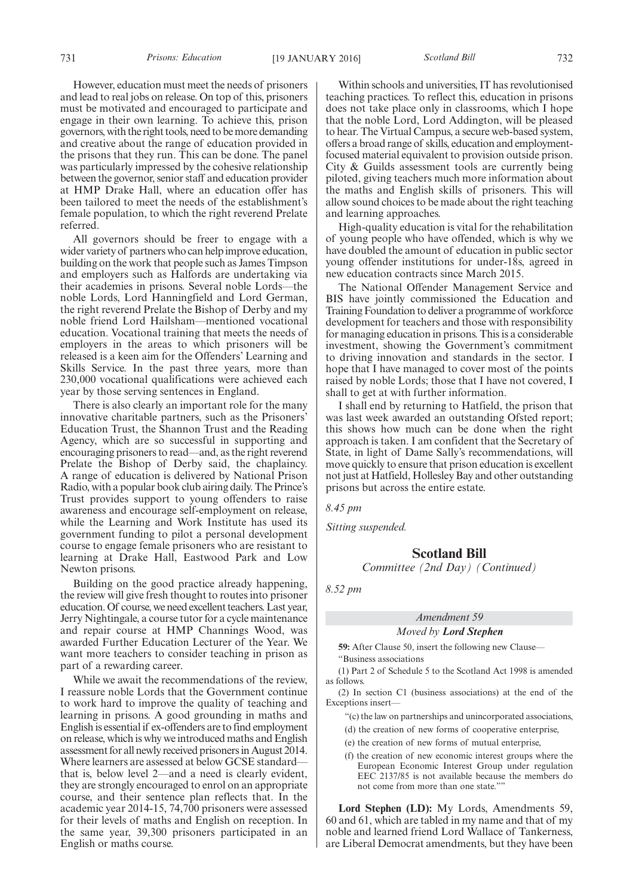However, education must meet the needs of prisoners and lead to real jobs on release. On top of this, prisoners must be motivated and encouraged to participate and engage in their own learning. To achieve this, prison governors, with the right tools, need to be more demanding and creative about the range of education provided in the prisons that they run. This can be done. The panel was particularly impressed by the cohesive relationship between the governor, senior staff and education provider at HMP Drake Hall, where an education offer has been tailored to meet the needs of the establishment's female population, to which the right reverend Prelate referred.

All governors should be freer to engage with a wider variety of partners who can help improve education, building on the work that people such as James Timpson and employers such as Halfords are undertaking via their academies in prisons. Several noble Lords—the noble Lords, Lord Hanningfield and Lord German, the right reverend Prelate the Bishop of Derby and my noble friend Lord Hailsham—mentioned vocational education. Vocational training that meets the needs of employers in the areas to which prisoners will be released is a keen aim for the Offenders' Learning and Skills Service. In the past three years, more than 230,000 vocational qualifications were achieved each year by those serving sentences in England.

There is also clearly an important role for the many innovative charitable partners, such as the Prisoners' Education Trust, the Shannon Trust and the Reading Agency, which are so successful in supporting and encouraging prisoners to read—and, as the right reverend Prelate the Bishop of Derby said, the chaplaincy. A range of education is delivered by National Prison Radio, with a popular book club airing daily. The Prince's Trust provides support to young offenders to raise awareness and encourage self-employment on release, while the Learning and Work Institute has used its government funding to pilot a personal development course to engage female prisoners who are resistant to learning at Drake Hall, Eastwood Park and Low Newton prisons.

Building on the good practice already happening, the review will give fresh thought to routes into prisoner education. Of course, we need excellent teachers. Last year, Jerry Nightingale, a course tutor for a cycle maintenance and repair course at HMP Channings Wood, was awarded Further Education Lecturer of the Year. We want more teachers to consider teaching in prison as part of a rewarding career.

While we await the recommendations of the review, I reassure noble Lords that the Government continue to work hard to improve the quality of teaching and learning in prisons. A good grounding in maths and English is essential if ex-offenders are to find employment on release, which is why we introduced maths and English assessment for all newly received prisoners in August 2014. Where learners are assessed at below GCSE standard—that is, below level 2—and a need is clearly evident, they are strongly encouraged to enrol on an appropriate course, and their sentence plan reflects that. In the academic year 2014-15, 74,700 prisoners were assessed for their levels of maths and English on reception. In the same year, 39,300 prisoners participated in an English or maths course.

Within schools and universities, IT has revolutionised teaching practices. To reflect this, education in prisons does not take place only in classrooms, which I hope that the noble Lord, Lord Addington, will be pleased to hear. The Virtual Campus, a secure web-based system, offers a broad range of skills, education and employment-focused material equivalent to provision outside prison. City & Guilds assessment tools are currently being piloted, giving teachers much more information about the maths and English skills of prisoners. This will allow sound choices to be made about the right teaching and learning approaches.

High-quality education is vital for the rehabilitation of young people who have offended, which is why we have doubled the amount of education in public sector young offender institutions for under-18s, agreed in new education contracts since March 2015.

The National Offender Management Service and BIS have jointly commissioned the Education and Training Foundation to deliver a programme of workforce development for teachers and those with responsibility for managing education in prisons. This is a considerable investment, showing the Government's commitment to driving innovation and standards in the sector. I hope that I have managed to cover most of the points raised by noble Lords; those that I have not covered, I shall to get at with further information.

I shall end by returning to Hatfield, the prison that was last week awarded an outstanding Ofsted report; this shows how much can be done when the right approach is taken. I am confident that the Secretary of State, in light of Dame Sally's recommendations, will move quickly to ensure that prison education is excellent not just at Hatfield, Hollesley Bay and other outstanding prisons but across the entire estate.

*8.45 pm*

*Sitting suspended.*

## Scotland Bill

*Committee (2nd Day) (Continued)*

*8.52 pm*

*Amendment 59*

*Moved by* ***Lord Stephen***

**59:** After Clause 50, insert the following new Clause—

"Business associations

(1) Part 2 of Schedule 5 to the Scotland Act 1998 is amended as follows.

(2) In section C1 (business associations) at the end of the Exceptions insert—

"(c) the law on partnerships and unincorporated associations,

(d) the creation of new forms of cooperative enterprise,

(e) the creation of new forms of mutual enterprise,

(f) the creation of new economic interest groups where the European Economic Interest Group under regulation EEC 2137/85 is not available because the members do not come from more than one state.""

**Lord Stephen (LD):** My Lords, Amendments 59, 60 and 61, which are tabled in my name and that of my noble and learned friend Lord Wallace of Tankerness, are Liberal Democrat amendments, but they have been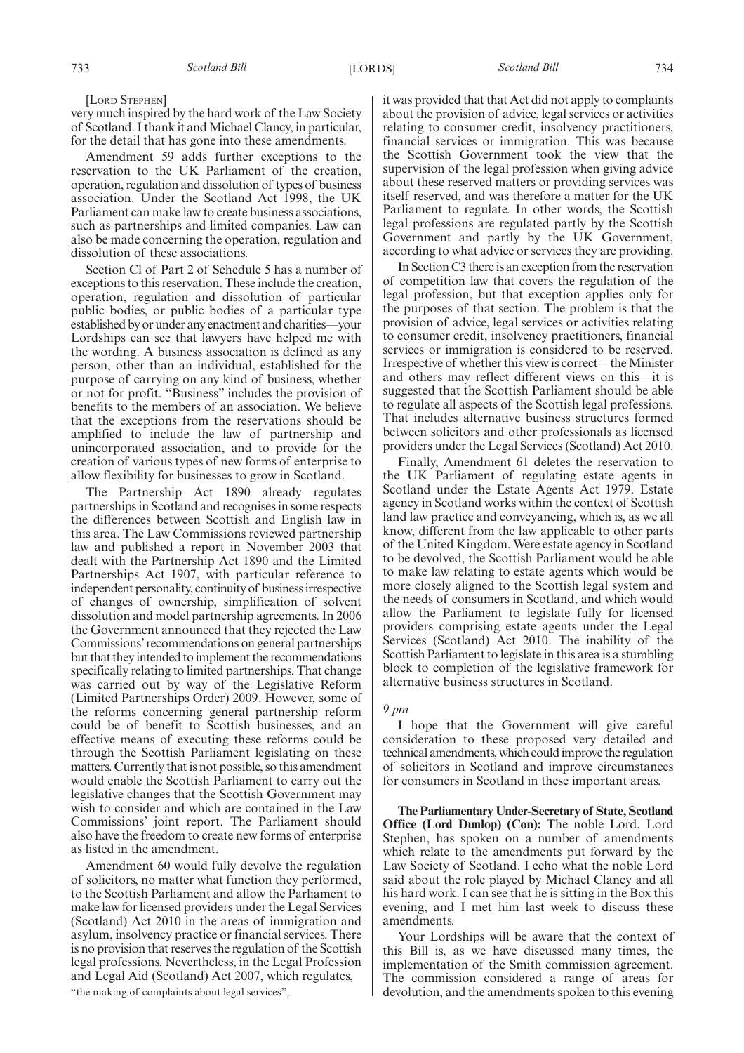[LORD STEPHEN]

very much inspired by the hard work of the Law Society of Scotland. I thank it and Michael Clancy, in particular, for the detail that has gone into these amendments.

Amendment 59 adds further exceptions to the reservation to the UK Parliament of the creation, operation, regulation and dissolution of types of business association. Under the Scotland Act 1998, the UK Parliament can make law to create business associations, such as partnerships and limited companies. Law can also be made concerning the operation, regulation and dissolution of these associations.

Section Cl of Part 2 of Schedule 5 has a number of exceptions to this reservation. These include the creation, operation, regulation and dissolution of particular public bodies, or public bodies of a particular type established by or under any enactment and charities—your Lordships can see that lawyers have helped me with the wording. A business association is defined as any person, other than an individual, established for the purpose of carrying on any kind of business, whether or not for profit. "Business" includes the provision of benefits to the members of an association. We believe that the exceptions from the reservations should be amplified to include the law of partnership and unincorporated association, and to provide for the creation of various types of new forms of enterprise to allow flexibility for businesses to grow in Scotland.

The Partnership Act 1890 already regulates partnerships in Scotland and recognises in some respects the differences between Scottish and English law in this area. The Law Commissions reviewed partnership law and published a report in November 2003 that dealt with the Partnership Act 1890 and the Limited Partnerships Act 1907, with particular reference to independent personality, continuity of business irrespective of changes of ownership, simplification of solvent dissolution and model partnership agreements. In 2006 the Government announced that they rejected the Law Commissions' recommendations on general partnerships but that they intended to implement the recommendations specifically relating to limited partnerships. That change was carried out by way of the Legislative Reform (Limited Partnerships Order) 2009. However, some of the reforms concerning general partnership reform could be of benefit to Scottish businesses, and an effective means of executing these reforms could be through the Scottish Parliament legislating on these matters. Currently that is not possible, so this amendment would enable the Scottish Parliament to carry out the legislative changes that the Scottish Government may wish to consider and which are contained in the Law Commissions' joint report. The Parliament should also have the freedom to create new forms of enterprise as listed in the amendment.

Amendment 60 would fully devolve the regulation of solicitors, no matter what function they performed, to the Scottish Parliament and allow the Parliament to make law for licensed providers under the Legal Services (Scotland) Act 2010 in the areas of immigration and asylum, insolvency practice or financial services. There is no provision that reserves the regulation of the Scottish legal professions. Nevertheless, in the Legal Profession and Legal Aid (Scotland) Act 2007, which regulates,

"the making of complaints about legal services",

it was provided that that Act did not apply to complaints about the provision of advice, legal services or activities relating to consumer credit, insolvency practitioners, financial services or immigration. This was because the Scottish Government took the view that the supervision of the legal profession when giving advice about these reserved matters or providing services was itself reserved, and was therefore a matter for the UK Parliament to regulate. In other words, the Scottish legal professions are regulated partly by the Scottish Government and partly by the UK Government, according to what advice or services they are providing.

In Section C3 there is an exception from the reservation of competition law that covers the regulation of the legal profession, but that exception applies only for the purposes of that section. The problem is that the provision of advice, legal services or activities relating to consumer credit, insolvency practitioners, financial services or immigration is considered to be reserved. Irrespective of whether this view is correct—the Minister and others may reflect different views on this—it is suggested that the Scottish Parliament should be able to regulate all aspects of the Scottish legal professions. That includes alternative business structures formed between solicitors and other professionals as licensed providers under the Legal Services (Scotland) Act 2010.

Finally, Amendment 61 deletes the reservation to the UK Parliament of regulating estate agents in Scotland under the Estate Agents Act 1979. Estate agency in Scotland works within the context of Scottish land law practice and conveyancing, which is, as we all know, different from the law applicable to other parts of the United Kingdom. Were estate agency in Scotland to be devolved, the Scottish Parliament would be able to make law relating to estate agents which would be more closely aligned to the Scottish legal system and the needs of consumers in Scotland, and which would allow the Parliament to legislate fully for licensed providers comprising estate agents under the Legal Services (Scotland) Act 2010. The inability of the Scottish Parliament to legislate in this area is a stumbling block to completion of the legislative framework for alternative business structures in Scotland.

*9 pm*

I hope that the Government will give careful consideration to these proposed very detailed and technical amendments, which could improve the regulation of solicitors in Scotland and improve circumstances for consumers in Scotland in these important areas.

**The Parliamentary Under-Secretary of State, Scotland Office (Lord Dunlop) (Con):** The noble Lord, Lord Stephen, has spoken on a number of amendments which relate to the amendments put forward by the Law Society of Scotland. I echo what the noble Lord said about the role played by Michael Clancy and all his hard work. I can see that he is sitting in the Box this evening, and I met him last week to discuss these amendments.

Your Lordships will be aware that the context of this Bill is, as we have discussed many times, the implementation of the Smith commission agreement. The commission considered a range of areas for devolution, and the amendments spoken to this evening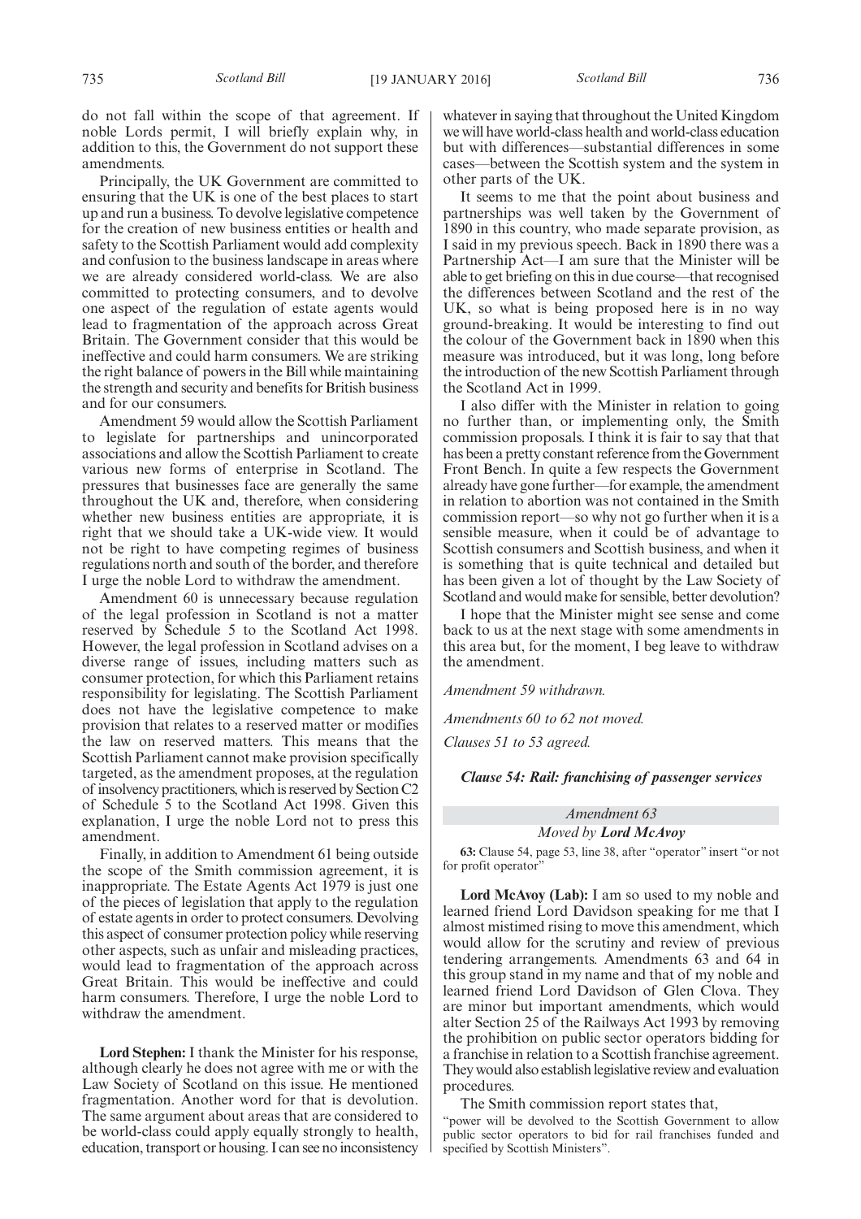do not fall within the scope of that agreement. If noble Lords permit, I will briefly explain why, in addition to this, the Government do not support these amendments.

Principally, the UK Government are committed to ensuring that the UK is one of the best places to start up and run a business. To devolve legislative competence for the creation of new business entities or health and safety to the Scottish Parliament would add complexity and confusion to the business landscape in areas where we are already considered world-class. We are also committed to protecting consumers, and to devolve one aspect of the regulation of estate agents would lead to fragmentation of the approach across Great Britain. The Government consider that this would be ineffective and could harm consumers. We are striking the right balance of powers in the Bill while maintaining the strength and security and benefits for British business and for our consumers.

Amendment 59 would allow the Scottish Parliament to legislate for partnerships and unincorporated associations and allow the Scottish Parliament to create various new forms of enterprise in Scotland. The pressures that businesses face are generally the same throughout the UK and, therefore, when considering whether new business entities are appropriate, it is right that we should take a UK-wide view. It would not be right to have competing regimes of business regulations north and south of the border, and therefore I urge the noble Lord to withdraw the amendment.

Amendment 60 is unnecessary because regulation of the legal profession in Scotland is not a matter reserved by Schedule 5 to the Scotland Act 1998. However, the legal profession in Scotland advises on a diverse range of issues, including matters such as consumer protection, for which this Parliament retains responsibility for legislating. The Scottish Parliament does not have the legislative competence to make provision that relates to a reserved matter or modifies the law on reserved matters. This means that the Scottish Parliament cannot make provision specifically targeted, as the amendment proposes, at the regulation of insolvency practitioners, which is reserved by Section C2 of Schedule 5 to the Scotland Act 1998. Given this explanation, I urge the noble Lord not to press this amendment.

Finally, in addition to Amendment 61 being outside the scope of the Smith commission agreement, it is inappropriate. The Estate Agents Act 1979 is just one of the pieces of legislation that apply to the regulation of estate agents in order to protect consumers. Devolving this aspect of consumer protection policy while reserving other aspects, such as unfair and misleading practices, would lead to fragmentation of the approach across Great Britain. This would be ineffective and could harm consumers. Therefore, I urge the noble Lord to withdraw the amendment.

**Lord Stephen:** I thank the Minister for his response, although clearly he does not agree with me or with the Law Society of Scotland on this issue. He mentioned fragmentation. Another word for that is devolution. The same argument about areas that are considered to be world-class could apply equally strongly to health, education, transport or housing. I can see no inconsistency whatever in saying that throughout the United Kingdom we will have world-class health and world-class education but with differences—substantial differences in some cases—between the Scottish system and the system in other parts of the UK.

It seems to me that the point about business and partnerships was well taken by the Government of 1890 in this country, who made separate provision, as I said in my previous speech. Back in 1890 there was a Partnership Act—I am sure that the Minister will be able to get briefing on this in due course—that recognised the differences between Scotland and the rest of the UK, so what is being proposed here is in no way ground-breaking. It would be interesting to find out the colour of the Government back in 1890 when this measure was introduced, but it was long, long before the introduction of the new Scottish Parliament through the Scotland Act in 1999.

I also differ with the Minister in relation to going no further than, or implementing only, the Smith commission proposals. I think it is fair to say that that has been a pretty constant reference from the Government Front Bench. In quite a few respects the Government already have gone further—for example, the amendment in relation to abortion was not contained in the Smith commission report—so why not go further when it is a sensible measure, when it could be of advantage to Scottish consumers and Scottish business, and when it is something that is quite technical and detailed but has been given a lot of thought by the Law Society of Scotland and would make for sensible, better devolution?

I hope that the Minister might see sense and come back to us at the next stage with some amendments in this area but, for the moment, I beg leave to withdraw the amendment.

*Amendment 59 withdrawn.*

*Amendments 60 to 62 not moved.*

*Clauses 51 to 53 agreed.*

***Clause 54: Rail: franchising of passenger services***

*Amendment 63*

*Moved by **Lord McAvoy***

**63:** Clause 54, page 53, line 38, after "operator" insert "or not for profit operator"

**Lord McAvoy (Lab):** I am so used to my noble and learned friend Lord Davidson speaking for me that I almost mistimed rising to move this amendment, which would allow for the scrutiny and review of previous tendering arrangements. Amendments 63 and 64 in this group stand in my name and that of my noble and learned friend Lord Davidson of Glen Clova. They are minor but important amendments, which would alter Section 25 of the Railways Act 1993 by removing the prohibition on public sector operators bidding for a franchise in relation to a Scottish franchise agreement. They would also establish legislative review and evaluation procedures.

The Smith commission report states that,

"power will be devolved to the Scottish Government to allow public sector operators to bid for rail franchises funded and specified by Scottish Ministers".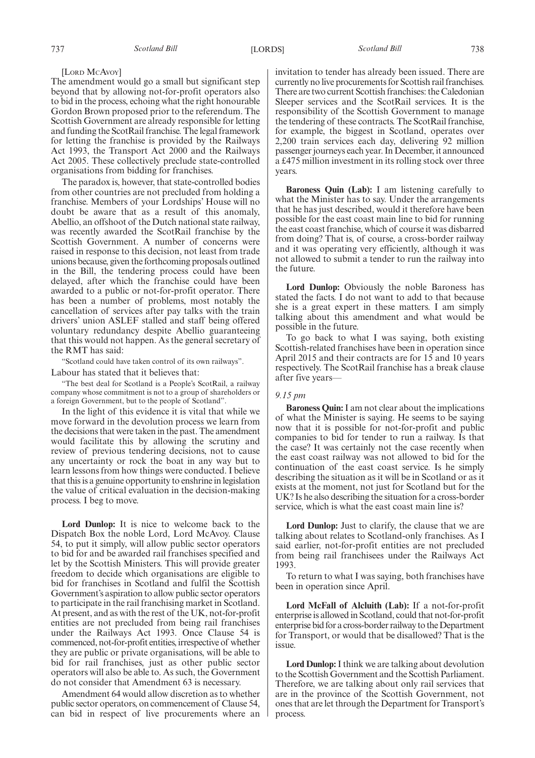[LORD MCAVOY]

The amendment would go a small but significant step beyond that by allowing not-for-profit operators also to bid in the process, echoing what the right honourable Gordon Brown proposed prior to the referendum. The Scottish Government are already responsible for letting and funding the ScotRail franchise. The legal framework for letting the franchise is provided by the Railways Act 1993, the Transport Act 2000 and the Railways Act 2005. These collectively preclude state-controlled organisations from bidding for franchises.

The paradox is, however, that state-controlled bodies from other countries are not precluded from holding a franchise. Members of your Lordships' House will no doubt be aware that as a result of this anomaly, Abellio, an offshoot of the Dutch national state railway, was recently awarded the ScotRail franchise by the Scottish Government. A number of concerns were raised in response to this decision, not least from trade unions because, given the forthcoming proposals outlined in the Bill, the tendering process could have been delayed, after which the franchise could have been awarded to a public or not-for-profit operator. There has been a number of problems, most notably the cancellation of services after pay talks with the train drivers' union ASLEF stalled and staff being offered voluntary redundancy despite Abellio guaranteeing that this would not happen. As the general secretary of the RMT has said:

"Scotland could have taken control of its own railways".

Labour has stated that it believes that:

"The best deal for Scotland is a People's ScotRail, a railway company whose commitment is not to a group of shareholders or a foreign Government, but to the people of Scotland".

In the light of this evidence it is vital that while we move forward in the devolution process we learn from the decisions that were taken in the past. The amendment would facilitate this by allowing the scrutiny and review of previous tendering decisions, not to cause any uncertainty or rock the boat in any way but to learn lessons from how things were conducted. I believe that this is a genuine opportunity to enshrine in legislation the value of critical evaluation in the decision-making process. I beg to move.

**Lord Dunlop:** It is nice to welcome back to the Dispatch Box the noble Lord, Lord McAvoy. Clause 54, to put it simply, will allow public sector operators to bid for and be awarded rail franchises specified and let by the Scottish Ministers. This will provide greater freedom to decide which organisations are eligible to bid for franchises in Scotland and fulfil the Scottish Government's aspiration to allow public sector operators to participate in the rail franchising market in Scotland. At present, and as with the rest of the UK, not-for-profit entities are not precluded from being rail franchises under the Railways Act 1993. Once Clause 54 is commenced, not-for-profit entities, irrespective of whether they are public or private organisations, will be able to bid for rail franchises, just as other public sector operators will also be able to. As such, the Government do not consider that Amendment 63 is necessary.

Amendment 64 would allow discretion as to whether public sector operators, on commencement of Clause 54, can bid in respect of live procurements where an invitation to tender has already been issued. There are currently no live procurements for Scottish rail franchises. There are two current Scottish franchises: the Caledonian Sleeper services and the ScotRail services. It is the responsibility of the Scottish Government to manage the tendering of these contracts. The ScotRail franchise, for example, the biggest in Scotland, operates over 2,200 train services each day, delivering 92 million passenger journeys each year. In December, it announced a £475 million investment in its rolling stock over three years.

**Baroness Quin (Lab):** I am listening carefully to what the Minister has to say. Under the arrangements that he has just described, would it therefore have been possible for the east coast main line to bid for running the east coast franchise, which of course it was disbarred from doing? That is, of course, a cross-border railway and it was operating very efficiently, although it was not allowed to submit a tender to run the railway into the future.

**Lord Dunlop:** Obviously the noble Baroness has stated the facts. I do not want to add to that because she is a great expert in these matters. I am simply talking about this amendment and what would be possible in the future.

To go back to what I was saying, both existing Scottish-related franchises have been in operation since April 2015 and their contracts are for 15 and 10 years respectively. The ScotRail franchise has a break clause after five years—

*9.15 pm*

**Baroness Quin:** I am not clear about the implications of what the Minister is saying. He seems to be saying now that it is possible for not-for-profit and public companies to bid for tender to run a railway. Is that the case? It was certainly not the case recently when the east coast railway was not allowed to bid for the continuation of the east coast service. Is he simply describing the situation as it will be in Scotland or as it exists at the moment, not just for Scotland but for the UK? Is he also describing the situation for a cross-border service, which is what the east coast main line is?

**Lord Dunlop:** Just to clarify, the clause that we are talking about relates to Scotland-only franchises. As I said earlier, not-for-profit entities are not precluded from being rail franchisees under the Railways Act 1993.

To return to what I was saying, both franchises have been in operation since April.

**Lord McFall of Alcluith (Lab):** If a not-for-profit enterprise is allowed in Scotland, could that not-for-profit enterprise bid for a cross-border railway to the Department for Transport, or would that be disallowed? That is the issue.

**Lord Dunlop:** I think we are talking about devolution to the Scottish Government and the Scottish Parliament. Therefore, we are talking about only rail services that are in the province of the Scottish Government, not ones that are let through the Department for Transport's process.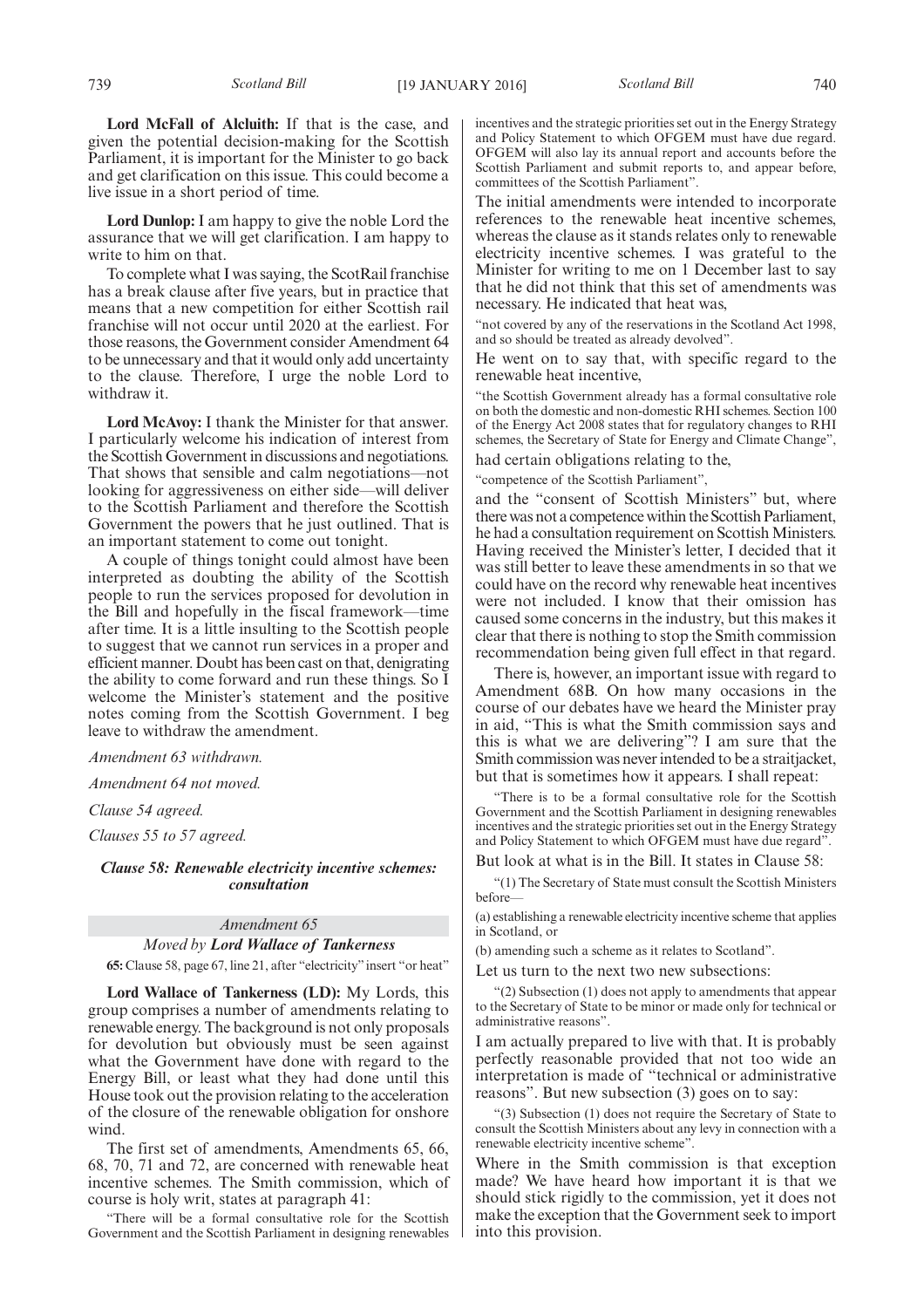**Lord McFall of Alcluith:** If that is the case, and given the potential decision-making for the Scottish Parliament, it is important for the Minister to go back and get clarification on this issue. This could become a live issue in a short period of time.

**Lord Dunlop:** I am happy to give the noble Lord the assurance that we will get clarification. I am happy to write to him on that.

To complete what I was saying, the ScotRail franchise has a break clause after five years, but in practice that means that a new competition for either Scottish rail franchise will not occur until 2020 at the earliest. For those reasons, the Government consider Amendment 64 to be unnecessary and that it would only add uncertainty to the clause. Therefore, I urge the noble Lord to withdraw it.

**Lord McAvoy:** I thank the Minister for that answer. I particularly welcome his indication of interest from the Scottish Government in discussions and negotiations. That shows that sensible and calm negotiations—not looking for aggressiveness on either side—will deliver to the Scottish Parliament and therefore the Scottish Government the powers that he just outlined. That is an important statement to come out tonight.

A couple of things tonight could almost have been interpreted as doubting the ability of the Scottish people to run the services proposed for devolution in the Bill and hopefully in the fiscal framework—time after time. It is a little insulting to the Scottish people to suggest that we cannot run services in a proper and efficient manner. Doubt has been cast on that, denigrating the ability to come forward and run these things. So I welcome the Minister's statement and the positive notes coming from the Scottish Government. I beg leave to withdraw the amendment.

*Amendment 63 withdrawn.*

*Amendment 64 not moved.*

*Clause 54 agreed.*

*Clauses 55 to 57 agreed.*

### *Clause 58: Renewable electricity incentive schemes: consultation*

*Amendment 65*

*Moved by* ***Lord Wallace of Tankerness***

**65:** Clause 58, page 67, line 21, after "electricity" insert "or heat"

**Lord Wallace of Tankerness (LD):** My Lords, this group comprises a number of amendments relating to renewable energy. The background is not only proposals for devolution but obviously must be seen against what the Government have done with regard to the Energy Bill, or least what they had done until this House took out the provision relating to the acceleration of the closure of the renewable obligation for onshore wind.

The first set of amendments, Amendments 65, 66, 68, 70, 71 and 72, are concerned with renewable heat incentive schemes. The Smith commission, which of course is holy writ, states at paragraph 41:

"There will be a formal consultative role for the Scottish Government and the Scottish Parliament in designing renewables incentives and the strategic priorities set out in the Energy Strategy and Policy Statement to which OFGEM must have due regard. OFGEM will also lay its annual report and accounts before the Scottish Parliament and submit reports to, and appear before, committees of the Scottish Parliament".

The initial amendments were intended to incorporate references to the renewable heat incentive schemes, whereas the clause as it stands relates only to renewable electricity incentive schemes. I was grateful to the Minister for writing to me on 1 December last to say that he did not think that this set of amendments was necessary. He indicated that heat was,

"not covered by any of the reservations in the Scotland Act 1998, and so should be treated as already devolved".

He went on to say that, with specific regard to the renewable heat incentive,

"the Scottish Government already has a formal consultative role on both the domestic and non-domestic RHI schemes. Section 100 of the Energy Act 2008 states that for regulatory changes to RHI schemes, the Secretary of State for Energy and Climate Change",

had certain obligations relating to the,

"competence of the Scottish Parliament",

and the "consent of Scottish Ministers" but, where there was not a competence within the Scottish Parliament, he had a consultation requirement on Scottish Ministers. Having received the Minister's letter, I decided that it was still better to leave these amendments in so that we could have on the record why renewable heat incentives were not included. I know that their omission has caused some concerns in the industry, but this makes it clear that there is nothing to stop the Smith commission recommendation being given full effect in that regard.

There is, however, an important issue with regard to Amendment 68B. On how many occasions in the course of our debates have we heard the Minister pray in aid, "This is what the Smith commission says and this is what we are delivering"? I am sure that the Smith commission was never intended to be a straitjacket, but that is sometimes how it appears. I shall repeat:

"There is to be a formal consultative role for the Scottish Government and the Scottish Parliament in designing renewables incentives and the strategic priorities set out in the Energy Strategy and Policy Statement to which OFGEM must have due regard".

But look at what is in the Bill. It states in Clause 58:

"(1) The Secretary of State must consult the Scottish Ministers before—

(a) establishing a renewable electricity incentive scheme that applies in Scotland, or

(b) amending such a scheme as it relates to Scotland".

Let us turn to the next two new subsections:

"(2) Subsection (1) does not apply to amendments that appear to the Secretary of State to be minor or made only for technical or administrative reasons".

I am actually prepared to live with that. It is probably perfectly reasonable provided that not too wide an interpretation is made of "technical or administrative reasons". But new subsection (3) goes on to say:

"(3) Subsection (1) does not require the Secretary of State to consult the Scottish Ministers about any levy in connection with a renewable electricity incentive scheme".

Where in the Smith commission is that exception made? We have heard how important it is that we should stick rigidly to the commission, yet it does not make the exception that the Government seek to import into this provision.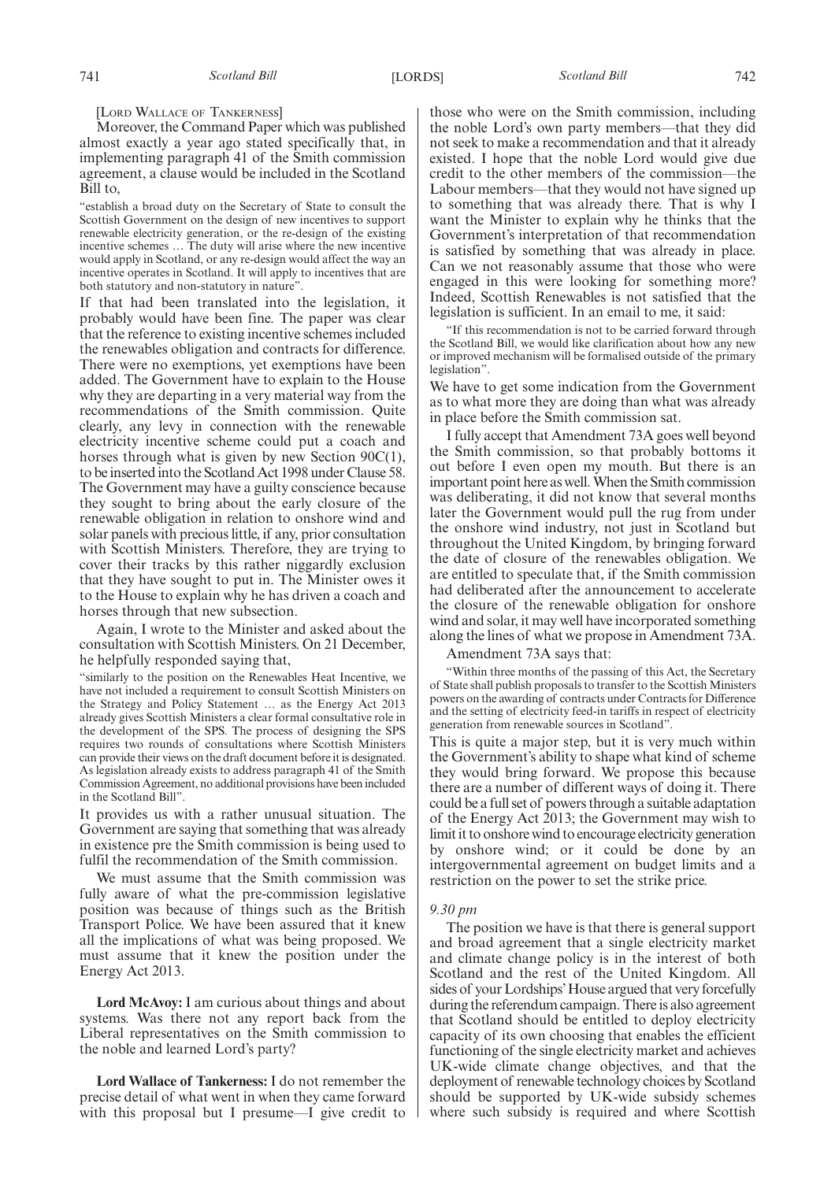[LORD WALLACE OF TANKERNESS]

Moreover, the Command Paper which was published almost exactly a year ago stated specifically that, in implementing paragraph 41 of the Smith commission agreement, a clause would be included in the Scotland Bill to,

"establish a broad duty on the Secretary of State to consult the Scottish Government on the design of new incentives to support renewable electricity generation, or the re-design of the existing incentive schemes … The duty will arise where the new incentive would apply in Scotland, or any re-design would affect the way an incentive operates in Scotland. It will apply to incentives that are both statutory and non-statutory in nature".

If that had been translated into the legislation, it probably would have been fine. The paper was clear that the reference to existing incentive schemes included the renewables obligation and contracts for difference. There were no exemptions, yet exemptions have been added. The Government have to explain to the House why they are departing in a very material way from the recommendations of the Smith commission. Quite clearly, any levy in connection with the renewable electricity incentive scheme could put a coach and horses through what is given by new Section 90C(1), to be inserted into the Scotland Act 1998 under Clause 58. The Government may have a guilty conscience because they sought to bring about the early closure of the renewable obligation in relation to onshore wind and solar panels with precious little, if any, prior consultation with Scottish Ministers. Therefore, they are trying to cover their tracks by this rather niggardly exclusion that they have sought to put in. The Minister owes it to the House to explain why he has driven a coach and horses through that new subsection.

Again, I wrote to the Minister and asked about the consultation with Scottish Ministers. On 21 December, he helpfully responded saying that,

"similarly to the position on the Renewables Heat Incentive, we have not included a requirement to consult Scottish Ministers on the Strategy and Policy Statement … as the Energy Act 2013 already gives Scottish Ministers a clear formal consultative role in the development of the SPS. The process of designing the SPS requires two rounds of consultations where Scottish Ministers can provide their views on the draft document before it is designated. As legislation already exists to address paragraph 41 of the Smith Commission Agreement, no additional provisions have been included in the Scotland Bill".

It provides us with a rather unusual situation. The Government are saying that something that was already in existence pre the Smith commission is being used to fulfil the recommendation of the Smith commission.

We must assume that the Smith commission was fully aware of what the pre-commission legislative position was because of things such as the British Transport Police. We have been assured that it knew all the implications of what was being proposed. We must assume that it knew the position under the Energy Act 2013.

**Lord McAvoy:** I am curious about things and about systems. Was there not any report back from the Liberal representatives on the Smith commission to the noble and learned Lord's party?

**Lord Wallace of Tankerness:** I do not remember the precise detail of what went in when they came forward with this proposal but I presume—I give credit to those who were on the Smith commission, including the noble Lord's own party members—that they did not seek to make a recommendation and that it already existed. I hope that the noble Lord would give due credit to the other members of the commission—the Labour members—that they would not have signed up to something that was already there. That is why I want the Minister to explain why he thinks that the Government's interpretation of that recommendation is satisfied by something that was already in place. Can we not reasonably assume that those who were engaged in this were looking for something more? Indeed, Scottish Renewables is not satisfied that the legislation is sufficient. In an email to me, it said:

"If this recommendation is not to be carried forward through the Scotland Bill, we would like clarification about how any new or improved mechanism will be formalised outside of the primary legislation".

We have to get some indication from the Government as to what more they are doing than what was already in place before the Smith commission sat.

I fully accept that Amendment 73A goes well beyond the Smith commission, so that probably bottoms it out before I even open my mouth. But there is an important point here as well. When the Smith commission was deliberating, it did not know that several months later the Government would pull the rug from under the onshore wind industry, not just in Scotland but throughout the United Kingdom, by bringing forward the date of closure of the renewables obligation. We are entitled to speculate that, if the Smith commission had deliberated after the announcement to accelerate the closure of the renewable obligation for onshore wind and solar, it may well have incorporated something along the lines of what we propose in Amendment 73A.

Amendment 73A says that:

"Within three months of the passing of this Act, the Secretary of State shall publish proposals to transfer to the Scottish Ministers powers on the awarding of contracts under Contracts for Difference and the setting of electricity feed-in tariffs in respect of electricity generation from renewable sources in Scotland".

This is quite a major step, but it is very much within the Government's ability to shape what kind of scheme they would bring forward. We propose this because there are a number of different ways of doing it. There could be a full set of powers through a suitable adaptation of the Energy Act 2013; the Government may wish to limit it to onshore wind to encourage electricity generation by onshore wind; or it could be done by an intergovernmental agreement on budget limits and a restriction on the power to set the strike price.

*9.30 pm*

The position we have is that there is general support and broad agreement that a single electricity market and climate change policy is in the interest of both Scotland and the rest of the United Kingdom. All sides of your Lordships' House argued that very forcefully during the referendum campaign. There is also agreement that Scotland should be entitled to deploy electricity capacity of its own choosing that enables the efficient functioning of the single electricity market and achieves UK-wide climate change objectives, and that the deployment of renewable technology choices by Scotland should be supported by UK-wide subsidy schemes where such subsidy is required and where Scottish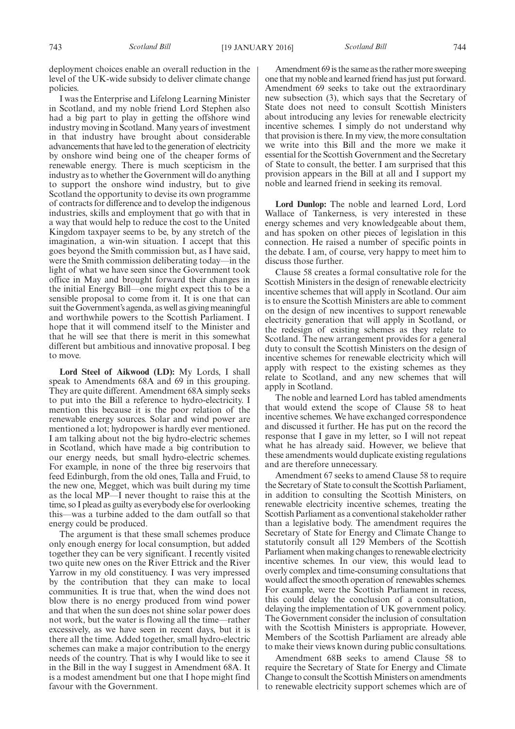deployment choices enable an overall reduction in the level of the UK-wide subsidy to deliver climate change policies.

I was the Enterprise and Lifelong Learning Minister in Scotland, and my noble friend Lord Stephen also had a big part to play in getting the offshore wind industry moving in Scotland. Many years of investment in that industry have brought about considerable advancements that have led to the generation of electricity by onshore wind being one of the cheaper forms of renewable energy. There is much scepticism in the industry as to whether the Government will do anything to support the onshore wind industry, but to give Scotland the opportunity to devise its own programme of contracts for difference and to develop the indigenous industries, skills and employment that go with that in a way that would help to reduce the cost to the United Kingdom taxpayer seems to be, by any stretch of the imagination, a win-win situation. I accept that this goes beyond the Smith commission but, as I have said, were the Smith commission deliberating today—in the light of what we have seen since the Government took office in May and brought forward their changes in the initial Energy Bill—one might expect this to be a sensible proposal to come from it. It is one that can suit the Government's agenda, as well as giving meaningful and worthwhile powers to the Scottish Parliament. I hope that it will commend itself to the Minister and that he will see that there is merit in this somewhat different but ambitious and innovative proposal. I beg to move.

**Lord Steel of Aikwood (LD):** My Lords, I shall speak to Amendments 68A and 69 in this grouping. They are quite different. Amendment 68A simply seeks to put into the Bill a reference to hydro-electricity. I mention this because it is the poor relation of the renewable energy sources. Solar and wind power are mentioned a lot; hydropower is hardly ever mentioned. I am talking about not the big hydro-electric schemes in Scotland, which have made a big contribution to our energy needs, but small hydro-electric schemes. For example, in none of the three big reservoirs that feed Edinburgh, from the old ones, Talla and Fruid, to the new one, Megget, which was built during my time as the local MP—I never thought to raise this at the time, so I plead as guilty as everybody else for overlooking this—was a turbine added to the dam outfall so that energy could be produced.

The argument is that these small schemes produce only enough energy for local consumption, but added together they can be very significant. I recently visited two quite new ones on the River Ettrick and the River Yarrow in my old constituency. I was very impressed by the contribution that they can make to local communities. It is true that, when the wind does not blow there is no energy produced from wind power and that when the sun does not shine solar power does not work, but the water is flowing all the time—rather excessively, as we have seen in recent days, but it is there all the time. Added together, small hydro-electric schemes can make a major contribution to the energy needs of the country. That is why I would like to see it in the Bill in the way I suggest in Amendment 68A. It is a modest amendment but one that I hope might find favour with the Government.

Amendment 69 is the same as the rather more sweeping one that my noble and learned friend has just put forward. Amendment 69 seeks to take out the extraordinary new subsection (3), which says that the Secretary of State does not need to consult Scottish Ministers about introducing any levies for renewable electricity incentive schemes. I simply do not understand why that provision is there. In my view, the more consultation we write into this Bill and the more we make it essential for the Scottish Government and the Secretary of State to consult, the better. I am surprised that this provision appears in the Bill at all and I support my noble and learned friend in seeking its removal.

**Lord Dunlop:** The noble and learned Lord, Lord Wallace of Tankerness, is very interested in these energy schemes and very knowledgeable about them, and has spoken on other pieces of legislation in this connection. He raised a number of specific points in the debate. I am, of course, very happy to meet him to discuss those further.

Clause 58 creates a formal consultative role for the Scottish Ministers in the design of renewable electricity incentive schemes that will apply in Scotland. Our aim is to ensure the Scottish Ministers are able to comment on the design of new incentives to support renewable electricity generation that will apply in Scotland, or the redesign of existing schemes as they relate to Scotland. The new arrangement provides for a general duty to consult the Scottish Ministers on the design of incentive schemes for renewable electricity which will apply with respect to the existing schemes as they relate to Scotland, and any new schemes that will apply in Scotland.

The noble and learned Lord has tabled amendments that would extend the scope of Clause 58 to heat incentive schemes. We have exchanged correspondence and discussed it further. He has put on the record the response that I gave in my letter, so I will not repeat what he has already said. However, we believe that these amendments would duplicate existing regulations and are therefore unnecessary.

Amendment 67 seeks to amend Clause 58 to require the Secretary of State to consult the Scottish Parliament, in addition to consulting the Scottish Ministers, on renewable electricity incentive schemes, treating the Scottish Parliament as a conventional stakeholder rather than a legislative body. The amendment requires the Secretary of State for Energy and Climate Change to statutorily consult all 129 Members of the Scottish Parliament when making changes to renewable electricity incentive schemes. In our view, this would lead to overly complex and time-consuming consultations that would affect the smooth operation of renewables schemes. For example, were the Scottish Parliament in recess, this could delay the conclusion of a consultation, delaying the implementation of UK government policy. The Government consider the inclusion of consultation with the Scottish Ministers is appropriate. However, Members of the Scottish Parliament are already able to make their views known during public consultations.

Amendment 68B seeks to amend Clause 58 to require the Secretary of State for Energy and Climate Change to consult the Scottish Ministers on amendments to renewable electricity support schemes which are of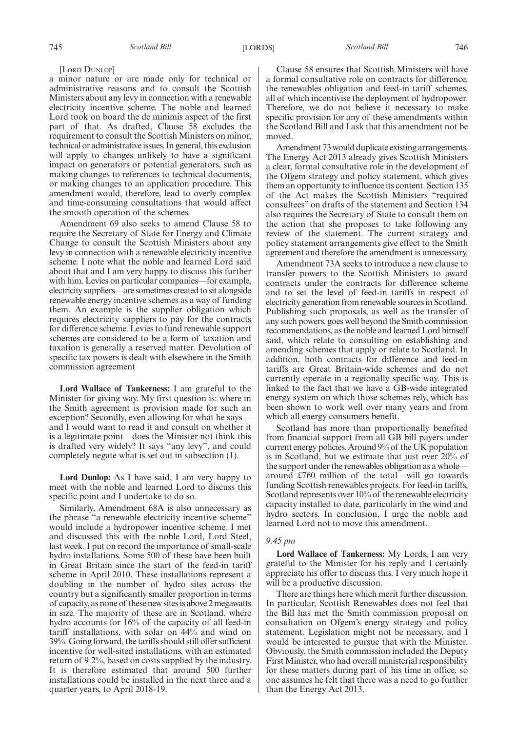[LORD DUNLOP]

a minor nature or are made only for technical or administrative reasons and to consult the Scottish Ministers about any levy in connection with a renewable electricity incentive scheme. The noble and learned Lord took on board the de minimis aspect of the first part of that. As drafted, Clause 58 excludes the requirement to consult the Scottish Ministers on minor, technical or administrative issues. In general, this exclusion will apply to changes unlikely to have a significant impact on generators or potential generators, such as making changes to references to technical documents, or making changes to an application procedure. This amendment would, therefore, lead to overly complex and time-consuming consultations that would affect the smooth operation of the schemes.

Amendment 69 also seeks to amend Clause 58 to require the Secretary of State for Energy and Climate Change to consult the Scottish Ministers about any levy in connection with a renewable electricity incentive scheme. I note what the noble and learned Lord said about that and I am very happy to discuss this further with him. Levies on particular companies—for example, electricity suppliers—are sometimes created to sit alongside renewable energy incentive schemes as a way of funding them. An example is the supplier obligation which requires electricity suppliers to pay for the contracts for difference scheme. Levies to fund renewable support schemes are considered to be a form of taxation and taxation is generally a reserved matter. Devolution of specific tax powers is dealt with elsewhere in the Smith commission agreement

**Lord Wallace of Tankerness:** I am grateful to the Minister for giving way. My first question is: where in the Smith agreement is provision made for such an exception? Secondly, even allowing for what he says—and I would want to read it and consult on whether it is a legitimate point—does the Minister not think this is drafted very widely? It says "any levy", and could completely negate what is set out in subsection (1).

**Lord Dunlop:** As I have said, I am very happy to meet with the noble and learned Lord to discuss this specific point and I undertake to do so.

Similarly, Amendment 68A is also unnecessary as the phrase "a renewable electricity incentive scheme" would include a hydropower incentive scheme. I met and discussed this with the noble Lord, Lord Steel, last week. I put on record the importance of small-scale hydro installations. Some 500 of these have been built in Great Britain since the start of the feed-in tariff scheme in April 2010. These installations represent a doubling in the number of hydro sites across the country but a significantly smaller proportion in terms of capacity, as none of these new sites is above 2 megawatts in size. The majority of these are in Scotland, where hydro accounts for 16% of the capacity of all feed-in tariff installations, with solar on 44% and wind on 39%. Going forward, the tariffs should still offer sufficient incentive for well-sited installations, with an estimated return of 9.2%, based on costs supplied by the industry. It is therefore estimated that around 500 further installations could be installed in the next three and a quarter years, to April 2018-19.

Clause 58 ensures that Scottish Ministers will have a formal consultative role on contracts for difference, the renewables obligation and feed-in tariff schemes, all of which incentivise the deployment of hydropower. Therefore, we do not believe it necessary to make specific provision for any of these amendments within the Scotland Bill and I ask that this amendment not be moved.

Amendment 73 would duplicate existing arrangements. The Energy Act 2013 already gives Scottish Ministers a clear, formal consultative role in the development of the Ofgem strategy and policy statement, which gives them an opportunity to influence its content. Section 135 of the Act makes the Scottish Ministers "required consultees" on drafts of the statement and Section 134 also requires the Secretary of State to consult them on the action that she proposes to take following any review of the statement. The current strategy and policy statement arrangements give effect to the Smith agreement and therefore the amendment is unnecessary.

Amendment 73A seeks to introduce a new clause to transfer powers to the Scottish Ministers to award contracts under the contracts for difference scheme and to set the level of feed-in tariffs in respect of electricity generation from renewable sources in Scotland. Publishing such proposals, as well as the transfer of any such powers, goes well beyond the Smith commission recommendations, as the noble and learned Lord himself said, which relate to consulting on establishing and amending schemes that apply or relate to Scotland. In addition, both contracts for difference and feed-in tariffs are Great Britain-wide schemes and do not currently operate in a regionally specific way. This is linked to the fact that we have a GB-wide integrated energy system on which those schemes rely, which has been shown to work well over many years and from which all energy consumers benefit.

Scotland has more than proportionally benefited from financial support from all GB bill payers under current energy policies. Around 9% of the UK population is in Scotland, but we estimate that just over 20% of the support under the renewables obligation as a whole—around £760 million of the total—will go towards funding Scottish renewables projects. For feed-in tariffs, Scotland represents over 10% of the renewable electricity capacity installed to date, particularly in the wind and hydro sectors. In conclusion, I urge the noble and learned Lord not to move this amendment.

*9.45 pm*

**Lord Wallace of Tankerness:** My Lords, I am very grateful to the Minister for his reply and I certainly appreciate his offer to discuss this. I very much hope it will be a productive discussion.

There are things here which merit further discussion. In particular, Scottish Renewables does not feel that the Bill has met the Smith commission proposal on consultation on Ofgem's energy strategy and policy statement. Legislation might not be necessary, and I would be interested to pursue that with the Minister. Obviously, the Smith commission included the Deputy First Minister, who had overall ministerial responsibility for these matters during part of his time in office, so one assumes he felt that there was a need to go further than the Energy Act 2013.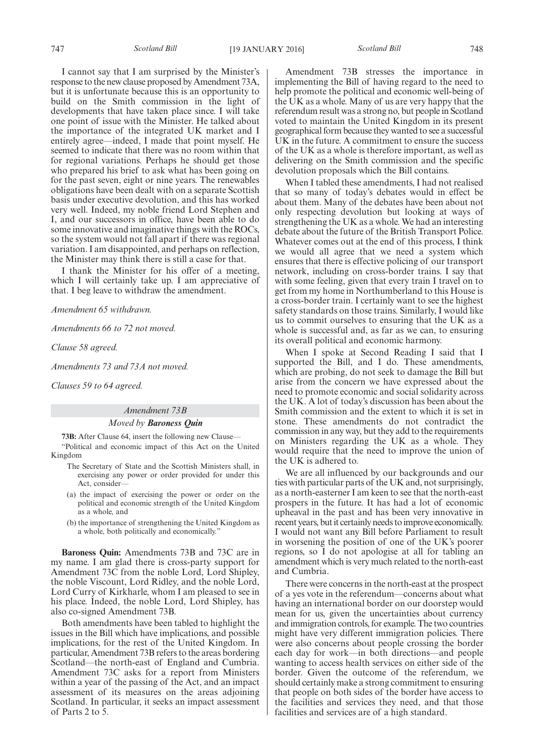I cannot say that I am surprised by the Minister's response to the new clause proposed by Amendment 73A, but it is unfortunate because this is an opportunity to build on the Smith commission in the light of developments that have taken place since. I will take one point of issue with the Minister. He talked about the importance of the integrated UK market and I entirely agree—indeed, I made that point myself. He seemed to indicate that there was no room within that for regional variations. Perhaps he should get those who prepared his brief to ask what has been going on for the past seven, eight or nine years. The renewables obligations have been dealt with on a separate Scottish basis under executive devolution, and this has worked very well. Indeed, my noble friend Lord Stephen and I, and our successors in office, have been able to do some innovative and imaginative things with the ROCs, so the system would not fall apart if there was regional variation. I am disappointed, and perhaps on reflection, the Minister may think there is still a case for that.

I thank the Minister for his offer of a meeting, which I will certainly take up. I am appreciative of that. I beg leave to withdraw the amendment.

*Amendment 65 withdrawn.*

*Amendments 66 to 72 not moved.*

*Clause 58 agreed.*

*Amendments 73 and 73A not moved.*

*Clauses 59 to 64 agreed.*

*Amendment 73B*

*Moved by **Baroness Quin***

**73B:** After Clause 64, insert the following new Clause—

"Political and economic impact of this Act on the United Kingdom

The Secretary of State and the Scottish Ministers shall, in exercising any power or order provided for under this Act, consider—

(a) the impact of exercising the power or order on the political and economic strength of the United Kingdom as a whole, and

(b) the importance of strengthening the United Kingdom as a whole, both politically and economically."

**Baroness Quin:** Amendments 73B and 73C are in my name. I am glad there is cross-party support for Amendment 73C from the noble Lord, Lord Shipley, the noble Viscount, Lord Ridley, and the noble Lord, Lord Curry of Kirkharle, whom I am pleased to see in his place. Indeed, the noble Lord, Lord Shipley, has also co-signed Amendment 73B.

Both amendments have been tabled to highlight the issues in the Bill which have implications, and possible implications, for the rest of the United Kingdom. In particular, Amendment 73B refers to the areas bordering Scotland—the north-east of England and Cumbria. Amendment 73C asks for a report from Ministers within a year of the passing of the Act, and an impact assessment of its measures on the areas adjoining Scotland. In particular, it seeks an impact assessment of Parts 2 to 5.

Amendment 73B stresses the importance in implementing the Bill of having regard to the need to help promote the political and economic well-being of the UK as a whole. Many of us are very happy that the referendum result was a strong no, but people in Scotland voted to maintain the United Kingdom in its present geographical form because they wanted to see a successful UK in the future. A commitment to ensure the success of the UK as a whole is therefore important, as well as delivering on the Smith commission and the specific devolution proposals which the Bill contains.

When I tabled these amendments, I had not realised that so many of today's debates would in effect be about them. Many of the debates have been about not only respecting devolution but looking at ways of strengthening the UK as a whole. We had an interesting debate about the future of the British Transport Police. Whatever comes out at the end of this process, I think we would all agree that we need a system which ensures that there is effective policing of our transport network, including on cross-border trains. I say that with some feeling, given that every train I travel on to get from my home in Northumberland to this House is a cross-border train. I certainly want to see the highest safety standards on those trains. Similarly, I would like us to commit ourselves to ensuring that the UK as a whole is successful and, as far as we can, to ensuring its overall political and economic harmony.

When I spoke at Second Reading I said that I supported the Bill, and I do. These amendments, which are probing, do not seek to damage the Bill but arise from the concern we have expressed about the need to promote economic and social solidarity across the UK. A lot of today's discussion has been about the Smith commission and the extent to which it is set in stone. These amendments do not contradict the commission in any way, but they add to the requirements on Ministers regarding the UK as a whole. They would require that the need to improve the union of the UK is adhered to.

We are all influenced by our backgrounds and our ties with particular parts of the UK and, not surprisingly, as a north-easterner I am keen to see that the north-east prospers in the future. It has had a lot of economic upheaval in the past and has been very innovative in recent years, but it certainly needs to improve economically. I would not want any Bill before Parliament to result in worsening the position of one of the UK's poorer regions, so I do not apologise at all for tabling an amendment which is very much related to the north-east and Cumbria.

There were concerns in the north-east at the prospect of a yes vote in the referendum—concerns about what having an international border on our doorstep would mean for us, given the uncertainties about currency and immigration controls, for example. The two countries might have very different immigration policies. There were also concerns about people crossing the border each day for work—in both directions—and people wanting to access health services on either side of the border. Given the outcome of the referendum, we should certainly make a strong commitment to ensuring that people on both sides of the border have access to the facilities and services they need, and that those facilities and services are of a high standard.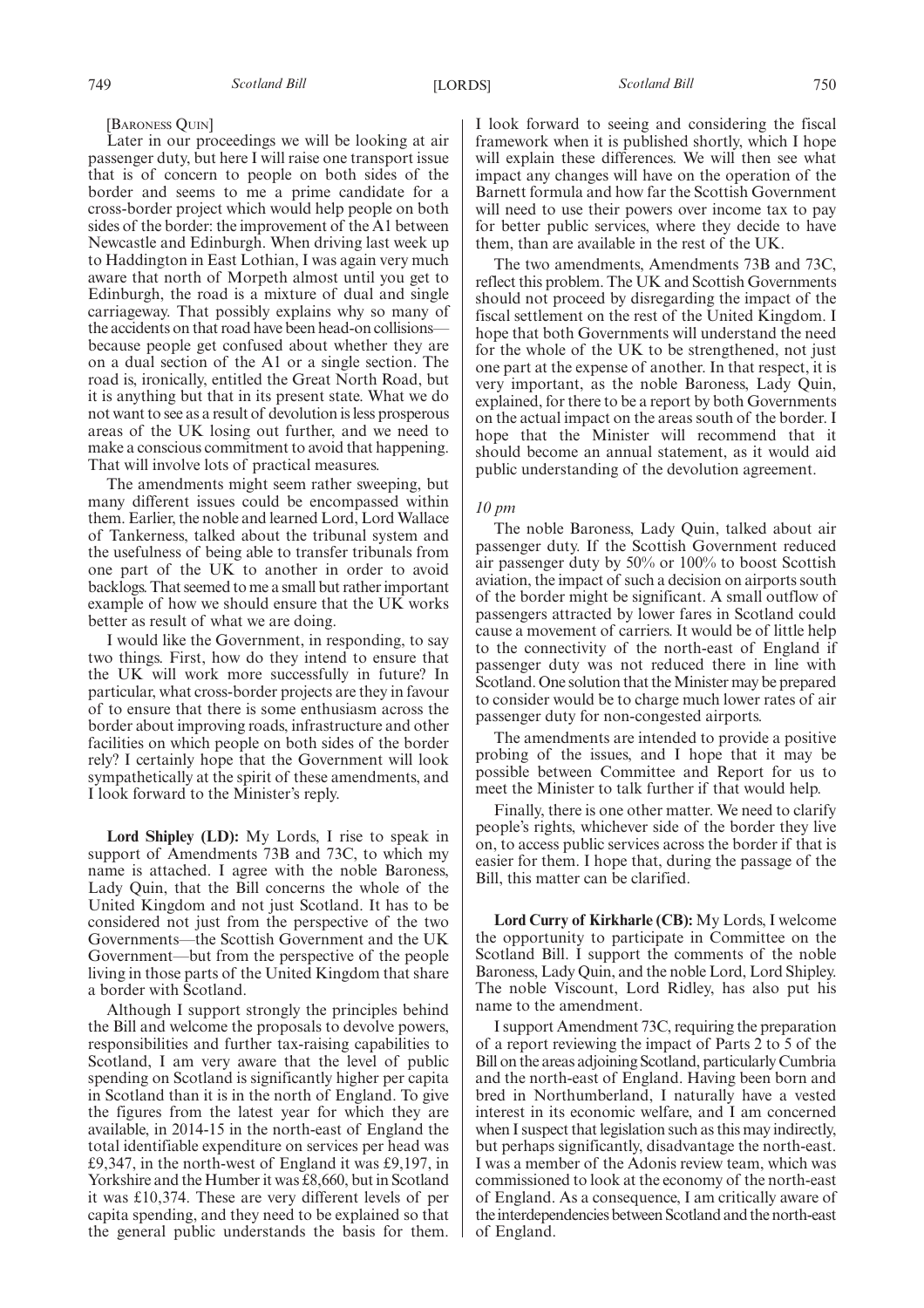[Baroness Quin]

Later in our proceedings we will be looking at air passenger duty, but here I will raise one transport issue that is of concern to people on both sides of the border and seems to me a prime candidate for a cross-border project which would help people on both sides of the border: the improvement of the A1 between Newcastle and Edinburgh. When driving last week up to Haddington in East Lothian, I was again very much aware that north of Morpeth almost until you get to Edinburgh, the road is a mixture of dual and single carriageway. That possibly explains why so many of the accidents on that road have been head-on collisions—because people get confused about whether they are on a dual section of the A1 or a single section. The road is, ironically, entitled the Great North Road, but it is anything but that in its present state. What we do not want to see as a result of devolution is less prosperous areas of the UK losing out further, and we need to make a conscious commitment to avoid that happening. That will involve lots of practical measures.

The amendments might seem rather sweeping, but many different issues could be encompassed within them. Earlier, the noble and learned Lord, Lord Wallace of Tankerness, talked about the tribunal system and the usefulness of being able to transfer tribunals from one part of the UK to another in order to avoid backlogs. That seemed to me a small but rather important example of how we should ensure that the UK works better as result of what we are doing.

I would like the Government, in responding, to say two things. First, how do they intend to ensure that the UK will work more successfully in future? In particular, what cross-border projects are they in favour of to ensure that there is some enthusiasm across the border about improving roads, infrastructure and other facilities on which people on both sides of the border rely? I certainly hope that the Government will look sympathetically at the spirit of these amendments, and I look forward to the Minister's reply.

**Lord Shipley (LD):** My Lords, I rise to speak in support of Amendments 73B and 73C, to which my name is attached. I agree with the noble Baroness, Lady Quin, that the Bill concerns the whole of the United Kingdom and not just Scotland. It has to be considered not just from the perspective of the two Governments—the Scottish Government and the UK Government—but from the perspective of the people living in those parts of the United Kingdom that share a border with Scotland.

Although I support strongly the principles behind the Bill and welcome the proposals to devolve powers, responsibilities and further tax-raising capabilities to Scotland, I am very aware that the level of public spending on Scotland is significantly higher per capita in Scotland than it is in the north of England. To give the figures from the latest year for which they are available, in 2014-15 in the north-east of England the total identifiable expenditure on services per head was £9,347, in the north-west of England it was £9,197, in Yorkshire and the Humber it was £8,660, but in Scotland it was £10,374. These are very different levels of per capita spending, and they need to be explained so that the general public understands the basis for them. I look forward to seeing and considering the fiscal framework when it is published shortly, which I hope will explain these differences. We will then see what impact any changes will have on the operation of the Barnett formula and how far the Scottish Government will need to use their powers over income tax to pay for better public services, where they decide to have them, than are available in the rest of the UK.

The two amendments, Amendments 73B and 73C, reflect this problem. The UK and Scottish Governments should not proceed by disregarding the impact of the fiscal settlement on the rest of the United Kingdom. I hope that both Governments will understand the need for the whole of the UK to be strengthened, not just one part at the expense of another. In that respect, it is very important, as the noble Baroness, Lady Quin, explained, for there to be a report by both Governments on the actual impact on the areas south of the border. I hope that the Minister will recommend that it should become an annual statement, as it would aid public understanding of the devolution agreement.

*10 pm*

The noble Baroness, Lady Quin, talked about air passenger duty. If the Scottish Government reduced air passenger duty by 50% or 100% to boost Scottish aviation, the impact of such a decision on airports south of the border might be significant. A small outflow of passengers attracted by lower fares in Scotland could cause a movement of carriers. It would be of little help to the connectivity of the north-east of England if passenger duty was not reduced there in line with Scotland. One solution that the Minister may be prepared to consider would be to charge much lower rates of air passenger duty for non-congested airports.

The amendments are intended to provide a positive probing of the issues, and I hope that it may be possible between Committee and Report for us to meet the Minister to talk further if that would help.

Finally, there is one other matter. We need to clarify people's rights, whichever side of the border they live on, to access public services across the border if that is easier for them. I hope that, during the passage of the Bill, this matter can be clarified.

**Lord Curry of Kirkharle (CB):** My Lords, I welcome the opportunity to participate in Committee on the Scotland Bill. I support the comments of the noble Baroness, Lady Quin, and the noble Lord, Lord Shipley. The noble Viscount, Lord Ridley, has also put his name to the amendment.

I support Amendment 73C, requiring the preparation of a report reviewing the impact of Parts 2 to 5 of the Bill on the areas adjoining Scotland, particularly Cumbria and the north-east of England. Having been born and bred in Northumberland, I naturally have a vested interest in its economic welfare, and I am concerned when I suspect that legislation such as this may indirectly, but perhaps significantly, disadvantage the north-east. I was a member of the Adonis review team, which was commissioned to look at the economy of the north-east of England. As a consequence, I am critically aware of the interdependencies between Scotland and the north-east of England.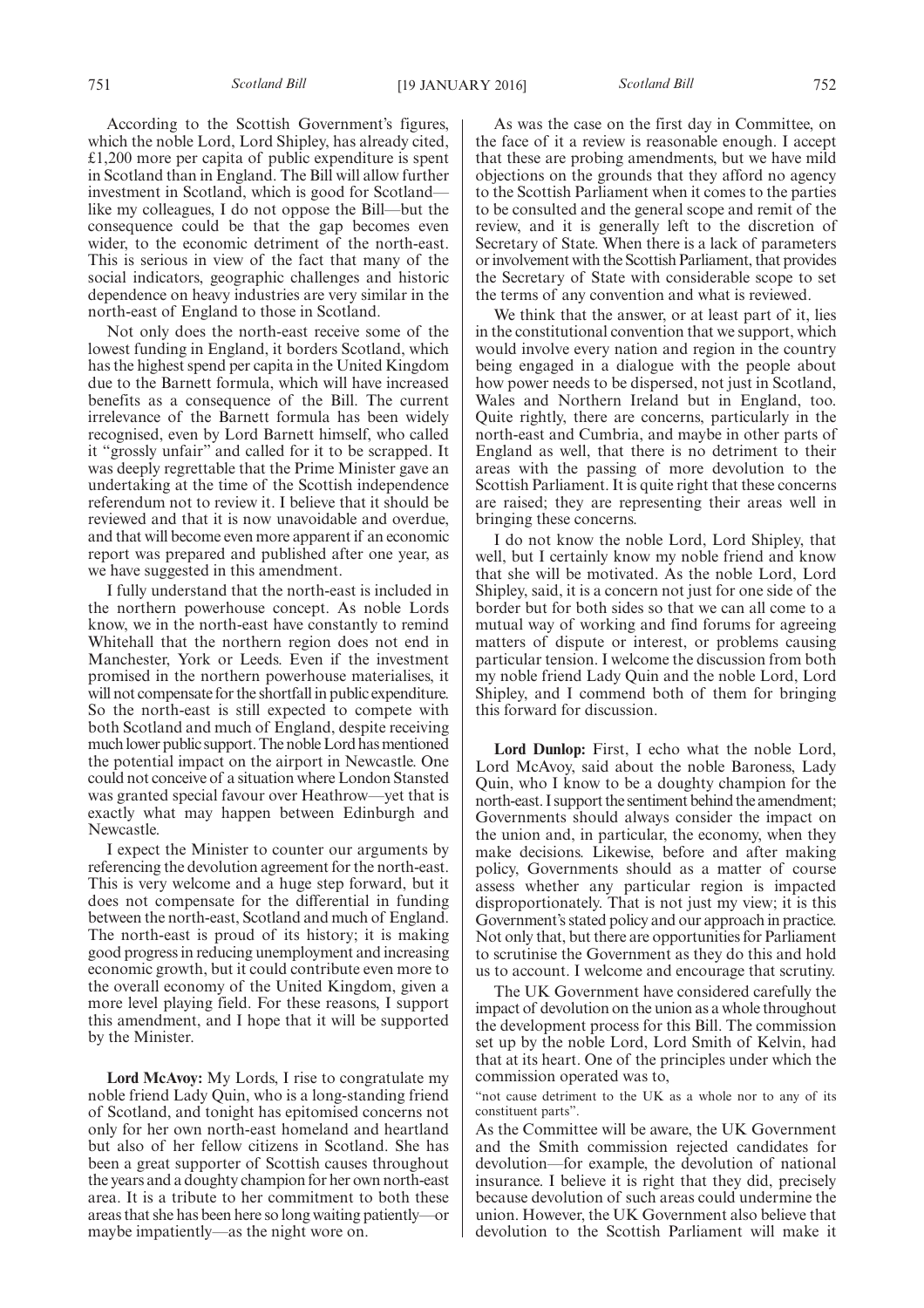According to the Scottish Government's figures, which the noble Lord, Lord Shipley, has already cited, £1,200 more per capita of public expenditure is spent in Scotland than in England. The Bill will allow further investment in Scotland, which is good for Scotland—like my colleagues, I do not oppose the Bill—but the consequence could be that the gap becomes even wider, to the economic detriment of the north-east. This is serious in view of the fact that many of the social indicators, geographic challenges and historic dependence on heavy industries are very similar in the north-east of England to those in Scotland.

Not only does the north-east receive some of the lowest funding in England, it borders Scotland, which has the highest spend per capita in the United Kingdom due to the Barnett formula, which will have increased benefits as a consequence of the Bill. The current irrelevance of the Barnett formula has been widely recognised, even by Lord Barnett himself, who called it "grossly unfair" and called for it to be scrapped. It was deeply regrettable that the Prime Minister gave an undertaking at the time of the Scottish independence referendum not to review it. I believe that it should be reviewed and that it is now unavoidable and overdue, and that will become even more apparent if an economic report was prepared and published after one year, as we have suggested in this amendment.

I fully understand that the north-east is included in the northern powerhouse concept. As noble Lords know, we in the north-east have constantly to remind Whitehall that the northern region does not end in Manchester, York or Leeds. Even if the investment promised in the northern powerhouse materialises, it will not compensate for the shortfall in public expenditure. So the north-east is still expected to compete with both Scotland and much of England, despite receiving much lower public support. The noble Lord has mentioned the potential impact on the airport in Newcastle. One could not conceive of a situation where London Stansted was granted special favour over Heathrow—yet that is exactly what may happen between Edinburgh and Newcastle.

I expect the Minister to counter our arguments by referencing the devolution agreement for the north-east. This is very welcome and a huge step forward, but it does not compensate for the differential in funding between the north-east, Scotland and much of England. The north-east is proud of its history; it is making good progress in reducing unemployment and increasing economic growth, but it could contribute even more to the overall economy of the United Kingdom, given a more level playing field. For these reasons, I support this amendment, and I hope that it will be supported by the Minister.

**Lord McAvoy:** My Lords, I rise to congratulate my noble friend Lady Quin, who is a long-standing friend of Scotland, and tonight has epitomised concerns not only for her own north-east homeland and heartland but also of her fellow citizens in Scotland. She has been a great supporter of Scottish causes throughout the years and a doughty champion for her own north-east area. It is a tribute to her commitment to both these areas that she has been here so long waiting patiently—or maybe impatiently—as the night wore on.

As was the case on the first day in Committee, on the face of it a review is reasonable enough. I accept that these are probing amendments, but we have mild objections on the grounds that they afford no agency to the Scottish Parliament when it comes to the parties to be consulted and the general scope and remit of the review, and it is generally left to the discretion of Secretary of State. When there is a lack of parameters or involvement with the Scottish Parliament, that provides the Secretary of State with considerable scope to set the terms of any convention and what is reviewed.

We think that the answer, or at least part of it, lies in the constitutional convention that we support, which would involve every nation and region in the country being engaged in a dialogue with the people about how power needs to be dispersed, not just in Scotland, Wales and Northern Ireland but in England, too. Quite rightly, there are concerns, particularly in the north-east and Cumbria, and maybe in other parts of England as well, that there is no detriment to their areas with the passing of more devolution to the Scottish Parliament. It is quite right that these concerns are raised; they are representing their areas well in bringing these concerns.

I do not know the noble Lord, Lord Shipley, that well, but I certainly know my noble friend and know that she will be motivated. As the noble Lord, Lord Shipley, said, it is a concern not just for one side of the border but for both sides so that we can all come to a mutual way of working and find forums for agreeing matters of dispute or interest, or problems causing particular tension. I welcome the discussion from both my noble friend Lady Quin and the noble Lord, Lord Shipley, and I commend both of them for bringing this forward for discussion.

**Lord Dunlop:** First, I echo what the noble Lord, Lord McAvoy, said about the noble Baroness, Lady Quin, who I know to be a doughty champion for the north-east. I support the sentiment behind the amendment; Governments should always consider the impact on the union and, in particular, the economy, when they make decisions. Likewise, before and after making policy, Governments should as a matter of course assess whether any particular region is impacted disproportionately. That is not just my view; it is this Government's stated policy and our approach in practice. Not only that, but there are opportunities for Parliament to scrutinise the Government as they do this and hold us to account. I welcome and encourage that scrutiny.

The UK Government have considered carefully the impact of devolution on the union as a whole throughout the development process for this Bill. The commission set up by the noble Lord, Lord Smith of Kelvin, had that at its heart. One of the principles under which the commission operated was to,

"not cause detriment to the UK as a whole nor to any of its constituent parts".

As the Committee will be aware, the UK Government and the Smith commission rejected candidates for devolution—for example, the devolution of national insurance. I believe it is right that they did, precisely because devolution of such areas could undermine the union. However, the UK Government also believe that devolution to the Scottish Parliament will make it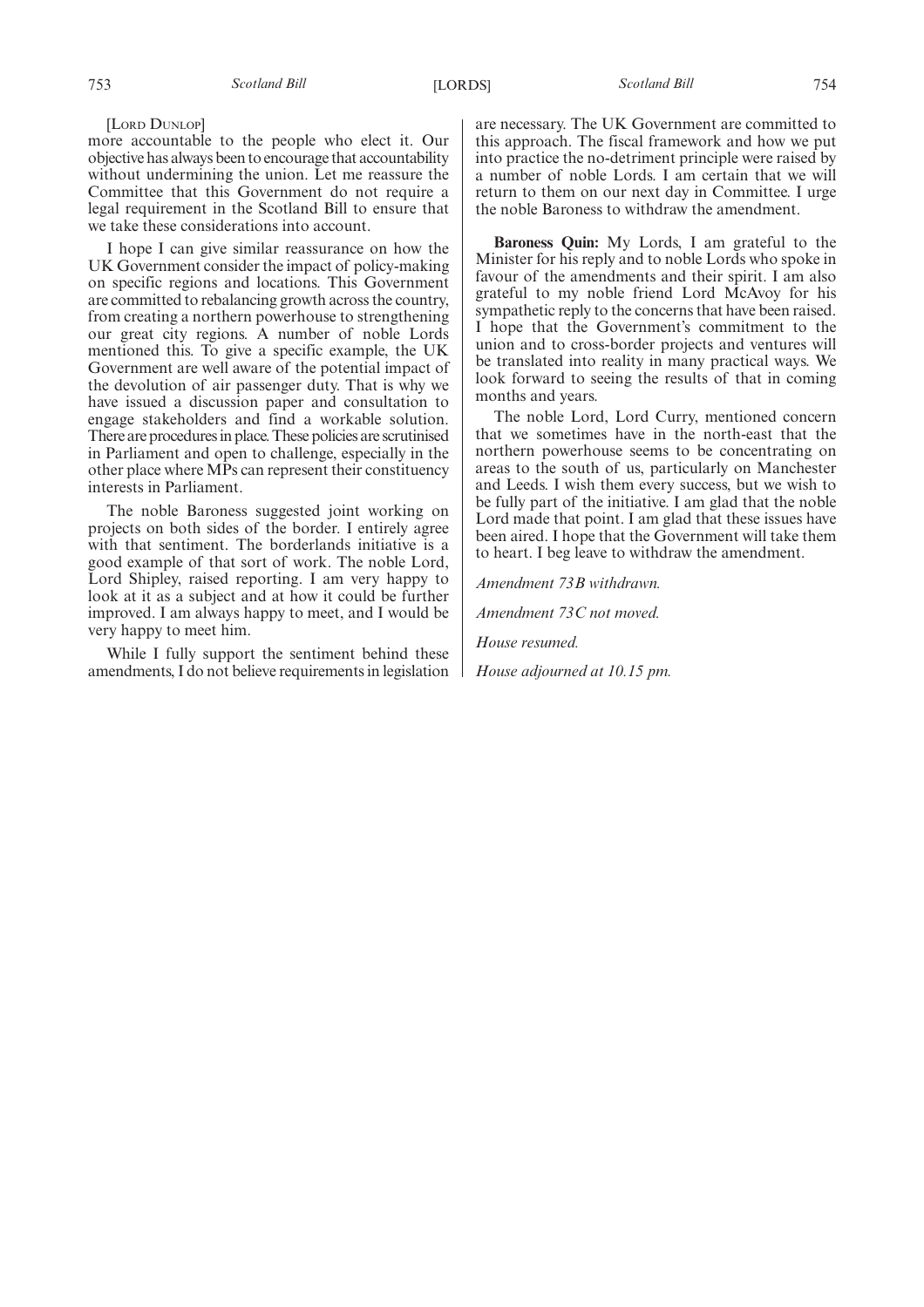[Lord Dunlop]

more accountable to the people who elect it. Our objective has always been to encourage that accountability without undermining the union. Let me reassure the Committee that this Government do not require a legal requirement in the Scotland Bill to ensure that we take these considerations into account.

I hope I can give similar reassurance on how the UK Government consider the impact of policy-making on specific regions and locations. This Government are committed to rebalancing growth across the country, from creating a northern powerhouse to strengthening our great city regions. A number of noble Lords mentioned this. To give a specific example, the UK Government are well aware of the potential impact of the devolution of air passenger duty. That is why we have issued a discussion paper and consultation to engage stakeholders and find a workable solution. There are procedures in place. These policies are scrutinised in Parliament and open to challenge, especially in the other place where MPs can represent their constituency interests in Parliament.

The noble Baroness suggested joint working on projects on both sides of the border. I entirely agree with that sentiment. The borderlands initiative is a good example of that sort of work. The noble Lord, Lord Shipley, raised reporting. I am very happy to look at it as a subject and at how it could be further improved. I am always happy to meet, and I would be very happy to meet him.

While I fully support the sentiment behind these amendments, I do not believe requirements in legislation are necessary. The UK Government are committed to this approach. The fiscal framework and how we put into practice the no-detriment principle were raised by a number of noble Lords. I am certain that we will return to them on our next day in Committee. I urge the noble Baroness to withdraw the amendment.

**Baroness Quin:** My Lords, I am grateful to the Minister for his reply and to noble Lords who spoke in favour of the amendments and their spirit. I am also grateful to my noble friend Lord McAvoy for his sympathetic reply to the concerns that have been raised. I hope that the Government's commitment to the union and to cross-border projects and ventures will be translated into reality in many practical ways. We look forward to seeing the results of that in coming months and years.

The noble Lord, Lord Curry, mentioned concern that we sometimes have in the north-east that the northern powerhouse seems to be concentrating on areas to the south of us, particularly on Manchester and Leeds. I wish them every success, but we wish to be fully part of the initiative. I am glad that the noble Lord made that point. I am glad that these issues have been aired. I hope that the Government will take them to heart. I beg leave to withdraw the amendment.

*Amendment 73B withdrawn.*

*Amendment 73C not moved.*

*House resumed.*

*House adjourned at 10.15 pm.*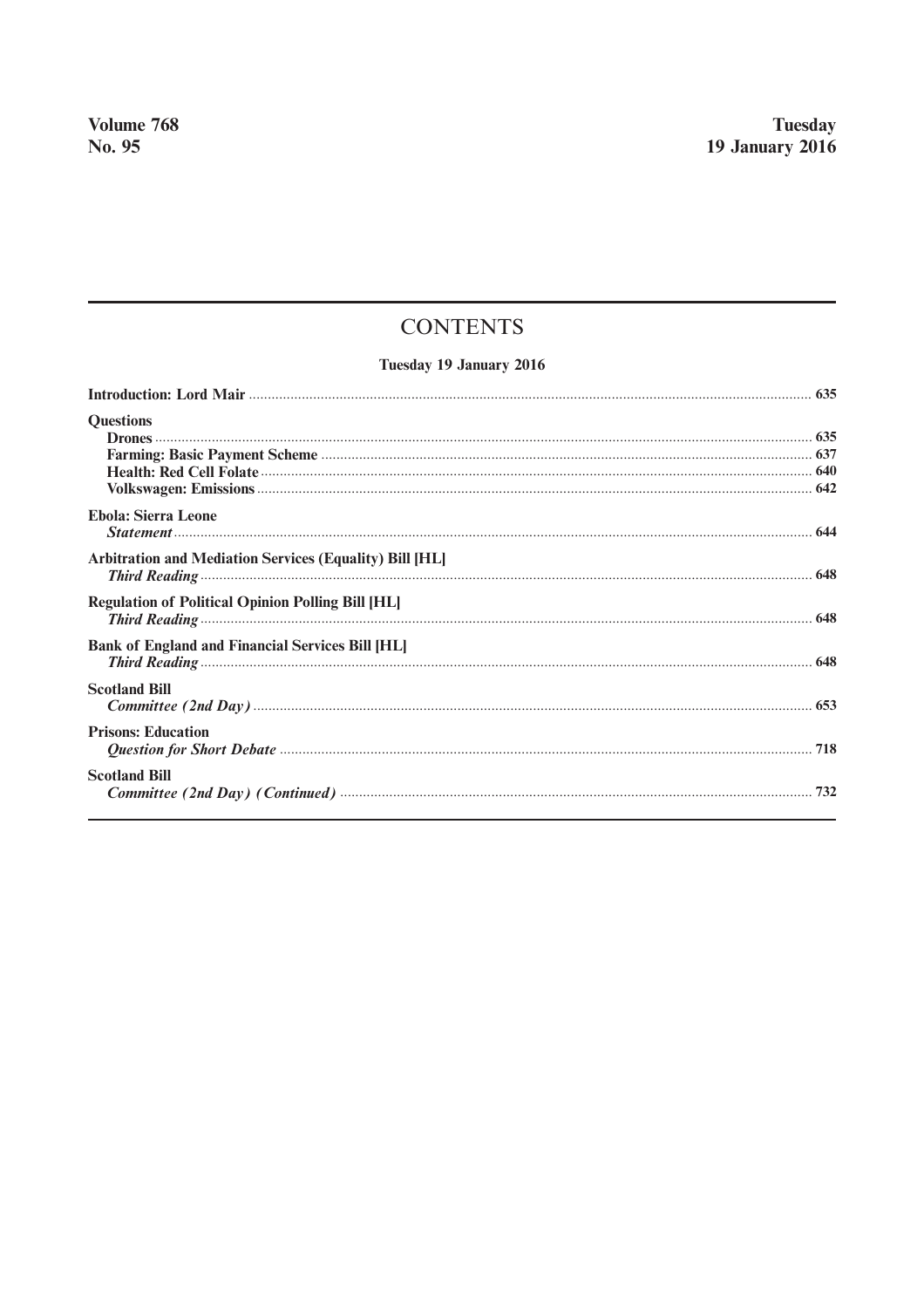**Volume 768**
**No. 95**

**Tuesday**
**19 January 2016**

# CONTENTS

**Tuesday 19 January 2016**

**Introduction: Lord Mair** .......... 635

**Questions**
**Drones** .......... 635
**Farming: Basic Payment Scheme** .......... 637
**Health: Red Cell Folate** .......... 640
**Volkswagen: Emissions** .......... 642

**Ebola: Sierra Leone**
***Statement*** .......... 644

**Arbitration and Mediation Services (Equality) Bill [HL]**
***Third Reading*** .......... 648

**Regulation of Political Opinion Polling Bill [HL]**
***Third Reading*** .......... 648

**Bank of England and Financial Services Bill [HL]**
***Third Reading*** .......... 648

**Scotland Bill**
***Committee (2nd Day)*** .......... 653

**Prisons: Education**
***Question for Short Debate*** .......... 718

**Scotland Bill**
***Committee (2nd Day) (Continued)*** .......... 732